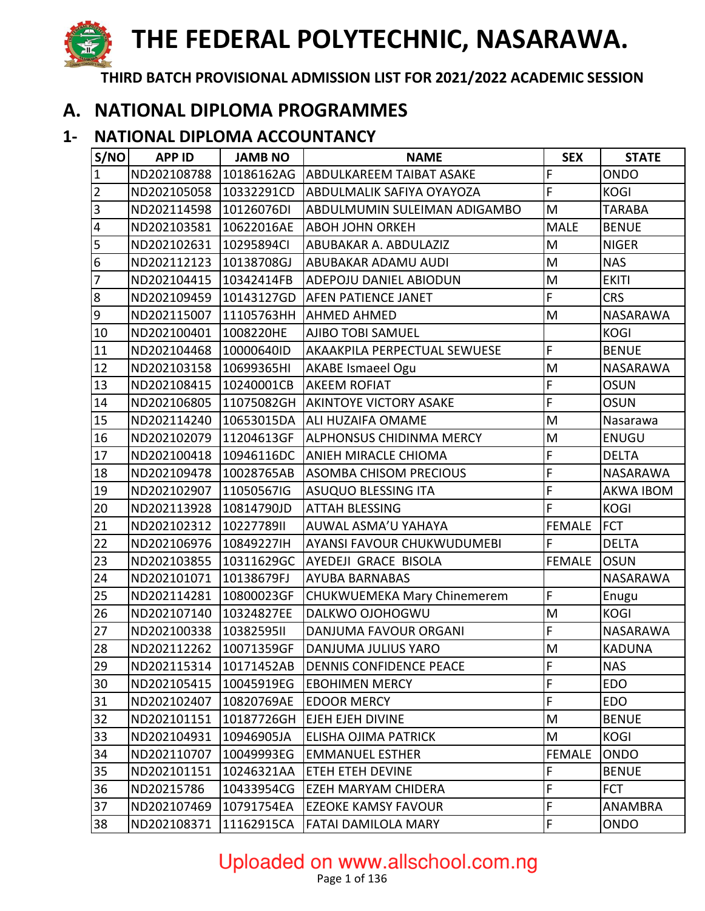# THE FEDERAL POLYTECHNIC, NASARAWA.

**THIRD BATCH PROVISIONAL ADMISSION LIST FOR 2021/2022 ACADEMIC SESSION**

## A. NATIONAL DIPLOMA PROGRAMMES

### 1- NATIONAL DIPLOMA ACCOUNTANCY

| S/NO | APP ID | JAMB NO | NAME | SEX | STATE |
|---|---|---|---|---|---|
| 1 | ND202108788 | 10186162AG | ABDULKAREEM TAIBAT ASAKE | F | ONDO |
| 2 | ND202105058 | 10332291CD | ABDULMALIK SAFIYA OYAYOZA | F | KOGI |
| 3 | ND202114598 | 10126076DI | ABDULMUMIN SULEIMAN ADIGAMBO | M | TARABA |
| 4 | ND202103581 | 10622016AE | ABOH JOHN ORKEH | MALE | BENUE |
| 5 | ND202102631 | 10295894CI | ABUBAKAR A. ABDULAZIZ | M | NIGER |
| 6 | ND202112123 | 10138708GJ | ABUBAKAR ADAMU AUDI | M | NAS |
| 7 | ND202104415 | 10342414FB | ADEPOJU DANIEL ABIODUN | M | EKITI |
| 8 | ND202109459 | 10143127GD | AFEN PATIENCE JANET | F | CRS |
| 9 | ND202115007 | 11105763HH | AHMED AHMED | M | NASARAWA |
| 10 | ND202100401 | 1008220HE | AJIBO TOBI SAMUEL | | KOGI |
| 11 | ND202104468 | 10000640ID | AKAAKPILA PERPECTUAL SEWUESE | F | BENUE |
| 12 | ND202103158 | 10699365HI | AKABE Ismaeel Ogu | M | NASARAWA |
| 13 | ND202108415 | 10240001CB | AKEEM ROFIAT | F | OSUN |
| 14 | ND202106805 | 11075082GH | AKINTOYE VICTORY ASAKE | F | OSUN |
| 15 | ND202114240 | 10653015DA | ALI HUZAIFA OMAME | M | Nasarawa |
| 16 | ND202102079 | 11204613GF | ALPHONSUS CHIDINMA MERCY | M | ENUGU |
| 17 | ND202100418 | 10946116DC | ANIEH MIRACLE CHIOMA | F | DELTA |
| 18 | ND202109478 | 10028765AB | ASOMBA CHISOM PRECIOUS | F | NASARAWA |
| 19 | ND202102907 | 11050567IG | ASUQUO BLESSING ITA | F | AKWA IBOM |
| 20 | ND202113928 | 10814790JD | ATTAH BLESSING | F | KOGI |
| 21 | ND202102312 | 10227789II | AUWAL ASMA'U YAHAYA | FEMALE | FCT |
| 22 | ND202106976 | 10849227IH | AYANSI FAVOUR CHUKWUDUMEBI | F | DELTA |
| 23 | ND202103855 | 10311629GC | AYEDEJI GRACE BISOLA | FEMALE | OSUN |
| 24 | ND202101071 | 10138679FJ | AYUBA BARNABAS | | NASARAWA |
| 25 | ND202114281 | 10800023GF | CHUKWUEMEKA Mary Chinemerem | F | Enugu |
| 26 | ND202107140 | 10324827EE | DALKWO OJOHOGWU | M | KOGI |
| 27 | ND202100338 | 10382595II | DANJUMA FAVOUR ORGANI | F | NASARAWA |
| 28 | ND202112262 | 10071359GF | DANJUMA JULIUS YARO | M | KADUNA |
| 29 | ND202115314 | 10171452AB | DENNIS CONFIDENCE PEACE | F | NAS |
| 30 | ND202105415 | 10045919EG | EBOHIMEN MERCY | F | EDO |
| 31 | ND202102407 | 10820769AE | EDOOR MERCY | F | EDO |
| 32 | ND202101151 | 10187726GH | EJEH EJEH DIVINE | M | BENUE |
| 33 | ND202104931 | 10946905JA | ELISHA OJIMA PATRICK | M | KOGI |
| 34 | ND202110707 | 10049993EG | EMMANUEL ESTHER | FEMALE | ONDO |
| 35 | ND202101151 | 10246321AA | ETEH ETEH DEVINE | F | BENUE |
| 36 | ND20215786 | 10433954CG | EZEH MARYAM CHIDERA | F | FCT |
| 37 | ND202107469 | 10791754EA | EZEOKE KAMSY FAVOUR | F | ANAMBRA |
| 38 | ND202108371 | 11162915CA | FATAI DAMILOLA MARY | F | ONDO |

Uploaded on www.allschool.com.ng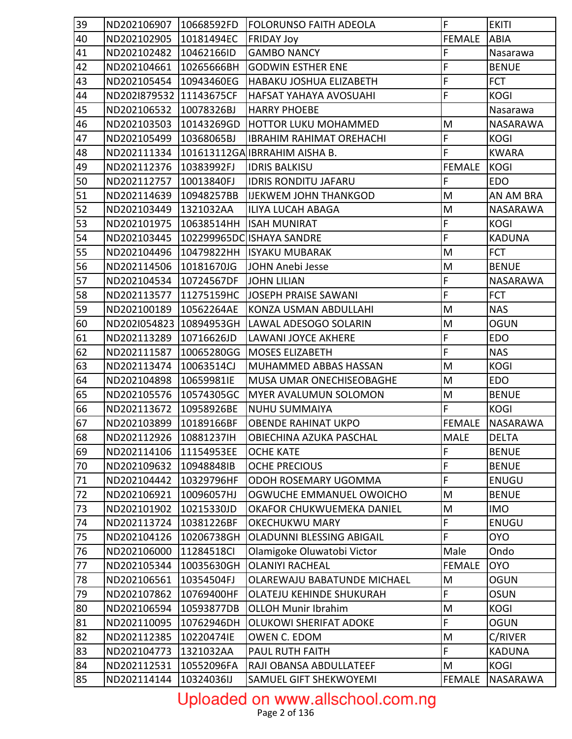| 39 | ND202106907 | 10668592FD | FOLORUNSO FAITH ADEOLA | F | EKITI |
|---|---|---|---|---|---|
| 40 | ND202102905 | 10181494EC | FRIDAY Joy | FEMALE | ABIA |
| 41 | ND202102482 | 10462166ID | GAMBO NANCY | F | Nasarawa |
| 42 | ND202104661 | 10265666BH | GODWIN ESTHER ENE | F | BENUE |
| 43 | ND202105454 | 10943460EG | HABAKU JOSHUA ELIZABETH | F | FCT |
| 44 | ND202I879532 | 11143675CF | HAFSAT YAHAYA AVOSUAHI | F | KOGI |
| 45 | ND202106532 | 10078326BJ | HARRY PHOEBE | | Nasarawa |
| 46 | ND202103503 | 10143269GD | HOTTOR LUKU MOHAMMED | M | NASARAWA |
| 47 | ND202105499 | 10368065BJ | IBRAHIM RAHIMAT OREHACHI | F | KOGI |
| 48 | ND202111334 | 101613112GA | IBRRAHIM AISHA B. | F | KWARA |
| 49 | ND202112376 | 10383992FJ | IDRIS BALKISU | FEMALE | KOGI |
| 50 | ND202112757 | 10013840FJ | IDRIS RONDITU JAFARU | F | EDO |
| 51 | ND202114639 | 10948257BB | IJEKWEM JOHN THANKGOD | M | AN AM BRA |
| 52 | ND202103449 | 1321032AA | ILIYA LUCAH ABAGA | M | NASARAWA |
| 53 | ND202101975 | 10638514HH | ISAH MUNIRAT | F | KOGI |
| 54 | ND202103445 | 102299965DC | ISHAYA SANDRE | F | KADUNA |
| 55 | ND202104496 | 10479822HH | ISYAKU MUBARAK | M | FCT |
| 56 | ND202114506 | 10181670JG | JOHN Anebi Jesse | M | BENUE |
| 57 | ND202104534 | 10724567DF | JOHN LILIAN | F | NASARAWA |
| 58 | ND202113577 | 11275159HC | JOSEPH PRAISE SAWANI | F | FCT |
| 59 | ND202100189 | 10562264AE | KONZA USMAN ABDULLAHI | M | NAS |
| 60 | ND202I054823 | 10894953GH | LAWAL ADESOGO SOLARIN | M | OGUN |
| 61 | ND202113289 | 10716626JD | LAWANI JOYCE AKHERE | F | EDO |
| 62 | ND202111587 | 10065280GG | MOSES ELIZABETH | F | NAS |
| 63 | ND202113474 | 10063514CJ | MUHAMMED ABBAS HASSAN | M | KOGI |
| 64 | ND202104898 | 10659981IE | MUSA UMAR ONECHISEOBAGHE | M | EDO |
| 65 | ND202105576 | 10574305GC | MYER AVALUMUN SOLOMON | M | BENUE |
| 66 | ND202113672 | 10958926BE | NUHU SUMMAIYA | F | KOGI |
| 67 | ND202103899 | 10189166BF | OBENDE RAHINAT UKPO | FEMALE | NASARAWA |
| 68 | ND202112926 | 10881237IH | OBIECHINA AZUKA PASCHAL | MALE | DELTA |
| 69 | ND202114106 | 11154953EE | OCHE KATE | F | BENUE |
| 70 | ND202109632 | 10948848IB | OCHE PRECIOUS | F | BENUE |
| 71 | ND202104442 | 10329796HF | ODOH ROSEMARY UGOMMA | F | ENUGU |
| 72 | ND202106921 | 10096057HJ | OGWUCHE EMMANUEL OWOICHO | M | BENUE |
| 73 | ND202101902 | 10215330JD | OKAFOR CHUKWUEMEKA DANIEL | M | IMO |
| 74 | ND202113724 | 10381226BF | OKECHUKWU MARY | F | ENUGU |
| 75 | ND202104126 | 10206738GH | OLADUNNI BLESSING ABIGAIL | F | OYO |
| 76 | ND202106000 | 11284518CI | Olamigoke Oluwatobi Victor | Male | Ondo |
| 77 | ND202105344 | 10035630GH | OLANIYI RACHEAL | FEMALE | OYO |
| 78 | ND202106561 | 10354504FJ | OLAREWAJU BABATUNDE MICHAEL | M | OGUN |
| 79 | ND202107862 | 10769400HF | OLATEJU KEHINDE SHUKURAH | F | OSUN |
| 80 | ND202106594 | 10593877DB | OLLOH Munir Ibrahim | M | KOGI |
| 81 | ND202110095 | 10762946DH | OLUKOWI SHERIFAT ADOKE | F | OGUN |
| 82 | ND202112385 | 10220474IE | OWEN C. EDOM | M | C/RIVER |
| 83 | ND202104773 | 1321032AA | PAUL RUTH FAITH | F | KADUNA |
| 84 | ND202112531 | 10552096FA | RAJI OBANSA ABDULLATEEF | M | KOGI |
| 85 | ND202114144 | 10324036IJ | SAMUEL GIFT SHEKWOYEMI | FEMALE | NASARAWA |

Uploaded on www.allschool.com.ng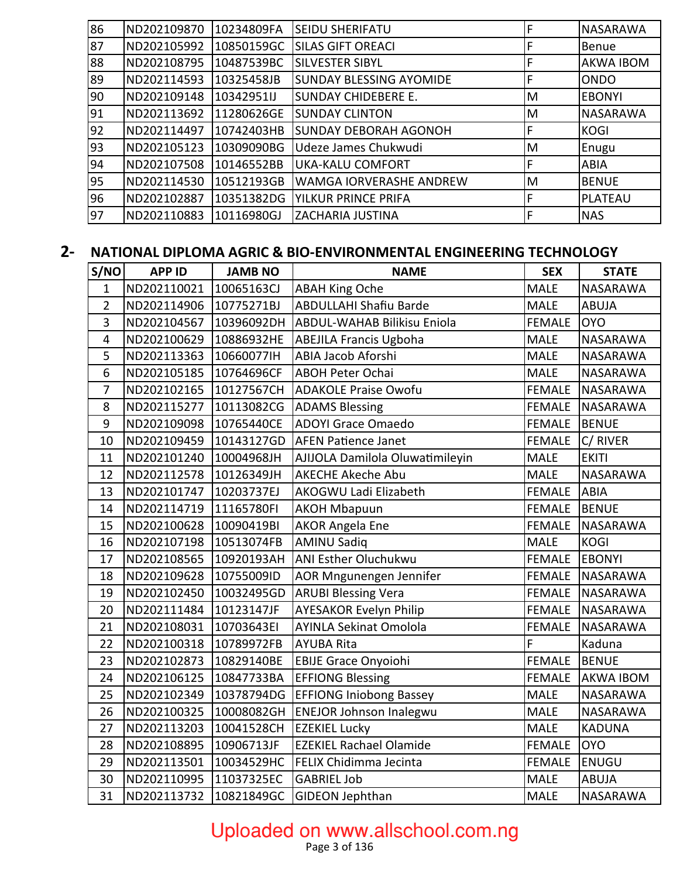| | | | | | |
|---|---|---|---|---|---|
| 86 | ND202109870 | 10234809FA | SEIDU SHERIFATU | F | NASARAWA |
| 87 | ND202105992 | 10850159GC | SILAS GIFT OREACI | F | Benue |
| 88 | ND202108795 | 10487539BC | SILVESTER SIBYL | F | AKWA IBOM |
| 89 | ND202114593 | 10325458JB | SUNDAY BLESSING AYOMIDE | F | ONDO |
| 90 | ND202109148 | 10342951IJ | SUNDAY CHIDEBERE E. | M | EBONYI |
| 91 | ND202113692 | 11280626GE | SUNDAY CLINTON | M | NASARAWA |
| 92 | ND202114497 | 10742403HB | SUNDAY DEBORAH AGONOH | F | KOGI |
| 93 | ND202105123 | 10309090BG | Udeze James Chukwudi | M | Enugu |
| 94 | ND202107508 | 10146552BB | UKA-KALU COMFORT | F | ABIA |
| 95 | ND202114530 | 10512193GB | WAMGA IORVERASHE ANDREW | M | BENUE |
| 96 | ND202102887 | 10351382DG | YILKUR PRINCE PRIFA | F | PLATEAU |
| 97 | ND202110883 | 10116980GJ | ZACHARIA JUSTINA | F | NAS |

## 2- NATIONAL DIPLOMA AGRIC & BIO-ENVIRONMENTAL ENGINEERING TECHNOLOGY

| S/NO | APP ID | JAMB NO | NAME | SEX | STATE |
|---|---|---|---|---|---|
| 1 | ND202110021 | 10065163CJ | ABAH King Oche | MALE | NASARAWA |
| 2 | ND202114906 | 10775271BJ | ABDULLAHI Shafiu Barde | MALE | ABUJA |
| 3 | ND202104567 | 10396092DH | ABDUL-WAHAB Bilikisu Eniola | FEMALE | OYO |
| 4 | ND202100629 | 10886932HE | ABEJILA Francis Ugboha | MALE | NASARAWA |
| 5 | ND202113363 | 10660077IH | ABIA Jacob Aforshi | MALE | NASARAWA |
| 6 | ND202105185 | 10764696CF | ABOH Peter Ochai | MALE | NASARAWA |
| 7 | ND202102165 | 10127567CH | ADAKOLE Praise Owofu | FEMALE | NASARAWA |
| 8 | ND202115277 | 10113082CG | ADAMS Blessing | FEMALE | NASARAWA |
| 9 | ND202109098 | 10765440CE | ADOYI Grace Omaedo | FEMALE | BENUE |
| 10 | ND202109459 | 10143127GD | AFEN Patience Janet | FEMALE | C/ RIVER |
| 11 | ND202101240 | 10004968JH | AJIJOLA Damilola Oluwatimileyin | MALE | EKITI |
| 12 | ND202112578 | 10126349JH | AKECHE Akeche Abu | MALE | NASARAWA |
| 13 | ND202101747 | 10203737EJ | AKOGWU Ladi Elizabeth | FEMALE | ABIA |
| 14 | ND202114719 | 11165780FI | AKOH Mbapuun | FEMALE | BENUE |
| 15 | ND202100628 | 10090419BI | AKOR Angela Ene | FEMALE | NASARAWA |
| 16 | ND202107198 | 10513074FB | AMINU Sadiq | MALE | KOGI |
| 17 | ND202108565 | 10920193AH | ANI Esther Oluchukwu | FEMALE | EBONYI |
| 18 | ND202109628 | 10755009ID | AOR Mngunengen Jennifer | FEMALE | NASARAWA |
| 19 | ND202102450 | 10032495GD | ARUBI Blessing Vera | FEMALE | NASARAWA |
| 20 | ND202111484 | 10123147JF | AYESAKOR Evelyn Philip | FEMALE | NASARAWA |
| 21 | ND202108031 | 10703643EI | AYINLA Sekinat Omolola | FEMALE | NASARAWA |
| 22 | ND202100318 | 10789972FB | AYUBA Rita | F | Kaduna |
| 23 | ND202102873 | 10829140BE | EBIJE Grace Onyoiohi | FEMALE | BENUE |
| 24 | ND202106125 | 10847733BA | EFFIONG Blessing | FEMALE | AKWA IBOM |
| 25 | ND202102349 | 10378794DG | EFFIONG Iniobong Bassey | MALE | NASARAWA |
| 26 | ND202100325 | 10008082GH | ENEJOR Johnson Inalegwu | MALE | NASARAWA |
| 27 | ND202113203 | 10041528CH | EZEKIEL Lucky | MALE | KADUNA |
| 28 | ND202108895 | 10906713JF | EZEKIEL Rachael Olamide | FEMALE | OYO |
| 29 | ND202113501 | 10034529HC | FELIX Chidimma Jecinta | FEMALE | ENUGU |
| 30 | ND202110995 | 11037325EC | GABRIEL Job | MALE | ABUJA |
| 31 | ND202113732 | 10821849GC | GIDEON Jephthan | MALE | NASARAWA |

Uploaded on www.allschool.com.ng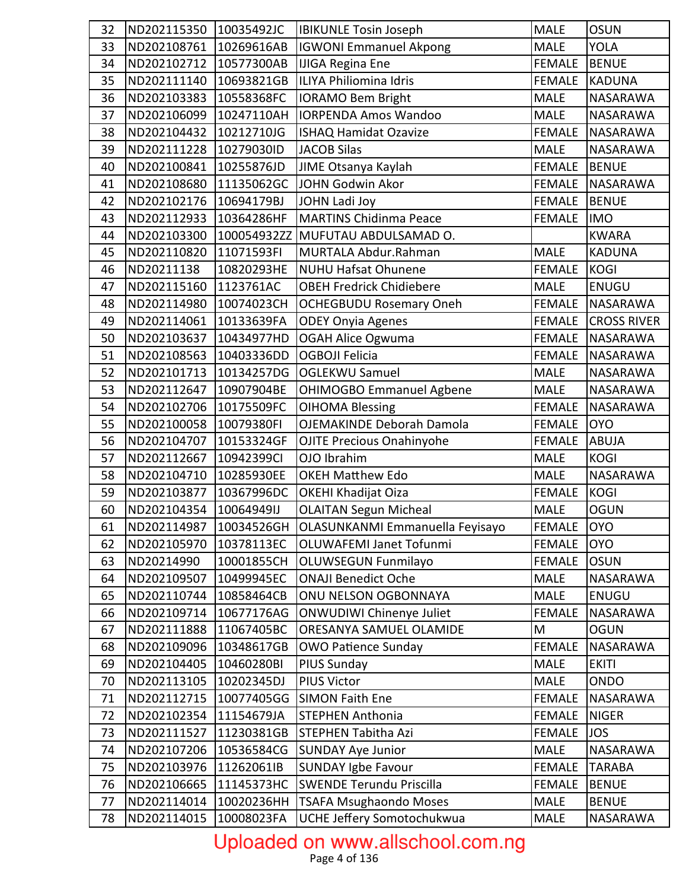| | | | | | |
|---|---|---|---|---|---|
| 32 | ND202115350 | 10035492JC | IBIKUNLE Tosin Joseph | MALE | OSUN |
| 33 | ND202108761 | 10269616AB | IGWONI Emmanuel Akpong | MALE | YOLA |
| 34 | ND202102712 | 10577300AB | IJIGA Regina Ene | FEMALE | BENUE |
| 35 | ND202111140 | 10693821GB | ILIYA Philiomina Idris | FEMALE | KADUNA |
| 36 | ND202103383 | 10558368FC | IORAMO Bem Bright | MALE | NASARAWA |
| 37 | ND202106099 | 10247110AH | IORPENDA Amos Wandoo | MALE | NASARAWA |
| 38 | ND202104432 | 10212710JG | ISHAQ Hamidat Ozavize | FEMALE | NASARAWA |
| 39 | ND202111228 | 10279030ID | JACOB Silas | MALE | NASARAWA |
| 40 | ND202100841 | 10255876JD | JIME Otsanya Kaylah | FEMALE | BENUE |
| 41 | ND202108680 | 11135062GC | JOHN Godwin Akor | FEMALE | NASARAWA |
| 42 | ND202102176 | 10694179BJ | JOHN Ladi Joy | FEMALE | BENUE |
| 43 | ND202112933 | 10364286HF | MARTINS Chidinma Peace | FEMALE | IMO |
| 44 | ND202103300 | 100054932ZZ | MUFUTAU ABDULSAMAD O. | | KWARA |
| 45 | ND202110820 | 11071593FI | MURTALA Abdur.Rahman | MALE | KADUNA |
| 46 | ND20211138 | 10820293HE | NUHU Hafsat Ohunene | FEMALE | KOGI |
| 47 | ND202115160 | 1123761AC | OBEH Fredrick Chidiebere | MALE | ENUGU |
| 48 | ND202114980 | 10074023CH | OCHEGBUDU Rosemary Oneh | FEMALE | NASARAWA |
| 49 | ND202114061 | 10133639FA | ODEY Onyia Agenes | FEMALE | CROSS RIVER |
| 50 | ND202103637 | 10434977HD | OGAH Alice Ogwuma | FEMALE | NASARAWA |
| 51 | ND202108563 | 10403336DD | OGBOJI Felicia | FEMALE | NASARAWA |
| 52 | ND202101713 | 10134257DG | OGLEKWU Samuel | MALE | NASARAWA |
| 53 | ND202112647 | 10907904BE | OHIMOGBO Emmanuel Agbene | MALE | NASARAWA |
| 54 | ND202102706 | 10175509FC | OIHOMA Blessing | FEMALE | NASARAWA |
| 55 | ND202100058 | 10079380FI | OJEMAKINDE Deborah Damola | FEMALE | OYO |
| 56 | ND202104707 | 10153324GF | OJITE Precious Onahinyohe | FEMALE | ABUJA |
| 57 | ND202112667 | 10942399CI | OJO Ibrahim | MALE | KOGI |
| 58 | ND202104710 | 10285930EE | OKEH Matthew Edo | MALE | NASARAWA |
| 59 | ND202103877 | 10367996DC | OKEHI Khadijat Oiza | FEMALE | KOGI |
| 60 | ND202104354 | 10064949IJ | OLAITAN Segun Micheal | MALE | OGUN |
| 61 | ND202114987 | 10034526GH | OLASUNKANMI Emmanuella Feyisayo | FEMALE | OYO |
| 62 | ND202105970 | 10378113EC | OLUWAFEMI Janet Tofunmi | FEMALE | OYO |
| 63 | ND20214990 | 10001855CH | OLUWSEGUN Funmilayo | FEMALE | OSUN |
| 64 | ND202109507 | 10499945EC | ONAJI Benedict Oche | MALE | NASARAWA |
| 65 | ND202110744 | 10858464CB | ONU NELSON OGBONNAYA | MALE | ENUGU |
| 66 | ND202109714 | 10677176AG | ONWUDIWI Chinenye Juliet | FEMALE | NASARAWA |
| 67 | ND202111888 | 11067405BC | ORESANYA SAMUEL OLAMIDE | M | OGUN |
| 68 | ND202109096 | 10348617GB | OWO Patience Sunday | FEMALE | NASARAWA |
| 69 | ND202104405 | 10460280BI | PIUS Sunday | MALE | EKITI |
| 70 | ND202113105 | 10202345DJ | PIUS Victor | MALE | ONDO |
| 71 | ND202112715 | 10077405GG | SIMON Faith Ene | FEMALE | NASARAWA |
| 72 | ND202102354 | 11154679JA | STEPHEN Anthonia | FEMALE | NIGER |
| 73 | ND202111527 | 11230381GB | STEPHEN Tabitha Azi | FEMALE | JOS |
| 74 | ND202107206 | 10536584CG | SUNDAY Aye Junior | MALE | NASARAWA |
| 75 | ND202103976 | 11262061IB | SUNDAY Igbe Favour | FEMALE | TARABA |
| 76 | ND202106665 | 11145373HC | SWENDE Terundu Priscilla | FEMALE | BENUE |
| 77 | ND202114014 | 10020236HH | TSAFA Msughaondo Moses | MALE | BENUE |
| 78 | ND202114015 | 10008023FA | UCHE Jeffery Somotochukwua | MALE | NASARAWA |

Uploaded on www.allschool.com.ng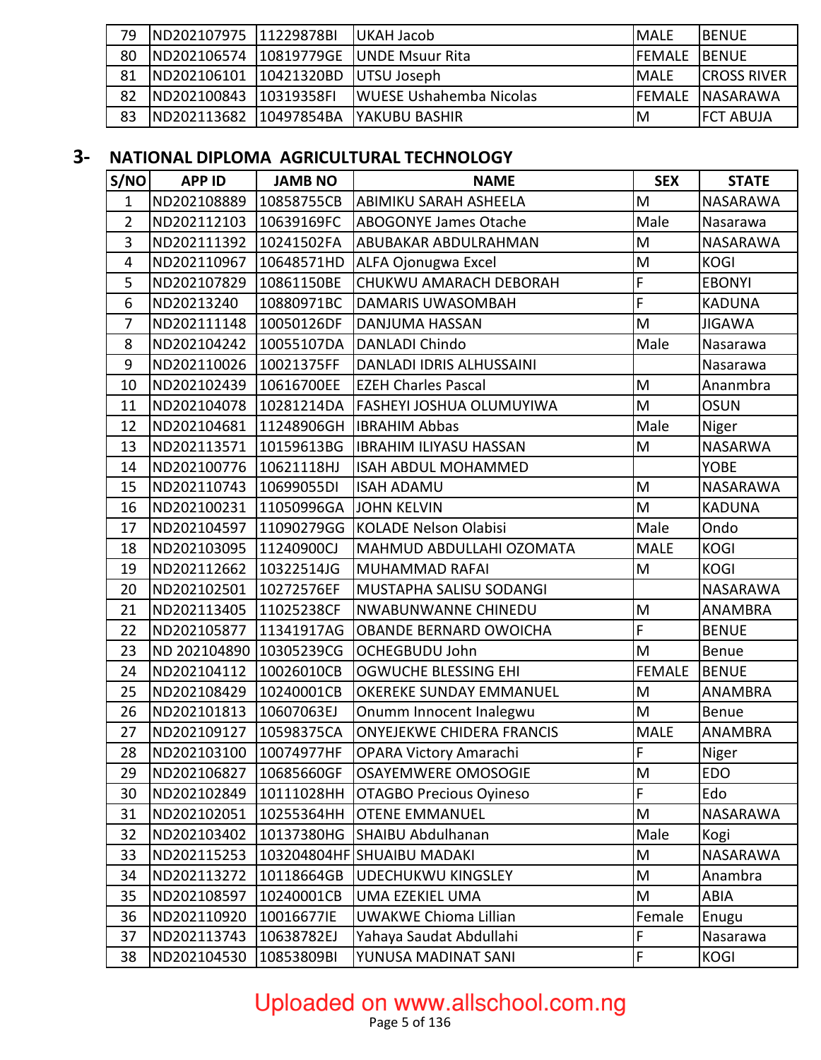| | | | | | |
|---|---|---|---|---|---|
| 79 | ND202107975 | 11229878BI | UKAH Jacob | MALE | BENUE |
| 80 | ND202106574 | 10819779GE | UNDE Msuur Rita | FEMALE | BENUE |
| 81 | ND202106101 | 10421320BD | UTSU Joseph | MALE | CROSS RIVER |
| 82 | ND202100843 | 10319358FI | WUESE Ushahemba Nicolas | FEMALE | NASARAWA |
| 83 | ND202113682 | 10497854BA | YAKUBU BASHIR | M | FCT ABUJA |

## 3- NATIONAL DIPLOMA AGRICULTURAL TECHNOLOGY

| S/NO | APP ID | JAMB NO | NAME | SEX | STATE |
|---|---|---|---|---|---|
| 1 | ND202108889 | 10858755CB | ABIMIKU SARAH ASHEELA | M | NASARAWA |
| 2 | ND202112103 | 10639169FC | ABOGONYE James Otache | Male | Nasarawa |
| 3 | ND202111392 | 10241502FA | ABUBAKAR ABDULRAHMAN | M | NASARAWA |
| 4 | ND202110967 | 10648571HD | ALFA Ojonugwa Excel | M | KOGI |
| 5 | ND202107829 | 10861150BE | CHUKWU AMARACH DEBORAH | F | EBONYI |
| 6 | ND20213240 | 10880971BC | DAMARIS UWASOMBAH | F | KADUNA |
| 7 | ND202111148 | 10050126DF | DANJUMA HASSAN | M | JIGAWA |
| 8 | ND202104242 | 10055107DA | DANLADI Chindo | Male | Nasarawa |
| 9 | ND202110026 | 10021375FF | DANLADI IDRIS ALHUSSAINI | | Nasarawa |
| 10 | ND202102439 | 10616700EE | EZEH Charles Pascal | M | Ananmbra |
| 11 | ND202104078 | 10281214DA | FASHEYI JOSHUA OLUMUYIWA | M | OSUN |
| 12 | ND202104681 | 11248906GH | IBRAHIM Abbas | Male | Niger |
| 13 | ND202113571 | 10159613BG | IBRAHIM ILIYASU HASSAN | M | NASARWA |
| 14 | ND202100776 | 10621118HJ | ISAH ABDUL MOHAMMED | | YOBE |
| 15 | ND202110743 | 10699055DI | ISAH ADAMU | M | NASARAWA |
| 16 | ND202100231 | 11050996GA | JOHN KELVIN | M | KADUNA |
| 17 | ND202104597 | 11090279GG | KOLADE Nelson Olabisi | Male | Ondo |
| 18 | ND202103095 | 11240900CJ | MAHMUD ABDULLAHI OZOMATA | MALE | KOGI |
| 19 | ND202112662 | 10322514JG | MUHAMMAD RAFAI | M | KOGI |
| 20 | ND202102501 | 10272576EF | MUSTAPHA SALISU SODANGI | | NASARAWA |
| 21 | ND202113405 | 11025238CF | NWABUNWANNE CHINEDU | M | ANAMBRA |
| 22 | ND202105877 | 11341917AG | OBANDE BERNARD OWOICHA | F | BENUE |
| 23 | ND 202104890 | 10305239CG | OCHEGBUDU John | M | Benue |
| 24 | ND202104112 | 10026010CB | OGWUCHE BLESSING EHI | FEMALE | BENUE |
| 25 | ND202108429 | 10240001CB | OKEREKE SUNDAY EMMANUEL | M | ANAMBRA |
| 26 | ND202101813 | 10607063EJ | Onumm Innocent Inalegwu | M | Benue |
| 27 | ND202109127 | 10598375CA | ONYEJEKWE CHIDERA FRANCIS | MALE | ANAMBRA |
| 28 | ND202103100 | 10074977HF | OPARA Victory Amarachi | F | Niger |
| 29 | ND202106827 | 10685660GF | OSAYEMWERE OMOSOGIE | M | EDO |
| 30 | ND202102849 | 10111028HH | OTAGBO Precious Oyineso | F | Edo |
| 31 | ND202102051 | 10255364HH | OTENE EMMANUEL | M | NASARAWA |
| 32 | ND202103402 | 10137380HG | SHAIBU Abdulhanan | Male | Kogi |
| 33 | ND202115253 | 103204804HF | SHUAIBU MADAKI | M | NASARAWA |
| 34 | ND202113272 | 10118664GB | UDECHUKWU KINGSLEY | M | Anambra |
| 35 | ND202108597 | 10240001CB | UMA EZEKIEL UMA | M | ABIA |
| 36 | ND202110920 | 10016677IE | UWAKWE Chioma Lillian | Female | Enugu |
| 37 | ND202113743 | 10638782EJ | Yahaya Saudat Abdullahi | F | Nasarawa |
| 38 | ND202104530 | 10853809BI | YUNUSA MADINAT SANI | F | KOGI |

Uploaded on www.allschool.com.ng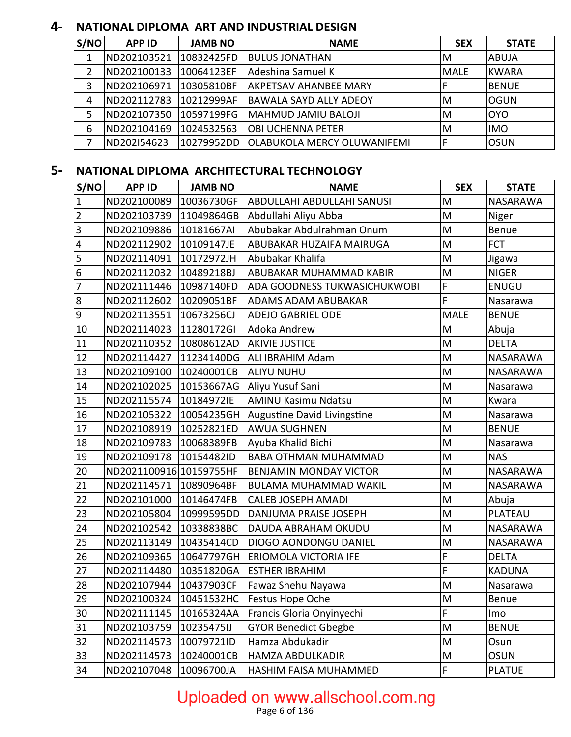## 4- NATIONAL DIPLOMA ART AND INDUSTRIAL DESIGN

| S/NO | APP ID | JAMB NO | NAME | SEX | STATE |
|---|---|---|---|---|---|
| 1 | ND202103521 | 10832425FD | BULUS JONATHAN | M | ABUJA |
| 2 | ND202100133 | 10064123EF | Adeshina Samuel K | MALE | KWARA |
| 3 | ND202106971 | 10305810BF | AKPETSAV AHANBEE MARY | F | BENUE |
| 4 | ND202112783 | 10212999AF | BAWALA SAYD ALLY ADEOY | M | OGUN |
| 5 | ND202107350 | 10597199FG | MAHMUD JAMIU BALOJI | M | OYO |
| 6 | ND202104169 | 1024532563 | OBI UCHENNA PETER | M | IMO |
| 7 | ND202I54623 | 10279952DD | OLABUKOLA MERCY OLUWANIFEMI | F | OSUN |

## 5- NATIONAL DIPLOMA ARCHITECTURAL TECHNOLOGY

| S/NO | APP ID | JAMB NO | NAME | SEX | STATE |
|---|---|---|---|---|---|
| 1 | ND202100089 | 10036730GF | ABDULLAHI ABDULLAHI SANUSI | M | NASARAWA |
| 2 | ND202103739 | 11049864GB | Abdullahi Aliyu Abba | M | Niger |
| 3 | ND202109886 | 10181667AI | Abubakar Abdulrahman Onum | M | Benue |
| 4 | ND202112902 | 10109147JE | ABUBAKAR HUZAIFA MAIRUGA | M | FCT |
| 5 | ND202114091 | 10172972JH | Abubakar Khalifa | M | Jigawa |
| 6 | ND202112032 | 10489218BJ | ABUBAKAR MUHAMMAD KABIR | M | NIGER |
| 7 | ND202111446 | 10987140FD | ADA GOODNESS TUKWASICHUKWOBI | F | ENUGU |
| 8 | ND202112602 | 10209051BF | ADAMS ADAM ABUBAKAR | F | Nasarawa |
| 9 | ND202113551 | 10673256CJ | ADEJO GABRIEL ODE | MALE | BENUE |
| 10 | ND202114023 | 11280172GI | Adoka Andrew | M | Abuja |
| 11 | ND202110352 | 10808612AD | AKIVIE JUSTICE | M | DELTA |
| 12 | ND202114427 | 11234140DG | ALI IBRAHIM Adam | M | NASARAWA |
| 13 | ND202109100 | 10240001CB | ALIYU NUHU | M | NASARAWA |
| 14 | ND202102025 | 10153667AG | Aliyu Yusuf Sani | M | Nasarawa |
| 15 | ND202115574 | 10184972IE | AMINU Kasimu Ndatsu | M | Kwara |
| 16 | ND202105322 | 10054235GH | Augustine David Livingstine | M | Nasarawa |
| 17 | ND202108919 | 10252821ED | AWUA SUGHNEN | M | BENUE |
| 18 | ND202109783 | 10068389FB | Ayuba Khalid Bichi | M | Nasarawa |
| 19 | ND202109178 | 10154482ID | BABA OTHMAN MUHAMMAD | M | NAS |
| 20 | ND2021100916 | 10159755HF | BENJAMIN MONDAY VICTOR | M | NASARAWA |
| 21 | ND202114571 | 10890964BF | BULAMA MUHAMMAD WAKIL | M | NASARAWA |
| 22 | ND202101000 | 10146474FB | CALEB JOSEPH AMADI | M | Abuja |
| 23 | ND202105804 | 10999595DD | DANJUMA PRAISE JOSEPH | M | PLATEAU |
| 24 | ND202102542 | 10338838BC | DAUDA ABRAHAM OKUDU | M | NASARAWA |
| 25 | ND202113149 | 10435414CD | DIOGO AONDONGU DANIEL | M | NASARAWA |
| 26 | ND202109365 | 10647797GH | ERIOMOLA VICTORIA IFE | F | DELTA |
| 27 | ND202114480 | 10351820GA | ESTHER IBRAHIM | F | KADUNA |
| 28 | ND202107944 | 10437903CF | Fawaz Shehu Nayawa | M | Nasarawa |
| 29 | ND202100324 | 10451532HC | Festus Hope Oche | M | Benue |
| 30 | ND202111145 | 10165324AA | Francis Gloria Onyinyechi | F | Imo |
| 31 | ND202103759 | 10235475IJ | GYOR Benedict Gbegbe | M | BENUE |
| 32 | ND202114573 | 10079721ID | Hamza Abdukadir | M | Osun |
| 33 | ND202114573 | 10240001CB | HAMZA ABDULKADIR | M | OSUN |
| 34 | ND202107048 | 10096700JA | HASHIM FAISA MUHAMMED | F | PLATUE |

Uploaded on www.allschool.com.ng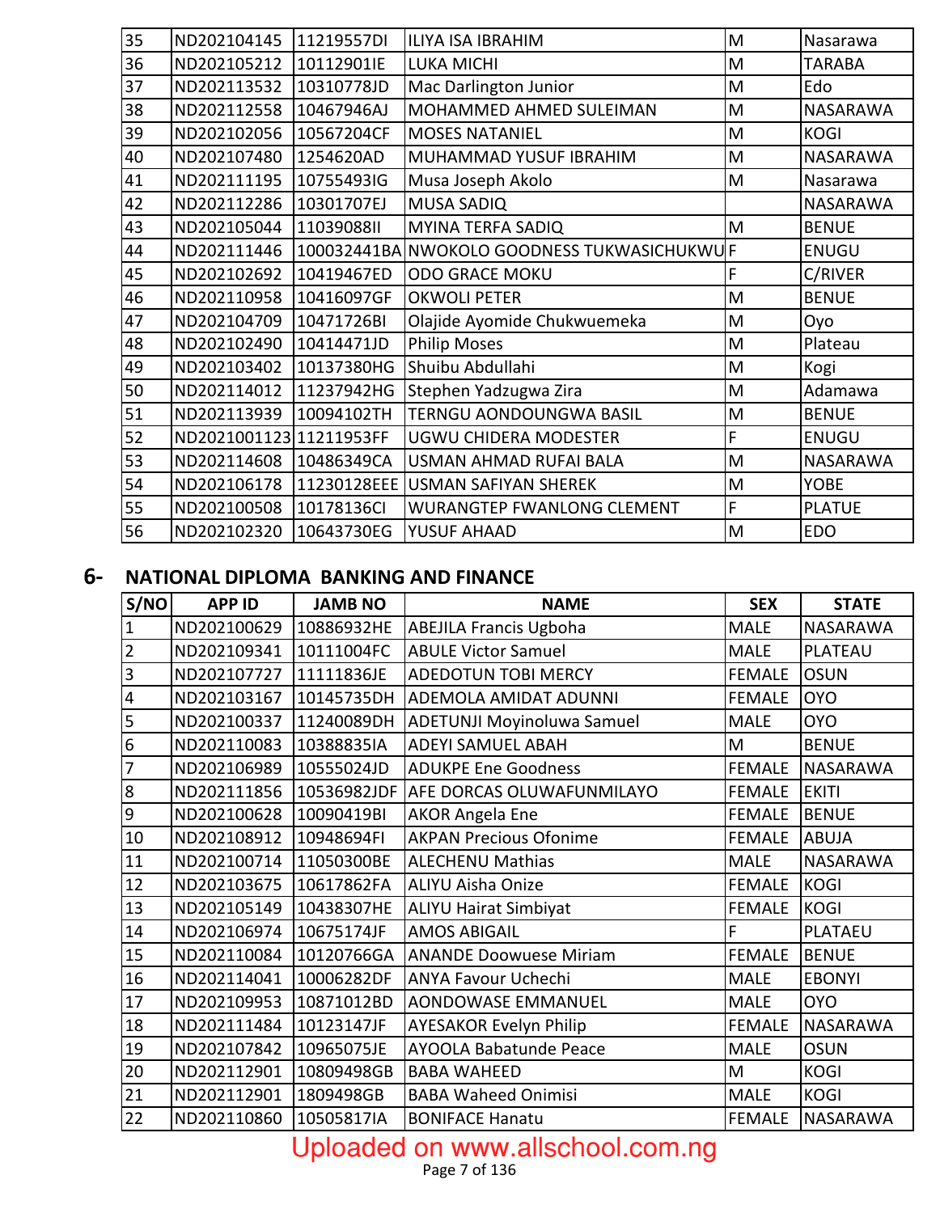| | | | | | |
|---|---|---|---|---|---|
| 35 | ND202104145 | 11219557DI | ILIYA ISA IBRAHIM | M | Nasarawa |
| 36 | ND202105212 | 10112901IE | LUKA MICHI | M | TARABA |
| 37 | ND202113532 | 10310778JD | Mac Darlington Junior | M | Edo |
| 38 | ND202112558 | 10467946AJ | MOHAMMED AHMED SULEIMAN | M | NASARAWA |
| 39 | ND202102056 | 10567204CF | MOSES NATANIEL | M | KOGI |
| 40 | ND202107480 | 1254620AD | MUHAMMAD YUSUF IBRAHIM | M | NASARAWA |
| 41 | ND202111195 | 10755493IG | Musa Joseph Akolo | M | Nasarawa |
| 42 | ND202112286 | 10301707EJ | MUSA SADIQ | | NASARAWA |
| 43 | ND202105044 | 11039088II | MYINA TERFA SADIQ | M | BENUE |
| 44 | ND202111446 | 100032441BA | NWOKOLO GOODNESS TUKWASICHUKWU | F | ENUGU |
| 45 | ND202102692 | 10419467ED | ODO GRACE MOKU | F | C/RIVER |
| 46 | ND202110958 | 10416097GF | OKWOLI PETER | M | BENUE |
| 47 | ND202104709 | 10471726BI | Olajide Ayomide Chukwuemeka | M | Oyo |
| 48 | ND202102490 | 10414471JD | Philip Moses | M | Plateau |
| 49 | ND202103402 | 10137380HG | Shuibu Abdullahi | M | Kogi |
| 50 | ND202114012 | 11237942HG | Stephen Yadzugwa Zira | M | Adamawa |
| 51 | ND202113939 | 10094102TH | TERNGU AONDOUNGWA BASIL | M | BENUE |
| 52 | ND2021001123 | 11211953FF | UGWU CHIDERA MODESTER | F | ENUGU |
| 53 | ND202114608 | 10486349CA | USMAN AHMAD RUFAI BALA | M | NASARAWA |
| 54 | ND202106178 | 11230128EEE | USMAN SAFIYAN SHEREK | M | YOBE |
| 55 | ND202100508 | 10178136CI | WURANGTEP FWANLONG CLEMENT | F | PLATUE |
| 56 | ND202102320 | 10643730EG | YUSUF AHAAD | M | EDO |

## 6- NATIONAL DIPLOMA BANKING AND FINANCE

| S/NO | APP ID | JAMB NO | NAME | SEX | STATE |
|---|---|---|---|---|---|
| 1 | ND202100629 | 10886932HE | ABEJILA Francis Ugboha | MALE | NASARAWA |
| 2 | ND202109341 | 10111004FC | ABULE Victor Samuel | MALE | PLATEAU |
| 3 | ND202107727 | 11111836JE | ADEDOTUN TOBI MERCY | FEMALE | OSUN |
| 4 | ND202103167 | 10145735DH | ADEMOLA AMIDAT ADUNNI | FEMALE | OYO |
| 5 | ND202100337 | 11240089DH | ADETUNJI Moyinoluwa Samuel | MALE | OYO |
| 6 | ND202110083 | 10388835IA | ADEYI SAMUEL ABAH | M | BENUE |
| 7 | ND202106989 | 10555024JD | ADUKPE Ene Goodness | FEMALE | NASARAWA |
| 8 | ND202111856 | 10536982JDF | AFE DORCAS OLUWAFUNMILAYO | FEMALE | EKITI |
| 9 | ND202100628 | 10090419BI | AKOR Angela Ene | FEMALE | BENUE |
| 10 | ND202108912 | 10948694FI | AKPAN Precious Ofonime | FEMALE | ABUJA |
| 11 | ND202100714 | 11050300BE | ALECHENU Mathias | MALE | NASARAWA |
| 12 | ND202103675 | 10617862FA | ALIYU Aisha Onize | FEMALE | KOGI |
| 13 | ND202105149 | 10438307HE | ALIYU Hairat Simbiyat | FEMALE | KOGI |
| 14 | ND202106974 | 10675174JF | AMOS ABIGAIL | F | PLATAEU |
| 15 | ND202110084 | 10120766GA | ANANDE Doowuese Miriam | FEMALE | BENUE |
| 16 | ND202114041 | 10006282DF | ANYA Favour Uchechi | MALE | EBONYI |
| 17 | ND202109953 | 10871012BD | AONDOWASE EMMANUEL | MALE | OYO |
| 18 | ND202111484 | 10123147JF | AYESAKOR Evelyn Philip | FEMALE | NASARAWA |
| 19 | ND202107842 | 10965075JE | AYOOLA Babatunde Peace | MALE | OSUN |
| 20 | ND202112901 | 10809498GB | BABA WAHEED | M | KOGI |
| 21 | ND202112901 | 1809498GB | BABA Waheed Onimisi | MALE | KOGI |
| 22 | ND202110860 | 10505817IA | BONIFACE Hanatu | FEMALE | NASARAWA |

Uploaded on www.allschool.com.ng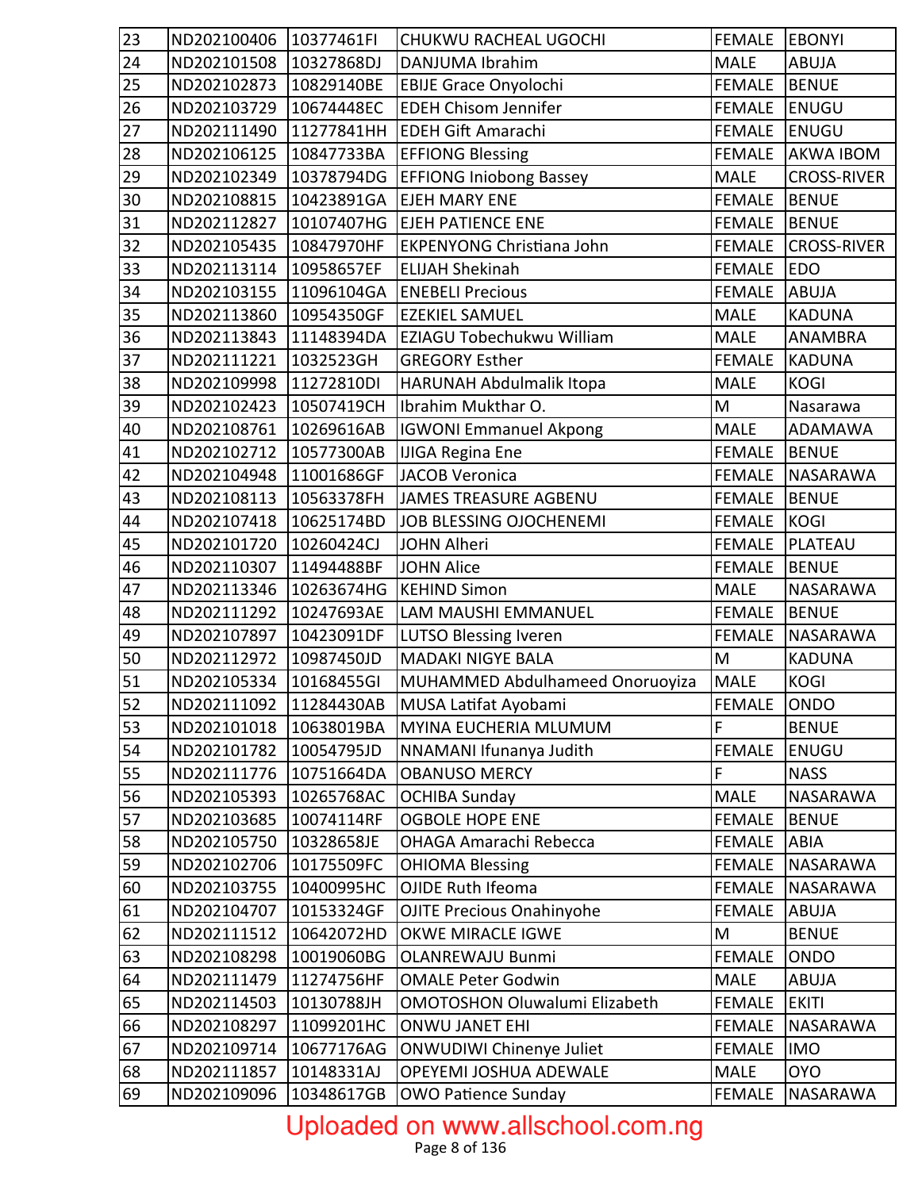| | | | | | |
|---|---|---|---|---|---|
| 23 | ND202100406 | 10377461FI | CHUKWU RACHEAL UGOCHI | FEMALE | EBONYI |
| 24 | ND202101508 | 10327868DJ | DANJUMA Ibrahim | MALE | ABUJA |
| 25 | ND202102873 | 10829140BE | EBIJE Grace Onyolochi | FEMALE | BENUE |
| 26 | ND202103729 | 10674448EC | EDEH Chisom Jennifer | FEMALE | ENUGU |
| 27 | ND202111490 | 11277841HH | EDEH Gift Amarachi | FEMALE | ENUGU |
| 28 | ND202106125 | 10847733BA | EFFIONG Blessing | FEMALE | AKWA IBOM |
| 29 | ND202102349 | 10378794DG | EFFIONG Iniobong Bassey | MALE | CROSS-RIVER |
| 30 | ND202108815 | 10423891GA | EJEH MARY ENE | FEMALE | BENUE |
| 31 | ND202112827 | 10107407HG | EJEH PATIENCE ENE | FEMALE | BENUE |
| 32 | ND202105435 | 10847970HF | EKPENYONG Christiana John | FEMALE | CROSS-RIVER |
| 33 | ND202113114 | 10958657EF | ELIJAH Shekinah | FEMALE | EDO |
| 34 | ND202103155 | 11096104GA | ENEBELI Precious | FEMALE | ABUJA |
| 35 | ND202113860 | 10954350GF | EZEKIEL SAMUEL | MALE | KADUNA |
| 36 | ND202113843 | 11148394DA | EZIAGU Tobechukwu William | MALE | ANAMBRA |
| 37 | ND202111221 | 1032523GH | GREGORY Esther | FEMALE | KADUNA |
| 38 | ND202109998 | 11272810DI | HARUNAH Abdulmalik Itopa | MALE | KOGI |
| 39 | ND202102423 | 10507419CH | Ibrahim Mukthar O. | M | Nasarawa |
| 40 | ND202108761 | 10269616AB | IGWONI Emmanuel Akpong | MALE | ADAMAWA |
| 41 | ND202102712 | 10577300AB | IJIGA Regina Ene | FEMALE | BENUE |
| 42 | ND202104948 | 11001686GF | JACOB Veronica | FEMALE | NASARAWA |
| 43 | ND202108113 | 10563378FH | JAMES TREASURE AGBENU | FEMALE | BENUE |
| 44 | ND202107418 | 10625174BD | JOB BLESSING OJOCHENEMI | FEMALE | KOGI |
| 45 | ND202101720 | 10260424CJ | JOHN Alheri | FEMALE | PLATEAU |
| 46 | ND202110307 | 11494488BF | JOHN Alice | FEMALE | BENUE |
| 47 | ND202113346 | 10263674HG | KEHIND Simon | MALE | NASARAWA |
| 48 | ND202111292 | 10247693AE | LAM MAUSHI EMMANUEL | FEMALE | BENUE |
| 49 | ND202107897 | 10423091DF | LUTSO Blessing Iveren | FEMALE | NASARAWA |
| 50 | ND202112972 | 10987450JD | MADAKI NIGYE BALA | M | KADUNA |
| 51 | ND202105334 | 10168455GI | MUHAMMED Abdulhameed Onoruoyiza | MALE | KOGI |
| 52 | ND202111092 | 11284430AB | MUSA Latifat Ayobami | FEMALE | ONDO |
| 53 | ND202101018 | 10638019BA | MYINA EUCHERIA MLUMUM | F | BENUE |
| 54 | ND202101782 | 10054795JD | NNAMANI Ifunanya Judith | FEMALE | ENUGU |
| 55 | ND202111776 | 10751664DA | OBANUSO MERCY | F | NASS |
| 56 | ND202105393 | 10265768AC | OCHIBA Sunday | MALE | NASARAWA |
| 57 | ND202103685 | 10074114RF | OGBOLE HOPE ENE | FEMALE | BENUE |
| 58 | ND202105750 | 10328658JE | OHAGA Amarachi Rebecca | FEMALE | ABIA |
| 59 | ND202102706 | 10175509FC | OHIOMA Blessing | FEMALE | NASARAWA |
| 60 | ND202103755 | 10400995HC | OJIDE Ruth Ifeoma | FEMALE | NASARAWA |
| 61 | ND202104707 | 10153324GF | OJITE Precious Onahinyohe | FEMALE | ABUJA |
| 62 | ND202111512 | 10642072HD | OKWE MIRACLE IGWE | M | BENUE |
| 63 | ND202108298 | 10019060BG | OLANREWAJU Bunmi | FEMALE | ONDO |
| 64 | ND202111479 | 11274756HF | OMALE Peter Godwin | MALE | ABUJA |
| 65 | ND202114503 | 10130788JH | OMOTOSHON Oluwalumi Elizabeth | FEMALE | EKITI |
| 66 | ND202108297 | 11099201HC | ONWU JANET EHI | FEMALE | NASARAWA |
| 67 | ND202109714 | 10677176AG | ONWUDIWI Chinenye Juliet | FEMALE | IMO |
| 68 | ND202111857 | 10148331AJ | OPEYEMI JOSHUA ADEWALE | MALE | OYO |
| 69 | ND202109096 | 10348617GB | OWO Patience Sunday | FEMALE | NASARAWA |

Uploaded on www.allschool.com.ng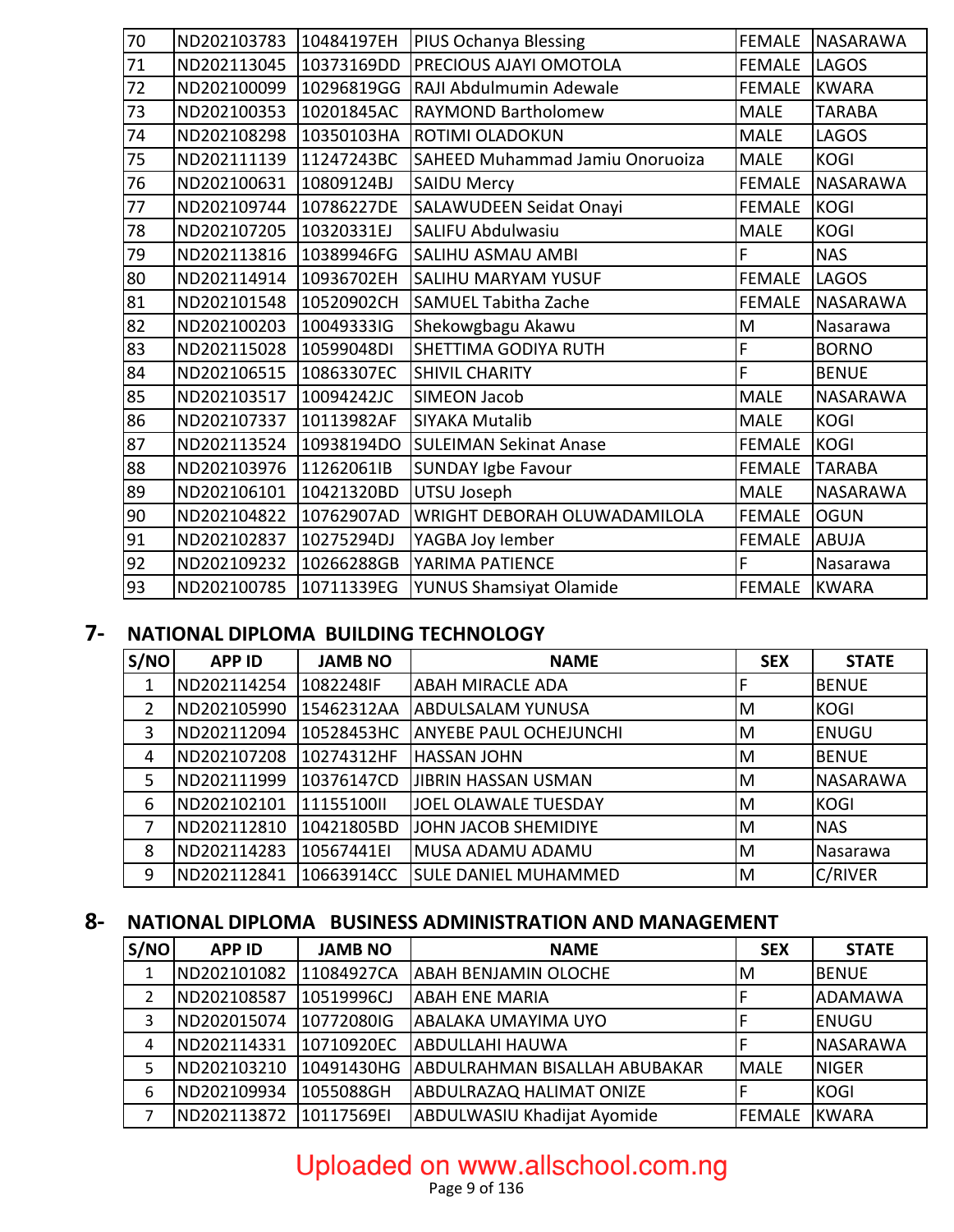| | | | | | |
|---|---|---|---|---|---|
| 70 | ND202103783 | 10484197EH | PIUS Ochanya Blessing | FEMALE | NASARAWA |
| 71 | ND202113045 | 10373169DD | PRECIOUS AJAYI OMOTOLA | FEMALE | LAGOS |
| 72 | ND202100099 | 10296819GG | RAJI Abdulmumin Adewale | FEMALE | KWARA |
| 73 | ND202100353 | 10201845AC | RAYMOND Bartholomew | MALE | TARABA |
| 74 | ND202108298 | 10350103HA | ROTIMI OLADOKUN | MALE | LAGOS |
| 75 | ND202111139 | 11247243BC | SAHEED Muhammad Jamiu Onoruoiza | MALE | KOGI |
| 76 | ND202100631 | 10809124BJ | SAIDU Mercy | FEMALE | NASARAWA |
| 77 | ND202109744 | 10786227DE | SALAWUDEEN Seidat Onayi | FEMALE | KOGI |
| 78 | ND202107205 | 10320331EJ | SALIFU Abdulwasiu | MALE | KOGI |
| 79 | ND202113816 | 10389946FG | SALIHU ASMAU AMBI | F | NAS |
| 80 | ND202114914 | 10936702EH | SALIHU MARYAM YUSUF | FEMALE | LAGOS |
| 81 | ND202101548 | 10520902CH | SAMUEL Tabitha Zache | FEMALE | NASARAWA |
| 82 | ND202100203 | 10049333IG | Shekowgbagu Akawu | M | Nasarawa |
| 83 | ND202115028 | 10599048DI | SHETTIMA GODIYA RUTH | F | BORNO |
| 84 | ND202106515 | 10863307EC | SHIVIL CHARITY | F | BENUE |
| 85 | ND202103517 | 10094242JC | SIMEON Jacob | MALE | NASARAWA |
| 86 | ND202107337 | 10113982AF | SIYAKA Mutalib | MALE | KOGI |
| 87 | ND202113524 | 10938194DO | SULEIMAN Sekinat Anase | FEMALE | KOGI |
| 88 | ND202103976 | 11262061IB | SUNDAY Igbe Favour | FEMALE | TARABA |
| 89 | ND202106101 | 10421320BD | UTSU Joseph | MALE | NASARAWA |
| 90 | ND202104822 | 10762907AD | WRIGHT DEBORAH OLUWADAMILOLA | FEMALE | OGUN |
| 91 | ND202102837 | 10275294DJ | YAGBA Joy Iember | FEMALE | ABUJA |
| 92 | ND202109232 | 10266288GB | YARIMA PATIENCE | F | Nasarawa |
| 93 | ND202100785 | 10711339EG | YUNUS Shamsiyat Olamide | FEMALE | KWARA |

## 7- NATIONAL DIPLOMA BUILDING TECHNOLOGY

| S/NO | APP ID | JAMB NO | NAME | SEX | STATE |
|---|---|---|---|---|---|
| 1 | ND202114254 | 1082248IF | ABAH MIRACLE ADA | F | BENUE |
| 2 | ND202105990 | 15462312AA | ABDULSALAM YUNUSA | M | KOGI |
| 3 | ND202112094 | 10528453HC | ANYEBE PAUL OCHEJUNCHI | M | ENUGU |
| 4 | ND202107208 | 10274312HF | HASSAN JOHN | M | BENUE |
| 5 | ND202111999 | 10376147CD | JIBRIN HASSAN USMAN | M | NASARAWA |
| 6 | ND202102101 | 11155100II | JOEL OLAWALE TUESDAY | M | KOGI |
| 7 | ND202112810 | 10421805BD | JOHN JACOB SHEMIDIYE | M | NAS |
| 8 | ND202114283 | 10567441EI | MUSA ADAMU ADAMU | M | Nasarawa |
| 9 | ND202112841 | 10663914CC | SULE DANIEL MUHAMMED | M | C/RIVER |

## 8- NATIONAL DIPLOMA BUSINESS ADMINISTRATION AND MANAGEMENT

| S/NO | APP ID | JAMB NO | NAME | SEX | STATE |
|---|---|---|---|---|---|
| 1 | ND202101082 | 11084927CA | ABAH BENJAMIN OLOCHE | M | BENUE |
| 2 | ND202108587 | 10519996CJ | ABAH ENE MARIA | F | ADAMAWA |
| 3 | ND202015074 | 10772080IG | ABALAKA UMAYIMA UYO | F | ENUGU |
| 4 | ND202114331 | 10710920EC | ABDULLAHI HAUWA | F | NASARAWA |
| 5 | ND202103210 | 10491430HG | ABDULRAHMAN BISALLAH ABUBAKAR | MALE | NIGER |
| 6 | ND202109934 | 1055088GH | ABDULRAZAQ HALIMAT ONIZE | F | KOGI |
| 7 | ND202113872 | 10117569EI | ABDULWASIU Khadijat Ayomide | FEMALE | KWARA |

Uploaded on www.allschool.com.ng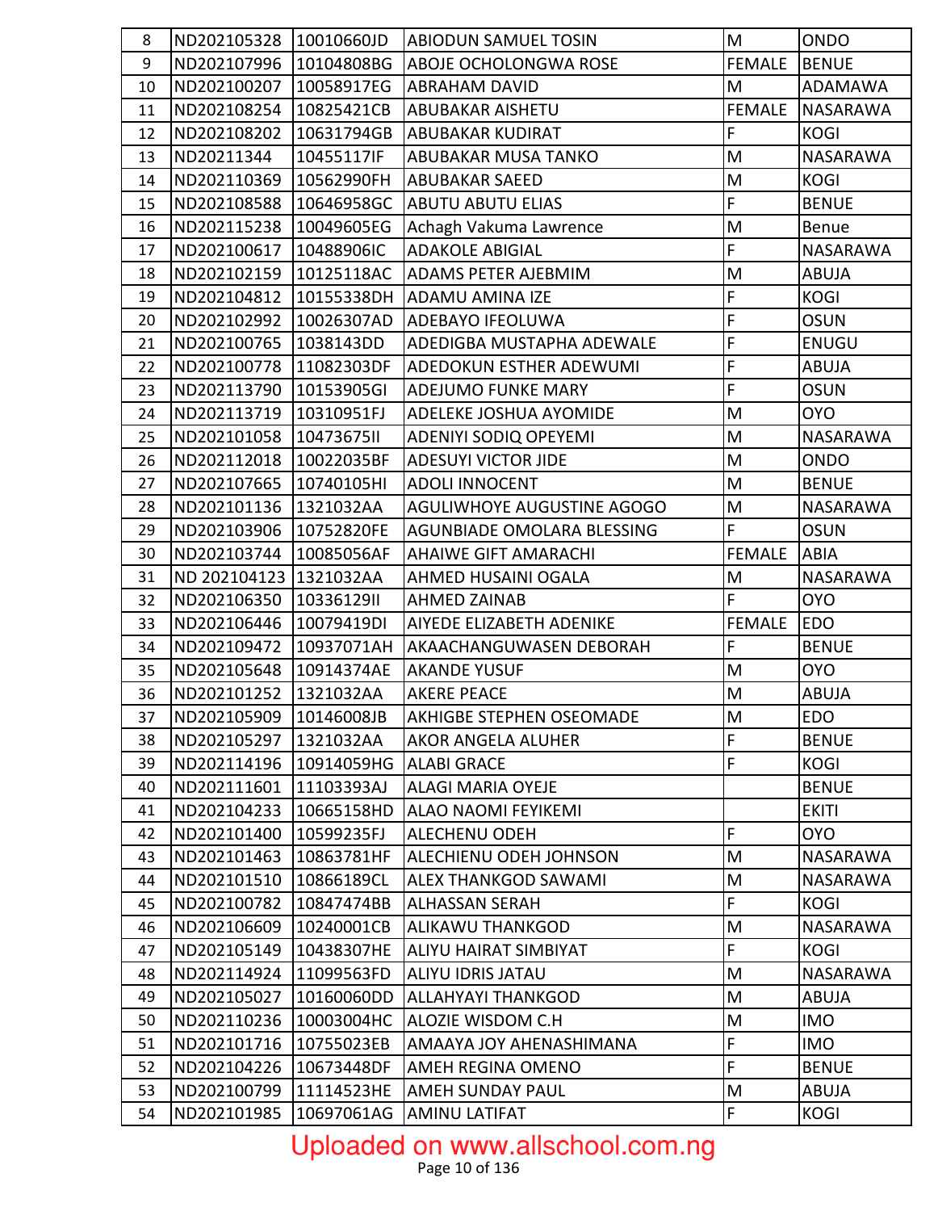| | | | | | |
|---|---|---|---|---|---|
| 8 | ND202105328 | 10010660JD | ABIODUN SAMUEL TOSIN | M | ONDO |
| 9 | ND202107996 | 10104808BG | ABOJE OCHOLONGWA ROSE | FEMALE | BENUE |
| 10 | ND202100207 | 10058917EG | ABRAHAM DAVID | M | ADAMAWA |
| 11 | ND202108254 | 10825421CB | ABUBAKAR AISHETU | FEMALE | NASARAWA |
| 12 | ND202108202 | 10631794GB | ABUBAKAR KUDIRAT | F | KOGI |
| 13 | ND20211344 | 10455117IF | ABUBAKAR MUSA TANKO | M | NASARAWA |
| 14 | ND202110369 | 10562990FH | ABUBAKAR SAEED | M | KOGI |
| 15 | ND202108588 | 10646958GC | ABUTU ABUTU ELIAS | F | BENUE |
| 16 | ND202115238 | 10049605EG | Achagh Vakuma Lawrence | M | Benue |
| 17 | ND202100617 | 10488906IC | ADAKOLE ABIGIAL | F | NASARAWA |
| 18 | ND202102159 | 10125118AC | ADAMS PETER AJEBMIM | M | ABUJA |
| 19 | ND202104812 | 10155338DH | ADAMU AMINA IZE | F | KOGI |
| 20 | ND202102992 | 10026307AD | ADEBAYO IFEOLUWA | F | OSUN |
| 21 | ND202100765 | 1038143DD | ADEDIGBA MUSTAPHA ADEWALE | F | ENUGU |
| 22 | ND202100778 | 11082303DF | ADEDOKUN ESTHER ADEWUMI | F | ABUJA |
| 23 | ND202113790 | 10153905GI | ADEJUMO FUNKE MARY | F | OSUN |
| 24 | ND202113719 | 10310951FJ | ADELEKE JOSHUA AYOMIDE | M | OYO |
| 25 | ND202101058 | 10473675II | ADENIYI SODIQ OPEYEMI | M | NASARAWA |
| 26 | ND202112018 | 10022035BF | ADESUYI VICTOR JIDE | M | ONDO |
| 27 | ND202107665 | 10740105HI | ADOLI INNOCENT | M | BENUE |
| 28 | ND202101136 | 1321032AA | AGULIWHOYE AUGUSTINE AGOGO | M | NASARAWA |
| 29 | ND202103906 | 10752820FE | AGUNBIADE OMOLARA BLESSING | F | OSUN |
| 30 | ND202103744 | 10085056AF | AHAIWE GIFT AMARACHI | FEMALE | ABIA |
| 31 | ND 202104123 | 1321032AA | AHMED HUSAINI OGALA | M | NASARAWA |
| 32 | ND202106350 | 10336129II | AHMED ZAINAB | F | OYO |
| 33 | ND202106446 | 10079419DI | AIYEDE ELIZABETH ADENIKE | FEMALE | EDO |
| 34 | ND202109472 | 10937071AH | AKAACHANGUWASEN DEBORAH | F | BENUE |
| 35 | ND202105648 | 10914374AE | AKANDE YUSUF | M | OYO |
| 36 | ND202101252 | 1321032AA | AKERE PEACE | M | ABUJA |
| 37 | ND202105909 | 10146008JB | AKHIGBE STEPHEN OSEOMADE | M | EDO |
| 38 | ND202105297 | 1321032AA | AKOR ANGELA ALUHER | F | BENUE |
| 39 | ND202114196 | 10914059HG | ALABI GRACE | F | KOGI |
| 40 | ND202111601 | 11103393AJ | ALAGI MARIA OYEJE | | BENUE |
| 41 | ND202104233 | 10665158HD | ALAO NAOMI FEYIKEMI | | EKITI |
| 42 | ND202101400 | 10599235FJ | ALECHENU ODEH | F | OYO |
| 43 | ND202101463 | 10863781HF | ALECHIENU ODEH JOHNSON | M | NASARAWA |
| 44 | ND202101510 | 10866189CL | ALEX THANKGOD SAWAMI | M | NASARAWA |
| 45 | ND202100782 | 10847474BB | ALHASSAN SERAH | F | KOGI |
| 46 | ND202106609 | 10240001CB | ALIKAWU THANKGOD | M | NASARAWA |
| 47 | ND202105149 | 10438307HE | ALIYU HAIRAT SIMBIYAT | F | KOGI |
| 48 | ND202114924 | 11099563FD | ALIYU IDRIS JATAU | M | NASARAWA |
| 49 | ND202105027 | 10160060DD | ALLAHYAYI THANKGOD | M | ABUJA |
| 50 | ND202110236 | 10003004HC | ALOZIE WISDOM C.H | M | IMO |
| 51 | ND202101716 | 10755023EB | AMAAYA JOY AHENASHIMANA | F | IMO |
| 52 | ND202104226 | 10673448DF | AMEH REGINA OMENO | F | BENUE |
| 53 | ND202100799 | 11114523HE | AMEH SUNDAY PAUL | M | ABUJA |
| 54 | ND202101985 | 10697061AG | AMINU LATIFAT | F | KOGI |

Uploaded on www.allschool.com.ng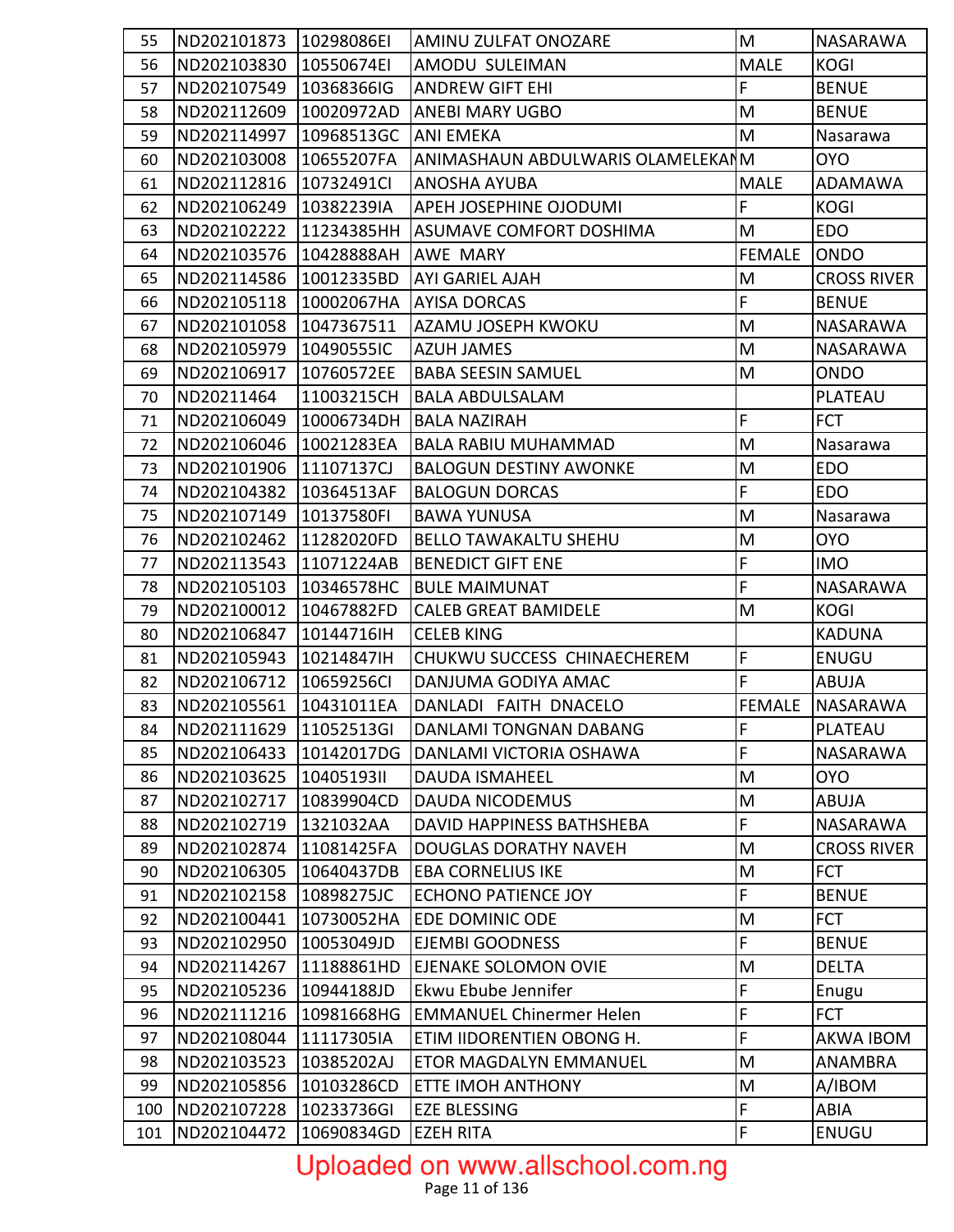| | | | | | |
|---|---|---|---|---|---|
| 55 | ND202101873 | 10298086EI | AMINU ZULFAT ONOZARE | M | NASARAWA |
| 56 | ND202103830 | 10550674EI | AMODU SULEIMAN | MALE | KOGI |
| 57 | ND202107549 | 10368366IG | ANDREW GIFT EHI | F | BENUE |
| 58 | ND202112609 | 10020972AD | ANEBI MARY UGBO | M | BENUE |
| 59 | ND202114997 | 10968513GC | ANI EMEKA | M | Nasarawa |
| 60 | ND202103008 | 10655207FA | ANIMASHAUN ABDULWARIS OLAMELEKAN | M | OYO |
| 61 | ND202112816 | 10732491CI | ANOSHA AYUBA | MALE | ADAMAWA |
| 62 | ND202106249 | 10382239IA | APEH JOSEPHINE OJODUMI | F | KOGI |
| 63 | ND202102222 | 11234385HH | ASUMAVE COMFORT DOSHIMA | M | EDO |
| 64 | ND202103576 | 10428888AH | AWE MARY | FEMALE | ONDO |
| 65 | ND202114586 | 10012335BD | AYI GARIEL AJAH | M | CROSS RIVER |
| 66 | ND202105118 | 10002067HA | AYISA DORCAS | F | BENUE |
| 67 | ND202101058 | 1047367511 | AZAMU JOSEPH KWOKU | M | NASARAWA |
| 68 | ND202105979 | 10490555IC | AZUH JAMES | M | NASARAWA |
| 69 | ND202106917 | 10760572EE | BABA SEESIN SAMUEL | M | ONDO |
| 70 | ND20211464 | 11003215CH | BALA ABDULSALAM | | PLATEAU |
| 71 | ND202106049 | 10006734DH | BALA NAZIRAH | F | FCT |
| 72 | ND202106046 | 10021283EA | BALA RABIU MUHAMMAD | M | Nasarawa |
| 73 | ND202101906 | 11107137CJ | BALOGUN DESTINY AWONKE | M | EDO |
| 74 | ND202104382 | 10364513AF | BALOGUN DORCAS | F | EDO |
| 75 | ND202107149 | 10137580FI | BAWA YUNUSA | M | Nasarawa |
| 76 | ND202102462 | 11282020FD | BELLO TAWAKALTU SHEHU | M | OYO |
| 77 | ND202113543 | 11071224AB | BENEDICT GIFT ENE | F | IMO |
| 78 | ND202105103 | 10346578HC | BULE MAIMUNAT | F | NASARAWA |
| 79 | ND202100012 | 10467882FD | CALEB GREAT BAMIDELE | M | KOGI |
| 80 | ND202106847 | 10144716IH | CELEB KING | | KADUNA |
| 81 | ND202105943 | 10214847IH | CHUKWU SUCCESS CHINAECHEREM | F | ENUGU |
| 82 | ND202106712 | 10659256CI | DANJUMA GODIYA AMAC | F | ABUJA |
| 83 | ND202105561 | 10431011EA | DANLADI FAITH DNACELO | FEMALE | NASARAWA |
| 84 | ND202111629 | 11052513GI | DANLAMI TONGNAN DABANG | F | PLATEAU |
| 85 | ND202106433 | 10142017DG | DANLAMI VICTORIA OSHAWA | F | NASARAWA |
| 86 | ND202103625 | 10405193II | DAUDA ISMAHEEL | M | OYO |
| 87 | ND202102717 | 10839904CD | DAUDA NICODEMUS | M | ABUJA |
| 88 | ND202102719 | 1321032AA | DAVID HAPPINESS BATHSHEBA | F | NASARAWA |
| 89 | ND202102874 | 11081425FA | DOUGLAS DORATHY NAVEH | M | CROSS RIVER |
| 90 | ND202106305 | 10640437DB | EBA CORNELIUS IKE | M | FCT |
| 91 | ND202102158 | 10898275JC | ECHONO PATIENCE JOY | F | BENUE |
| 92 | ND202100441 | 10730052HA | EDE DOMINIC ODE | M | FCT |
| 93 | ND202102950 | 10053049JD | EJEMBI GOODNESS | F | BENUE |
| 94 | ND202114267 | 11188861HD | EJENAKE SOLOMON OVIE | M | DELTA |
| 95 | ND202105236 | 10944188JD | Ekwu Ebube Jennifer | F | Enugu |
| 96 | ND202111216 | 10981668HG | EMMANUEL Chinermer Helen | F | FCT |
| 97 | ND202108044 | 11117305IA | ETIM IIDORENTIEN OBONG H. | F | AKWA IBOM |
| 98 | ND202103523 | 10385202AJ | ETOR MAGDALYN EMMANUEL | M | ANAMBRA |
| 99 | ND202105856 | 10103286CD | ETTE IMOH ANTHONY | M | A/IBOM |
| 100 | ND202107228 | 10233736GI | EZE BLESSING | F | ABIA |
| 101 | ND202104472 | 10690834GD | EZEH RITA | F | ENUGU |

Uploaded on www.allschool.com.ng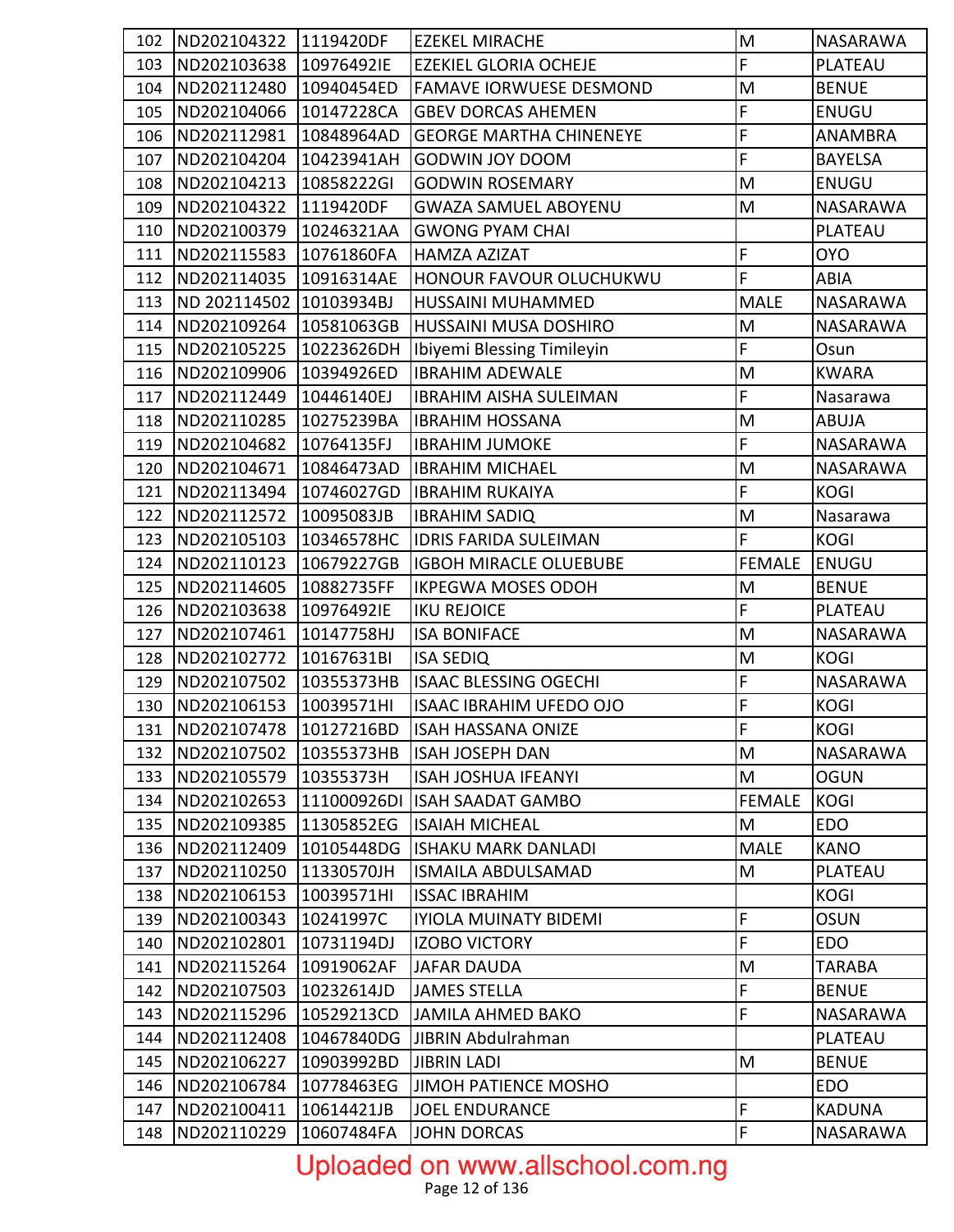| | | | | | |
|---|---|---|---|---|---|
| 102 | ND202104322 | 1119420DF | EZEKEL MIRACHE | M | NASARAWA |
| 103 | ND202103638 | 10976492IE | EZEKIEL GLORIA OCHEJE | F | PLATEAU |
| 104 | ND202112480 | 10940454ED | FAMAVE IORWUESE DESMOND | M | BENUE |
| 105 | ND202104066 | 10147228CA | GBEV DORCAS AHEMEN | F | ENUGU |
| 106 | ND202112981 | 10848964AD | GEORGE MARTHA CHINENEYE | F | ANAMBRA |
| 107 | ND202104204 | 10423941AH | GODWIN JOY DOOM | F | BAYELSA |
| 108 | ND202104213 | 10858222GI | GODWIN ROSEMARY | M | ENUGU |
| 109 | ND202104322 | 1119420DF | GWAZA SAMUEL ABOYENU | M | NASARAWA |
| 110 | ND202100379 | 10246321AA | GWONG PYAM CHAI | | PLATEAU |
| 111 | ND202115583 | 10761860FA | HAMZA AZIZAT | F | OYO |
| 112 | ND202114035 | 10916314AE | HONOUR FAVOUR OLUCHUKWU | F | ABIA |
| 113 | ND 202114502 | 10103934BJ | HUSSAINI MUHAMMED | MALE | NASARAWA |
| 114 | ND202109264 | 10581063GB | HUSSAINI MUSA DOSHIRO | M | NASARAWA |
| 115 | ND202105225 | 10223626DH | Ibiyemi Blessing Timileyin | F | Osun |
| 116 | ND202109906 | 10394926ED | IBRAHIM ADEWALE | M | KWARA |
| 117 | ND202112449 | 10446140EJ | IBRAHIM AISHA SULEIMAN | F | Nasarawa |
| 118 | ND202110285 | 10275239BA | IBRAHIM HOSSANA | M | ABUJA |
| 119 | ND202104682 | 10764135FJ | IBRAHIM JUMOKE | F | NASARAWA |
| 120 | ND202104671 | 10846473AD | IBRAHIM MICHAEL | M | NASARAWA |
| 121 | ND202113494 | 10746027GD | IBRAHIM RUKAIYA | F | KOGI |
| 122 | ND202112572 | 10095083JB | IBRAHIM SADIQ | M | Nasarawa |
| 123 | ND202105103 | 10346578HC | IDRIS FARIDA SULEIMAN | F | KOGI |
| 124 | ND202110123 | 10679227GB | IGBOH MIRACLE OLUEBUBE | FEMALE | ENUGU |
| 125 | ND202114605 | 10882735FF | IKPEGWA MOSES ODOH | M | BENUE |
| 126 | ND202103638 | 10976492IE | IKU REJOICE | F | PLATEAU |
| 127 | ND202107461 | 10147758HJ | ISA BONIFACE | M | NASARAWA |
| 128 | ND202102772 | 10167631BI | ISA SEDIQ | M | KOGI |
| 129 | ND202107502 | 10355373HB | ISAAC BLESSING OGECHI | F | NASARAWA |
| 130 | ND202106153 | 10039571HI | ISAAC IBRAHIM UFEDO OJO | F | KOGI |
| 131 | ND202107478 | 10127216BD | ISAH HASSANA ONIZE | F | KOGI |
| 132 | ND202107502 | 10355373HB | ISAH JOSEPH DAN | M | NASARAWA |
| 133 | ND202105579 | 10355373H | ISAH JOSHUA IFEANYI | M | OGUN |
| 134 | ND202102653 | 111000926DI | ISAH SAADAT GAMBO | FEMALE | KOGI |
| 135 | ND202109385 | 11305852EG | ISAIAH MICHEAL | M | EDO |
| 136 | ND202112409 | 10105448DG | ISHAKU MARK DANLADI | MALE | KANO |
| 137 | ND202110250 | 11330570JH | ISMAILA ABDULSAMAD | M | PLATEAU |
| 138 | ND202106153 | 10039571HI | ISSAC IBRAHIM | | KOGI |
| 139 | ND202100343 | 10241997C | IYIOLA MUINATY BIDEMI | F | OSUN |
| 140 | ND202102801 | 10731194DJ | IZOBO VICTORY | F | EDO |
| 141 | ND202115264 | 10919062AF | JAFAR DAUDA | M | TARABA |
| 142 | ND202107503 | 10232614JD | JAMES STELLA | F | BENUE |
| 143 | ND202115296 | 10529213CD | JAMILA AHMED BAKO | F | NASARAWA |
| 144 | ND202112408 | 10467840DG | JIBRIN Abdulrahman | | PLATEAU |
| 145 | ND202106227 | 10903992BD | JIBRIN LADI | M | BENUE |
| 146 | ND202106784 | 10778463EG | JIMOH PATIENCE MOSHO | | EDO |
| 147 | ND202100411 | 10614421JB | JOEL ENDURANCE | F | KADUNA |
| 148 | ND202110229 | 10607484FA | JOHN DORCAS | F | NASARAWA |

Uploaded on www.allschool.com.ng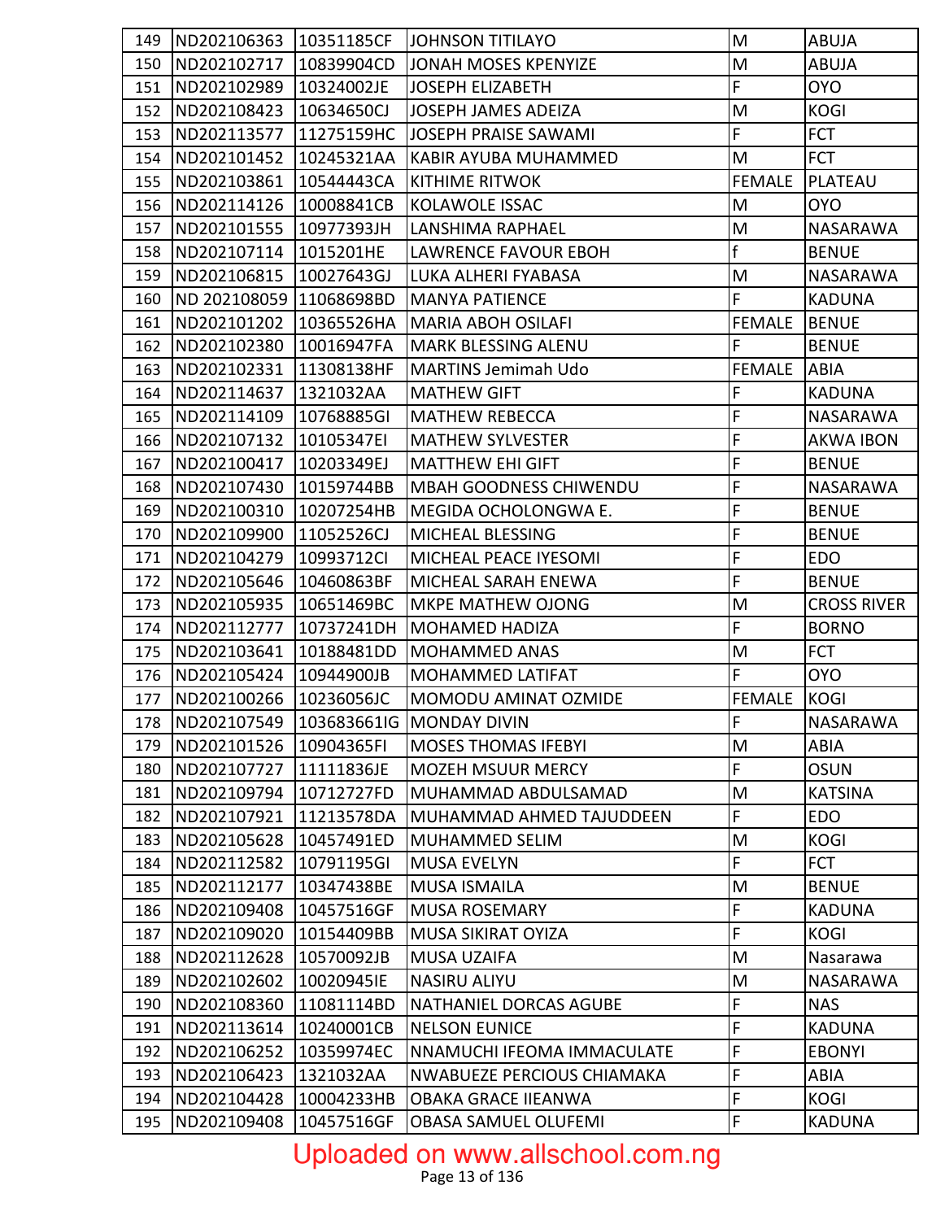| | | | | | |
|---|---|---|---|---|---|
| 149 | ND202106363 | 10351185CF | JOHNSON TITILAYO | M | ABUJA |
| 150 | ND202102717 | 10839904CD | JONAH MOSES KPENYIZE | M | ABUJA |
| 151 | ND202102989 | 10324002JE | JOSEPH ELIZABETH | F | OYO |
| 152 | ND202108423 | 10634650CJ | JOSEPH JAMES ADEIZA | M | KOGI |
| 153 | ND202113577 | 11275159HC | JOSEPH PRAISE SAWAMI | F | FCT |
| 154 | ND202101452 | 10245321AA | KABIR AYUBA MUHAMMED | M | FCT |
| 155 | ND202103861 | 10544443CA | KITHIME RITWOK | FEMALE | PLATEAU |
| 156 | ND202114126 | 10008841CB | KOLAWOLE ISSAC | M | OYO |
| 157 | ND202101555 | 10977393JH | LANSHIMA RAPHAEL | M | NASARAWA |
| 158 | ND202107114 | 1015201HE | LAWRENCE FAVOUR EBOH | f | BENUE |
| 159 | ND202106815 | 10027643GJ | LUKA ALHERI FYABASA | M | NASARAWA |
| 160 | ND 202108059 | 11068698BD | MANYA PATIENCE | F | KADUNA |
| 161 | ND202101202 | 10365526HA | MARIA ABOH OSILAFI | FEMALE | BENUE |
| 162 | ND202102380 | 10016947FA | MARK BLESSING ALENU | F | BENUE |
| 163 | ND202102331 | 11308138HF | MARTINS Jemimah Udo | FEMALE | ABIA |
| 164 | ND202114637 | 1321032AA | MATHEW GIFT | F | KADUNA |
| 165 | ND202114109 | 10768885GI | MATHEW REBECCA | F | NASARAWA |
| 166 | ND202107132 | 10105347EI | MATHEW SYLVESTER | F | AKWA IBON |
| 167 | ND202100417 | 10203349EJ | MATTHEW EHI GIFT | F | BENUE |
| 168 | ND202107430 | 10159744BB | MBAH GOODNESS CHIWENDU | F | NASARAWA |
| 169 | ND202100310 | 10207254HB | MEGIDA OCHOLONGWA E. | F | BENUE |
| 170 | ND202109900 | 11052526CJ | MICHEAL BLESSING | F | BENUE |
| 171 | ND202104279 | 10993712CI | MICHEAL PEACE IYESOMI | F | EDO |
| 172 | ND202105646 | 10460863BF | MICHEAL SARAH ENEWA | F | BENUE |
| 173 | ND202105935 | 10651469BC | MKPE MATHEW OJONG | M | CROSS RIVER |
| 174 | ND202112777 | 10737241DH | MOHAMED HADIZA | F | BORNO |
| 175 | ND202103641 | 10188481DD | MOHAMMED ANAS | M | FCT |
| 176 | ND202105424 | 10944900JB | MOHAMMED LATIFAT | F | OYO |
| 177 | ND202100266 | 10236056JC | MOMODU AMINAT OZMIDE | FEMALE | KOGI |
| 178 | ND202107549 | 103683661IG | MONDAY DIVIN | F | NASARAWA |
| 179 | ND202101526 | 10904365FI | MOSES THOMAS IFEBYI | M | ABIA |
| 180 | ND202107727 | 11111836JE | MOZEH MSUUR MERCY | F | OSUN |
| 181 | ND202109794 | 10712727FD | MUHAMMAD ABDULSAMAD | M | KATSINA |
| 182 | ND202107921 | 11213578DA | MUHAMMAD AHMED TAJUDDEEN | F | EDO |
| 183 | ND202105628 | 10457491ED | MUHAMMED SELIM | M | KOGI |
| 184 | ND202112582 | 10791195GI | MUSA EVELYN | F | FCT |
| 185 | ND202112177 | 10347438BE | MUSA ISMAILA | M | BENUE |
| 186 | ND202109408 | 10457516GF | MUSA ROSEMARY | F | KADUNA |
| 187 | ND202109020 | 10154409BB | MUSA SIKIRAT OYIZA | F | KOGI |
| 188 | ND202112628 | 10570092JB | MUSA UZAIFA | M | Nasarawa |
| 189 | ND202102602 | 10020945IE | NASIRU ALIYU | M | NASARAWA |
| 190 | ND202108360 | 11081114BD | NATHANIEL DORCAS AGUBE | F | NAS |
| 191 | ND202113614 | 10240001CB | NELSON EUNICE | F | KADUNA |
| 192 | ND202106252 | 10359974EC | NNAMUCHI IFEOMA IMMACULATE | F | EBONYI |
| 193 | ND202106423 | 1321032AA | NWABUEZE PERCIOUS CHIAMAKA | F | ABIA |
| 194 | ND202104428 | 10004233HB | OBAKA GRACE IIEANWA | F | KOGI |
| 195 | ND202109408 | 10457516GF | OBASA SAMUEL OLUFEMI | F | KADUNA |

Uploaded on www.allschool.com.ng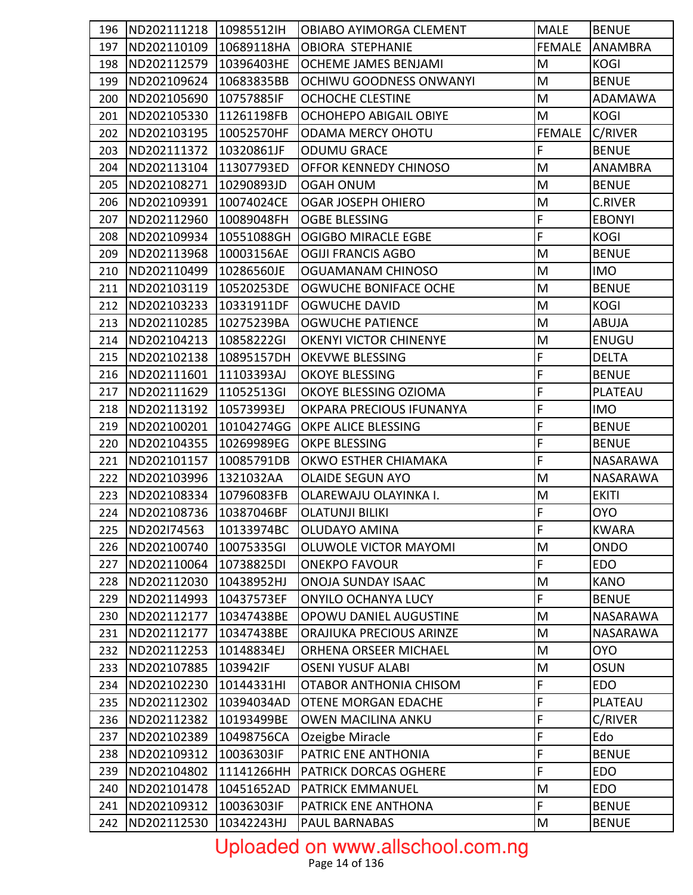| | | | | | |
|---|---|---|---|---|---|
| 196 | ND202111218 | 10985512IH | OBIABO AYIMORGA CLEMENT | MALE | BENUE |
| 197 | ND202110109 | 10689118HA | OBIORA STEPHANIE | FEMALE | ANAMBRA |
| 198 | ND202112579 | 10396403HE | OCHEME JAMES BENJAMI | M | KOGI |
| 199 | ND202109624 | 10683835BB | OCHIWU GOODNESS ONWANYI | M | BENUE |
| 200 | ND202105690 | 10757885IF | OCHOCHE CLESTINE | M | ADAMAWA |
| 201 | ND202105330 | 11261198FB | OCHOHEPO ABIGAIL OBIYE | M | KOGI |
| 202 | ND202103195 | 10052570HF | ODAMA MERCY OHOTU | FEMALE | C/RIVER |
| 203 | ND202111372 | 10320861JF | ODUMU GRACE | F | BENUE |
| 204 | ND202113104 | 11307793ED | OFFOR KENNEDY CHINOSO | M | ANAMBRA |
| 205 | ND202108271 | 10290893JD | OGAH ONUM | M | BENUE |
| 206 | ND202109391 | 10074024CE | OGAR JOSEPH OHIERO | M | C.RIVER |
| 207 | ND202112960 | 10089048FH | OGBE BLESSING | F | EBONYI |
| 208 | ND202109934 | 10551088GH | OGIGBO MIRACLE EGBE | F | KOGI |
| 209 | ND202113968 | 10003156AE | OGIJI FRANCIS AGBO | M | BENUE |
| 210 | ND202110499 | 10286560JE | OGUAMANAM CHINOSO | M | IMO |
| 211 | ND202103119 | 10520253DE | OGWUCHE BONIFACE OCHE | M | BENUE |
| 212 | ND202103233 | 10331911DF | OGWUCHE DAVID | M | KOGI |
| 213 | ND202110285 | 10275239BA | OGWUCHE PATIENCE | M | ABUJA |
| 214 | ND202104213 | 10858222GI | OKENYI VICTOR CHINENYE | M | ENUGU |
| 215 | ND202102138 | 10895157DH | OKEVWE BLESSING | F | DELTA |
| 216 | ND202111601 | 11103393AJ | OKOYE BLESSING | F | BENUE |
| 217 | ND202111629 | 11052513GI | OKOYE BLESSING OZIOMA | F | PLATEAU |
| 218 | ND202113192 | 10573993EJ | OKPARA PRECIOUS IFUNANYA | F | IMO |
| 219 | ND202100201 | 10104274GG | OKPE ALICE BLESSING | F | BENUE |
| 220 | ND202104355 | 10269989EG | OKPE BLESSING | F | BENUE |
| 221 | ND202101157 | 10085791DB | OKWO ESTHER CHIAMAKA | F | NASARAWA |
| 222 | ND202103996 | 1321032AA | OLAIDE SEGUN AYO | M | NASARAWA |
| 223 | ND202108334 | 10796083FB | OLAREWAJU OLAYINKA I. | M | EKITI |
| 224 | ND202108736 | 10387046BF | OLATUNJI BILIKI | F | OYO |
| 225 | ND202I74563 | 10133974BC | OLUDAYO AMINA | F | KWARA |
| 226 | ND202100740 | 10075335GI | OLUWOLE VICTOR MAYOMI | M | ONDO |
| 227 | ND202110064 | 10738825DI | ONEKPO FAVOUR | F | EDO |
| 228 | ND202112030 | 10438952HJ | ONOJA SUNDAY ISAAC | M | KANO |
| 229 | ND202114993 | 10437573EF | ONYILO OCHANYA LUCY | F | BENUE |
| 230 | ND202112177 | 10347438BE | OPOWU DANIEL AUGUSTINE | M | NASARAWA |
| 231 | ND202112177 | 10347438BE | ORAJIUKA PRECIOUS ARINZE | M | NASARAWA |
| 232 | ND202112253 | 10148834EJ | ORHENA ORSEER MICHAEL | M | OYO |
| 233 | ND202107885 | 103942IF | OSENI YUSUF ALABI | M | OSUN |
| 234 | ND202102230 | 10144331HI | OTABOR ANTHONIA CHISOM | F | EDO |
| 235 | ND202112302 | 10394034AD | OTENE MORGAN EDACHE | F | PLATEAU |
| 236 | ND202112382 | 10193499BE | OWEN MACILINA ANKU | F | C/RIVER |
| 237 | ND202102389 | 10498756CA | Ozeigbe Miracle | F | Edo |
| 238 | ND202109312 | 10036303IF | PATRIC ENE ANTHONIA | F | BENUE |
| 239 | ND202104802 | 11141266HH | PATRICK DORCAS OGHERE | F | EDO |
| 240 | ND202101478 | 10451652AD | PATRICK EMMANUEL | M | EDO |
| 241 | ND202109312 | 10036303IF | PATRICK ENE ANTHONA | F | BENUE |
| 242 | ND202112530 | 10342243HJ | PAUL BARNABAS | M | BENUE |

Uploaded on www.allschool.com.ng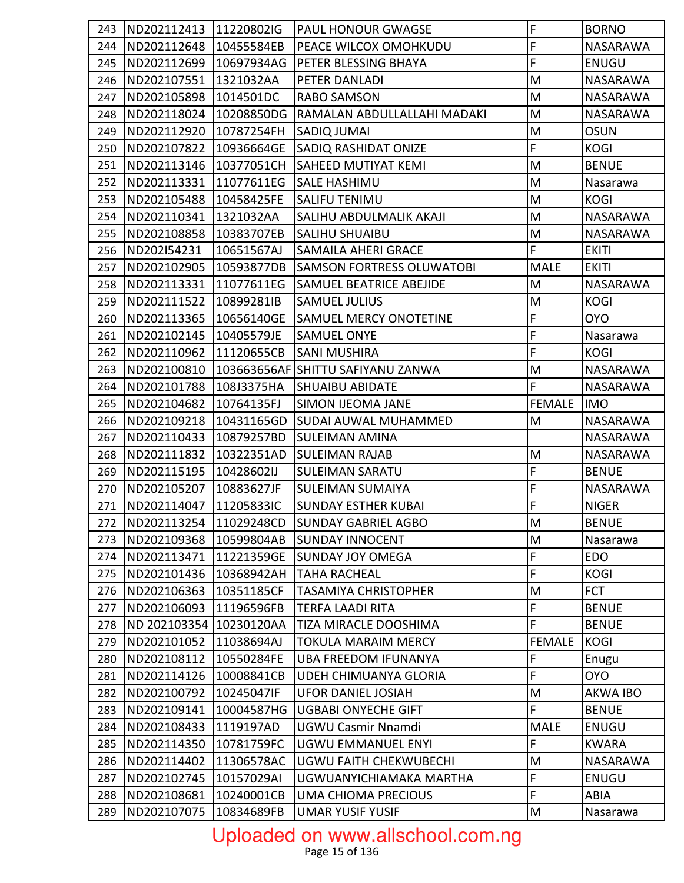| | | | | | |
|---|---|---|---|---|---|
| 243 | ND202112413 | 11220802IG | PAUL HONOUR GWAGSE | F | BORNO |
| 244 | ND202112648 | 10455584EB | PEACE WILCOX OMOHKUDU | F | NASARAWA |
| 245 | ND202112699 | 10697934AG | PETER BLESSING BHAYA | F | ENUGU |
| 246 | ND202107551 | 1321032AA | PETER DANLADI | M | NASARAWA |
| 247 | ND202105898 | 1014501DC | RABO SAMSON | M | NASARAWA |
| 248 | ND202118024 | 10208850DG | RAMALAN ABDULLALLAHI MADAKI | M | NASARAWA |
| 249 | ND202112920 | 10787254FH | SADIQ JUMAI | M | OSUN |
| 250 | ND202107822 | 10936664GE | SADIQ RASHIDAT ONIZE | F | KOGI |
| 251 | ND202113146 | 10377051CH | SAHEED MUTIYAT KEMI | M | BENUE |
| 252 | ND202113331 | 11077611EG | SALE HASHIMU | M | Nasarawa |
| 253 | ND202105488 | 10458425FE | SALIFU TENIMU | M | KOGI |
| 254 | ND202110341 | 1321032AA | SALIHU ABDULMALIK AKAJI | M | NASARAWA |
| 255 | ND202108858 | 10383707EB | SALIHU SHUAIBU | M | NASARAWA |
| 256 | ND202I54231 | 10651567AJ | SAMAILA AHERI GRACE | F | EKITI |
| 257 | ND202102905 | 10593877DB | SAMSON FORTRESS OLUWATOBI | MALE | EKITI |
| 258 | ND202113331 | 11077611EG | SAMUEL BEATRICE ABEJIDE | M | NASARAWA |
| 259 | ND202111522 | 10899281IB | SAMUEL JULIUS | M | KOGI |
| 260 | ND202113365 | 10656140GE | SAMUEL MERCY ONOTETINE | F | OYO |
| 261 | ND202102145 | 10405579JE | SAMUEL ONYE | F | Nasarawa |
| 262 | ND202110962 | 11120655CB | SANI MUSHIRA | F | KOGI |
| 263 | ND202100810 | 103663656AF | SHITTU SAFIYANU ZANWA | M | NASARAWA |
| 264 | ND202101788 | 108J3375HA | SHUAIBU ABIDATE | F | NASARAWA |
| 265 | ND202104682 | 10764135FJ | SIMON IJEOMA JANE | FEMALE | IMO |
| 266 | ND202109218 | 10431165GD | SUDAI AUWAL MUHAMMED | M | NASARAWA |
| 267 | ND202110433 | 10879257BD | SULEIMAN AMINA | | NASARAWA |
| 268 | ND202111832 | 10322351AD | SULEIMAN RAJAB | M | NASARAWA |
| 269 | ND202115195 | 10428602IJ | SULEIMAN SARATU | F | BENUE |
| 270 | ND202105207 | 10883627JF | SULEIMAN SUMAIYA | F | NASARAWA |
| 271 | ND202114047 | 11205833IC | SUNDAY ESTHER KUBAI | F | NIGER |
| 272 | ND202113254 | 11029248CD | SUNDAY GABRIEL AGBO | M | BENUE |
| 273 | ND202109368 | 10599804AB | SUNDAY INNOCENT | M | Nasarawa |
| 274 | ND202113471 | 11221359GE | SUNDAY JOY OMEGA | F | EDO |
| 275 | ND202101436 | 10368942AH | TAHA RACHEAL | F | KOGI |
| 276 | ND202106363 | 10351185CF | TASAMIYA CHRISTOPHER | M | FCT |
| 277 | ND202106093 | 11196596FB | TERFA LAADI RITA | F | BENUE |
| 278 | ND 202103354 | 10230120AA | TIZA MIRACLE DOOSHIMA | F | BENUE |
| 279 | ND202101052 | 11038694AJ | TOKULA MARAIM MERCY | FEMALE | KOGI |
| 280 | ND202108112 | 10550284FE | UBA FREEDOM IFUNANYA | F | Enugu |
| 281 | ND202114126 | 10008841CB | UDEH CHIMUANYA GLORIA | F | OYO |
| 282 | ND202100792 | 10245047IF | UFOR DANIEL JOSIAH | M | AKWA IBO |
| 283 | ND202109141 | 10004587HG | UGBABI ONYECHE GIFT | F | BENUE |
| 284 | ND202108433 | 1119197AD | UGWU Casmir Nnamdi | MALE | ENUGU |
| 285 | ND202114350 | 10781759FC | UGWU EMMANUEL ENYI | F | KWARA |
| 286 | ND202114402 | 11306578AC | UGWU FAITH CHEKWUBECHI | M | NASARAWA |
| 287 | ND202102745 | 10157029AI | UGWUANYICHIAMAKA MARTHA | F | ENUGU |
| 288 | ND202108681 | 10240001CB | UMA CHIOMA PRECIOUS | F | ABIA |
| 289 | ND202107075 | 10834689FB | UMAR YUSIF YUSIF | M | Nasarawa |

Uploaded on www.allschool.com.ng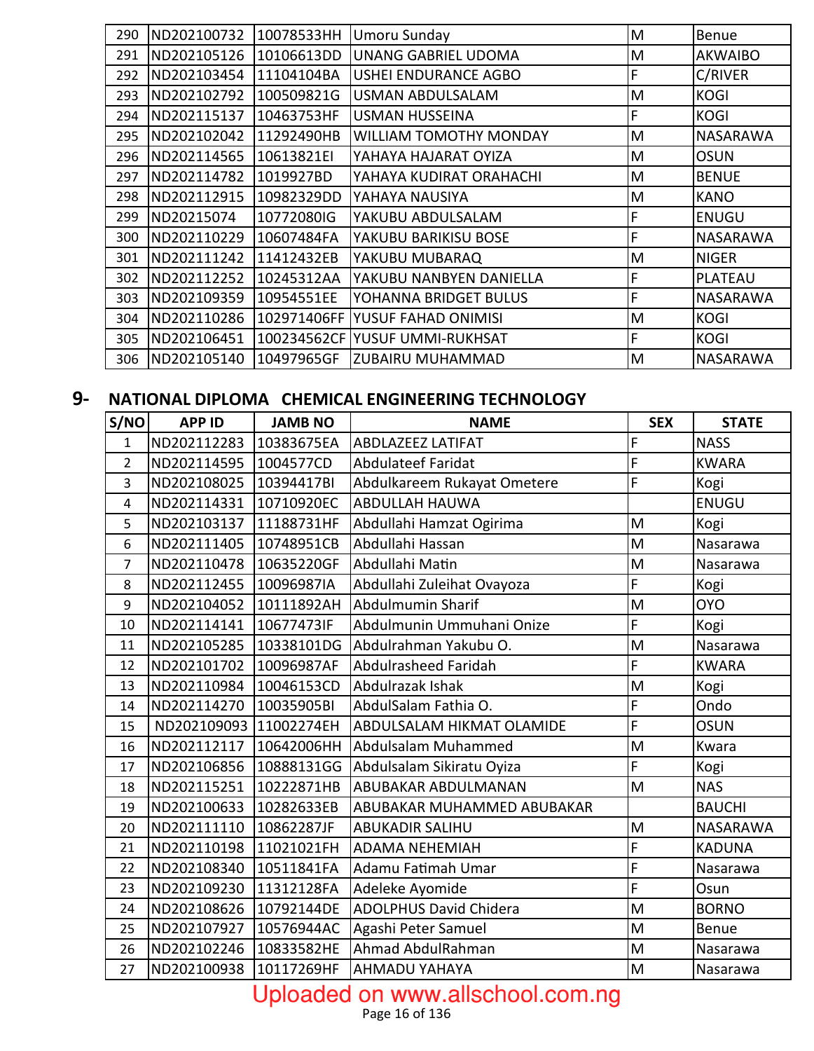| | | | | | |
|---|---|---|---|---|---|
| 290 | ND202100732 | 10078533HH | Umoru Sunday | M | Benue |
| 291 | ND202105126 | 10106613DD | UNANG GABRIEL UDOMA | M | AKWAIBO |
| 292 | ND202103454 | 11104104BA | USHEI ENDURANCE AGBO | F | C/RIVER |
| 293 | ND202102792 | 100509821G | USMAN ABDULSALAM | M | KOGI |
| 294 | ND202115137 | 10463753HF | USMAN HUSSEINA | F | KOGI |
| 295 | ND202102042 | 11292490HB | WILLIAM TOMOTHY MONDAY | M | NASARAWA |
| 296 | ND202114565 | 10613821EI | YAHAYA HAJARAT OYIZA | M | OSUN |
| 297 | ND202114782 | 1019927BD | YAHAYA KUDIRAT ORAHACHI | M | BENUE |
| 298 | ND202112915 | 10982329DD | YAHAYA NAUSIYA | M | KANO |
| 299 | ND20215074 | 10772080IG | YAKUBU ABDULSALAM | F | ENUGU |
| 300 | ND202110229 | 10607484FA | YAKUBU BARIKISU BOSE | F | NASARAWA |
| 301 | ND202111242 | 11412432EB | YAKUBU MUBARAQ | M | NIGER |
| 302 | ND202112252 | 10245312AA | YAKUBU NANBYEN DANIELLA | F | PLATEAU |
| 303 | ND202109359 | 10954551EE | YOHANNA BRIDGET BULUS | F | NASARAWA |
| 304 | ND202110286 | 102971406FF | YUSUF FAHAD ONIMISI | M | KOGI |
| 305 | ND202106451 | 100234562CF | YUSUF UMMI-RUKHSAT | F | KOGI |
| 306 | ND202105140 | 10497965GF | ZUBAIRU MUHAMMAD | M | NASARAWA |

## 9- NATIONAL DIPLOMA CHEMICAL ENGINEERING TECHNOLOGY

| S/NO | APP ID | JAMB NO | NAME | SEX | STATE |
|---|---|---|---|---|---|
| 1 | ND202112283 | 10383675EA | ABDLAZEEZ LATIFAT | F | NASS |
| 2 | ND202114595 | 1004577CD | Abdulateef Faridat | F | KWARA |
| 3 | ND202108025 | 10394417BI | Abdulkareem Rukayat Ometere | F | Kogi |
| 4 | ND202114331 | 10710920EC | ABDULLAH HAUWA | | ENUGU |
| 5 | ND202103137 | 11188731HF | Abdullahi Hamzat Ogirima | M | Kogi |
| 6 | ND202111405 | 10748951CB | Abdullahi Hassan | M | Nasarawa |
| 7 | ND202110478 | 10635220GF | Abdullahi Matin | M | Nasarawa |
| 8 | ND202112455 | 10096987IA | Abdullahi Zuleihat Ovayoza | F | Kogi |
| 9 | ND202104052 | 10111892AH | Abdulmumin Sharif | M | OYO |
| 10 | ND202114141 | 10677473IF | Abdulmunin Ummuhani Onize | F | Kogi |
| 11 | ND202105285 | 10338101DG | Abdulrahman Yakubu O. | M | Nasarawa |
| 12 | ND202101702 | 10096987AF | Abdulrasheed Faridah | F | KWARA |
| 13 | ND202110984 | 10046153CD | Abdulrazak Ishak | M | Kogi |
| 14 | ND202114270 | 10035905BI | AbdulSalam Fathia O. | F | Ondo |
| 15 | ND202109093 | 11002274EH | ABDULSALAM HIKMAT OLAMIDE | F | OSUN |
| 16 | ND202112117 | 10642006HH | Abdulsalam Muhammed | M | Kwara |
| 17 | ND202106856 | 10888131GG | Abdulsalam Sikiratu Oyiza | F | Kogi |
| 18 | ND202115251 | 10222871HB | ABUBAKAR ABDULMANAN | M | NAS |
| 19 | ND202100633 | 10282633EB | ABUBAKAR MUHAMMED ABUBAKAR | | BAUCHI |
| 20 | ND202111110 | 10862287JF | ABUKADIR SALIHU | M | NASARAWA |
| 21 | ND202110198 | 11021021FH | ADAMA NEHEMIAH | F | KADUNA |
| 22 | ND202108340 | 10511841FA | Adamu Fatimah Umar | F | Nasarawa |
| 23 | ND202109230 | 11312128FA | Adeleke Ayomide | F | Osun |
| 24 | ND202108626 | 10792144DE | ADOLPHUS David Chidera | M | BORNO |
| 25 | ND202107927 | 10576944AC | Agashi Peter Samuel | M | Benue |
| 26 | ND202102246 | 10833582HE | Ahmad AbdulRahman | M | Nasarawa |
| 27 | ND202100938 | 10117269HF | AHMADU YAHAYA | M | Nasarawa |

Uploaded on www.allschool.com.ng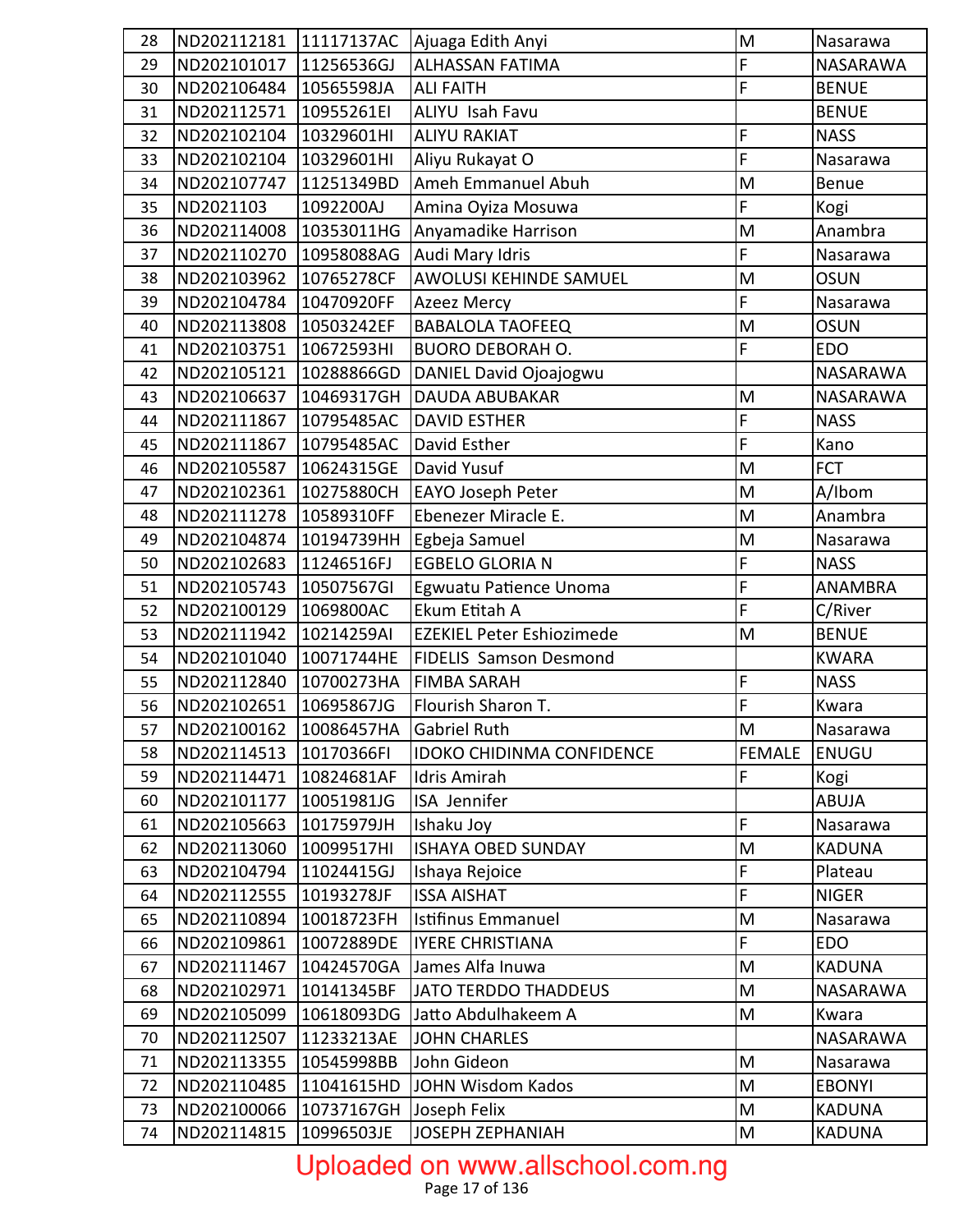| | | | | | |
|---|---|---|---|---|---|
| 28 | ND202112181 | 11117137AC | Ajuaga Edith Anyi | M | Nasarawa |
| 29 | ND202101017 | 11256536GJ | ALHASSAN FATIMA | F | NASARAWA |
| 30 | ND202106484 | 10565598JA | ALI FAITH | F | BENUE |
| 31 | ND202112571 | 10955261EI | ALIYU Isah Favu | | BENUE |
| 32 | ND202102104 | 10329601HI | ALIYU RAKIAT | F | NASS |
| 33 | ND202102104 | 10329601HI | Aliyu Rukayat O | F | Nasarawa |
| 34 | ND202107747 | 11251349BD | Ameh Emmanuel Abuh | M | Benue |
| 35 | ND2021103 | 1092200AJ | Amina Oyiza Mosuwa | F | Kogi |
| 36 | ND202114008 | 10353011HG | Anyamadike Harrison | M | Anambra |
| 37 | ND202110270 | 10958088AG | Audi Mary Idris | F | Nasarawa |
| 38 | ND202103962 | 10765278CF | AWOLUSI KEHINDE SAMUEL | M | OSUN |
| 39 | ND202104784 | 10470920FF | Azeez Mercy | F | Nasarawa |
| 40 | ND202113808 | 10503242EF | BABALOLA TAOFEEQ | M | OSUN |
| 41 | ND202103751 | 10672593HI | BUORO DEBORAH O. | F | EDO |
| 42 | ND202105121 | 10288866GD | DANIEL David Ojoajogwu | | NASARAWA |
| 43 | ND202106637 | 10469317GH | DAUDA ABUBAKAR | M | NASARAWA |
| 44 | ND202111867 | 10795485AC | DAVID ESTHER | F | NASS |
| 45 | ND202111867 | 10795485AC | David Esther | F | Kano |
| 46 | ND202105587 | 10624315GE | David Yusuf | M | FCT |
| 47 | ND202102361 | 10275880CH | EAYO Joseph Peter | M | A/Ibom |
| 48 | ND202111278 | 10589310FF | Ebenezer Miracle E. | M | Anambra |
| 49 | ND202104874 | 10194739HH | Egbeja Samuel | M | Nasarawa |
| 50 | ND202102683 | 11246516FJ | EGBELO GLORIA N | F | NASS |
| 51 | ND202105743 | 10507567GI | Egwuatu Patience Unoma | F | ANAMBRA |
| 52 | ND202100129 | 1069800AC | Ekum Etitah A | F | C/River |
| 53 | ND202111942 | 10214259AI | EZEKIEL Peter Eshiozimede | M | BENUE |
| 54 | ND202101040 | 10071744HE | FIDELIS Samson Desmond | | KWARA |
| 55 | ND202112840 | 10700273HA | FIMBA SARAH | F | NASS |
| 56 | ND202102651 | 10695867JG | Flourish Sharon T. | F | Kwara |
| 57 | ND202100162 | 10086457HA | Gabriel Ruth | M | Nasarawa |
| 58 | ND202114513 | 10170366FI | IDOKO CHIDINMA CONFIDENCE | FEMALE | ENUGU |
| 59 | ND202114471 | 10824681AF | Idris Amirah | F | Kogi |
| 60 | ND202101177 | 10051981JG | ISA Jennifer | | ABUJA |
| 61 | ND202105663 | 10175979JH | Ishaku Joy | F | Nasarawa |
| 62 | ND202113060 | 10099517HI | ISHAYA OBED SUNDAY | M | KADUNA |
| 63 | ND202104794 | 11024415GJ | Ishaya Rejoice | F | Plateau |
| 64 | ND202112555 | 10193278JF | ISSA AISHAT | F | NIGER |
| 65 | ND202110894 | 10018723FH | Istifinus Emmanuel | M | Nasarawa |
| 66 | ND202109861 | 10072889DE | IYERE CHRISTIANA | F | EDO |
| 67 | ND202111467 | 10424570GA | James Alfa Inuwa | M | KADUNA |
| 68 | ND202102971 | 10141345BF | JATO TERDDO THADDEUS | M | NASARAWA |
| 69 | ND202105099 | 10618093DG | Jatto Abdulhakeem A | M | Kwara |
| 70 | ND202112507 | 11233213AE | JOHN CHARLES | | NASARAWA |
| 71 | ND202113355 | 10545998BB | John Gideon | M | Nasarawa |
| 72 | ND202110485 | 11041615HD | JOHN Wisdom Kados | M | EBONYI |
| 73 | ND202100066 | 10737167GH | Joseph Felix | M | KADUNA |
| 74 | ND202114815 | 10996503JE | JOSEPH ZEPHANIAH | M | KADUNA |

Uploaded on www.allschool.com.ng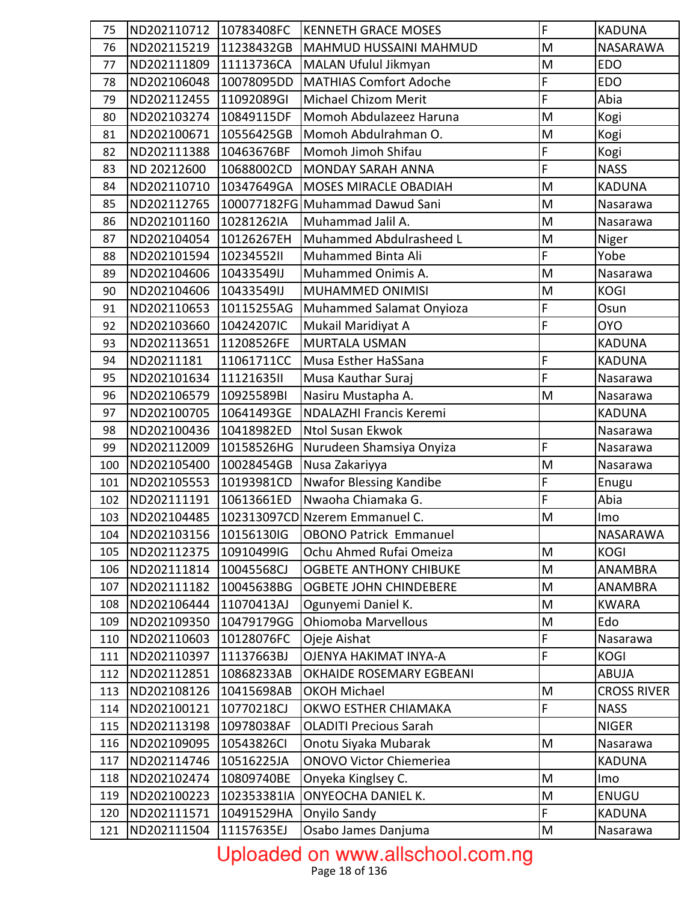| | | | | | |
|---|---|---|---|---|---|
| 75 | ND202110712 | 10783408FC | KENNETH GRACE MOSES | F | KADUNA |
| 76 | ND202115219 | 11238432GB | MAHMUD HUSSAINI MAHMUD | M | NASARAWA |
| 77 | ND202111809 | 11113736CA | MALAN Ufulul Jikmyan | M | EDO |
| 78 | ND202106048 | 10078095DD | MATHIAS Comfort Adoche | F | EDO |
| 79 | ND202112455 | 11092089GI | Michael Chizom Merit | F | Abia |
| 80 | ND202103274 | 10849115DF | Momoh Abdulazeez Haruna | M | Kogi |
| 81 | ND202100671 | 10556425GB | Momoh Abdulrahman O. | M | Kogi |
| 82 | ND202111388 | 10463676BF | Momoh Jimoh Shifau | F | Kogi |
| 83 | ND 20212600 | 10688002CD | MONDAY SARAH ANNA | F | NASS |
| 84 | ND202110710 | 10347649GA | MOSES MIRACLE OBADIAH | M | KADUNA |
| 85 | ND202112765 | 100077182FG | Muhammad Dawud Sani | M | Nasarawa |
| 86 | ND202101160 | 10281262IA | Muhammad Jalil A. | M | Nasarawa |
| 87 | ND202104054 | 10126267EH | Muhammed Abdulrasheed L | M | Niger |
| 88 | ND202101594 | 10234552II | Muhammed Binta Ali | F | Yobe |
| 89 | ND202104606 | 10433549IJ | Muhammed Onimis A. | M | Nasarawa |
| 90 | ND202104606 | 10433549IJ | MUHAMMED ONIMISI | M | KOGI |
| 91 | ND202110653 | 10115255AG | Muhammed Salamat Onyioza | F | Osun |
| 92 | ND202103660 | 10424207IC | Mukail Maridiyat A | F | OYO |
| 93 | ND202113651 | 11208526FE | MURTALA USMAN | | KADUNA |
| 94 | ND20211181 | 11061711CC | Musa Esther HaSSana | F | KADUNA |
| 95 | ND202101634 | 11121635II | Musa Kauthar Suraj | F | Nasarawa |
| 96 | ND202106579 | 10925589BI | Nasiru Mustapha A. | M | Nasarawa |
| 97 | ND202100705 | 10641493GE | NDALAZHI Francis Keremi | | KADUNA |
| 98 | ND202100436 | 10418982ED | Ntol Susan Ekwok | | Nasarawa |
| 99 | ND202112009 | 10158526HG | Nurudeen Shamsiya Onyiza | F | Nasarawa |
| 100 | ND202105400 | 10028454GB | Nusa Zakariyya | M | Nasarawa |
| 101 | ND202105553 | 10193981CD | Nwafor Blessing Kandibe | F | Enugu |
| 102 | ND202111191 | 10613661ED | Nwaoha Chiamaka G. | F | Abia |
| 103 | ND202104485 | 102313097CD | Nzerem Emmanuel C. | M | Imo |
| 104 | ND202103156 | 10156130IG | OBONO Patrick Emmanuel | | NASARAWA |
| 105 | ND202112375 | 10910499IG | Ochu Ahmed Rufai Omeiza | M | KOGI |
| 106 | ND202111814 | 10045568CJ | OGBETE ANTHONY CHIBUKE | M | ANAMBRA |
| 107 | ND202111182 | 10045638BG | OGBETE JOHN CHINDEBERE | M | ANAMBRA |
| 108 | ND202106444 | 11070413AJ | Ogunyemi Daniel K. | M | KWARA |
| 109 | ND202109350 | 10479179GG | Ohiomoba Marvellous | M | Edo |
| 110 | ND202110603 | 10128076FC | Ojeje Aishat | F | Nasarawa |
| 111 | ND202110397 | 11137663BJ | OJENYA HAKIMAT INYA-A | F | KOGI |
| 112 | ND202112851 | 10868233AB | OKHAIDE ROSEMARY EGBEANI | | ABUJA |
| 113 | ND202108126 | 10415698AB | OKOH Michael | M | CROSS RIVER |
| 114 | ND202100121 | 10770218CJ | OKWO ESTHER CHIAMAKA | F | NASS |
| 115 | ND202113198 | 10978038AF | OLADITI Precious Sarah | | NIGER |
| 116 | ND202109095 | 10543826CI | Onotu Siyaka Mubarak | M | Nasarawa |
| 117 | ND202114746 | 10516225JA | ONOVO Victor Chiemeriea | | KADUNA |
| 118 | ND202102474 | 10809740BE | Onyeka Kinglsey C. | M | Imo |
| 119 | ND202100223 | 102353381IA | ONYEOCHA DANIEL K. | M | ENUGU |
| 120 | ND202111571 | 10491529HA | Onyilo Sandy | F | KADUNA |
| 121 | ND202111504 | 11157635EJ | Osabo James Danjuma | M | Nasarawa |

Uploaded on www.allschool.com.ng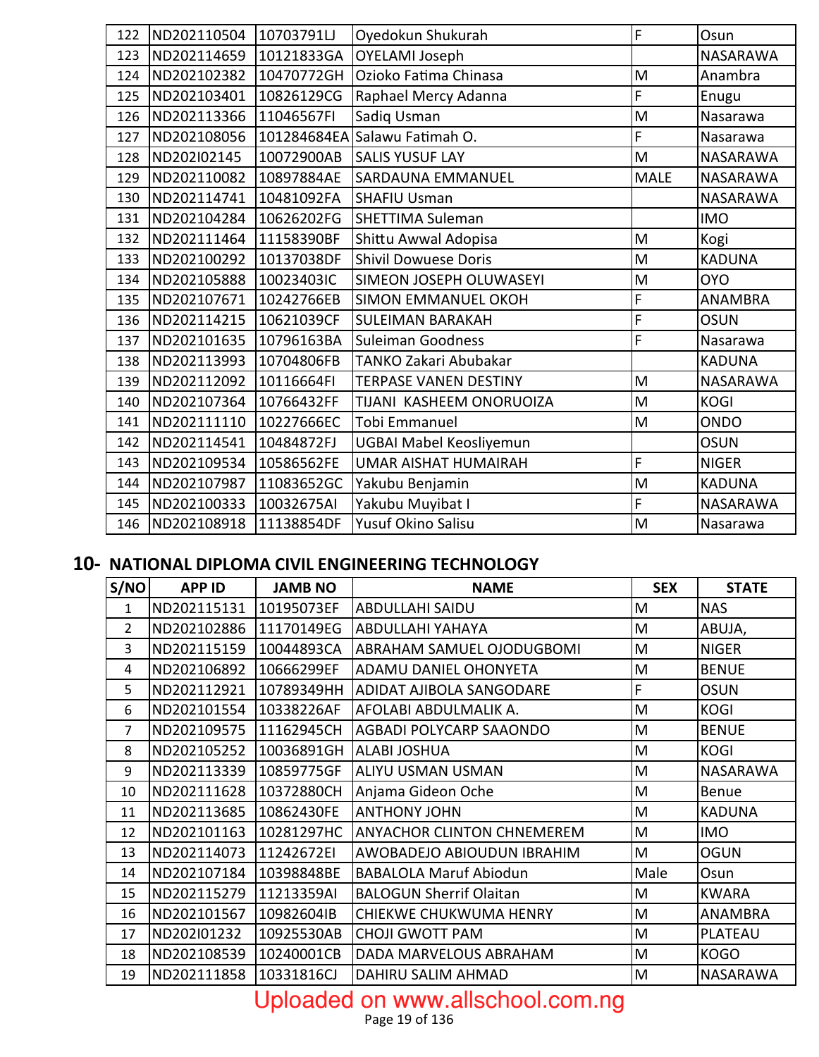| | | | | | |
|---|---|---|---|---|---|
| 122 | ND202110504 | 10703791LJ | Oyedokun Shukurah | F | Osun |
| 123 | ND202114659 | 10121833GA | OYELAMI Joseph | | NASARAWA |
| 124 | ND202102382 | 10470772GH | Ozioko Fatima Chinasa | M | Anambra |
| 125 | ND202103401 | 10826129CG | Raphael Mercy Adanna | F | Enugu |
| 126 | ND202113366 | 11046567FI | Sadiq Usman | M | Nasarawa |
| 127 | ND202108056 | 101284684EA | Salawu Fatimah O. | F | Nasarawa |
| 128 | ND202I02145 | 10072900AB | SALIS YUSUF LAY | M | NASARAWA |
| 129 | ND202110082 | 10897884AE | SARDAUNA EMMANUEL | MALE | NASARAWA |
| 130 | ND202114741 | 10481092FA | SHAFIU Usman | | NASARAWA |
| 131 | ND202104284 | 10626202FG | SHETTIMA Suleman | | IMO |
| 132 | ND202111464 | 11158390BF | Shittu Awwal Adopisa | M | Kogi |
| 133 | ND202100292 | 10137038DF | Shivil Dowuese Doris | M | KADUNA |
| 134 | ND202105888 | 10023403IC | SIMEON JOSEPH OLUWASEYI | M | OYO |
| 135 | ND202107671 | 10242766EB | SIMON EMMANUEL OKOH | F | ANAMBRA |
| 136 | ND202114215 | 10621039CF | SULEIMAN BARAKAH | F | OSUN |
| 137 | ND202101635 | 10796163BA | Suleiman Goodness | F | Nasarawa |
| 138 | ND202113993 | 10704806FB | TANKO Zakari Abubakar | | KADUNA |
| 139 | ND202112092 | 10116664FI | TERPASE VANEN DESTINY | M | NASARAWA |
| 140 | ND202107364 | 10766432FF | TIJANI KASHEEM ONORUOIZA | M | KOGI |
| 141 | ND202111110 | 10227666EC | Tobi Emmanuel | M | ONDO |
| 142 | ND202114541 | 10484872FJ | UGBAI Mabel Keosliyemun | | OSUN |
| 143 | ND202109534 | 10586562FE | UMAR AISHAT HUMAIRAH | F | NIGER |
| 144 | ND202107987 | 11083652GC | Yakubu Benjamin | M | KADUNA |
| 145 | ND202100333 | 10032675AI | Yakubu Muyibat I | F | NASARAWA |
| 146 | ND202108918 | 11138854DF | Yusuf Okino Salisu | M | Nasarawa |

## 10- NATIONAL DIPLOMA CIVIL ENGINEERING TECHNOLOGY

| S/NO | APP ID | JAMB NO | NAME | SEX | STATE |
|---|---|---|---|---|---|
| 1 | ND202115131 | 10195073EF | ABDULLAHI SAIDU | M | NAS |
| 2 | ND202102886 | 11170149EG | ABDULLAHI YAHAYA | M | ABUJA, |
| 3 | ND202115159 | 10044893CA | ABRAHAM SAMUEL OJODUGBOMI | M | NIGER |
| 4 | ND202106892 | 10666299EF | ADAMU DANIEL OHONYETA | M | BENUE |
| 5 | ND202112921 | 10789349HH | ADIDAT AJIBOLA SANGODARE | F | OSUN |
| 6 | ND202101554 | 10338226AF | AFOLABI ABDULMALIK A. | M | KOGI |
| 7 | ND202109575 | 11162945CH | AGBADI POLYCARP SAAONDO | M | BENUE |
| 8 | ND202105252 | 10036891GH | ALABI JOSHUA | M | KOGI |
| 9 | ND202113339 | 10859775GF | ALIYU USMAN USMAN | M | NASARAWA |
| 10 | ND202111628 | 10372880CH | Anjama Gideon Oche | M | Benue |
| 11 | ND202113685 | 10862430FE | ANTHONY JOHN | M | KADUNA |
| 12 | ND202101163 | 10281297HC | ANYACHOR CLINTON CHNEMEREM | M | IMO |
| 13 | ND202114073 | 11242672EI | AWOBADEJO ABIOUDUN IBRAHIM | M | OGUN |
| 14 | ND202107184 | 10398848BE | BABALOLA Maruf Abiodun | Male | Osun |
| 15 | ND202115279 | 11213359AI | BALOGUN Sherrif Olaitan | M | KWARA |
| 16 | ND202101567 | 10982604IB | CHIEKWE CHUKWUMA HENRY | M | ANAMBRA |
| 17 | ND202I01232 | 10925530AB | CHOJI GWOTT PAM | M | PLATEAU |
| 18 | ND202108539 | 10240001CB | DADA MARVELOUS ABRAHAM | M | KOGO |
| 19 | ND202111858 | 10331816CJ | DAHIRU SALIM AHMAD | M | NASARAWA |

Uploaded on www.allschool.com.ng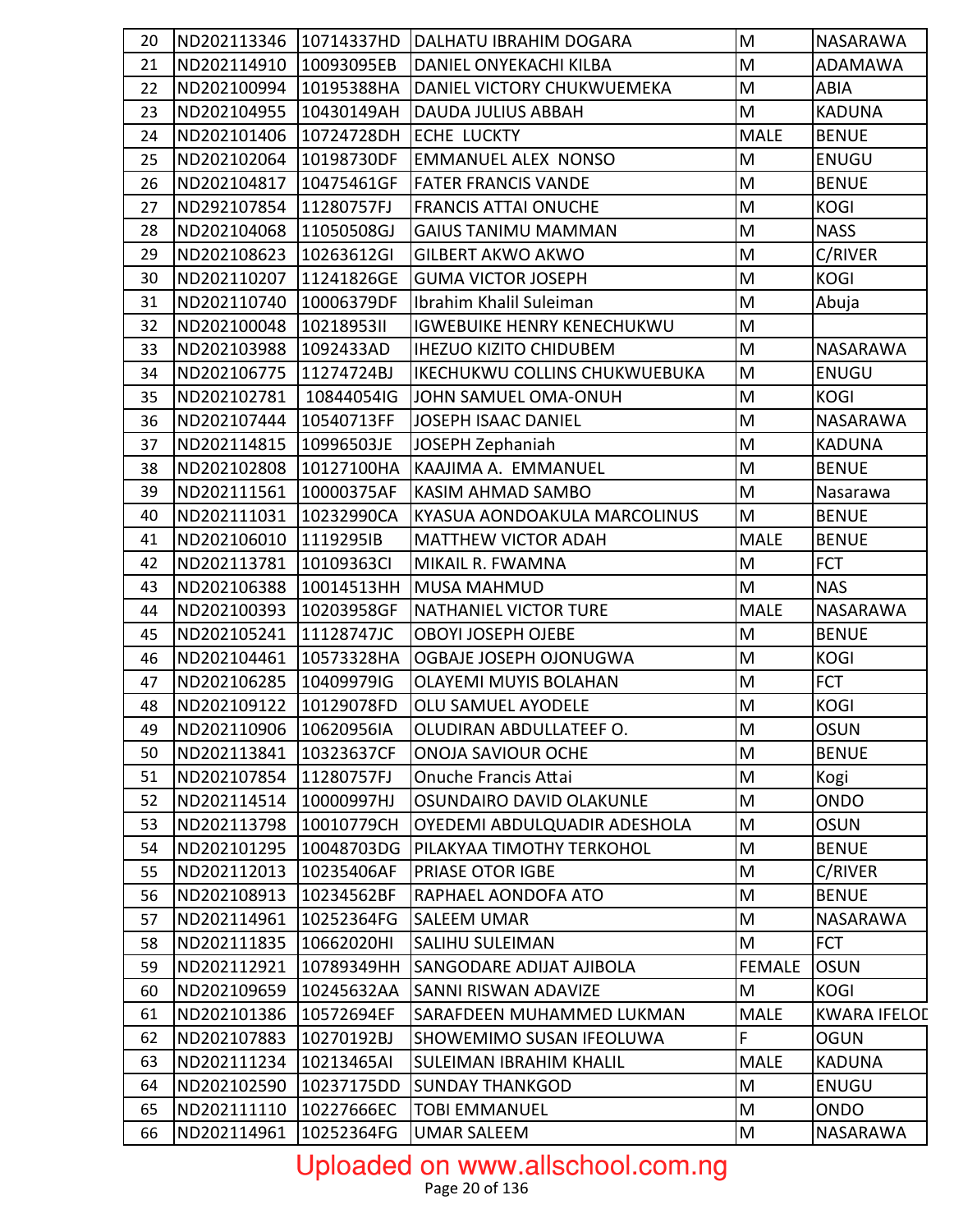| | | | | | |
|---|---|---|---|---|---|
| 20 | ND202113346 | 10714337HD | DALHATU IBRAHIM DOGARA | M | NASARAWA |
| 21 | ND202114910 | 10093095EB | DANIEL ONYEKACHI KILBA | M | ADAMAWA |
| 22 | ND202100994 | 10195388HA | DANIEL VICTORY CHUKWUEMEKA | M | ABIA |
| 23 | ND202104955 | 10430149AH | DAUDA JULIUS ABBAH | M | KADUNA |
| 24 | ND202101406 | 10724728DH | ECHE LUCKTY | MALE | BENUE |
| 25 | ND202102064 | 10198730DF | EMMANUEL ALEX NONSO | M | ENUGU |
| 26 | ND202104817 | 10475461GF | FATER FRANCIS VANDE | M | BENUE |
| 27 | ND292107854 | 11280757FJ | FRANCIS ATTAI ONUCHE | M | KOGI |
| 28 | ND202104068 | 11050508GJ | GAIUS TANIMU MAMMAN | M | NASS |
| 29 | ND202108623 | 10263612GI | GILBERT AKWO AKWO | M | C/RIVER |
| 30 | ND202110207 | 11241826GE | GUMA VICTOR JOSEPH | M | KOGI |
| 31 | ND202110740 | 10006379DF | Ibrahim Khalil Suleiman | M | Abuja |
| 32 | ND202100048 | 10218953II | IGWEBUIKE HENRY KENECHUKWU | M | |
| 33 | ND202103988 | 1092433AD | IHEZUO KIZITO CHIDUBEM | M | NASARAWA |
| 34 | ND202106775 | 11274724BJ | IKECHUKWU COLLINS CHUKWUEBUKA | M | ENUGU |
| 35 | ND202102781 | 10844054IG | JOHN SAMUEL OMA-ONUH | M | KOGI |
| 36 | ND202107444 | 10540713FF | JOSEPH ISAAC DANIEL | M | NASARAWA |
| 37 | ND202114815 | 10996503JE | JOSEPH Zephaniah | M | KADUNA |
| 38 | ND202102808 | 10127100HA | KAAJIMA A. EMMANUEL | M | BENUE |
| 39 | ND202111561 | 10000375AF | KASIM AHMAD SAMBO | M | Nasarawa |
| 40 | ND202111031 | 10232990CA | KYASUA AONDOAKULA MARCOLINUS | M | BENUE |
| 41 | ND202106010 | 1119295IB | MATTHEW VICTOR ADAH | MALE | BENUE |
| 42 | ND202113781 | 10109363CI | MIKAIL R. FWAMNA | M | FCT |
| 43 | ND202106388 | 10014513HH | MUSA MAHMUD | M | NAS |
| 44 | ND202100393 | 10203958GF | NATHANIEL VICTOR TURE | MALE | NASARAWA |
| 45 | ND202105241 | 11128747JC | OBOYI JOSEPH OJEBE | M | BENUE |
| 46 | ND202104461 | 10573328HA | OGBAJE JOSEPH OJONUGWA | M | KOGI |
| 47 | ND202106285 | 10409979IG | OLAYEMI MUYIS BOLAHAN | M | FCT |
| 48 | ND202109122 | 10129078FD | OLU SAMUEL AYODELE | M | KOGI |
| 49 | ND202110906 | 10620956IA | OLUDIRAN ABDULLATEEF O. | M | OSUN |
| 50 | ND202113841 | 10323637CF | ONOJA SAVIOUR OCHE | M | BENUE |
| 51 | ND202107854 | 11280757FJ | Onuche Francis Attai | M | Kogi |
| 52 | ND202114514 | 10000997HJ | OSUNDAIRO DAVID OLAKUNLE | M | ONDO |
| 53 | ND202113798 | 10010779CH | OYEDEMI ABDULQUADIR ADESHOLA | M | OSUN |
| 54 | ND202101295 | 10048703DG | PILAKYAA TIMOTHY TERKOHOL | M | BENUE |
| 55 | ND202112013 | 10235406AF | PRIASE OTOR IGBE | M | C/RIVER |
| 56 | ND202108913 | 10234562BF | RAPHAEL AONDOFA ATO | M | BENUE |
| 57 | ND202114961 | 10252364FG | SALEEM UMAR | M | NASARAWA |
| 58 | ND202111835 | 10662020HI | SALIHU SULEIMAN | M | FCT |
| 59 | ND202112921 | 10789349HH | SANGODARE ADIJAT AJIBOLA | FEMALE | OSUN |
| 60 | ND202109659 | 10245632AA | SANNI RISWAN ADAVIZE | M | KOGI |
| 61 | ND202101386 | 10572694EF | SARAFDEEN MUHAMMED LUKMAN | MALE | KWARA IFELOD |
| 62 | ND202107883 | 10270192BJ | SHOWEMIMO SUSAN IFEOLUWA | F | OGUN |
| 63 | ND202111234 | 10213465AI | SULEIMAN IBRAHIM KHALIL | MALE | KADUNA |
| 64 | ND202102590 | 10237175DD | SUNDAY THANKGOD | M | ENUGU |
| 65 | ND202111110 | 10227666EC | TOBI EMMANUEL | M | ONDO |
| 66 | ND202114961 | 10252364FG | UMAR SALEEM | M | NASARAWA |

Uploaded on www.allschool.com.ng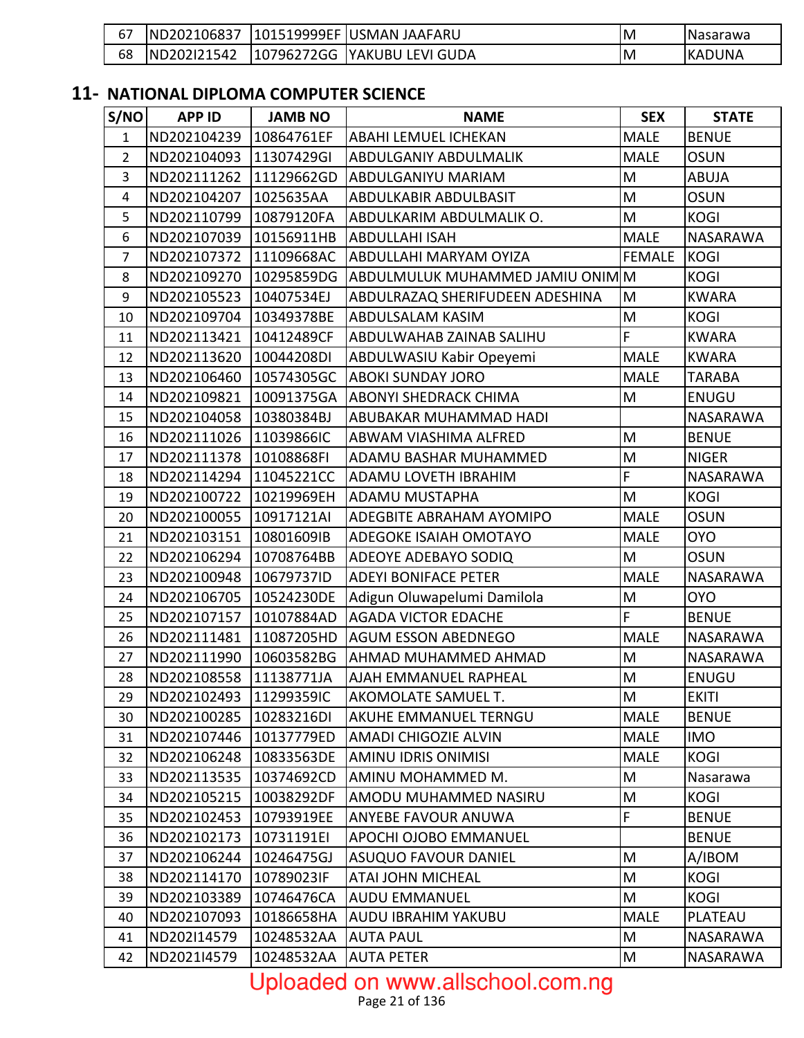| | | | | | |
|---|---|---|---|---|---|
| 67 | ND202106837 | 101519999EF | USMAN JAAFARU | M | Nasarawa |
| 68 | ND202I21542 | 10796272GG | YAKUBU LEVI GUDA | M | KADUNA |

## 11- NATIONAL DIPLOMA COMPUTER SCIENCE

| S/NO | APP ID | JAMB NO | NAME | SEX | STATE |
|---|---|---|---|---|---|
| 1 | ND202104239 | 10864761EF | ABAHI LEMUEL ICHEKAN | MALE | BENUE |
| 2 | ND202104093 | 11307429GI | ABDULGANIY ABDULMALIK | MALE | OSUN |
| 3 | ND202111262 | 11129662GD | ABDULGANIYU MARIAM | M | ABUJA |
| 4 | ND202104207 | 1025635AA | ABDULKABIR ABDULBASIT | M | OSUN |
| 5 | ND202110799 | 10879120FA | ABDULKARIM ABDULMALIK O. | M | KOGI |
| 6 | ND202107039 | 10156911HB | ABDULLAHI ISAH | MALE | NASARAWA |
| 7 | ND202107372 | 11109668AC | ABDULLAHI MARYAM OYIZA | FEMALE | KOGI |
| 8 | ND202109270 | 10295859DG | ABDULMULUK MUHAMMED JAMIU ONIM | M | KOGI |
| 9 | ND202105523 | 10407534EJ | ABDULRAZAQ SHERIFUDEEN ADESHINA | M | KWARA |
| 10 | ND202109704 | 10349378BE | ABDULSALAM KASIM | M | KOGI |
| 11 | ND202113421 | 10412489CF | ABDULWAHAB ZAINAB SALIHU | F | KWARA |
| 12 | ND202113620 | 10044208DI | ABDULWASIU Kabir Opeyemi | MALE | KWARA |
| 13 | ND202106460 | 10574305GC | ABOKI SUNDAY JORO | MALE | TARABA |
| 14 | ND202109821 | 10091375GA | ABONYI SHEDRACK CHIMA | M | ENUGU |
| 15 | ND202104058 | 10380384BJ | ABUBAKAR MUHAMMAD HADI | | NASARAWA |
| 16 | ND202111026 | 11039866IC | ABWAM VIASHIMA ALFRED | M | BENUE |
| 17 | ND202111378 | 10108868FI | ADAMU BASHAR MUHAMMED | M | NIGER |
| 18 | ND202114294 | 11045221CC | ADAMU LOVETH IBRAHIM | F | NASARAWA |
| 19 | ND202100722 | 10219969EH | ADAMU MUSTAPHA | M | KOGI |
| 20 | ND202100055 | 10917121AI | ADEGBITE ABRAHAM AYOMIPO | MALE | OSUN |
| 21 | ND202103151 | 10801609IB | ADEGOKE ISAIAH OMOTAYO | MALE | OYO |
| 22 | ND202106294 | 10708764BB | ADEOYE ADEBAYO SODIQ | M | OSUN |
| 23 | ND202100948 | 10679737ID | ADEYI BONIFACE PETER | MALE | NASARAWA |
| 24 | ND202106705 | 10524230DE | Adigun Oluwapelumi Damilola | M | OYO |
| 25 | ND202107157 | 10107884AD | AGADA VICTOR EDACHE | F | BENUE |
| 26 | ND202111481 | 11087205HD | AGUM ESSON ABEDNEGO | MALE | NASARAWA |
| 27 | ND202111990 | 10603582BG | AHMAD MUHAMMED AHMAD | M | NASARAWA |
| 28 | ND202108558 | 11138771JA | AJAH EMMANUEL RAPHEAL | M | ENUGU |
| 29 | ND202102493 | 11299359IC | AKOMOLATE SAMUEL T. | M | EKITI |
| 30 | ND202100285 | 10283216DI | AKUHE EMMANUEL TERNGU | MALE | BENUE |
| 31 | ND202107446 | 10137779ED | AMADI CHIGOZIE ALVIN | MALE | IMO |
| 32 | ND202106248 | 10833563DE | AMINU IDRIS ONIMISI | MALE | KOGI |
| 33 | ND202113535 | 10374692CD | AMINU MOHAMMED M. | M | Nasarawa |
| 34 | ND202105215 | 10038292DF | AMODU MUHAMMED NASIRU | M | KOGI |
| 35 | ND202102453 | 10793919EE | ANYEBE FAVOUR ANUWA | F | BENUE |
| 36 | ND202102173 | 10731191EI | APOCHI OJOBO EMMANUEL | | BENUE |
| 37 | ND202106244 | 10246475GJ | ASUQUO FAVOUR DANIEL | M | A/IBOM |
| 38 | ND202114170 | 10789023IF | ATAI JOHN MICHEAL | M | KOGI |
| 39 | ND202103389 | 10746476CA | AUDU EMMANUEL | M | KOGI |
| 40 | ND202107093 | 10186658HA | AUDU IBRAHIM YAKUBU | MALE | PLATEAU |
| 41 | ND202I14579 | 10248532AA | AUTA PAUL | M | NASARAWA |
| 42 | ND202I14579 | 10248532AA | AUTA PETER | M | NASARAWA |

Uploaded on www.allschool.com.ng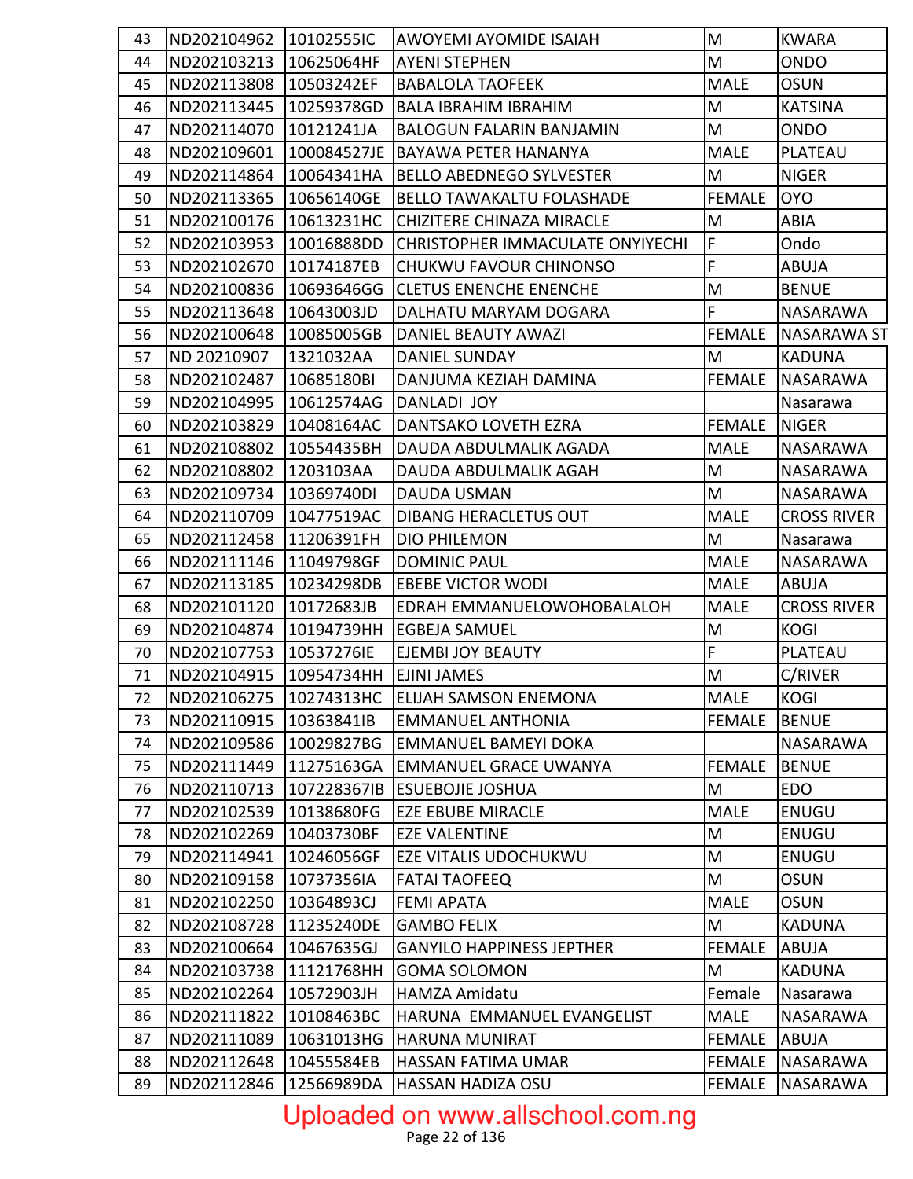| | | | | | |
|---|---|---|---|---|---|
| 43 | ND202104962 | 10102555IC | AWOYEMI AYOMIDE ISAIAH | M | KWARA |
| 44 | ND202103213 | 10625064HF | AYENI STEPHEN | M | ONDO |
| 45 | ND202113808 | 10503242EF | BABALOLA TAOFEEK | MALE | OSUN |
| 46 | ND202113445 | 10259378GD | BALA IBRAHIM IBRAHIM | M | KATSINA |
| 47 | ND202114070 | 10121241JA | BALOGUN FALARIN BANJAMIN | M | ONDO |
| 48 | ND202109601 | 100084527JE | BAYAWA PETER HANANYA | MALE | PLATEAU |
| 49 | ND202114864 | 10064341HA | BELLO ABEDNEGO SYLVESTER | M | NIGER |
| 50 | ND202113365 | 10656140GE | BELLO TAWAKALTU FOLASHADE | FEMALE | OYO |
| 51 | ND202100176 | 10613231HC | CHIZITERE CHINAZA MIRACLE | M | ABIA |
| 52 | ND202103953 | 10016888DD | CHRISTOPHER IMMACULATE ONYIYECHI | F | Ondo |
| 53 | ND202102670 | 10174187EB | CHUKWU FAVOUR CHINONSO | F | ABUJA |
| 54 | ND202100836 | 10693646GG | CLETUS ENENCHE ENENCHE | M | BENUE |
| 55 | ND202113648 | 10643003JD | DALHATU MARYAM DOGARA | F | NASARAWA |
| 56 | ND202100648 | 10085005GB | DANIEL BEAUTY AWAZI | FEMALE | NASARAWA ST |
| 57 | ND 20210907 | 1321032AA | DANIEL SUNDAY | M | KADUNA |
| 58 | ND202102487 | 10685180BI | DANJUMA KEZIAH DAMINA | FEMALE | NASARAWA |
| 59 | ND202104995 | 10612574AG | DANLADI JOY | | Nasarawa |
| 60 | ND202103829 | 10408164AC | DANTSAKO LOVETH EZRA | FEMALE | NIGER |
| 61 | ND202108802 | 10554435BH | DAUDA ABDULMALIK AGADA | MALE | NASARAWA |
| 62 | ND202108802 | 1203103AA | DAUDA ABDULMALIK AGAH | M | NASARAWA |
| 63 | ND202109734 | 10369740DI | DAUDA USMAN | M | NASARAWA |
| 64 | ND202110709 | 10477519AC | DIBANG HERACLETUS OUT | MALE | CROSS RIVER |
| 65 | ND202112458 | 11206391FH | DIO PHILEMON | M | Nasarawa |
| 66 | ND202111146 | 11049798GF | DOMINIC PAUL | MALE | NASARAWA |
| 67 | ND202113185 | 10234298DB | EBEBE VICTOR WODI | MALE | ABUJA |
| 68 | ND202101120 | 10172683JB | EDRAH EMMANUELOWOHOBALALOH | MALE | CROSS RIVER |
| 69 | ND202104874 | 10194739HH | EGBEJA SAMUEL | M | KOGI |
| 70 | ND202107753 | 10537276IE | EJEMBI JOY BEAUTY | F | PLATEAU |
| 71 | ND202104915 | 10954734HH | EJINI JAMES | M | C/RIVER |
| 72 | ND202106275 | 10274313HC | ELIJAH SAMSON ENEMONA | MALE | KOGI |
| 73 | ND202110915 | 10363841IB | EMMANUEL ANTHONIA | FEMALE | BENUE |
| 74 | ND202109586 | 10029827BG | EMMANUEL BAMEYI DOKA | | NASARAWA |
| 75 | ND202111449 | 11275163GA | EMMANUEL GRACE UWANYA | FEMALE | BENUE |
| 76 | ND202110713 | 107228367IB | ESUEBOJIE JOSHUA | M | EDO |
| 77 | ND202102539 | 10138680FG | EZE EBUBE MIRACLE | MALE | ENUGU |
| 78 | ND202102269 | 10403730BF | EZE VALENTINE | M | ENUGU |
| 79 | ND202114941 | 10246056GF | EZE VITALIS UDOCHUKWU | M | ENUGU |
| 80 | ND202109158 | 10737356IA | FATAI TAOFEEQ | M | OSUN |
| 81 | ND202102250 | 10364893CJ | FEMI APATA | MALE | OSUN |
| 82 | ND202108728 | 11235240DE | GAMBO FELIX | M | KADUNA |
| 83 | ND202100664 | 10467635GJ | GANYILO HAPPINESS JEPTHER | FEMALE | ABUJA |
| 84 | ND202103738 | 11121768HH | GOMA SOLOMON | M | KADUNA |
| 85 | ND202102264 | 10572903JH | HAMZA Amidatu | Female | Nasarawa |
| 86 | ND202111822 | 10108463BC | HARUNA EMMANUEL EVANGELIST | MALE | NASARAWA |
| 87 | ND202111089 | 10631013HG | HARUNA MUNIRAT | FEMALE | ABUJA |
| 88 | ND202112648 | 10455584EB | HASSAN FATIMA UMAR | FEMALE | NASARAWA |
| 89 | ND202112846 | 12566989DA | HASSAN HADIZA OSU | FEMALE | NASARAWA |

Uploaded on www.allschool.com.ng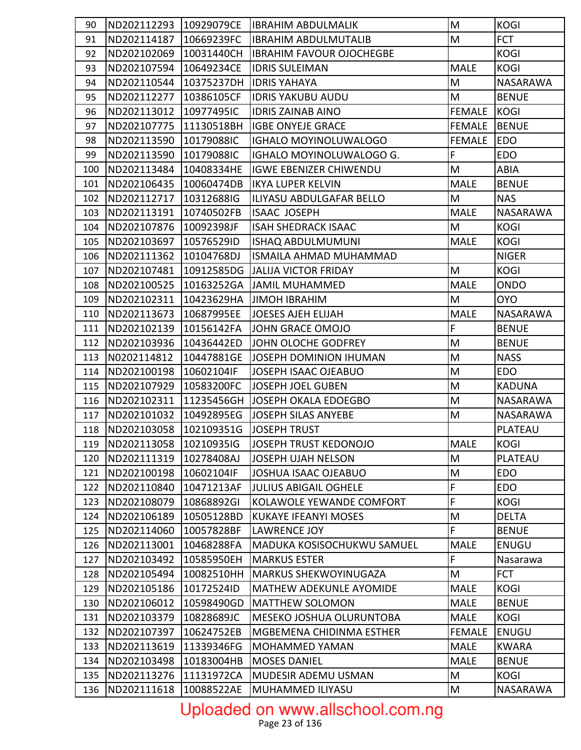| | | | | | |
|---|---|---|---|---|---|
| 90 | ND202112293 | 10929079CE | IBRAHIM ABDULMALIK | M | KOGI |
| 91 | ND202114187 | 10669239FC | IBRAHIM ABDULMUTALIB | M | FCT |
| 92 | ND202102069 | 10031440CH | IBRAHIM FAVOUR OJOCHEGBE | | KOGI |
| 93 | ND202107594 | 10649234CE | IDRIS SULEIMAN | MALE | KOGI |
| 94 | ND202110544 | 10375237DH | IDRIS YAHAYA | M | NASARAWA |
| 95 | ND202112277 | 10386105CF | IDRIS YAKUBU AUDU | M | BENUE |
| 96 | ND202113012 | 10977495IC | IDRIS ZAINAB AINO | FEMALE | KOGI |
| 97 | ND202107775 | 11130518BH | IGBE ONYEJE GRACE | FEMALE | BENUE |
| 98 | ND202113590 | 10179088IC | IGHALO MOYINOLUWALOGO | FEMALE | EDO |
| 99 | ND202113590 | 10179088IC | IGHALO MOYINOLUWALOGO G. | F | EDO |
| 100 | ND202113484 | 10408334HE | IGWE EBENIZER CHIWENDU | M | ABIA |
| 101 | ND202106435 | 10060474DB | IKYA LUPER KELVIN | MALE | BENUE |
| 102 | ND202112717 | 10312688IG | ILIYASU ABDULGAFAR BELLO | M | NAS |
| 103 | ND202113191 | 10740502FB | ISAAC JOSEPH | MALE | NASARAWA |
| 104 | ND202107876 | 10092398JF | ISAH SHEDRACK ISAAC | M | KOGI |
| 105 | ND202103697 | 10576529ID | ISHAQ ABDULMUMUNI | MALE | KOGI |
| 106 | ND202111362 | 10104768DJ | ISMAILA AHMAD MUHAMMAD | | NIGER |
| 107 | ND202107481 | 10912585DG | JALIJA VICTOR FRIDAY | M | KOGI |
| 108 | ND202100525 | 10163252GA | JAMIL MUHAMMED | MALE | ONDO |
| 109 | ND202102311 | 10423629HA | JIMOH IBRAHIM | M | OYO |
| 110 | ND202113673 | 10687995EE | JOESES AJEH ELIJAH | MALE | NASARAWA |
| 111 | ND202102139 | 10156142FA | JOHN GRACE OMOJO | F | BENUE |
| 112 | ND202103936 | 10436442ED | JOHN OLOCHE GODFREY | M | BENUE |
| 113 | N0202114812 | 10447881GE | JOSEPH DOMINION IHUMAN | M | NASS |
| 114 | ND202100198 | 10602104IF | JOSEPH ISAAC OJEABUO | M | EDO |
| 115 | ND202107929 | 10583200FC | JOSEPH JOEL GUBEN | M | KADUNA |
| 116 | ND202102311 | 11235456GH | JOSEPH OKALA EDOEGBO | M | NASARAWA |
| 117 | ND202101032 | 10492895EG | JOSEPH SILAS ANYEBE | M | NASARAWA |
| 118 | ND202103058 | 102109351G | JOSEPH TRUST | | PLATEAU |
| 119 | ND202113058 | 10210935IG | JOSEPH TRUST KEDONOJO | MALE | KOGI |
| 120 | ND202111319 | 10278408AJ | JOSEPH UJAH NELSON | M | PLATEAU |
| 121 | ND202100198 | 10602104IF | JOSHUA ISAAC OJEABUO | M | EDO |
| 122 | ND202110840 | 10471213AF | JULIUS ABIGAIL OGHELE | F | EDO |
| 123 | ND202108079 | 10868892GI | KOLAWOLE YEWANDE COMFORT | F | KOGI |
| 124 | ND202106189 | 10505128BD | KUKAYE IFEANYI MOSES | M | DELTA |
| 125 | ND202114060 | 10057828BF | LAWRENCE JOY | F | BENUE |
| 126 | ND202113001 | 10468288FA | MADUKA KOSISOCHUKWU SAMUEL | MALE | ENUGU |
| 127 | ND202103492 | 10585950EH | MARKUS ESTER | F | Nasarawa |
| 128 | ND202105494 | 10082510HH | MARKUS SHEKWOYINUGAZA | M | FCT |
| 129 | ND202105186 | 10172524ID | MATHEW ADEKUNLE AYOMIDE | MALE | KOGI |
| 130 | ND202106012 | 10598490GD | MATTHEW SOLOMON | MALE | BENUE |
| 131 | ND202103379 | 10828689JC | MESEKO JOSHUA OLURUNTOBA | MALE | KOGI |
| 132 | ND202107397 | 10624752EB | MGBEMENA CHIDINMA ESTHER | FEMALE | ENUGU |
| 133 | ND202113619 | 11339346FG | MOHAMMED YAMAN | MALE | KWARA |
| 134 | ND202103498 | 10183004HB | MOSES DANIEL | MALE | BENUE |
| 135 | ND202113276 | 11131972CA | MUDESIR ADEMU USMAN | M | KOGI |
| 136 | ND202111618 | 10088522AE | MUHAMMED ILIYASU | M | NASARAWA |

Uploaded on www.allschool.com.ng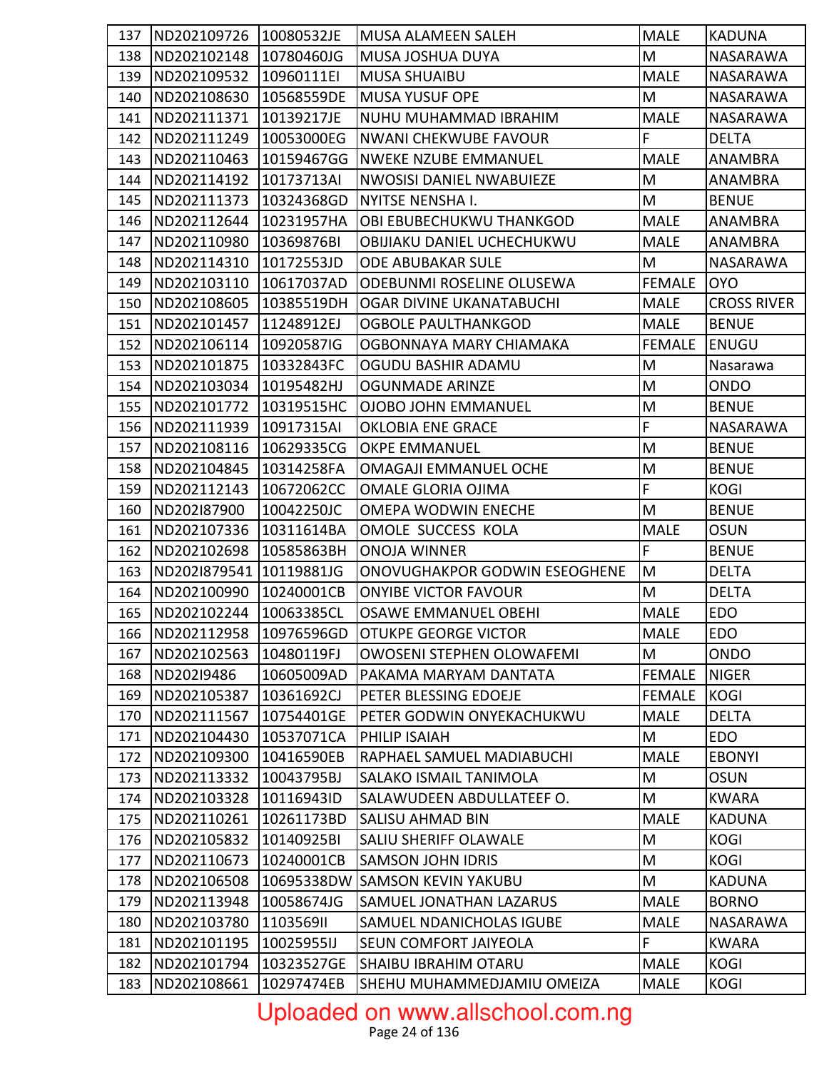| | | | | | |
|---|---|---|---|---|---|
| 137 | ND202109726 | 10080532JE | MUSA ALAMEEN SALEH | MALE | KADUNA |
| 138 | ND202102148 | 10780460JG | MUSA JOSHUA DUYA | M | NASARAWA |
| 139 | ND202109532 | 10960111EI | MUSA SHUAIBU | MALE | NASARAWA |
| 140 | ND202108630 | 10568559DE | MUSA YUSUF OPE | M | NASARAWA |
| 141 | ND202111371 | 10139217JE | NUHU MUHAMMAD IBRAHIM | MALE | NASARAWA |
| 142 | ND202111249 | 10053000EG | NWANI CHEKWUBE FAVOUR | F | DELTA |
| 143 | ND202110463 | 10159467GG | NWEKE NZUBE EMMANUEL | MALE | ANAMBRA |
| 144 | ND202114192 | 10173713AI | NWOSISI DANIEL NWABUIEZE | M | ANAMBRA |
| 145 | ND202111373 | 10324368GD | NYITSE NENSHA I. | M | BENUE |
| 146 | ND202112644 | 10231957HA | OBI EBUBECHUKWU THANKGOD | MALE | ANAMBRA |
| 147 | ND202110980 | 10369876BI | OBIJIAKU DANIEL UCHECHUKWU | MALE | ANAMBRA |
| 148 | ND202114310 | 10172553JD | ODE ABUBAKAR SULE | M | NASARAWA |
| 149 | ND202103110 | 10617037AD | ODEBUNMI ROSELINE OLUSEWA | FEMALE | OYO |
| 150 | ND202108605 | 10385519DH | OGAR DIVINE UKANATABUCHI | MALE | CROSS RIVER |
| 151 | ND202101457 | 11248912EJ | OGBOLE PAULTHANKGOD | MALE | BENUE |
| 152 | ND202106114 | 10920587IG | OGBONNAYA MARY CHIAMAKA | FEMALE | ENUGU |
| 153 | ND202101875 | 10332843FC | OGUDU BASHIR ADAMU | M | Nasarawa |
| 154 | ND202103034 | 10195482HJ | OGUNMADE ARINZE | M | ONDO |
| 155 | ND202101772 | 10319515HC | OJOBO JOHN EMMANUEL | M | BENUE |
| 156 | ND202111939 | 10917315AI | OKLOBIA ENE GRACE | F | NASARAWA |
| 157 | ND202108116 | 10629335CG | OKPE EMMANUEL | M | BENUE |
| 158 | ND202104845 | 10314258FA | OMAGAJI EMMANUEL OCHE | M | BENUE |
| 159 | ND202112143 | 10672062CC | OMALE GLORIA OJIMA | F | KOGI |
| 160 | ND202I87900 | 10042250JC | OMEPA WODWIN ENECHE | M | BENUE |
| 161 | ND202107336 | 10311614BA | OMOLE SUCCESS KOLA | MALE | OSUN |
| 162 | ND202102698 | 10585863BH | ONOJA WINNER | F | BENUE |
| 163 | ND202I879541 | 10119881JG | ONOVUGHAKPOR GODWIN ESEOGHENE | M | DELTA |
| 164 | ND202100990 | 10240001CB | ONYIBE VICTOR FAVOUR | M | DELTA |
| 165 | ND202102244 | 10063385CL | OSAWE EMMANUEL OBEHI | MALE | EDO |
| 166 | ND202112958 | 10976596GD | OTUKPE GEORGE VICTOR | MALE | EDO |
| 167 | ND202102563 | 10480119FJ | OWOSENI STEPHEN OLOWAFEMI | M | ONDO |
| 168 | ND202I9486 | 10605009AD | PAKAMA MARYAM DANTATA | FEMALE | NIGER |
| 169 | ND202105387 | 10361692CJ | PETER BLESSING EDOEJE | FEMALE | KOGI |
| 170 | ND202111567 | 10754401GE | PETER GODWIN ONYEKACHUKWU | MALE | DELTA |
| 171 | ND202104430 | 10537071CA | PHILIP ISAIAH | M | EDO |
| 172 | ND202109300 | 10416590EB | RAPHAEL SAMUEL MADIABUCHI | MALE | EBONYI |
| 173 | ND202113332 | 10043795BJ | SALAKO ISMAIL TANIMOLA | M | OSUN |
| 174 | ND202103328 | 10116943ID | SALAWUDEEN ABDULLATEEF O. | M | KWARA |
| 175 | ND202110261 | 10261173BD | SALISU AHMAD BIN | MALE | KADUNA |
| 176 | ND202105832 | 10140925BI | SALIU SHERIFF OLAWALE | M | KOGI |
| 177 | ND202110673 | 10240001CB | SAMSON JOHN IDRIS | M | KOGI |
| 178 | ND202106508 | 10695338DW | SAMSON KEVIN YAKUBU | M | KADUNA |
| 179 | ND202113948 | 10058674JG | SAMUEL JONATHAN LAZARUS | MALE | BORNO |
| 180 | ND202103780 | 1103569II | SAMUEL NDANICHOLAS IGUBE | MALE | NASARAWA |
| 181 | ND202101195 | 10025955IJ | SEUN COMFORT JAIYEOLA | F | KWARA |
| 182 | ND202101794 | 10323527GE | SHAIBU IBRAHIM OTARU | MALE | KOGI |
| 183 | ND202108661 | 10297474EB | SHEHU MUHAMMEDJAMIU OMEIZA | MALE | KOGI |

Uploaded on www.allschool.com.ng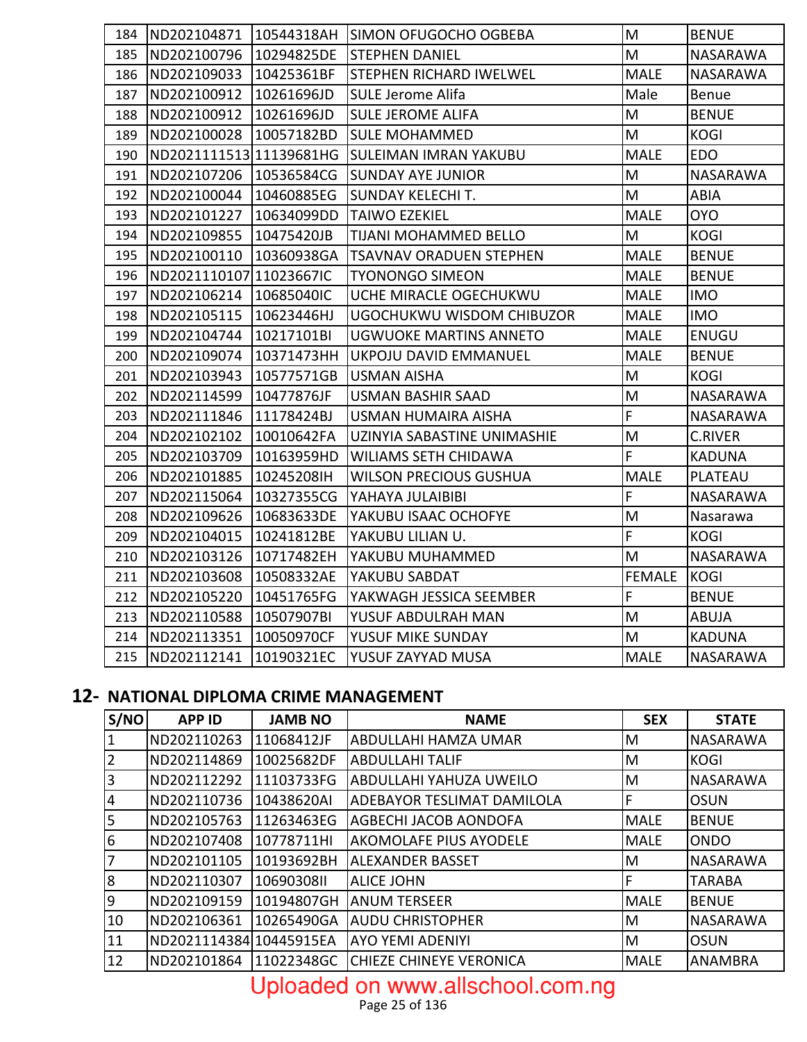| | | | | | |
|---|---|---|---|---|---|
| 184 | ND202104871 | 10544318AH | SIMON OFUGOCHO OGBEBA | M | BENUE |
| 185 | ND202100796 | 10294825DE | STEPHEN DANIEL | M | NASARAWA |
| 186 | ND202109033 | 10425361BF | STEPHEN RICHARD IWELWEL | MALE | NASARAWA |
| 187 | ND202100912 | 10261696JD | SULE Jerome Alifa | Male | Benue |
| 188 | ND202100912 | 10261696JD | SULE JEROME ALIFA | M | BENUE |
| 189 | ND202100028 | 10057182BD | SULE MOHAMMED | M | KOGI |
| 190 | ND2021111513 | 11139681HG | SULEIMAN IMRAN YAKUBU | MALE | EDO |
| 191 | ND202107206 | 10536584CG | SUNDAY AYE JUNIOR | M | NASARAWA |
| 192 | ND202100044 | 10460885EG | SUNDAY KELECHI T. | M | ABIA |
| 193 | ND202101227 | 10634099DD | TAIWO EZEKIEL | MALE | OYO |
| 194 | ND202109855 | 10475420JB | TIJANI MOHAMMED BELLO | M | KOGI |
| 195 | ND202100110 | 10360938GA | TSAVNAV ORADUEN STEPHEN | MALE | BENUE |
| 196 | ND2021110107 | 11023667IC | TYONONGO SIMEON | MALE | BENUE |
| 197 | ND202106214 | 10685040IC | UCHE MIRACLE OGECHUKWU | MALE | IMO |
| 198 | ND202105115 | 10623446HJ | UGOCHUKWU WISDOM CHIBUZOR | MALE | IMO |
| 199 | ND202104744 | 10217101BI | UGWUOKE MARTINS ANNETO | MALE | ENUGU |
| 200 | ND202109074 | 10371473HH | UKPOJU DAVID EMMANUEL | MALE | BENUE |
| 201 | ND202103943 | 10577571GB | USMAN AISHA | M | KOGI |
| 202 | ND202114599 | 10477876JF | USMAN BASHIR SAAD | M | NASARAWA |
| 203 | ND202111846 | 11178424BJ | USMAN HUMAIRA AISHA | F | NASARAWA |
| 204 | ND202102102 | 10010642FA | UZINYIA SABASTINE UNIMASHIE | M | C.RIVER |
| 205 | ND202103709 | 10163959HD | WILIAMS SETH CHIDAWA | F | KADUNA |
| 206 | ND202101885 | 10245208IH | WILSON PRECIOUS GUSHUA | MALE | PLATEAU |
| 207 | ND202115064 | 10327355CG | YAHAYA JULAIBIBI | F | NASARAWA |
| 208 | ND202109626 | 10683633DE | YAKUBU ISAAC OCHOFYE | M | Nasarawa |
| 209 | ND202104015 | 10241812BE | YAKUBU LILIAN U. | F | KOGI |
| 210 | ND202103126 | 10717482EH | YAKUBU MUHAMMED | M | NASARAWA |
| 211 | ND202103608 | 10508332AE | YAKUBU SABDAT | FEMALE | KOGI |
| 212 | ND202105220 | 10451765FG | YAKWAGH JESSICA SEEMBER | F | BENUE |
| 213 | ND202110588 | 10507907BI | YUSUF ABDULRAH MAN | M | ABUJA |
| 214 | ND202113351 | 10050970CF | YUSUF MIKE SUNDAY | M | KADUNA |
| 215 | ND202112141 | 10190321EC | YUSUF ZAYYAD MUSA | MALE | NASARAWA |

## 12- NATIONAL DIPLOMA CRIME MANAGEMENT

| S/NO | APP ID | JAMB NO | NAME | SEX | STATE |
|---|---|---|---|---|---|
| 1 | ND202110263 | 11068412JF | ABDULLAHI HAMZA UMAR | M | NASARAWA |
| 2 | ND202114869 | 10025682DF | ABDULLAHI TALIF | M | KOGI |
| 3 | ND202112292 | 11103733FG | ABDULLAHI YAHUZA UWEILO | M | NASARAWA |
| 4 | ND202110736 | 10438620AI | ADEBAYOR TESLIMAT DAMILOLA | F | OSUN |
| 5 | ND202105763 | 11263463EG | AGBECHI JACOB AONDOFA | MALE | BENUE |
| 6 | ND202107408 | 10778711HI | AKOMOLAFE PIUS AYODELE | MALE | ONDO |
| 7 | ND202101105 | 10193692BH | ALEXANDER BASSET | M | NASARAWA |
| 8 | ND202110307 | 10690308II | ALICE JOHN | F | TARABA |
| 9 | ND202109159 | 10194807GH | ANUM TERSEER | MALE | BENUE |
| 10 | ND202106361 | 10265490GA | AUDU CHRISTOPHER | M | NASARAWA |
| 11 | ND2021114384 | 10445915EA | AYO YEMI ADENIYI | M | OSUN |
| 12 | ND202101864 | 11022348GC | CHIEZE CHINEYE VERONICA | MALE | ANAMBRA |

Uploaded on www.allschool.com.ng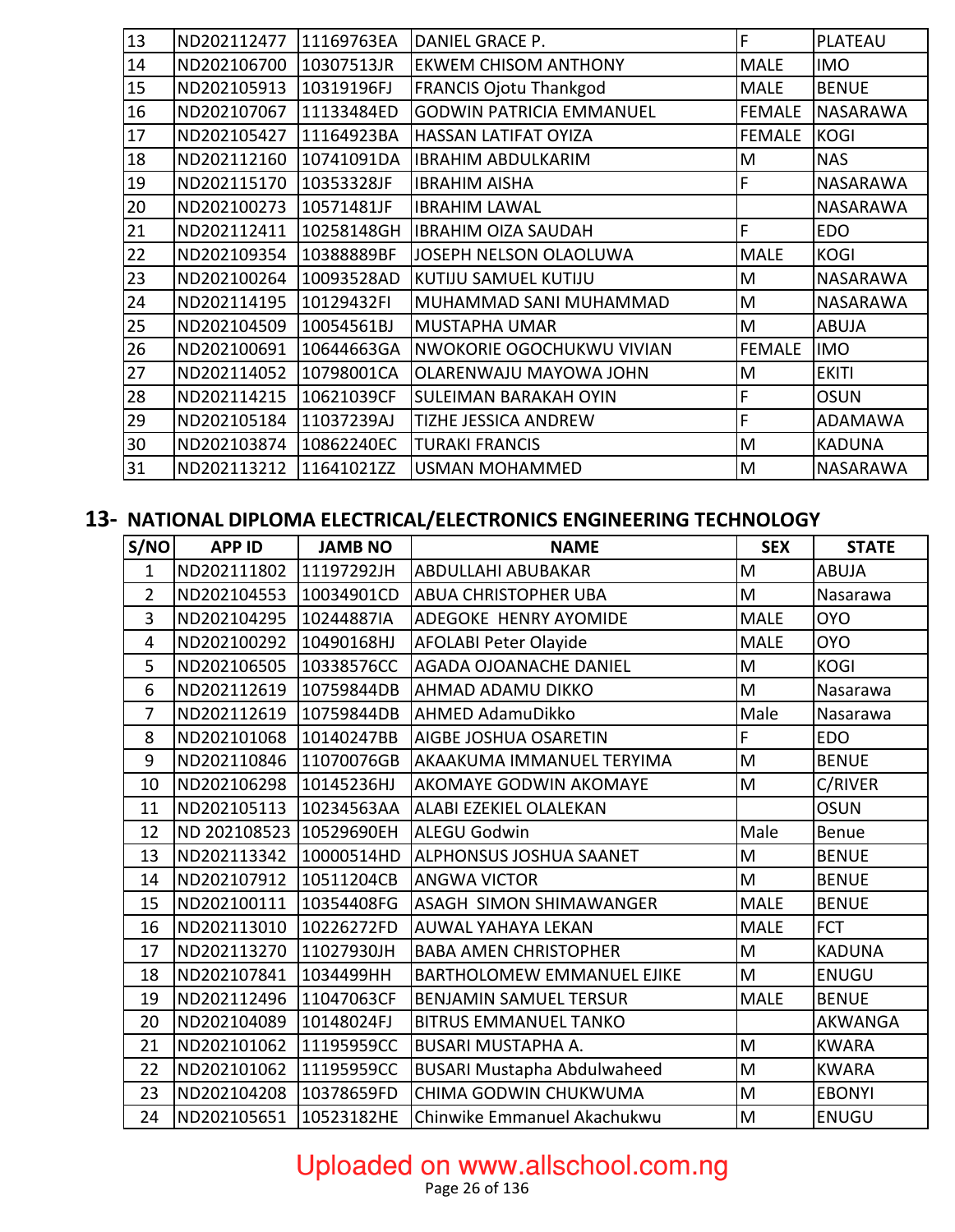| | | | | | |
|---|---|---|---|---|---|
| 13 | ND202112477 | 11169763EA | DANIEL GRACE P. | F | PLATEAU |
| 14 | ND202106700 | 10307513JR | EKWEM CHISOM ANTHONY | MALE | IMO |
| 15 | ND202105913 | 10319196FJ | FRANCIS Ojotu Thankgod | MALE | BENUE |
| 16 | ND202107067 | 11133484ED | GODWIN PATRICIA EMMANUEL | FEMALE | NASARAWA |
| 17 | ND202105427 | 11164923BA | HASSAN LATIFAT OYIZA | FEMALE | KOGI |
| 18 | ND202112160 | 10741091DA | IBRAHIM ABDULKARIM | M | NAS |
| 19 | ND202115170 | 10353328JF | IBRAHIM AISHA | F | NASARAWA |
| 20 | ND202100273 | 10571481JF | IBRAHIM LAWAL | | NASARAWA |
| 21 | ND202112411 | 10258148GH | IBRAHIM OIZA SAUDAH | F | EDO |
| 22 | ND202109354 | 10388889BF | JOSEPH NELSON OLAOLUWA | MALE | KOGI |
| 23 | ND202100264 | 10093528AD | KUTIJU SAMUEL KUTIJU | M | NASARAWA |
| 24 | ND202114195 | 10129432FI | MUHAMMAD SANI MUHAMMAD | M | NASARAWA |
| 25 | ND202104509 | 10054561BJ | MUSTAPHA UMAR | M | ABUJA |
| 26 | ND202100691 | 10644663GA | NWOKORIE OGOCHUKWU VIVIAN | FEMALE | IMO |
| 27 | ND202114052 | 10798001CA | OLARENWAJU MAYOWA JOHN | M | EKITI |
| 28 | ND202114215 | 10621039CF | SULEIMAN BARAKAH OYIN | F | OSUN |
| 29 | ND202105184 | 11037239AJ | TIZHE JESSICA ANDREW | F | ADAMAWA |
| 30 | ND202103874 | 10862240EC | TURAKI FRANCIS | M | KADUNA |
| 31 | ND202113212 | 11641021ZZ | USMAN MOHAMMED | M | NASARAWA |

## 13- NATIONAL DIPLOMA ELECTRICAL/ELECTRONICS ENGINEERING TECHNOLOGY

| S/NO | APP ID | JAMB NO | NAME | SEX | STATE |
|---|---|---|---|---|---|
| 1 | ND202111802 | 11197292JH | ABDULLAHI ABUBAKAR | M | ABUJA |
| 2 | ND202104553 | 10034901CD | ABUA CHRISTOPHER UBA | M | Nasarawa |
| 3 | ND202104295 | 10244887IA | ADEGOKE HENRY AYOMIDE | MALE | OYO |
| 4 | ND202100292 | 10490168HJ | AFOLABI Peter Olayide | MALE | OYO |
| 5 | ND202106505 | 10338576CC | AGADA OJOANACHE DANIEL | M | KOGI |
| 6 | ND202112619 | 10759844DB | AHMAD ADAMU DIKKO | M | Nasarawa |
| 7 | ND202112619 | 10759844DB | AHMED AdamuDikko | Male | Nasarawa |
| 8 | ND202101068 | 10140247BB | AIGBE JOSHUA OSARETIN | F | EDO |
| 9 | ND202110846 | 11070076GB | AKAAKUMA IMMANUEL TERYIMA | M | BENUE |
| 10 | ND202106298 | 10145236HJ | AKOMAYE GODWIN AKOMAYE | M | C/RIVER |
| 11 | ND202105113 | 10234563AA | ALABI EZEKIEL OLALEKAN | | OSUN |
| 12 | ND 202108523 | 10529690EH | ALEGU Godwin | Male | Benue |
| 13 | ND202113342 | 10000514HD | ALPHONSUS JOSHUA SAANET | M | BENUE |
| 14 | ND202107912 | 10511204CB | ANGWA VICTOR | M | BENUE |
| 15 | ND202100111 | 10354408FG | ASAGH SIMON SHIMAWANGER | MALE | BENUE |
| 16 | ND202113010 | 10226272FD | AUWAL YAHAYA LEKAN | MALE | FCT |
| 17 | ND202113270 | 11027930JH | BABA AMEN CHRISTOPHER | M | KADUNA |
| 18 | ND202107841 | 1034499HH | BARTHOLOMEW EMMANUEL EJIKE | M | ENUGU |
| 19 | ND202112496 | 11047063CF | BENJAMIN SAMUEL TERSUR | MALE | BENUE |
| 20 | ND202104089 | 10148024FJ | BITRUS EMMANUEL TANKO | | AKWANGA |
| 21 | ND202101062 | 11195959CC | BUSARI MUSTAPHA A. | M | KWARA |
| 22 | ND202101062 | 11195959CC | BUSARI Mustapha Abdulwaheed | M | KWARA |
| 23 | ND202104208 | 10378659FD | CHIMA GODWIN CHUKWUMA | M | EBONYI |
| 24 | ND202105651 | 10523182HE | Chinwike Emmanuel Akachukwu | M | ENUGU |

Uploaded on www.allschool.com.ng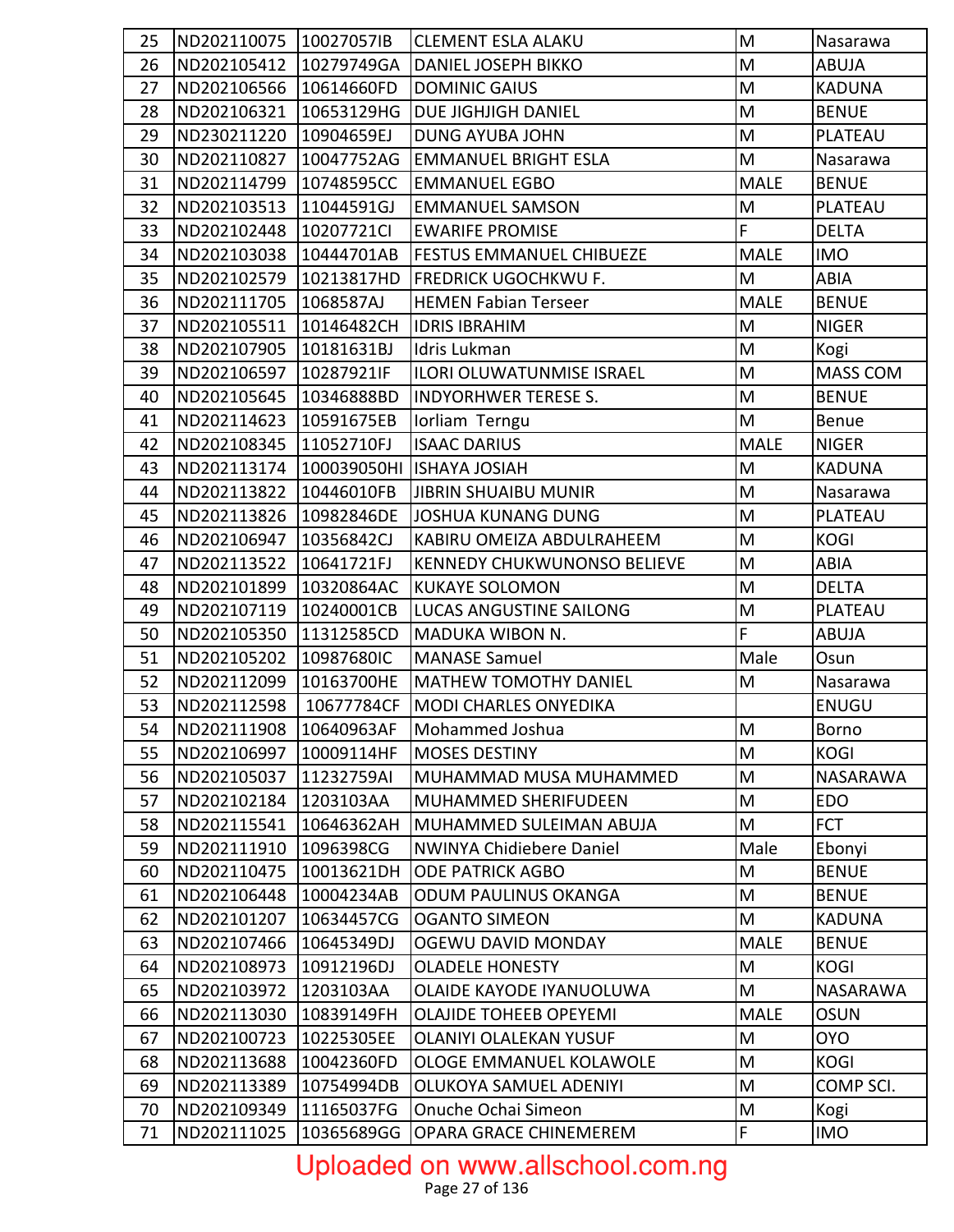| | | | | | |
|---|---|---|---|---|---|
| 25 | ND202110075 | 10027057IB | CLEMENT ESLA ALAKU | M | Nasarawa |
| 26 | ND202105412 | 10279749GA | DANIEL JOSEPH BIKKO | M | ABUJA |
| 27 | ND202106566 | 10614660FD | DOMINIC GAIUS | M | KADUNA |
| 28 | ND202106321 | 10653129HG | DUE JIGHJIGH DANIEL | M | BENUE |
| 29 | ND230211220 | 10904659EJ | DUNG AYUBA JOHN | M | PLATEAU |
| 30 | ND202110827 | 10047752AG | EMMANUEL BRIGHT ESLA | M | Nasarawa |
| 31 | ND202114799 | 10748595CC | EMMANUEL EGBO | MALE | BENUE |
| 32 | ND202103513 | 11044591GJ | EMMANUEL SAMSON | M | PLATEAU |
| 33 | ND202102448 | 10207721CI | EWARIFE PROMISE | F | DELTA |
| 34 | ND202103038 | 10444701AB | FESTUS EMMANUEL CHIBUEZE | MALE | IMO |
| 35 | ND202102579 | 10213817HD | FREDRICK UGOCHKWU F. | M | ABIA |
| 36 | ND202111705 | 1068587AJ | HEMEN Fabian Terseer | MALE | BENUE |
| 37 | ND202105511 | 10146482CH | IDRIS IBRAHIM | M | NIGER |
| 38 | ND202107905 | 10181631BJ | Idris Lukman | M | Kogi |
| 39 | ND202106597 | 10287921IF | ILORI OLUWATUNMISE ISRAEL | M | MASS COM |
| 40 | ND202105645 | 10346888BD | INDYORHWER TERESE S. | M | BENUE |
| 41 | ND202114623 | 10591675EB | Iorliam Terngu | M | Benue |
| 42 | ND202108345 | 11052710FJ | ISAAC DARIUS | MALE | NIGER |
| 43 | ND202113174 | 100039050HI | ISHAYA JOSIAH | M | KADUNA |
| 44 | ND202113822 | 10446010FB | JIBRIN SHUAIBU MUNIR | M | Nasarawa |
| 45 | ND202113826 | 10982846DE | JOSHUA KUNANG DUNG | M | PLATEAU |
| 46 | ND202106947 | 10356842CJ | KABIRU OMEIZA ABDULRAHEEM | M | KOGI |
| 47 | ND202113522 | 10641721FJ | KENNEDY CHUKWUNONSO BELIEVE | M | ABIA |
| 48 | ND202101899 | 10320864AC | KUKAYE SOLOMON | M | DELTA |
| 49 | ND202107119 | 10240001CB | LUCAS ANGUSTINE SAILONG | M | PLATEAU |
| 50 | ND202105350 | 11312585CD | MADUKA WIBON N. | F | ABUJA |
| 51 | ND202105202 | 10987680IC | MANASE Samuel | Male | Osun |
| 52 | ND202112099 | 10163700HE | MATHEW TOMOTHY DANIEL | M | Nasarawa |
| 53 | ND202112598 | 10677784CF | MODI CHARLES ONYEDIKA | | ENUGU |
| 54 | ND202111908 | 10640963AF | Mohammed Joshua | M | Borno |
| 55 | ND202106997 | 10009114HF | MOSES DESTINY | M | KOGI |
| 56 | ND202105037 | 11232759AI | MUHAMMAD MUSA MUHAMMED | M | NASARAWA |
| 57 | ND202102184 | 1203103AA | MUHAMMED SHERIFUDEEN | M | EDO |
| 58 | ND202115541 | 10646362AH | MUHAMMED SULEIMAN ABUJA | M | FCT |
| 59 | ND202111910 | 1096398CG | NWINYA Chidiebere Daniel | Male | Ebonyi |
| 60 | ND202110475 | 10013621DH | ODE PATRICK AGBO | M | BENUE |
| 61 | ND202106448 | 10004234AB | ODUM PAULINUS OKANGA | M | BENUE |
| 62 | ND202101207 | 10634457CG | OGANTO SIMEON | M | KADUNA |
| 63 | ND202107466 | 10645349DJ | OGEWU DAVID MONDAY | MALE | BENUE |
| 64 | ND202108973 | 10912196DJ | OLADELE HONESTY | M | KOGI |
| 65 | ND202103972 | 1203103AA | OLAIDE KAYODE IYANUOLUWA | M | NASARAWA |
| 66 | ND202113030 | 10839149FH | OLAJIDE TOHEEB OPEYEMI | MALE | OSUN |
| 67 | ND202100723 | 10225305EE | OLANIYI OLALEKAN YUSUF | M | OYO |
| 68 | ND202113688 | 10042360FD | OLOGE EMMANUEL KOLAWOLE | M | KOGI |
| 69 | ND202113389 | 10754994DB | OLUKOYA SAMUEL ADENIYI | M | COMP SCI. |
| 70 | ND202109349 | 11165037FG | Onuche Ochai Simeon | M | Kogi |
| 71 | ND202111025 | 103656889GG | OPARA GRACE CHINEMEREM | F | IMO |

Uploaded on www.allschool.com.ng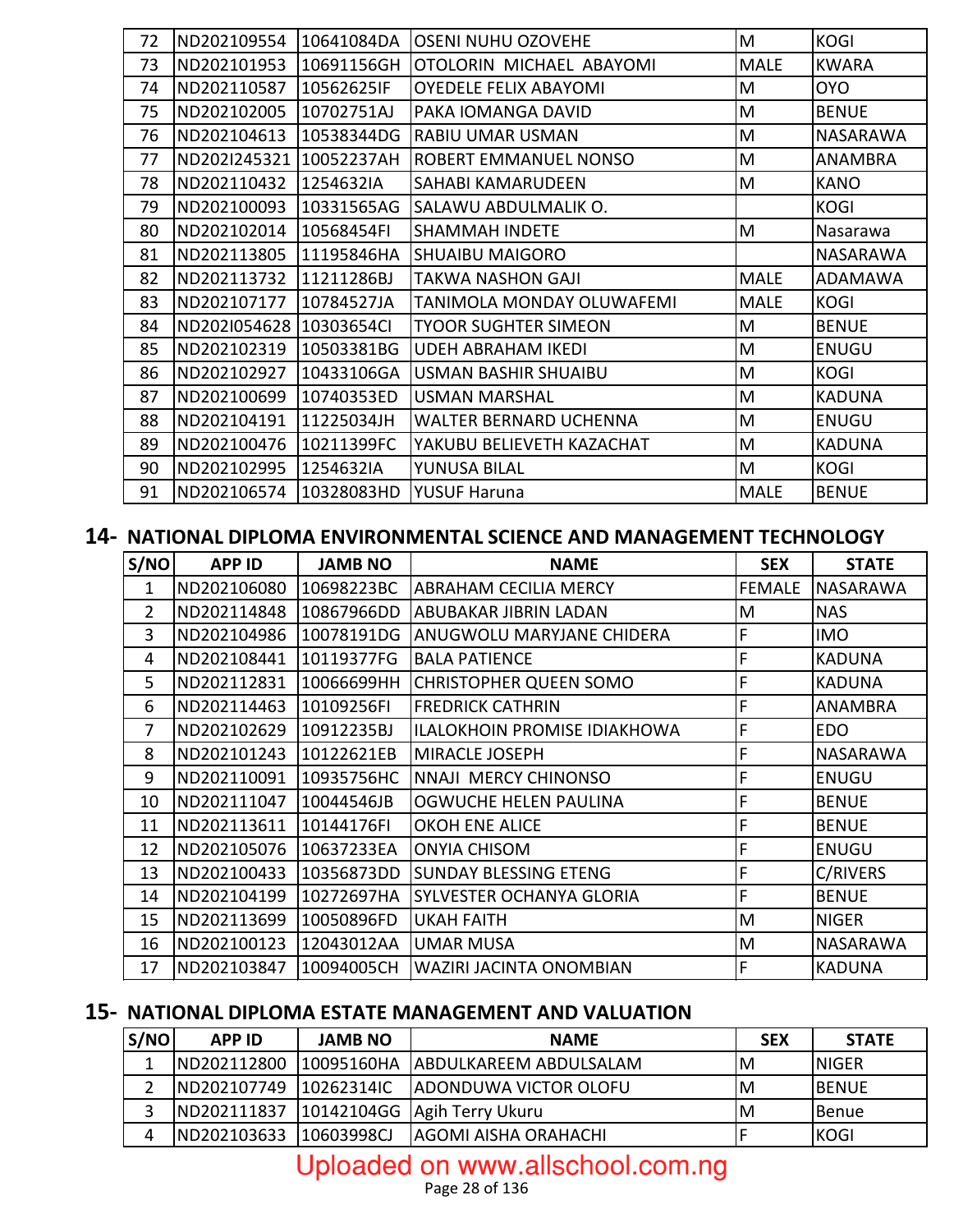| | | | | | |
|---|---|---|---|---|---|
| 72 | ND202109554 | 10641084DA | OSENI NUHU OZOVEHE | M | KOGI |
| 73 | ND202101953 | 10691156GH | OTOLORIN MICHAEL ABAYOMI | MALE | KWARA |
| 74 | ND202110587 | 10562625IF | OYEDELE FELIX ABAYOMI | M | OYO |
| 75 | ND202102005 | 10702751AJ | PAKA IOMANGA DAVID | M | BENUE |
| 76 | ND202104613 | 10538344DG | RABIU UMAR USMAN | M | NASARAWA |
| 77 | ND202I245321 | 10052237AH | ROBERT EMMANUEL NONSO | M | ANAMBRA |
| 78 | ND202110432 | 1254632IA | SAHABI KAMARUDEEN | M | KANO |
| 79 | ND202100093 | 10331565AG | SALAWU ABDULMALIK O. | | KOGI |
| 80 | ND202102014 | 10568454FI | SHAMMAH INDETE | M | Nasarawa |
| 81 | ND202113805 | 11195846HA | SHUAIBU MAIGORO | | NASARAWA |
| 82 | ND202113732 | 11211286BJ | TAKWA NASHON GAJI | MALE | ADAMAWA |
| 83 | ND202107177 | 10784527JA | TANIMOLA MONDAY OLUWAFEMI | MALE | KOGI |
| 84 | ND202I054628 | 10303654CI | TYOOR SUGHTER SIMEON | M | BENUE |
| 85 | ND202102319 | 10503381BG | UDEH ABRAHAM IKEDI | M | ENUGU |
| 86 | ND202102927 | 10433106GA | USMAN BASHIR SHUAIBU | M | KOGI |
| 87 | ND202100699 | 10740353ED | USMAN MARSHAL | M | KADUNA |
| 88 | ND202104191 | 11225034JH | WALTER BERNARD UCHENNA | M | ENUGU |
| 89 | ND202100476 | 10211399FC | YAKUBU BELIEVETH KAZACHAT | M | KADUNA |
| 90 | ND202102995 | 1254632IA | YUNUSA BILAL | M | KOGI |
| 91 | ND202106574 | 10328083HD | YUSUF Haruna | MALE | BENUE |

## 14- NATIONAL DIPLOMA ENVIRONMENTAL SCIENCE AND MANAGEMENT TECHNOLOGY

| S/NO | APP ID | JAMB NO | NAME | SEX | STATE |
|---|---|---|---|---|---|
| 1 | ND202106080 | 10698223BC | ABRAHAM CECILIA MERCY | FEMALE | NASARAWA |
| 2 | ND202114848 | 10867966DD | ABUBAKAR JIBRIN LADAN | M | NAS |
| 3 | ND202104986 | 10078191DG | ANUGWOLU MARYJANE CHIDERA | F | IMO |
| 4 | ND202108441 | 10119377FG | BALA PATIENCE | F | KADUNA |
| 5 | ND202112831 | 10066699HH | CHRISTOPHER QUEEN SOMO | F | KADUNA |
| 6 | ND202114463 | 10109256FI | FREDRICK CATHRIN | F | ANAMBRA |
| 7 | ND202102629 | 10912235BJ | ILALOKHOIN PROMISE IDIAKHOWA | F | EDO |
| 8 | ND202101243 | 10122621EB | MIRACLE JOSEPH | F | NASARAWA |
| 9 | ND202110091 | 10935756HC | NNAJI MERCY CHINONSO | F | ENUGU |
| 10 | ND202111047 | 10044546JB | OGWUCHE HELEN PAULINA | F | BENUE |
| 11 | ND202113611 | 10144176FI | OKOH ENE ALICE | F | BENUE |
| 12 | ND202105076 | 10637233EA | ONYIA CHISOM | F | ENUGU |
| 13 | ND202100433 | 10356873DD | SUNDAY BLESSING ETENG | F | C/RIVERS |
| 14 | ND202104199 | 10272697HA | SYLVESTER OCHANYA GLORIA | F | BENUE |
| 15 | ND202113699 | 10050896FD | UKAH FAITH | M | NIGER |
| 16 | ND202100123 | 12043012AA | UMAR MUSA | M | NASARAWA |
| 17 | ND202103847 | 10094005CH | WAZIRI JACINTA ONOMBIAN | F | KADUNA |

## 15- NATIONAL DIPLOMA ESTATE MANAGEMENT AND VALUATION

| S/NO | APP ID | JAMB NO | NAME | SEX | STATE |
|---|---|---|---|---|---|
| 1 | ND202112800 | 10095160HA | ABDULKAREEM ABDULSALAM | M | NIGER |
| 2 | ND202107749 | 10262314IC | ADONDUWA VICTOR OLOFU | M | BENUE |
| 3 | ND202111837 | 10142104GG | Agih Terry Ukuru | M | Benue |
| 4 | ND202103633 | 10603998CJ | AGOMI AISHA ORAHACHI | F | KOGI |

Uploaded on www.allschool.com.ng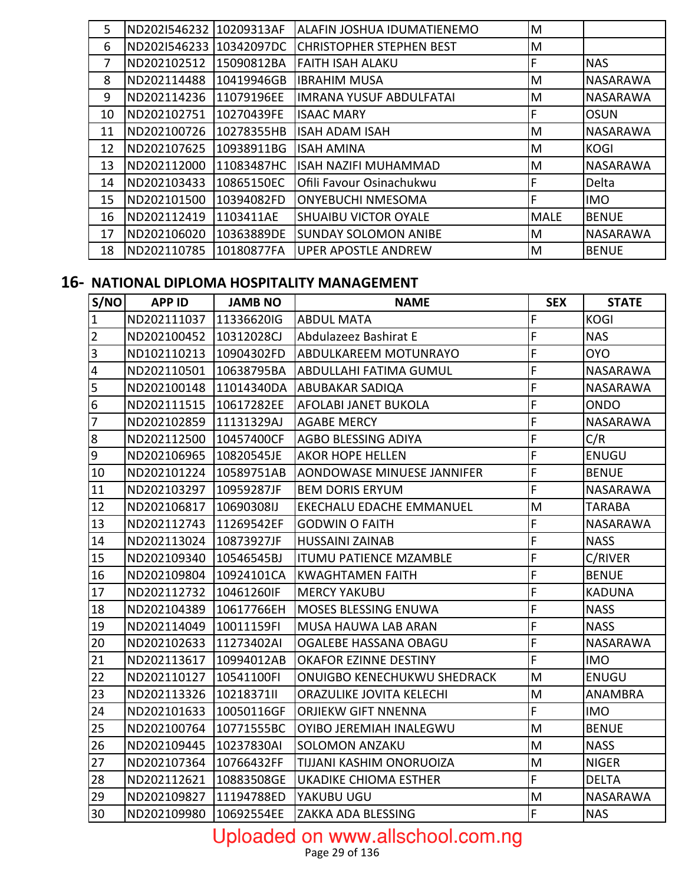| | | | | | |
|---|---|---|---|---|---|
| 5 | ND2021546232 | 10209313AF | ALAFIN JOSHUA IDUMATIENEMO | M | |
| 6 | ND2021546233 | 10342097DC | CHRISTOPHER STEPHEN BEST | M | |
| 7 | ND202102512 | 15090812BA | FAITH ISAH ALAKU | F | NAS |
| 8 | ND202114488 | 10419946GB | IBRAHIM MUSA | M | NASARAWA |
| 9 | ND202114236 | 11079196EE | IMRANA YUSUF ABDULFATAI | M | NASARAWA |
| 10 | ND202102751 | 10270439FE | ISAAC MARY | F | OSUN |
| 11 | ND202100726 | 10278355HB | ISAH ADAM ISAH | M | NASARAWA |
| 12 | ND202107625 | 10938911BG | ISAH AMINA | M | KOGI |
| 13 | ND202112000 | 11083487HC | ISAH NAZIFI MUHAMMAD | M | NASARAWA |
| 14 | ND202103433 | 10865150EC | Ofili Favour Osinachukwu | F | Delta |
| 15 | ND202101500 | 10394082FD | ONYEBUCHI NMESOMA | F | IMO |
| 16 | ND202112419 | 1103411AE | SHUAIBU VICTOR OYALE | MALE | BENUE |
| 17 | ND202106020 | 10363889DE | SUNDAY SOLOMON ANIBE | M | NASARAWA |
| 18 | ND202110785 | 10180877FA | UPER APOSTLE ANDREW | M | BENUE |

## 16- NATIONAL DIPLOMA HOSPITALITY MANAGEMENT

| S/NO | APP ID | JAMB NO | NAME | SEX | STATE |
|---|---|---|---|---|---|
| 1 | ND202111037 | 11336620IG | ABDUL MATA | F | KOGI |
| 2 | ND202100452 | 10312028CJ | Abdulazeez Bashirat E | F | NAS |
| 3 | ND102110213 | 10904302FD | ABDULKAREEM MOTUNRAYO | F | OYO |
| 4 | ND202110501 | 10638795BA | ABDULLAHI FATIMA GUMUL | F | NASARAWA |
| 5 | ND202100148 | 11014340DA | ABUBAKAR SADIQA | F | NASARAWA |
| 6 | ND202111515 | 10617282EE | AFOLABI JANET BUKOLA | F | ONDO |
| 7 | ND202102859 | 11131329AJ | AGABE MERCY | F | NASARAWA |
| 8 | ND202112500 | 10457400CF | AGBO BLESSING ADIYA | F | C/R |
| 9 | ND202106965 | 10820545JE | AKOR HOPE HELLEN | F | ENUGU |
| 10 | ND202101224 | 10589751AB | AONDOWASE MINUESE JANNIFER | F | BENUE |
| 11 | ND202103297 | 10959287JF | BEM DORIS ERYUM | F | NASARAWA |
| 12 | ND202106817 | 10690308IJ | EKECHALU EDACHE EMMANUEL | M | TARABA |
| 13 | ND202112743 | 11269542EF | GODWIN O FAITH | F | NASARAWA |
| 14 | ND202113024 | 10873927JF | HUSSAINI ZAINAB | F | NASS |
| 15 | ND202109340 | 10546545BJ | ITUMU PATIENCE MZAMBLE | F | C/RIVER |
| 16 | ND202109804 | 10924101CA | KWAGHTAMEN FAITH | F | BENUE |
| 17 | ND202112732 | 10461260IF | MERCY YAKUBU | F | KADUNA |
| 18 | ND202104389 | 10617766EH | MOSES BLESSING ENUWA | F | NASS |
| 19 | ND202114049 | 10011159FI | MUSA HAUWA LAB ARAN | F | NASS |
| 20 | ND202102633 | 11273402AI | OGALEBE HASSANA OBAGU | F | NASARAWA |
| 21 | ND202113617 | 10994012AB | OKAFOR EZINNE DESTINY | F | IMO |
| 22 | ND202110127 | 10541100FI | ONUIGBO KENECHUKWU SHEDRACK | M | ENUGU |
| 23 | ND202113326 | 10218371II | ORAZULIKE JOVITA KELECHI | M | ANAMBRA |
| 24 | ND202101633 | 10050116GF | ORJIEKW GIFT NNENNA | F | IMO |
| 25 | ND202100764 | 10771555BC | OYIBO JEREMIAH INALEGWU | M | BENUE |
| 26 | ND202109445 | 10237830AI | SOLOMON ANZAKU | M | NASS |
| 27 | ND202107364 | 10766432FF | TIJJANI KASHIM ONORUOIZA | M | NIGER |
| 28 | ND202112621 | 10883508GE | UKADIKE CHIOMA ESTHER | F | DELTA |
| 29 | ND202109827 | 11194788ED | YAKUBU UGU | M | NASARAWA |
| 30 | ND202109980 | 10692554EE | ZAKKA ADA BLESSING | F | NAS |

Uploaded on www.allschool.com.ng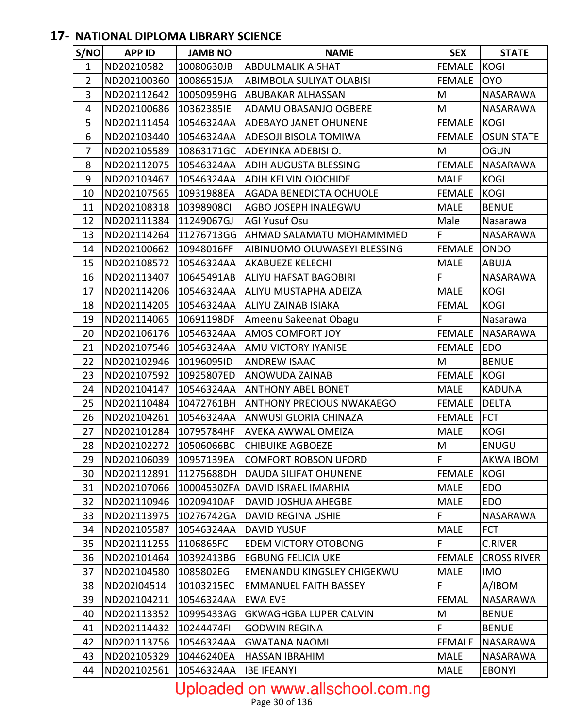## 17- NATIONAL DIPLOMA LIBRARY SCIENCE

| S/NO | APP ID | JAMB NO | NAME | SEX | STATE |
|---|---|---|---|---|---|
| 1 | ND20210582 | 10080630JB | ABDULMALIK AISHAT | FEMALE | KOGI |
| 2 | ND202100360 | 10086515JA | ABIMBOLA SULIYAT OLABISI | FEMALE | OYO |
| 3 | ND202112642 | 10050959HG | ABUBAKAR ALHASSAN | M | NASARAWA |
| 4 | ND202100686 | 10362385IE | ADAMU OBASANJO OGBERE | M | NASARAWA |
| 5 | ND202111454 | 10546324AA | ADEBAYO JANET OHUNENE | FEMALE | KOGI |
| 6 | ND202103440 | 10546324AA | ADESOJI BISOLA TOMIWA | FEMALE | OSUN STATE |
| 7 | ND202105589 | 10863171GC | ADEYINKA ADEBISI O. | M | OGUN |
| 8 | ND202112075 | 10546324AA | ADIH AUGUSTA BLESSING | FEMALE | NASARAWA |
| 9 | ND202103467 | 10546324AA | ADIH KELVIN OJOCHIDE | MALE | KOGI |
| 10 | ND202107565 | 10931988EA | AGADA BENEDICTA OCHUOLE | FEMALE | KOGI |
| 11 | ND202108318 | 10398908CI | AGBO JOSEPH INALEGWU | MALE | BENUE |
| 12 | ND202111384 | 11249067GJ | AGI Yusuf Osu | Male | Nasarawa |
| 13 | ND202114264 | 11276713GG | AHMAD SALAMATU MOHAMMMED | F | NASARAWA |
| 14 | ND202100662 | 10948016FF | AIBINUOMO OLUWASEYI BLESSING | FEMALE | ONDO |
| 15 | ND202108572 | 10546324AA | AKABUEZE KELECHI | MALE | ABUJA |
| 16 | ND202113407 | 10645491AB | ALIYU HAFSAT BAGOBIRI | F | NASARAWA |
| 17 | ND202114206 | 10546324AA | ALIYU MUSTAPHA ADEIZA | MALE | KOGI |
| 18 | ND202114205 | 10546324AA | ALIYU ZAINAB ISIAKA | FEMAL | KOGI |
| 19 | ND202114065 | 10691198DF | Ameenu Sakeenat Obagu | F | Nasarawa |
| 20 | ND202106176 | 10546324AA | AMOS COMFORT JOY | FEMALE | NASARAWA |
| 21 | ND202107546 | 10546324AA | AMU VICTORY IYANISE | FEMALE | EDO |
| 22 | ND202102946 | 10196095ID | ANDREW ISAAC | M | BENUE |
| 23 | ND202107592 | 10925807ED | ANOWUDA ZAINAB | FEMALE | KOGI |
| 24 | ND202104147 | 10546324AA | ANTHONY ABEL BONET | MALE | KADUNA |
| 25 | ND202110484 | 10472761BH | ANTHONY PRECIOUS NWAKAEGO | FEMALE | DELTA |
| 26 | ND202104261 | 10546324AA | ANWUSI GLORIA CHINAZA | FEMALE | FCT |
| 27 | ND202101284 | 10795784HF | AVEKA AWWAL OMEIZA | MALE | KOGI |
| 28 | ND202102272 | 10506066BC | CHIBUIKE AGBOEZE | M | ENUGU |
| 29 | ND202106039 | 10957139EA | COMFORT ROBSON UFORD | F | AKWA IBOM |
| 30 | ND202112891 | 11275688DH | DAUDA SILIFAT OHUNENE | FEMALE | KOGI |
| 31 | ND202107066 | 10004530ZFA | DAVID ISRAEL IMARHIA | MALE | EDO |
| 32 | ND202110946 | 10209410AF | DAVID JOSHUA AHEGBE | MALE | EDO |
| 33 | ND202113975 | 10276742GA | DAVID REGINA USHIE | F | NASARAWA |
| 34 | ND202105587 | 10546324AA | DAVID YUSUF | MALE | FCT |
| 35 | ND202111255 | 1106865FC | EDEM VICTORY OTOBONG | F | C.RIVER |
| 36 | ND202101464 | 10392413BG | EGBUNG FELICIA UKE | FEMALE | CROSS RIVER |
| 37 | ND202104580 | 1085802EG | EMENANDU KINGSLEY CHIGEKWU | MALE | IMO |
| 38 | ND202I04514 | 10103215EC | EMMANUEL FAITH BASSEY | F | A/IBOM |
| 39 | ND202104211 | 10546324AA | EWA EVE | FEMAL | NASARAWA |
| 40 | ND202113352 | 10995433AG | GKWAGHGBA LUPER CALVIN | M | BENUE |
| 41 | ND202114432 | 10244474FI | GODWIN REGINA | F | BENUE |
| 42 | ND202113756 | 10546324AA | GWATANA NAOMI | FEMALE | NASARAWA |
| 43 | ND202105329 | 10446240EA | HASSAN IBRAHIM | MALE | NASARAWA |
| 44 | ND202102561 | 10546324AA | IBE IFEANYI | MALE | EBONYI |

Uploaded on www.allschool.com.ng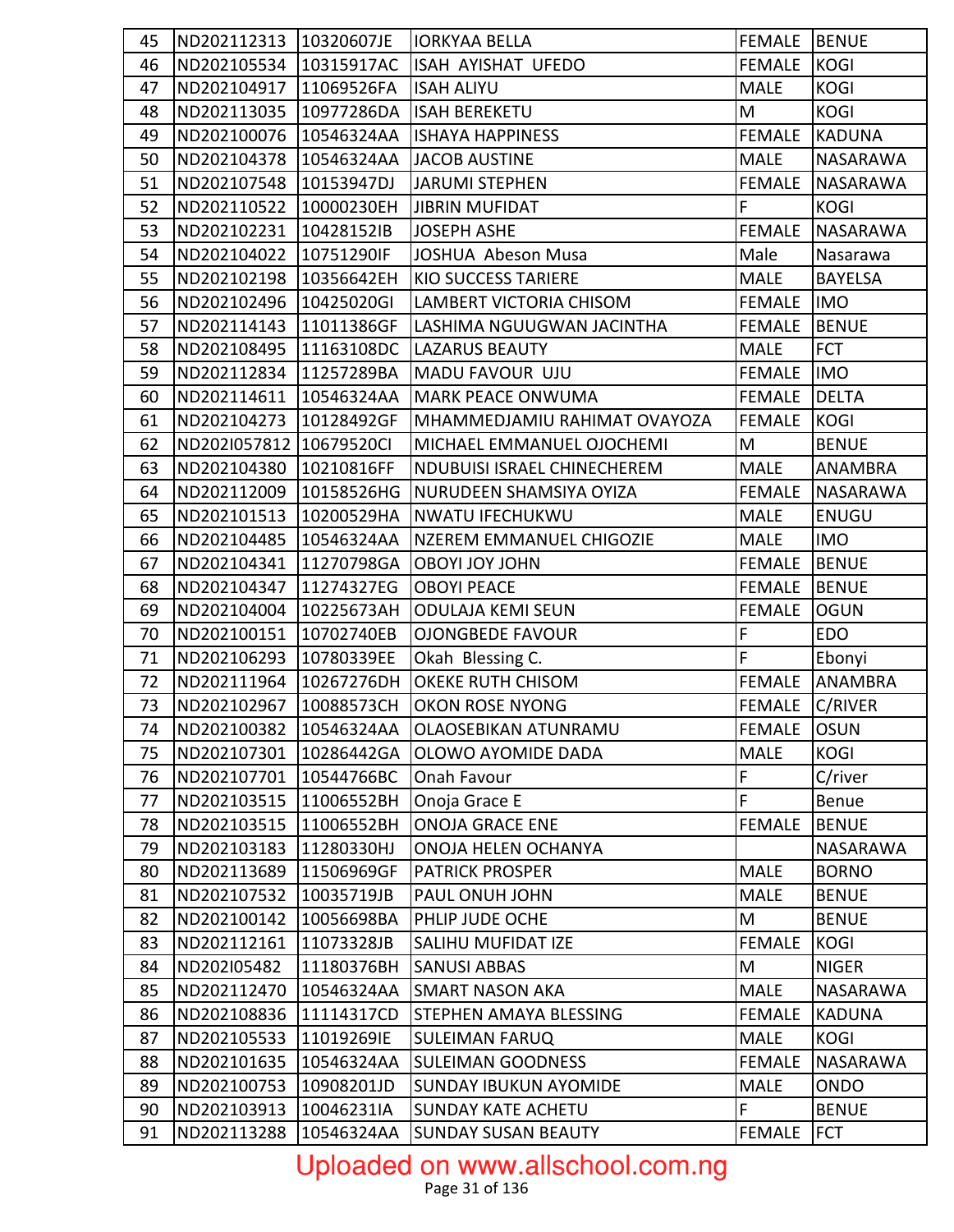| | | | | | |
|---|---|---|---|---|---|
| 45 | ND202112313 | 10320607JE | IORKYAA BELLA | FEMALE | BENUE |
| 46 | ND202105534 | 10315917AC | ISAH AYISHAT UFEDO | FEMALE | KOGI |
| 47 | ND202104917 | 11069526FA | ISAH ALIYU | MALE | KOGI |
| 48 | ND202113035 | 10977286DA | ISAH BEREKETU | M | KOGI |
| 49 | ND202100076 | 10546324AA | ISHAYA HAPPINESS | FEMALE | KADUNA |
| 50 | ND202104378 | 10546324AA | JACOB AUSTINE | MALE | NASARAWA |
| 51 | ND202107548 | 10153947DJ | JARUMI STEPHEN | FEMALE | NASARAWA |
| 52 | ND202110522 | 10000230EH | JIBRIN MUFIDAT | F | KOGI |
| 53 | ND202102231 | 10428152IB | JOSEPH ASHE | FEMALE | NASARAWA |
| 54 | ND202104022 | 10751290IF | JOSHUA Abeson Musa | Male | Nasarawa |
| 55 | ND202102198 | 10356642EH | KIO SUCCESS TARIERE | MALE | BAYELSA |
| 56 | ND202102496 | 10425020GI | LAMBERT VICTORIA CHISOM | FEMALE | IMO |
| 57 | ND202114143 | 11011386GF | LASHIMA NGUUGWAN JACINTHA | FEMALE | BENUE |
| 58 | ND202108495 | 11163108DC | LAZARUS BEAUTY | MALE | FCT |
| 59 | ND202112834 | 11257289BA | MADU FAVOUR UJU | FEMALE | IMO |
| 60 | ND202114611 | 10546324AA | MARK PEACE ONWUMA | FEMALE | DELTA |
| 61 | ND202104273 | 10128492GF | MHAMMEDJAMIU RAHIMAT OVAYOZA | FEMALE | KOGI |
| 62 | ND202I057812 | 10679520CI | MICHAEL EMMANUEL OJOCHEMI | M | BENUE |
| 63 | ND202104380 | 10210816FF | NDUBUISI ISRAEL CHINECHEREM | MALE | ANAMBRA |
| 64 | ND202112009 | 10158526HG | NURUDEEN SHAMSIYA OYIZA | FEMALE | NASARAWA |
| 65 | ND202101513 | 10200529HA | NWATU IFECHUKWU | MALE | ENUGU |
| 66 | ND202104485 | 10546324AA | NZEREM EMMANUEL CHIGOZIE | MALE | IMO |
| 67 | ND202104341 | 11270798GA | OBOYI JOY JOHN | FEMALE | BENUE |
| 68 | ND202104347 | 11274327EG | OBOYI PEACE | FEMALE | BENUE |
| 69 | ND202104004 | 10225673AH | ODULAJA KEMI SEUN | FEMALE | OGUN |
| 70 | ND202100151 | 10702740EB | OJONGBEDE FAVOUR | F | EDO |
| 71 | ND202106293 | 10780339EE | Okah Blessing C. | F | Ebonyi |
| 72 | ND202111964 | 10267276DH | OKEKE RUTH CHISOM | FEMALE | ANAMBRA |
| 73 | ND202102967 | 10088573CH | OKON ROSE NYONG | FEMALE | C/RIVER |
| 74 | ND202100382 | 10546324AA | OLAOSEBIKAN ATUNRAMU | FEMALE | OSUN |
| 75 | ND202107301 | 10286442GA | OLOWO AYOMIDE DADA | MALE | KOGI |
| 76 | ND202107701 | 10544766BC | Onah Favour | F | C/river |
| 77 | ND202103515 | 11006552BH | Onoja Grace E | F | Benue |
| 78 | ND202103515 | 11006552BH | ONOJA GRACE ENE | FEMALE | BENUE |
| 79 | ND202103183 | 11280330HJ | ONOJA HELEN OCHANYA | | NASARAWA |
| 80 | ND202113689 | 11506969GF | PATRICK PROSPER | MALE | BORNO |
| 81 | ND202107532 | 10035719JB | PAUL ONUH JOHN | MALE | BENUE |
| 82 | ND202100142 | 10056698BA | PHLIP JUDE OCHE | M | BENUE |
| 83 | ND202112161 | 11073328JB | SALIHU MUFIDAT IZE | FEMALE | KOGI |
| 84 | ND202I05482 | 11180376BH | SANUSI ABBAS | M | NIGER |
| 85 | ND202112470 | 10546324AA | SMART NASON AKA | MALE | NASARAWA |
| 86 | ND202108836 | 11114317CD | STEPHEN AMAYA BLESSING | FEMALE | KADUNA |
| 87 | ND202105533 | 11019269IE | SULEIMAN FARUQ | MALE | KOGI |
| 88 | ND202101635 | 10546324AA | SULEIMAN GOODNESS | FEMALE | NASARAWA |
| 89 | ND202100753 | 10908201JD | SUNDAY IBUKUN AYOMIDE | MALE | ONDO |
| 90 | ND202103913 | 10046231IA | SUNDAY KATE ACHETU | F | BENUE |
| 91 | ND202113288 | 10546324AA | SUNDAY SUSAN BEAUTY | FEMALE | FCT |

Uploaded on www.allschool.com.ng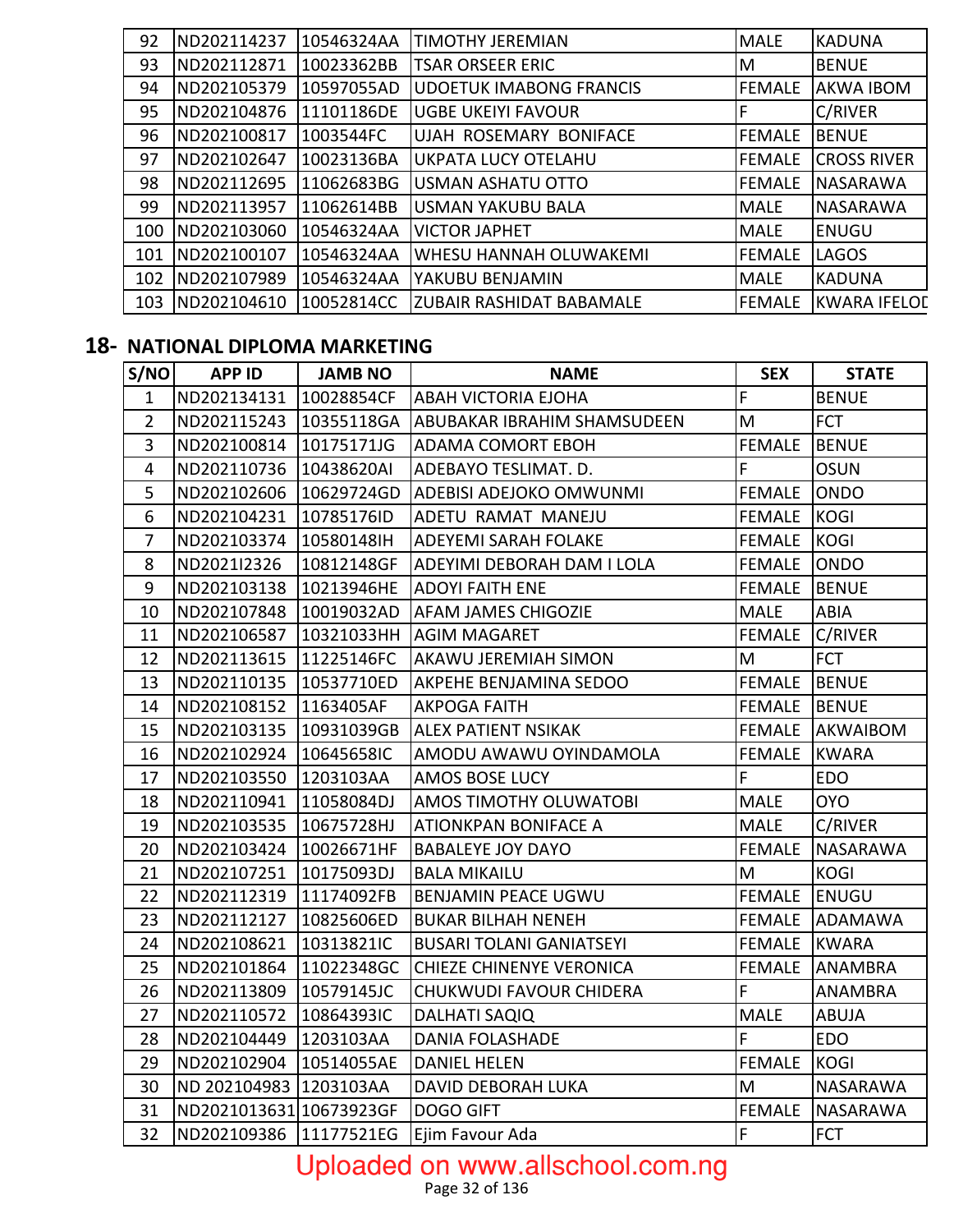| | | | | | |
|---|---|---|---|---|---|
| 92 | ND202114237 | 10546324AA | TIMOTHY JEREMIAN | MALE | KADUNA |
| 93 | ND202112871 | 10023362BB | TSAR ORSEER ERIC | M | BENUE |
| 94 | ND202105379 | 10597055AD | UDOETUK IMABONG FRANCIS | FEMALE | AKWA IBOM |
| 95 | ND202104876 | 11101186DE | UGBE UKEIYI FAVOUR | F | C/RIVER |
| 96 | ND202100817 | 1003544FC | UJAH ROSEMARY BONIFACE | FEMALE | BENUE |
| 97 | ND202102647 | 10023136BA | UKPATA LUCY OTELAHU | FEMALE | CROSS RIVER |
| 98 | ND202112695 | 11062683BG | USMAN ASHATU OTTO | FEMALE | NASARAWA |
| 99 | ND202113957 | 11062614BB | USMAN YAKUBU BALA | MALE | NASARAWA |
| 100 | ND202103060 | 10546324AA | VICTOR JAPHET | MALE | ENUGU |
| 101 | ND202100107 | 10546324AA | WHESU HANNAH OLUWAKEMI | FEMALE | LAGOS |
| 102 | ND202107989 | 10546324AA | YAKUBU BENJAMIN | MALE | KADUNA |
| 103 | ND202104610 | 10052814CC | ZUBAIR RASHIDAT BABAMALE | FEMALE | KWARA IFELOD |

## 18- NATIONAL DIPLOMA MARKETING

| S/NO | APP ID | JAMB NO | NAME | SEX | STATE |
|---|---|---|---|---|---|
| 1 | ND202134131 | 10028854CF | ABAH VICTORIA EJOHA | F | BENUE |
| 2 | ND202115243 | 10355118GA | ABUBAKAR IBRAHIM SHAMSUDEEN | M | FCT |
| 3 | ND202100814 | 10175171JG | ADAMA COMORT EBOH | FEMALE | BENUE |
| 4 | ND202110736 | 10438620AI | ADEBAYO TESLIMAT. D. | F | OSUN |
| 5 | ND202102606 | 10629724GD | ADEBISI ADEJOKO OMWUNMI | FEMALE | ONDO |
| 6 | ND202104231 | 10785176ID | ADETU RAMAT MANEJU | FEMALE | KOGI |
| 7 | ND202103374 | 10580148IH | ADEYEMI SARAH FOLAKE | FEMALE | KOGI |
| 8 | ND2021I2326 | 10812148GF | ADEYIMI DEBORAH DAM I LOLA | FEMALE | ONDO |
| 9 | ND202103138 | 10213946HE | ADOYI FAITH ENE | FEMALE | BENUE |
| 10 | ND202107848 | 10019032AD | AFAM JAMES CHIGOZIE | MALE | ABIA |
| 11 | ND202106587 | 10321033HH | AGIM MAGARET | FEMALE | C/RIVER |
| 12 | ND202113615 | 11225146FC | AKAWU JEREMIAH SIMON | M | FCT |
| 13 | ND202110135 | 10537710ED | AKPEHE BENJAMINA SEDOO | FEMALE | BENUE |
| 14 | ND202108152 | 1163405AF | AKPOGA FAITH | FEMALE | BENUE |
| 15 | ND202103135 | 10931039GB | ALEX PATIENT NSIKAK | FEMALE | AKWAIBOM |
| 16 | ND202102924 | 10645658IC | AMODU AWAWU OYINDAMOLA | FEMALE | KWARA |
| 17 | ND202103550 | 1203103AA | AMOS BOSE LUCY | F | EDO |
| 18 | ND202110941 | 11058084DJ | AMOS TIMOTHY OLUWATOBI | MALE | OYO |
| 19 | ND202103535 | 10675728HJ | ATIONKPAN BONIFACE A | MALE | C/RIVER |
| 20 | ND202103424 | 10026671HF | BABALEYE JOY DAYO | FEMALE | NASARAWA |
| 21 | ND202107251 | 10175093DJ | BALA MIKAILU | M | KOGI |
| 22 | ND202112319 | 11174092FB | BENJAMIN PEACE UGWU | FEMALE | ENUGU |
| 23 | ND202112127 | 10825606ED | BUKAR BILHAH NENEH | FEMALE | ADAMAWA |
| 24 | ND202108621 | 10313821IC | BUSARI TOLANI GANIATSEYI | FEMALE | KWARA |
| 25 | ND202101864 | 11022348GC | CHIEZE CHINENYE VERONICA | FEMALE | ANAMBRA |
| 26 | ND202113809 | 10579145JC | CHUKWUDI FAVOUR CHIDERA | F | ANAMBRA |
| 27 | ND202110572 | 10864393IC | DALHATI SAQIQ | MALE | ABUJA |
| 28 | ND202104449 | 1203103AA | DANIA FOLASHADE | F | EDO |
| 29 | ND202102904 | 10514055AE | DANIEL HELEN | FEMALE | KOGI |
| 30 | ND 202104983 | 1203103AA | DAVID DEBORAH LUKA | M | NASARAWA |
| 31 | ND2021013631 | 10673923GF | DOGO GIFT | FEMALE | NASARAWA |
| 32 | ND202109386 | 11177521EG | Ejim Favour Ada | F | FCT |

Uploaded on www.allschool.com.ng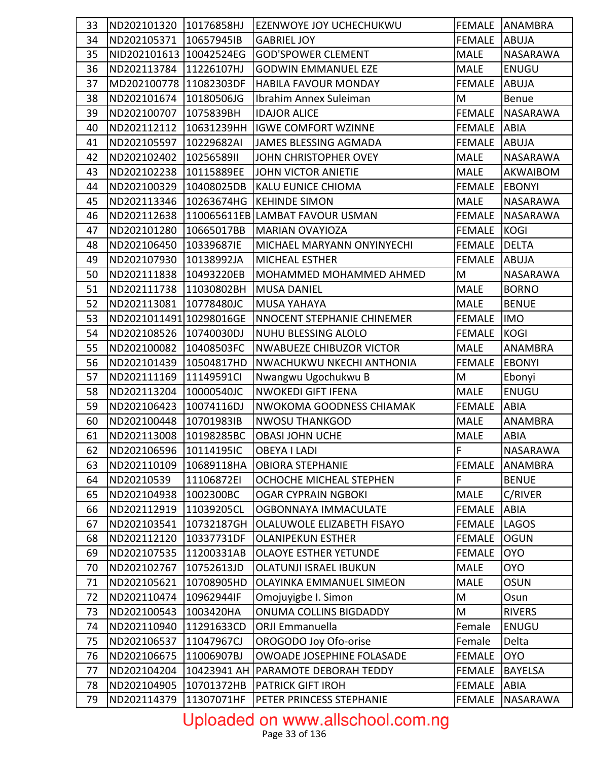| | | | | | |
|---|---|---|---|---|---|
| 33 | ND202101320 | 10176858HJ | EZENWOYE JOY UCHECHUKWU | FEMALE | ANAMBRA |
| 34 | ND202105371 | 10657945IB | GABRIEL JOY | FEMALE | ABUJA |
| 35 | NID202101613 | 10042524EG | GOD'SPOWER CLEMENT | MALE | NASARAWA |
| 36 | ND202113784 | 11226107HJ | GODWIN EMMANUEL EZE | MALE | ENUGU |
| 37 | MD202100778 | 11082303DF | HABILA FAVOUR MONDAY | FEMALE | ABUJA |
| 38 | ND202101674 | 10180506JG | Ibrahim Annex Suleiman | M | Benue |
| 39 | ND202100707 | 1075839BH | IDAJOR ALICE | FEMALE | NASARAWA |
| 40 | ND202112112 | 10631239HH | IGWE COMFORT WZINNE | FEMALE | ABIA |
| 41 | ND202105597 | 10229682AI | JAMES BLESSING AGMADA | FEMALE | ABUJA |
| 42 | ND202102402 | 10256589II | JOHN CHRISTOPHER OVEY | MALE | NASARAWA |
| 43 | ND202102238 | 10115889EE | JOHN VICTOR ANIETIE | MALE | AKWAIBOM |
| 44 | ND202100329 | 10408025DB | KALU EUNICE CHIOMA | FEMALE | EBONYI |
| 45 | ND202113346 | 10263674HG | KEHINDE SIMON | MALE | NASARAWA |
| 46 | ND202112638 | 110065611EB | LAMBAT FAVOUR USMAN | FEMALE | NASARAWA |
| 47 | ND202101280 | 10665017BB | MARIAN OVAYIOZA | FEMALE | KOGI |
| 48 | ND202106450 | 103396871E | MICHAEL MARYANN ONYINYECHI | FEMALE | DELTA |
| 49 | ND202107930 | 10138992JA | MICHEAL ESTHER | FEMALE | ABUJA |
| 50 | ND202111838 | 10493220EB | MOHAMMED MOHAMMED AHMED | M | NASARAWA |
| 51 | ND202111738 | 11030802BH | MUSA DANIEL | MALE | BORNO |
| 52 | ND202113081 | 10778480JC | MUSA YAHAYA | MALE | BENUE |
| 53 | ND2021011491 | 10298016GE | NNOCENT STEPHANIE CHINEMER | FEMALE | IMO |
| 54 | ND202108526 | 10740030DJ | NUHU BLESSING ALOLO | FEMALE | KOGI |
| 55 | ND202100082 | 10408503FC | NWABUEZE CHIBUZOR VICTOR | MALE | ANAMBRA |
| 56 | ND202101439 | 10504817HD | NWACHUKWU NKECHI ANTHONIA | FEMALE | EBONYI |
| 57 | ND202111169 | 11149591CI | Nwangwu Ugochukwu B | M | Ebonyi |
| 58 | ND202113204 | 10000540JC | NWOKEDI GIFT IFENA | MALE | ENUGU |
| 59 | ND202106423 | 10074116DJ | NWOKOMA GOODNESS CHIAMAK | FEMALE | ABIA |
| 60 | ND202100448 | 10701983IB | NWOSU THANKGOD | MALE | ANAMBRA |
| 61 | ND202113008 | 10198285BC | OBASI JOHN UCHE | MALE | ABIA |
| 62 | ND202106596 | 10114195IC | OBEYA I LADI | F | NASARAWA |
| 63 | ND202110109 | 10689118HA | OBIORA STEPHANIE | FEMALE | ANAMBRA |
| 64 | ND20210539 | 11106872EI | OCHOCHE MICHEAL STEPHEN | F | BENUE |
| 65 | ND202104938 | 1002300BC | OGAR CYPRAIN NGBOKI | MALE | C/RIVER |
| 66 | ND202112919 | 11039205CL | OGBONNAYA IMMACULATE | FEMALE | ABIA |
| 67 | ND202103541 | 10732187GH | OLALUWOLE ELIZABETH FISAYO | FEMALE | LAGOS |
| 68 | ND202112120 | 10337731DF | OLANIPEKUN ESTHER | FEMALE | OGUN |
| 69 | ND202107535 | 11200331AB | OLAOYE ESTHER YETUNDE | FEMALE | OYO |
| 70 | ND202102767 | 10752613JD | OLATUNJI ISRAEL IBUKUN | MALE | OYO |
| 71 | ND202105621 | 10708905HD | OLAYINKA EMMANUEL SIMEON | MALE | OSUN |
| 72 | ND202110474 | 10962944IF | Omojuyigbe I. Simon | M | Osun |
| 73 | ND202100543 | 1003420HA | ONUMA COLLINS BIGDADDY | M | RIVERS |
| 74 | ND202110940 | 11291633CD | ORJI Emmanuella | Female | ENUGU |
| 75 | ND202106537 | 11047967CJ | OROGODO Joy Ofo-orise | Female | Delta |
| 76 | ND202106675 | 11006907BJ | OWOADE JOSEPHINE FOLASADE | FEMALE | OYO |
| 77 | ND202104204 | 10423941 AH | PARAMOTE DEBORAH TEDDY | FEMALE | BAYELSA |
| 78 | ND202104905 | 10701372HB | PATRICK GIFT IROH | FEMALE | ABIA |
| 79 | ND202114379 | 11307071HF | PETER PRINCESS STEPHANIE | FEMALE | NASARAWA |

Uploaded on www.allschool.com.ng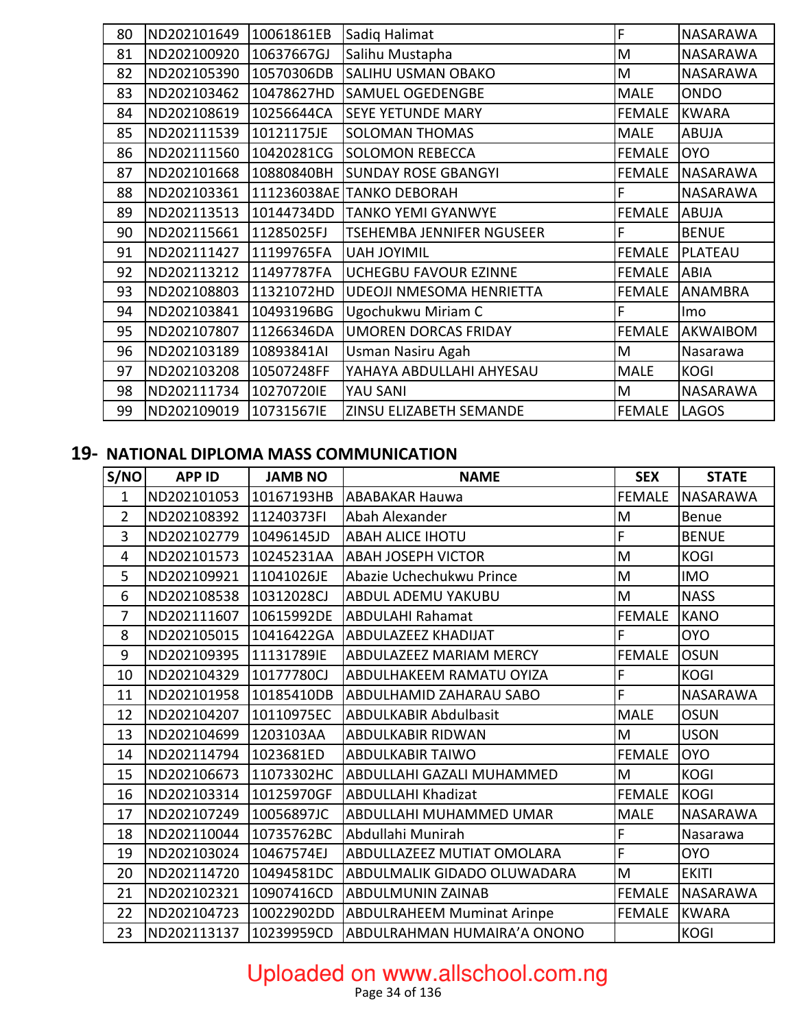| 80 | ND202101649 | 10061861EB | Sadiq Halimat | F | NASARAWA |
|---|---|---|---|---|---|
| 81 | ND202100920 | 10637667GJ | Salihu Mustapha | M | NASARAWA |
| 82 | ND202105390 | 10570306DB | SALIHU USMAN OBAKO | M | NASARAWA |
| 83 | ND202103462 | 10478627HD | SAMUEL OGEDENGBE | MALE | ONDO |
| 84 | ND202108619 | 10256644CA | SEYE YETUNDE MARY | FEMALE | KWARA |
| 85 | ND202111539 | 10121175JE | SOLOMAN THOMAS | MALE | ABUJA |
| 86 | ND202111560 | 10420281CG | SOLOMON REBECCA | FEMALE | OYO |
| 87 | ND202101668 | 10880840BH | SUNDAY ROSE GBANGYI | FEMALE | NASARAWA |
| 88 | ND202103361 | 111236038AE | TANKO DEBORAH | F | NASARAWA |
| 89 | ND202113513 | 10144734DD | TANKO YEMI GYANWYE | FEMALE | ABUJA |
| 90 | ND202115661 | 11285025FJ | TSEHEMBA JENNIFER NGUSEER | F | BENUE |
| 91 | ND202111427 | 11199765FA | UAH JOYIMIL | FEMALE | PLATEAU |
| 92 | ND202113212 | 11497787FA | UCHEGBU FAVOUR EZINNE | FEMALE | ABIA |
| 93 | ND202108803 | 11321072HD | UDEOJI NMESOMA HENRIETTA | FEMALE | ANAMBRA |
| 94 | ND202103841 | 10493196BG | Ugochukwu Miriam C | F | Imo |
| 95 | ND202107807 | 11266346DA | UMOREN DORCAS FRIDAY | FEMALE | AKWAIBOM |
| 96 | ND202103189 | 10893841AI | Usman Nasiru Agah | M | Nasarawa |
| 97 | ND202103208 | 10507248FF | YAHAYA ABDULLAHI AHYESAU | MALE | KOGI |
| 98 | ND202111734 | 10270720IE | YAU SANI | M | NASARAWA |
| 99 | ND202109019 | 10731567IE | ZINSU ELIZABETH SEMANDE | FEMALE | LAGOS |

## 19- NATIONAL DIPLOMA MASS COMMUNICATION

| S/NO | APP ID | JAMB NO | NAME | SEX | STATE |
|---|---|---|---|---|---|
| 1 | ND202101053 | 10167193HB | ABABAKAR Hauwa | FEMALE | NASARAWA |
| 2 | ND202108392 | 11240373FI | Abah Alexander | M | Benue |
| 3 | ND202102779 | 10496145JD | ABAH ALICE IHOTU | F | BENUE |
| 4 | ND202101573 | 10245231AA | ABAH JOSEPH VICTOR | M | KOGI |
| 5 | ND202109921 | 11041026JE | Abazie Uchechukwu Prince | M | IMO |
| 6 | ND202108538 | 10312028CJ | ABDUL ADEMU YAKUBU | M | NASS |
| 7 | ND202111607 | 10615992DE | ABDULAHI Rahamat | FEMALE | KANO |
| 8 | ND202105015 | 10416422GA | ABDULAZEEZ KHADIJAT | F | OYO |
| 9 | ND202109395 | 11131789IE | ABDULAZEEZ MARIAM MERCY | FEMALE | OSUN |
| 10 | ND202104329 | 10177780CJ | ABDULHAKEEM RAMATU OYIZA | F | KOGI |
| 11 | ND202101958 | 10185410DB | ABDULHAMID ZAHARAU SABO | F | NASARAWA |
| 12 | ND202104207 | 10110975EC | ABDULKABIR Abdulbasit | MALE | OSUN |
| 13 | ND202104699 | 1203103AA | ABDULKABIR RIDWAN | M | USON |
| 14 | ND202114794 | 1023681ED | ABDULKABIR TAIWO | FEMALE | OYO |
| 15 | ND202106673 | 11073302HC | ABDULLAHI GAZALI MUHAMMED | M | KOGI |
| 16 | ND202103314 | 10125970GF | ABDULLAHI Khadizat | FEMALE | KOGI |
| 17 | ND202107249 | 10056897JC | ABDULLAHI MUHAMMED UMAR | MALE | NASARAWA |
| 18 | ND202110044 | 10735762BC | Abdullahi Munirah | F | Nasarawa |
| 19 | ND202103024 | 10467574EJ | ABDULLAZEEZ MUTIAT OMOLARA | F | OYO |
| 20 | ND202114720 | 10494581DC | ABDULMALIK GIDADO OLUWADARA | M | EKITI |
| 21 | ND202102321 | 10907416CD | ABDULMUNIN ZAINAB | FEMALE | NASARAWA |
| 22 | ND202104723 | 10022902DD | ABDULRAHEEM Muminat Arinpe | FEMALE | KWARA |
| 23 | ND202113137 | 10239959CD | ABDULRAHMAN HUMAIRA'A ONONO | | KOGI |

Uploaded on www.allschool.com.ng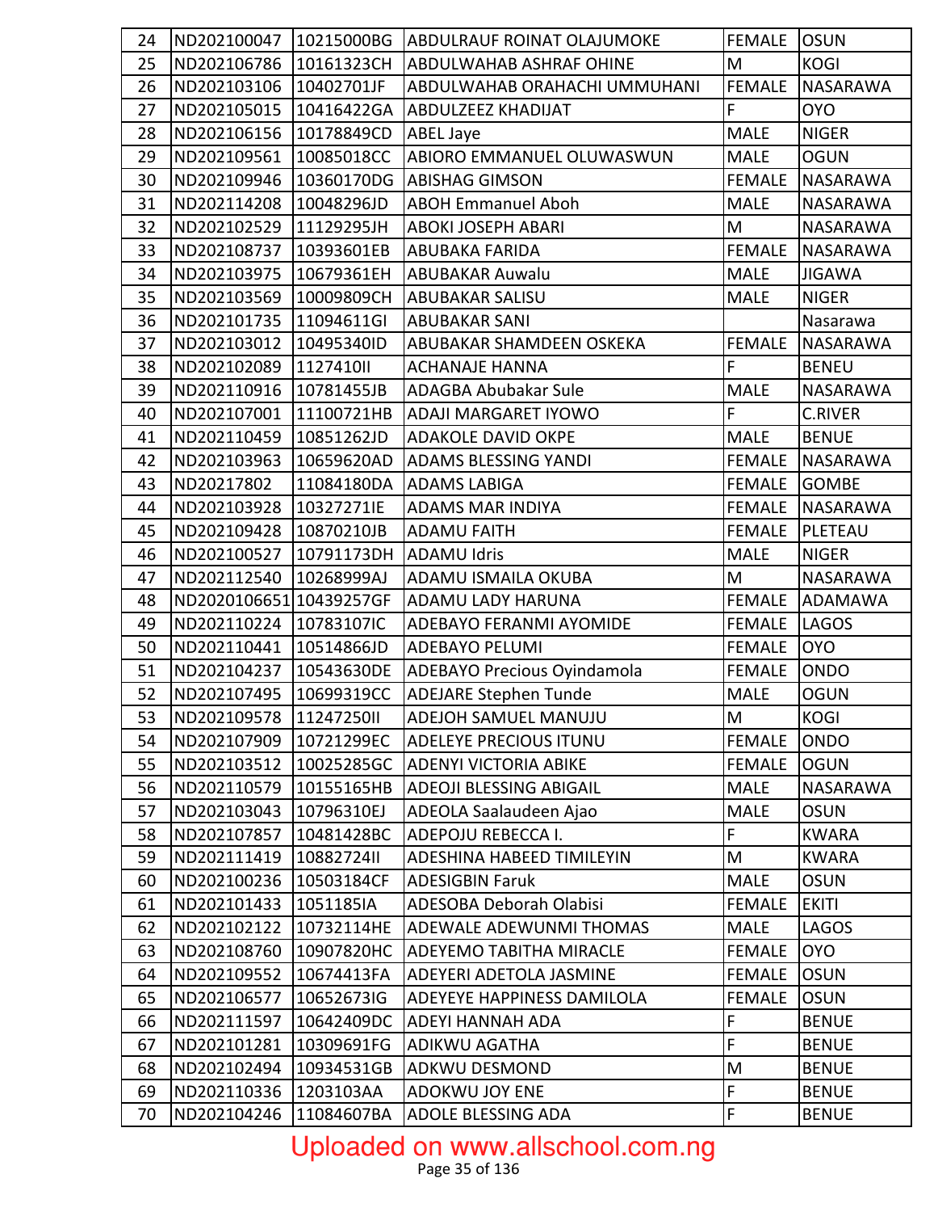| | | | | | |
|---|---|---|---|---|---|
| 24 | ND202100047 | 10215000BG | ABDULRAUF ROINAT OLAJUMOKE | FEMALE | OSUN |
| 25 | ND202106786 | 10161323CH | ABDULWAHAB ASHRAF OHINE | M | KOGI |
| 26 | ND202103106 | 10402701JF | ABDULWAHAB ORAHACHI UMMUHANI | FEMALE | NASARAWA |
| 27 | ND202105015 | 10416422GA | ABDULZEEZ KHADIJAT | F | OYO |
| 28 | ND202106156 | 10178849CD | ABEL Jaye | MALE | NIGER |
| 29 | ND202109561 | 10085018CC | ABIORO EMMANUEL OLUWASWUN | MALE | OGUN |
| 30 | ND202109946 | 10360170DG | ABISHAG GIMSON | FEMALE | NASARAWA |
| 31 | ND202114208 | 10048296JD | ABOH Emmanuel Aboh | MALE | NASARAWA |
| 32 | ND202102529 | 11129295JH | ABOKI JOSEPH ABARI | M | NASARAWA |
| 33 | ND202108737 | 10393601EB | ABUBAKA FARIDA | FEMALE | NASARAWA |
| 34 | ND202103975 | 10679361EH | ABUBAKAR Auwalu | MALE | JIGAWA |
| 35 | ND202103569 | 10009809CH | ABUBAKAR SALISU | MALE | NIGER |
| 36 | ND202101735 | 11094611GI | ABUBAKAR SANI | | Nasarawa |
| 37 | ND202103012 | 10495340ID | ABUBAKAR SHAMDEEN OSKEKA | FEMALE | NASARAWA |
| 38 | ND202102089 | 11274100II | ACHANAJE HANNA | F | BENEU |
| 39 | ND202110916 | 10781455JB | ADAGBA Abubakar Sule | MALE | NASARAWA |
| 40 | ND202107001 | 11100721HB | ADAJI MARGARET IYOWO | F | C.RIVER |
| 41 | ND202110459 | 10851262JD | ADAKOLE DAVID OKPE | MALE | BENUE |
| 42 | ND202103963 | 10659620AD | ADAMS BLESSING YANDI | FEMALE | NASARAWA |
| 43 | ND20217802 | 11084180DA | ADAMS LABIGA | FEMALE | GOMBE |
| 44 | ND202103928 | 10327271IE | ADAMS MAR INDIYA | FEMALE | NASARAWA |
| 45 | ND202109428 | 10870210JB | ADAMU FAITH | FEMALE | PLETEAU |
| 46 | ND202100527 | 10791173DH | ADAMU Idris | MALE | NIGER |
| 47 | ND202112540 | 10268999AJ | ADAMU ISMAILA OKUBA | M | NASARAWA |
| 48 | ND2020106651 | 10439257GF | ADAMU LADY HARUNA | FEMALE | ADAMAWA |
| 49 | ND202110224 | 10783107IC | ADEBAYO FERANMI AYOMIDE | FEMALE | LAGOS |
| 50 | ND202110441 | 10514866JD | ADEBAYO PELUMI | FEMALE | OYO |
| 51 | ND202104237 | 10543630DE | ADEBAYO Precious Oyindamola | FEMALE | ONDO |
| 52 | ND202107495 | 10699319CC | ADEJARE Stephen Tunde | MALE | OGUN |
| 53 | ND202109578 | 11247250II | ADEJOH SAMUEL MANUJU | M | KOGI |
| 54 | ND202107909 | 10721299EC | ADELEYE PRECIOUS ITUNU | FEMALE | ONDO |
| 55 | ND202103512 | 10025285GC | ADENYI VICTORIA ABIKE | FEMALE | OGUN |
| 56 | ND202110579 | 10155165HB | ADEOJI BLESSING ABIGAIL | MALE | NASARAWA |
| 57 | ND202103043 | 10796310EJ | ADEOLA Saalaudeen Ajao | MALE | OSUN |
| 58 | ND202107857 | 10481428BC | ADEPOJU REBECCA I. | F | KWARA |
| 59 | ND202111419 | 10882724II | ADESHINA HABEED TIMILEYIN | M | KWARA |
| 60 | ND202100236 | 10503184CF | ADESIGBIN Faruk | MALE | OSUN |
| 61 | ND202101433 | 1051185IA | ADESOBA Deborah Olabisi | FEMALE | EKITI |
| 62 | ND202102122 | 10732114HE | ADEWALE ADEWUNMI THOMAS | MALE | LAGOS |
| 63 | ND202108760 | 10907820HC | ADEYEMO TABITHA MIRACLE | FEMALE | OYO |
| 64 | ND202109552 | 10674413FA | ADEYERI ADETOLA JASMINE | FEMALE | OSUN |
| 65 | ND202106577 | 10652673IG | ADEYEYE HAPPINESS DAMILOLA | FEMALE | OSUN |
| 66 | ND202111597 | 10642409DC | ADEYI HANNAH ADA | F | BENUE |
| 67 | ND202101281 | 10309691FG | ADIKWU AGATHA | F | BENUE |
| 68 | ND202102494 | 10934531GB | ADKWU DESMOND | M | BENUE |
| 69 | ND202110336 | 1203103AA | ADOKWU JOY ENE | F | BENUE |
| 70 | ND202104246 | 11084607BA | ADOLE BLESSING ADA | F | BENUE |

Uploaded on www.allschool.com.ng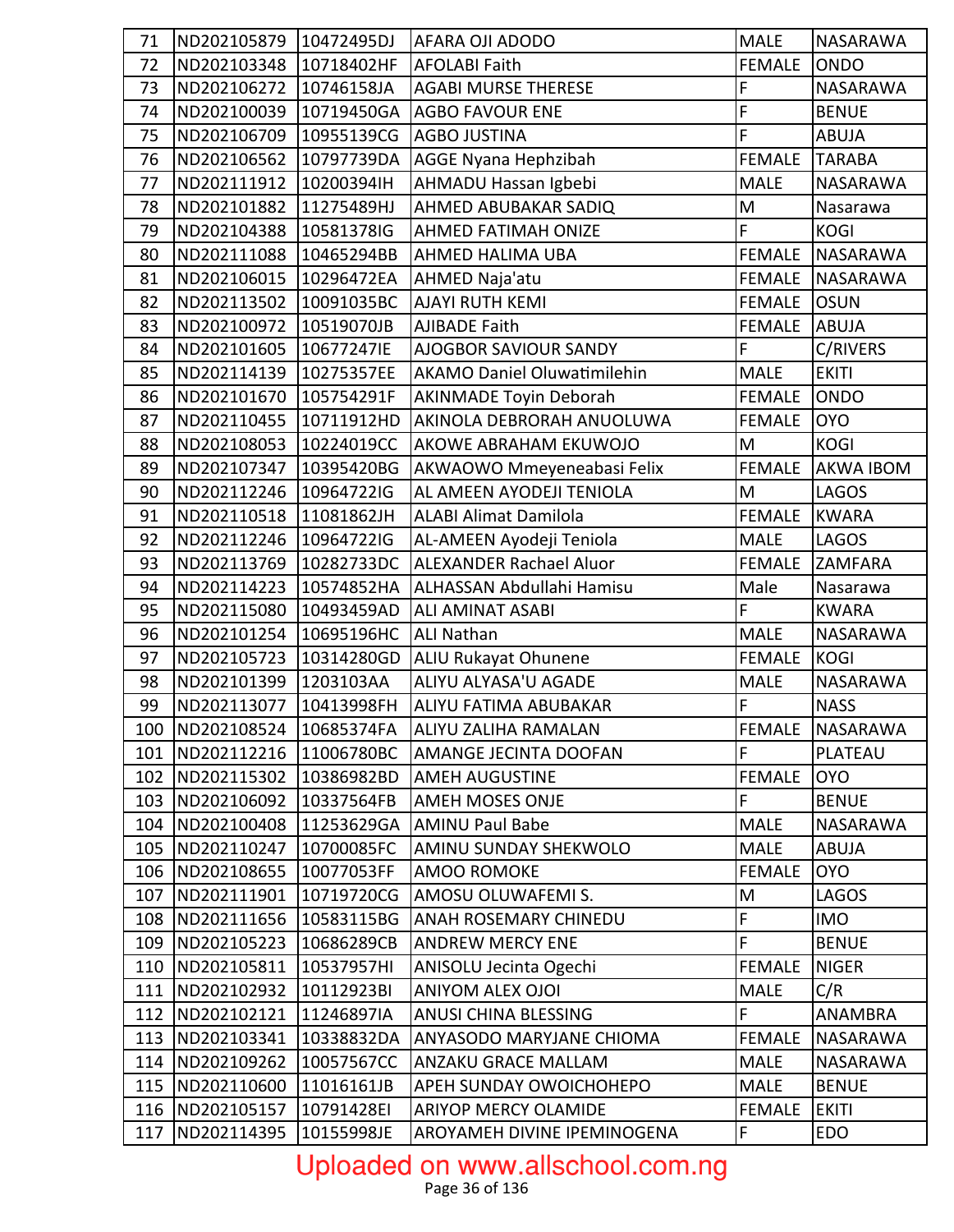| | | | | | |
|---|---|---|---|---|---|
| 71 | ND202105879 | 10472495DJ | AFARA OJI ADODO | MALE | NASARAWA |
| 72 | ND202103348 | 10718402HF | AFOLABI Faith | FEMALE | ONDO |
| 73 | ND202106272 | 10746158JA | AGABI MURSE THERESE | F | NASARAWA |
| 74 | ND202100039 | 10719450GA | AGBO FAVOUR ENE | F | BENUE |
| 75 | ND202106709 | 10955139CG | AGBO JUSTINA | F | ABUJA |
| 76 | ND202106562 | 10797739DA | AGGE Nyana Hephzibah | FEMALE | TARABA |
| 77 | ND202111912 | 10200394IH | AHMADU Hassan Igbebi | MALE | NASARAWA |
| 78 | ND202101882 | 11275489HJ | AHMED ABUBAKAR SADIQ | M | Nasarawa |
| 79 | ND202104388 | 10581378IG | AHMED FATIMAH ONIZE | F | KOGI |
| 80 | ND202111088 | 10465294BB | AHMED HALIMA UBA | FEMALE | NASARAWA |
| 81 | ND202106015 | 10296472EA | AHMED Naja'atu | FEMALE | NASARAWA |
| 82 | ND202113502 | 10091035BC | AJAYI RUTH KEMI | FEMALE | OSUN |
| 83 | ND202100972 | 10519070JB | AJIBADE Faith | FEMALE | ABUJA |
| 84 | ND202101605 | 10677247IE | AJOGBOR SAVIOUR SANDY | F | C/RIVERS |
| 85 | ND202114139 | 10275357EE | AKAMO Daniel Oluwatimilehin | MALE | EKITI |
| 86 | ND202101670 | 105754291F | AKINMADE Toyin Deborah | FEMALE | ONDO |
| 87 | ND202110455 | 10711912HD | AKINOLA DEBRORAH ANUOLUWA | FEMALE | OYO |
| 88 | ND202108053 | 10224019CC | AKOWE ABRAHAM EKUWOJO | M | KOGI |
| 89 | ND202107347 | 10395420BG | AKWAOWO Mmeyeneabasi Felix | FEMALE | AKWA IBOM |
| 90 | ND202112246 | 10964722IG | AL AMEEN AYODEJI TENIOLA | M | LAGOS |
| 91 | ND202110518 | 11081862JH | ALABI Alimat Damilola | FEMALE | KWARA |
| 92 | ND202112246 | 10964722IG | AL-AMEEN Ayodeji Teniola | MALE | LAGOS |
| 93 | ND202113769 | 10282733DC | ALEXANDER Rachael Aluor | FEMALE | ZAMFARA |
| 94 | ND202114223 | 10574852HA | ALHASSAN Abdullahi Hamisu | Male | Nasarawa |
| 95 | ND202115080 | 10493459AD | ALI AMINAT ASABI | F | KWARA |
| 96 | ND202101254 | 10695196HC | ALI Nathan | MALE | NASARAWA |
| 97 | ND202105723 | 10314280GD | ALIU Rukayat Ohunene | FEMALE | KOGI |
| 98 | ND202101399 | 1203103AA | ALIYU ALYASA'U AGADE | MALE | NASARAWA |
| 99 | ND202113077 | 10413998FH | ALIYU FATIMA ABUBAKAR | F | NASS |
| 100 | ND202108524 | 10685374FA | ALIYU ZALIHA RAMALAN | FEMALE | NASARAWA |
| 101 | ND202112216 | 11006780BC | AMANGE JECINTA DOOFAN | F | PLATEAU |
| 102 | ND202115302 | 10386982BD | AMEH AUGUSTINE | FEMALE | OYO |
| 103 | ND202106092 | 10337564FB | AMEH MOSES ONJE | F | BENUE |
| 104 | ND202100408 | 11253629GA | AMINU Paul Babe | MALE | NASARAWA |
| 105 | ND202110247 | 10700085FC | AMINU SUNDAY SHEKWOLO | MALE | ABUJA |
| 106 | ND202108655 | 10077053FF | AMOO ROMOKE | FEMALE | OYO |
| 107 | ND202111901 | 10719720CG | AMOSU OLUWAFEMI S. | M | LAGOS |
| 108 | ND202111656 | 10583115BG | ANAH ROSEMARY CHINEDU | F | IMO |
| 109 | ND202105223 | 10686289CB | ANDREW MERCY ENE | F | BENUE |
| 110 | ND202105811 | 10537957HI | ANISOLU Jecinta Ogechi | FEMALE | NIGER |
| 111 | ND202102932 | 10112923BI | ANIYOM ALEX OJOI | MALE | C/R |
| 112 | ND202102121 | 11246897IA | ANUSI CHINA BLESSING | F | ANAMBRA |
| 113 | ND202103341 | 10338832DA | ANYASODO MARYJANE CHIOMA | FEMALE | NASARAWA |
| 114 | ND202109262 | 10057567CC | ANZAKU GRACE MALLAM | MALE | NASARAWA |
| 115 | ND202110600 | 11016161JB | APEH SUNDAY OWOICHOHEPO | MALE | BENUE |
| 116 | ND202105157 | 10791428EI | ARIYOP MERCY OLAMIDE | FEMALE | EKITI |
| 117 | ND202114395 | 10155998JE | AROYAMEH DIVINE IPEMINOGENA | F | EDO |

Uploaded on www.allschool.com.ng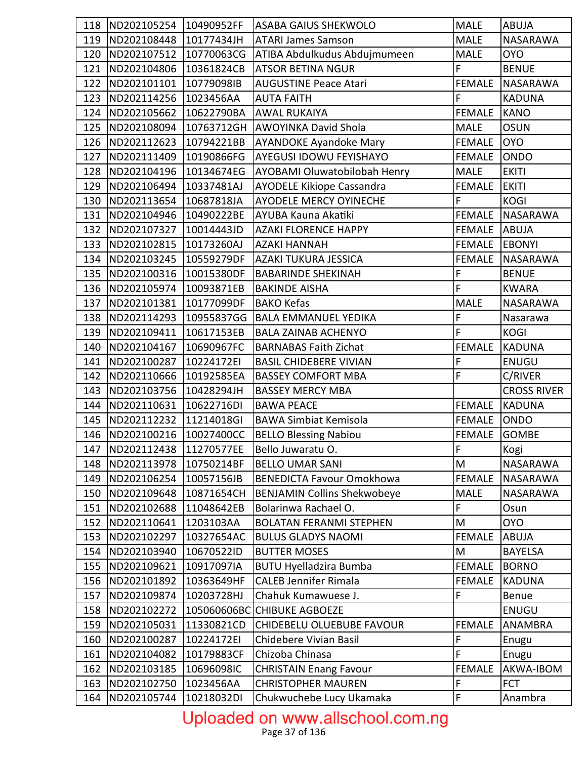| 118 | ND202105254 | 10490952FF | ASABA GAIUS SHEKWOLO | MALE | ABUJA |
|---|---|---|---|---|---|
| 119 | ND202108448 | 10177434JH | ATARI James Samson | MALE | NASARAWA |
| 120 | ND202107512 | 10770063CG | ATIBA Abdulkudus Abdujmumeen | MALE | OYO |
| 121 | ND202104806 | 10361824CB | ATSOR BETINA NGUR | F | BENUE |
| 122 | ND202101101 | 10779098IB | AUGUSTINE Peace Atari | FEMALE | NASARAWA |
| 123 | ND202114256 | 1023456AA | AUTA FAITH | F | KADUNA |
| 124 | ND202105662 | 10622790BA | AWAL RUKAIYA | FEMALE | KANO |
| 125 | ND202108094 | 10763712GH | AWOYINKA David Shola | MALE | OSUN |
| 126 | ND202112623 | 10794221BB | AYANDOKE Ayandoke Mary | FEMALE | OYO |
| 127 | ND202111409 | 10190866FG | AYEGUSI IDOWU FEYISHAYO | FEMALE | ONDO |
| 128 | ND202104196 | 10134674EG | AYOBAMI Oluwatobilobah Henry | MALE | EKITI |
| 129 | ND202106494 | 10337481AJ | AYODELE Kikiope Cassandra | FEMALE | EKITI |
| 130 | ND202113654 | 10687818JA | AYODELE MERCY OYINECHE | F | KOGI |
| 131 | ND202104946 | 10490222BE | AYUBA Kauna Akatiki | FEMALE | NASARAWA |
| 132 | ND202107327 | 10014443JD | AZAKI FLORENCE HAPPY | FEMALE | ABUJA |
| 133 | ND202102815 | 10173260AJ | AZAKI HANNAH | FEMALE | EBONYI |
| 134 | ND202103245 | 10559279DF | AZAKI TUKURA JESSICA | FEMALE | NASARAWA |
| 135 | ND202100316 | 10015380DF | BABARINDE SHEKINAH | F | BENUE |
| 136 | ND202105974 | 10093871EB | BAKINDE AISHA | F | KWARA |
| 137 | ND202101381 | 10177099DF | BAKO Kefas | MALE | NASARAWA |
| 138 | ND202114293 | 10955837GG | BALA EMMANUEL YEDIKA | F | Nasarawa |
| 139 | ND202109411 | 10617153EB | BALA ZAINAB ACHENYO | F | KOGI |
| 140 | ND202104167 | 10690967FC | BARNABAS Faith Zichat | FEMALE | KADUNA |
| 141 | ND202100287 | 10224172EI | BASIL CHIDEBERE VIVIAN | F | ENUGU |
| 142 | ND202110666 | 10192585EA | BASSEY COMFORT MBA | F | C/RIVER |
| 143 | ND202103756 | 10428294JH | BASSEY MERCY MBA | | CROSS RIVER |
| 144 | ND202110631 | 10622716DI | BAWA PEACE | FEMALE | KADUNA |
| 145 | ND202112232 | 11214018GI | BAWA Simbiat Kemisola | FEMALE | ONDO |
| 146 | ND202100216 | 10027400CC | BELLO Blessing Nabiou | FEMALE | GOMBE |
| 147 | ND202112438 | 11270577EE | Bello Juwaratu O. | F | Kogi |
| 148 | ND202113978 | 10750214BF | BELLO UMAR SANI | M | NASARAWA |
| 149 | ND202106254 | 10057156JB | BENEDICTA Favour Omokhowa | FEMALE | NASARAWA |
| 150 | ND202109648 | 10871654CH | BENJAMIN Collins Shekwobeye | MALE | NASARAWA |
| 151 | ND202102688 | 11048642EB | Bolarinwa Rachael O. | F | Osun |
| 152 | ND202110641 | 1203103AA | BOLATAN FERANMI STEPHEN | M | OYO |
| 153 | ND202102297 | 10327654AC | BULUS GLADYS NAOMI | FEMALE | ABUJA |
| 154 | ND202103940 | 10670522ID | BUTTER MOSES | M | BAYELSA |
| 155 | ND202109621 | 10917097IA | BUTU Hyelladzira Bumba | FEMALE | BORNO |
| 156 | ND202101892 | 10363649HF | CALEB Jennifer Rimala | FEMALE | KADUNA |
| 157 | ND202109874 | 10203728HJ | Chahuk Kumawuese J. | F | Benue |
| 158 | ND202102272 | 105060606BC | CHIBUKE AGBOEZE | | ENUGU |
| 159 | ND202105031 | 11330821CD | CHIDEBELU OLUEBUBE FAVOUR | FEMALE | ANAMBRA |
| 160 | ND202100287 | 10224172EI | Chidebere Vivian Basil | F | Enugu |
| 161 | ND202104082 | 10179883CF | Chizoba Chinasa | F | Enugu |
| 162 | ND202103185 | 10696098IC | CHRISTAIN Enang Favour | FEMALE | AKWA-IBOM |
| 163 | ND202102750 | 1023456AA | CHRISTOPHER MAUREN | F | FCT |
| 164 | ND202105744 | 10218032DI | Chukwuchebe Lucy Ukamaka | F | Anambra |

Uploaded on www.allschool.com.ng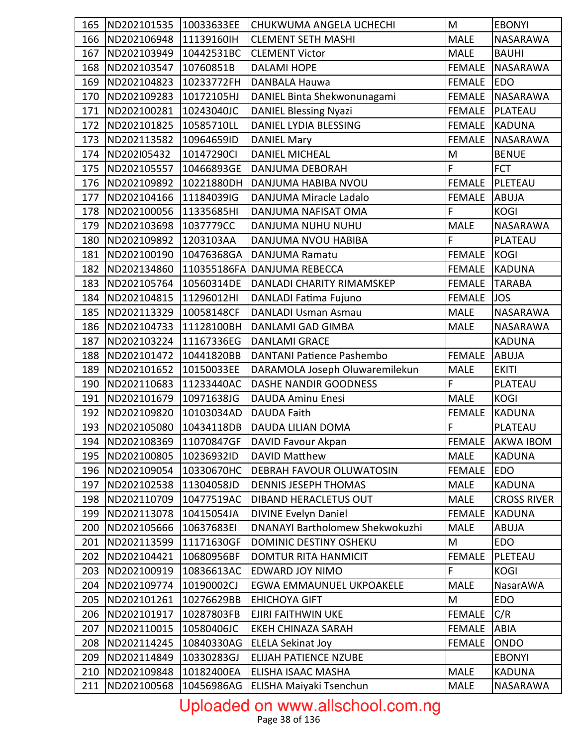| | | | | | |
|---|---|---|---|---|---|
| 165 | ND202101535 | 10033633EE | CHUKWUMA ANGELA UCHECHI | M | EBONYI |
| 166 | ND202106948 | 11139160IH | CLEMENT SETH MASHI | MALE | NASARAWA |
| 167 | ND202103949 | 10442531BC | CLEMENT Victor | MALE | BAUHI |
| 168 | ND202103547 | 10760851B | DALAMI HOPE | FEMALE | NASARAWA |
| 169 | ND202104823 | 10233772FH | DANBALA Hauwa | FEMALE | EDO |
| 170 | ND202109283 | 10172105HJ | DANIEL Binta Shekwonunagami | FEMALE | NASARAWA |
| 171 | ND202100281 | 10243040JC | DANIEL Blessing Nyazi | FEMALE | PLATEAU |
| 172 | ND202101825 | 10585710LL | DANIEL LYDIA BLESSING | FEMALE | KADUNA |
| 173 | ND202113582 | 10964659ID | DANIEL Mary | FEMALE | NASARAWA |
| 174 | ND202I05432 | 10147290CI | DANIEL MICHEAL | M | BENUE |
| 175 | ND202105557 | 10466893GE | DANJUMA DEBORAH | F | FCT |
| 176 | ND202109892 | 10221880DH | DANJUMA HABIBA NVOU | FEMALE | PLETEAU |
| 177 | ND202104166 | 11184039IG | DANJUMA Miracle Ladalo | FEMALE | ABUJA |
| 178 | ND202100056 | 11335685HI | DANJUMA NAFISAT OMA | F | KOGI |
| 179 | ND202103698 | 1037779CC | DANJUMA NUHU NUHU | MALE | NASARAWA |
| 180 | ND202109892 | 1203103AA | DANJUMA NVOU HABIBA | F | PLATEAU |
| 181 | ND202100190 | 10476368GA | DANJUMA Ramatu | FEMALE | KOGI |
| 182 | ND202134860 | 110355186FA | DANJUMA REBECCA | FEMALE | KADUNA |
| 183 | ND202105764 | 10560314DE | DANLADI CHARITY RIMAMSKEP | FEMALE | TARABA |
| 184 | ND202104815 | 11296012HI | DANLADI Fatima Fujuno | FEMALE | JOS |
| 185 | ND202113329 | 10058148CF | DANLADI Usman Asmau | MALE | NASARAWA |
| 186 | ND202104733 | 11128100BH | DANLAMI GAD GIMBA | MALE | NASARAWA |
| 187 | ND202103224 | 11167336EG | DANLAMI GRACE | | KADUNA |
| 188 | ND202101472 | 10441820BB | DANTANI Patience Pashembo | FEMALE | ABUJA |
| 189 | ND202101652 | 10150033EE | DARAMOLA Joseph Oluwaremilekun | MALE | EKITI |
| 190 | ND202110683 | 11233440AC | DASHE NANDIR GOODNESS | F | PLATEAU |
| 191 | ND202101679 | 10971638JG | DAUDA Aminu Enesi | MALE | KOGI |
| 192 | ND202109820 | 10103034AD | DAUDA Faith | FEMALE | KADUNA |
| 193 | ND202105080 | 10434118DB | DAUDA LILIAN DOMA | F | PLATEAU |
| 194 | ND202108369 | 11070847GF | DAVID Favour Akpan | FEMALE | AKWA IBOM |
| 195 | ND202100805 | 10236932ID | DAVID Matthew | MALE | KADUNA |
| 196 | ND202109054 | 10330670HC | DEBRAH FAVOUR OLUWATOSIN | FEMALE | EDO |
| 197 | ND202102538 | 11304058JD | DENNIS JESEPH THOMAS | MALE | KADUNA |
| 198 | ND202110709 | 10477519AC | DIBAND HERACLETUS OUT | MALE | CROSS RIVER |
| 199 | ND202113078 | 10415054JA | DIVINE Evelyn Daniel | FEMALE | KADUNA |
| 200 | ND202105666 | 10637683EI | DNANAYI Bartholomew Shekwokuzhi | MALE | ABUJA |
| 201 | ND202113599 | 11171630GF | DOMINIC DESTINY OSHEKU | M | EDO |
| 202 | ND202104421 | 10680956BF | DOMTUR RITA HANMICIT | FEMALE | PLETEAU |
| 203 | ND202100919 | 10836613AC | EDWARD JOY NIMO | F | KOGI |
| 204 | ND202109774 | 10190002CJ | EGWA EMMAUNUEL UKPOAKELE | MALE | NasarAWA |
| 205 | ND202101261 | 10276629BB | EHICHOYA GIFT | M | EDO |
| 206 | ND202101917 | 10287803FB | EJIRI FAITHWIN UKE | FEMALE | C/R |
| 207 | ND202110015 | 10580406JC | EKEH CHINAZA SARAH | FEMALE | ABIA |
| 208 | ND202114245 | 10840330AG | ELELA Sekinat Joy | FEMALE | ONDO |
| 209 | ND202114849 | 10330283GJ | ELIJAH PATIENCE NZUBE | | EBONYI |
| 210 | ND202109848 | 10182400EA | ELISHA ISAAC MASHA | MALE | KADUNA |
| 211 | ND202100568 | 10456986AG | ELISHA Maiyaki Tsenchun | MALE | NASARAWA |

Uploaded on www.allschool.com.ng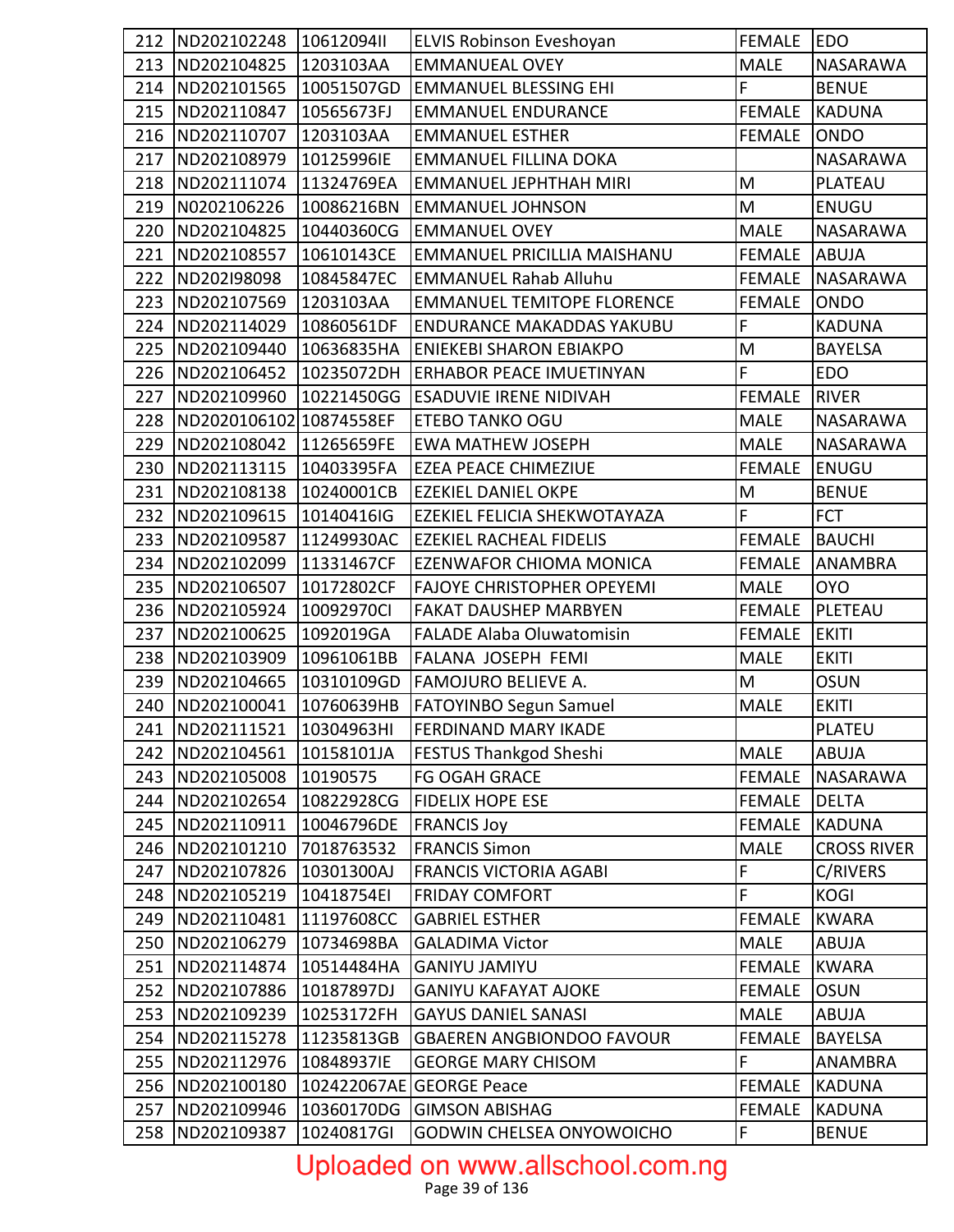| | | | | | |
|---|---|---|---|---|---|
| 212 | ND202102248 | 10612094II | ELVIS Robinson Eveshoyan | FEMALE | EDO |
| 213 | ND202104825 | 1203103AA | EMMANUEAL OVEY | MALE | NASARAWA |
| 214 | ND202101565 | 10051507GD | EMMANUEL BLESSING EHI | F | BENUE |
| 215 | ND202110847 | 10565673FJ | EMMANUEL ENDURANCE | FEMALE | KADUNA |
| 216 | ND202110707 | 1203103AA | EMMANUEL ESTHER | FEMALE | ONDO |
| 217 | ND202108979 | 10125996IE | EMMANUEL FILLINA DOKA | | NASARAWA |
| 218 | ND202111074 | 11324769EA | EMMANUEL JEPHTHAH MIRI | M | PLATEAU |
| 219 | N0202106226 | 10086216BN | EMMANUEL JOHNSON | M | ENUGU |
| 220 | ND202104825 | 10440360CG | EMMANUEL OVEY | MALE | NASARAWA |
| 221 | ND202108557 | 10610143CE | EMMANUEL PRICILLIA MAISHANU | FEMALE | ABUJA |
| 222 | ND202I98098 | 10845847EC | EMMANUEL Rahab Alluhu | FEMALE | NASARAWA |
| 223 | ND202107569 | 1203103AA | EMMANUEL TEMITOPE FLORENCE | FEMALE | ONDO |
| 224 | ND202114029 | 10860561DF | ENDURANCE MAKADDAS YAKUBU | F | KADUNA |
| 225 | ND202109440 | 10636835HA | ENIEKEBI SHARON EBIAKPO | M | BAYELSA |
| 226 | ND202106452 | 10235072DH | ERHABOR PEACE IMUETINYAN | F | EDO |
| 227 | ND202109960 | 10221450GG | ESADUVIE IRENE NIDIVAH | FEMALE | RIVER |
| 228 | ND2020106102 | 10874558EF | ETEBO TANKO OGU | MALE | NASARAWA |
| 229 | ND202108042 | 11265659FE | EWA MATHEW JOSEPH | MALE | NASARAWA |
| 230 | ND202113115 | 10403395FA | EZEA PEACE CHIMEZIUE | FEMALE | ENUGU |
| 231 | ND202108138 | 10240001CB | EZEKIEL DANIEL OKPE | M | BENUE |
| 232 | ND202109615 | 10140416IG | EZEKIEL FELICIA SHEKWOTAYAZA | F | FCT |
| 233 | ND202109587 | 11249930AC | EZEKIEL RACHEAL FIDELIS | FEMALE | BAUCHI |
| 234 | ND202102099 | 11331467CF | EZENWAFOR CHIOMA MONICA | FEMALE | ANAMBRA |
| 235 | ND202106507 | 10172802CF | FAJOYE CHRISTOPHER OPEYEMI | MALE | OYO |
| 236 | ND202105924 | 10092970CI | FAKAT DAUSHEP MARBYEN | FEMALE | PLETEAU |
| 237 | ND202100625 | 1092019GA | FALADE Alaba Oluwatomisin | FEMALE | EKITI |
| 238 | ND202103909 | 10961061BB | FALANA JOSEPH FEMI | MALE | EKITI |
| 239 | ND202104665 | 10310109GD | FAMOJURO BELIEVE A. | M | OSUN |
| 240 | ND202100041 | 10760639HB | FATOYINBO Segun Samuel | MALE | EKITI |
| 241 | ND202111521 | 10304963HI | FERDINAND MARY IKADE | | PLATEU |
| 242 | ND202104561 | 10158101JA | FESTUS Thankgod Sheshi | MALE | ABUJA |
| 243 | ND202105008 | 10190575 | FG OGAH GRACE | FEMALE | NASARAWA |
| 244 | ND202102654 | 10822928CG | FIDELIX HOPE ESE | FEMALE | DELTA |
| 245 | ND202110911 | 10046796DE | FRANCIS Joy | FEMALE | KADUNA |
| 246 | ND202101210 | 7018763532 | FRANCIS Simon | MALE | CROSS RIVER |
| 247 | ND202107826 | 10301300AJ | FRANCIS VICTORIA AGABI | F | C/RIVERS |
| 248 | ND202105219 | 10418754EI | FRIDAY COMFORT | F | KOGI |
| 249 | ND202110481 | 11197608CC | GABRIEL ESTHER | FEMALE | KWARA |
| 250 | ND202106279 | 10734698BA | GALADIMA Victor | MALE | ABUJA |
| 251 | ND202114874 | 10514484HA | GANIYU JAMIYU | FEMALE | KWARA |
| 252 | ND202107886 | 10187897DJ | GANIYU KAFAYAT AJOKE | FEMALE | OSUN |
| 253 | ND202109239 | 10253172FH | GAYUS DANIEL SANASI | MALE | ABUJA |
| 254 | ND202115278 | 11235813GB | GBAEREN ANGBIONDOO FAVOUR | FEMALE | BAYELSA |
| 255 | ND202112976 | 10848937IE | GEORGE MARY CHISOM | F | ANAMBRA |
| 256 | ND202100180 | 102422067AE | GEORGE Peace | FEMALE | KADUNA |
| 257 | ND202109946 | 10360170DG | GIMSON ABISHAG | FEMALE | KADUNA |
| 258 | ND202109387 | 10240817GI | GODWIN CHELSEA ONYOWOICHO | F | BENUE |

Uploaded on www.allschool.com.ng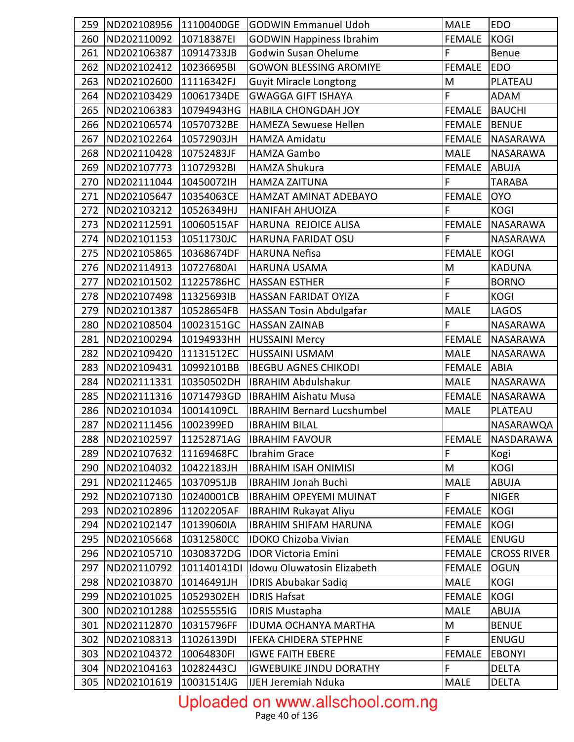| | | | | | |
|---|---|---|---|---|---|
| 259 | ND202108956 | 11100400GE | GODWIN Emmanuel Udoh | MALE | EDO |
| 260 | ND202110092 | 10718387EI | GODWIN Happiness Ibrahim | FEMALE | KOGI |
| 261 | ND202106387 | 10914733JB | Godwin Susan Ohelume | F | Benue |
| 262 | ND202102412 | 10236695BI | GOWON BLESSING AROMIYE | FEMALE | EDO |
| 263 | ND202102600 | 11116342FJ | Guyit Miracle Longtong | M | PLATEAU |
| 264 | ND202103429 | 10061734DE | GWAGGA GIFT ISHAYA | F | ADAM |
| 265 | ND202106383 | 10794943HG | HABILA CHONGDAH JOY | FEMALE | BAUCHI |
| 266 | ND202106574 | 10570732BE | HAMEZA Sewuese Hellen | FEMALE | BENUE |
| 267 | ND202102264 | 10572903JH | HAMZA Amidatu | FEMALE | NASARAWA |
| 268 | ND202110428 | 10752483JF | HAMZA Gambo | MALE | NASARAWA |
| 269 | ND202107773 | 11072932BI | HAMZA Shukura | FEMALE | ABUJA |
| 270 | ND202111044 | 10450072IH | HAMZA ZAITUNA | F | TARABA |
| 271 | ND202105647 | 10354063CE | HAMZAT AMINAT ADEBAYO | FEMALE | OYO |
| 272 | ND202103212 | 10526349HJ | HANIFAH AHUOIZA | F | KOGI |
| 273 | ND202112591 | 10060515AF | HARUNA REJOICE ALISA | FEMALE | NASARAWA |
| 274 | ND202101153 | 10511730JC | HARUNA FARIDAT OSU | F | NASARAWA |
| 275 | ND202105865 | 10368674DF | HARUNA Nefisa | FEMALE | KOGI |
| 276 | ND202114913 | 10727680AI | HARUNA USAMA | M | KADUNA |
| 277 | ND202101502 | 11225786HC | HASSAN ESTHER | F | BORNO |
| 278 | ND202107498 | 11325693IB | HASSAN FARIDAT OYIZA | F | KOGI |
| 279 | ND202101387 | 10528654FB | HASSAN Tosin Abdulgafar | MALE | LAGOS |
| 280 | ND202108504 | 10023151GC | HASSAN ZAINAB | F | NASARAWA |
| 281 | ND202100294 | 10194933HH | HUSSAINI Mercy | FEMALE | NASARAWA |
| 282 | ND202109420 | 11131512EC | HUSSAINI USMAM | MALE | NASARAWA |
| 283 | ND202109431 | 10992101BB | IBEGBU AGNES CHIKODI | FEMALE | ABIA |
| 284 | ND202111331 | 10350502DH | IBRAHIM Abdulshakur | MALE | NASARAWA |
| 285 | ND202111316 | 10714793GD | IBRAHIM Aishatu Musa | FEMALE | NASARAWA |
| 286 | ND202101034 | 10014109CL | IBRAHIM Bernard Lucshumbel | MALE | PLATEAU |
| 287 | ND202111456 | 1002399ED | IBRAHIM BILAL | | NASARAWQA |
| 288 | ND202102597 | 11252871AG | IBRAHIM FAVOUR | FEMALE | NASDARAWA |
| 289 | ND202107632 | 11169468FC | Ibrahim Grace | F | Kogi |
| 290 | ND202104032 | 10422183JH | IBRAHIM ISAH ONIMISI | M | KOGI |
| 291 | ND202112465 | 10370951JB | IBRAHIM Jonah Buchi | MALE | ABUJA |
| 292 | ND202107130 | 10240001CB | IBRAHIM OPEYEMI MUINAT | F | NIGER |
| 293 | ND202102896 | 11202205AF | IBRAHIM Rukayat Aliyu | FEMALE | KOGI |
| 294 | ND202102147 | 10139060IA | IBRAHIM SHIFAM HARUNA | FEMALE | KOGI |
| 295 | ND202105668 | 10312580CC | IDOKO Chizoba Vivian | FEMALE | ENUGU |
| 296 | ND202105710 | 10308372DG | IDOR Victoria Emini | FEMALE | CROSS RIVER |
| 297 | ND202110792 | 101140141DI | Idowu Oluwatosin Elizabeth | FEMALE | OGUN |
| 298 | ND202103870 | 10146491JH | IDRIS Abubakar Sadiq | MALE | KOGI |
| 299 | ND202101025 | 10529302EH | IDRIS Hafsat | FEMALE | KOGI |
| 300 | ND202101288 | 10255555IG | IDRIS Mustapha | MALE | ABUJA |
| 301 | ND202112870 | 10315796FF | IDUMA OCHANYA MARTHA | M | BENUE |
| 302 | ND202108313 | 11026139DI | IFEKA CHIDERA STEPHNE | F | ENUGU |
| 303 | ND202104372 | 10064830FI | IGWE FAITH EBERE | FEMALE | EBONYI |
| 304 | ND202104163 | 10282443CJ | IGWEBUIKE JINDU DORATHY | F | DELTA |
| 305 | ND202101619 | 10031514JG | IJEH Jeremiah Nduka | MALE | DELTA |

Uploaded on www.allschool.com.ng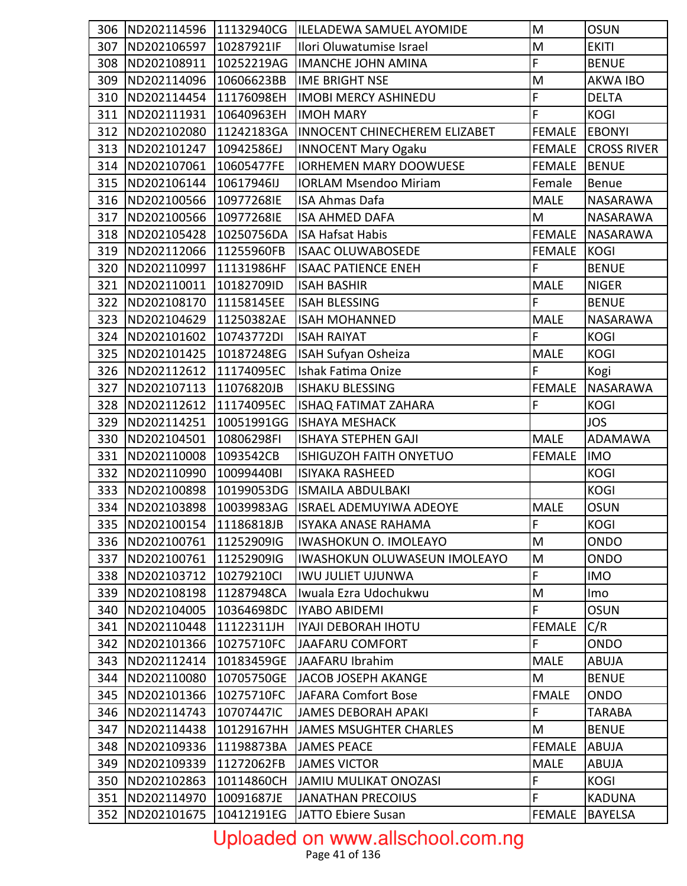| 306 | ND202114596 | 11132940CG | ILELADEWA SAMUEL AYOMIDE | M | OSUN |
|---|---|---|---|---|---|
| 307 | ND202106597 | 10287921IF | Ilori Oluwatumise Israel | M | EKITI |
| 308 | ND202108911 | 10252219AG | IMANCHE JOHN AMINA | F | BENUE |
| 309 | ND202114096 | 10606623BB | IME BRIGHT NSE | M | AKWA IBO |
| 310 | ND202114454 | 11176098EH | IMOBI MERCY ASHINEDU | F | DELTA |
| 311 | ND202111931 | 10640963EH | IMOH MARY | F | KOGI |
| 312 | ND202102080 | 11242183GA | INNOCENT CHINECHEREM ELIZABET | FEMALE | EBONYI |
| 313 | ND202101247 | 10942586EJ | INNOCENT Mary Ogaku | FEMALE | CROSS RIVER |
| 314 | ND202107061 | 10605477FE | IORHEMEN MARY DOOWUESE | FEMALE | BENUE |
| 315 | ND202106144 | 10617946IJ | IORLAM Msendoo Miriam | Female | Benue |
| 316 | ND202100566 | 10977268IE | ISA Ahmas Dafa | MALE | NASARAWA |
| 317 | ND202100566 | 10977268IE | ISA AHMED DAFA | M | NASARAWA |
| 318 | ND202105428 | 10250756DA | ISA Hafsat Habis | FEMALE | NASARAWA |
| 319 | ND202112066 | 11255960FB | ISAAC OLUWABOSEDE | FEMALE | KOGI |
| 320 | ND202110997 | 11131986HF | ISAAC PATIENCE ENEH | F | BENUE |
| 321 | ND202110011 | 10182709ID | ISAH BASHIR | MALE | NIGER |
| 322 | ND202108170 | 11158145EE | ISAH BLESSING | F | BENUE |
| 323 | ND202104629 | 11250382AE | ISAH MOHANNED | MALE | NASARAWA |
| 324 | ND202101602 | 10743772DI | ISAH RAIYAT | F | KOGI |
| 325 | ND202101425 | 10187248EG | ISAH Sufyan Osheiza | MALE | KOGI |
| 326 | ND202112612 | 11174095EC | Ishak Fatima Onize | F | Kogi |
| 327 | ND202107113 | 11076820JB | ISHAKU BLESSING | FEMALE | NASARAWA |
| 328 | ND202112612 | 11174095EC | ISHAQ FATIMAT ZAHARA | F | KOGI |
| 329 | ND202114251 | 10051991GG | ISHAYA MESHACK | | JOS |
| 330 | ND202104501 | 10806298FI | ISHAYA STEPHEN GAJI | MALE | ADAMAWA |
| 331 | ND202110008 | 1093542CB | ISHIGUZOH FAITH ONYETUO | FEMALE | IMO |
| 332 | ND202110990 | 10099440BI | ISIYAKA RASHEED | | KOGI |
| 333 | ND202100898 | 10199053DG | ISMAILA ABDULBAKI | | KOGI |
| 334 | ND202103898 | 10039983AG | ISRAEL ADEMUYIWA ADEOYE | MALE | OSUN |
| 335 | ND202100154 | 11186818JB | ISYAKA ANASE RAHAMA | F | KOGI |
| 336 | ND202100761 | 11252909IG | IWASHOKUN O. IMOLEAYO | M | ONDO |
| 337 | ND202100761 | 11252909IG | IWASHOKUN OLUWASEUN IMOLEAYO | M | ONDO |
| 338 | ND202103712 | 10279210CI | IWU JULIET UJUNWA | F | IMO |
| 339 | ND202108198 | 11287948CA | Iwuala Ezra Udochukwu | M | Imo |
| 340 | ND202104005 | 10364698DC | IYABO ABIDEMI | F | OSUN |
| 341 | ND202110448 | 11122311JH | IYAJI DEBORAH IHOTU | FEMALE | C/R |
| 342 | ND202101366 | 10275710FC | JAAFARU COMFORT | F | ONDO |
| 343 | ND202112414 | 10183459GE | JAAFARU Ibrahim | MALE | ABUJA |
| 344 | ND202110080 | 10705750GE | JACOB JOSEPH AKANGE | M | BENUE |
| 345 | ND202101366 | 10275710FC | JAFARA Comfort Bose | FMALE | ONDO |
| 346 | ND202114743 | 10707447IC | JAMES DEBORAH APAKI | F | TARABA |
| 347 | ND202114438 | 10129167HH | JAMES MSUGHTER CHARLES | M | BENUE |
| 348 | ND202109336 | 11198873BA | JAMES PEACE | FEMALE | ABUJA |
| 349 | ND202109339 | 11272062FB | JAMES VICTOR | MALE | ABUJA |
| 350 | ND202102863 | 10114860CH | JAMIU MULIKAT ONOZASI | F | KOGI |
| 351 | ND202114970 | 10091687JE | JANATHAN PRECOIUS | F | KADUNA |
| 352 | ND202101675 | 10412191EG | JATTO Ebiere Susan | FEMALE | BAYELSA |

Uploaded on www.allschool.com.ng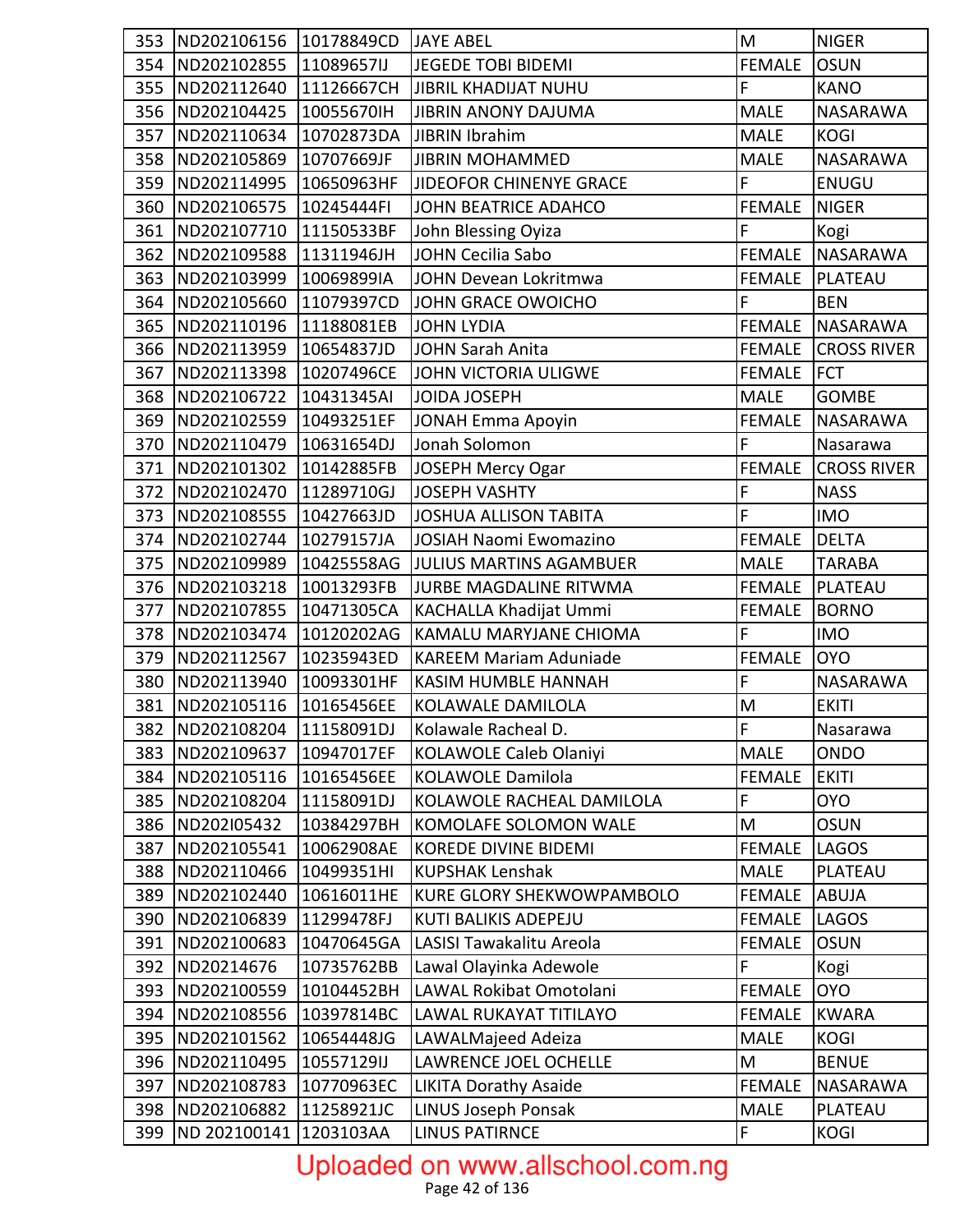| 353 | ND202106156 | 10178849CD | JAYE ABEL | M | NIGER |
|---|---|---|---|---|---|
| 354 | ND202102855 | 11089657IJ | JEGEDE TOBI BIDEMI | FEMALE | OSUN |
| 355 | ND202112640 | 11126667CH | JIBRIL KHADIJAT NUHU | F | KANO |
| 356 | ND202104425 | 10055670IH | JIBRIN ANONY DAJUMA | MALE | NASARAWA |
| 357 | ND202110634 | 10702873DA | JIBRIN Ibrahim | MALE | KOGI |
| 358 | ND202105869 | 10707669JF | JIBRIN MOHAMMED | MALE | NASARAWA |
| 359 | ND202114995 | 10650963HF | JIDEOFOR CHINENYE GRACE | F | ENUGU |
| 360 | ND202106575 | 10245444FI | JOHN BEATRICE ADAHCO | FEMALE | NIGER |
| 361 | ND202107710 | 11150533BF | John Blessing Oyiza | F | Kogi |
| 362 | ND202109588 | 11311946JH | JOHN Cecilia Sabo | FEMALE | NASARAWA |
| 363 | ND202103999 | 10069899IA | JOHN Devean Lokritmwa | FEMALE | PLATEAU |
| 364 | ND202105660 | 11079397CD | JOHN GRACE OWOICHO | F | BEN |
| 365 | ND202110196 | 11188081EB | JOHN LYDIA | FEMALE | NASARAWA |
| 366 | ND202113959 | 10654837JD | JOHN Sarah Anita | FEMALE | CROSS RIVER |
| 367 | ND202113398 | 10207496CE | JOHN VICTORIA ULIGWE | FEMALE | FCT |
| 368 | ND202106722 | 10431345AI | JOIDA JOSEPH | MALE | GOMBE |
| 369 | ND202102559 | 10493251EF | JONAH Emma Apoyin | FEMALE | NASARAWA |
| 370 | ND202110479 | 10631654DJ | Jonah Solomon | F | Nasarawa |
| 371 | ND202101302 | 10142885FB | JOSEPH Mercy Ogar | FEMALE | CROSS RIVER |
| 372 | ND202102470 | 11289710GJ | JOSEPH VASHTY | F | NASS |
| 373 | ND202108555 | 10427663JD | JOSHUA ALLISON TABITA | F | IMO |
| 374 | ND202102744 | 10279157JA | JOSIAH Naomi Ewomazino | FEMALE | DELTA |
| 375 | ND202109989 | 10425558AG | JULIUS MARTINS AGAMBUER | MALE | TARABA |
| 376 | ND202103218 | 10013293FB | JURBE MAGDALINE RITWMA | FEMALE | PLATEAU |
| 377 | ND202107855 | 10471305CA | KACHALLA Khadijat Ummi | FEMALE | BORNO |
| 378 | ND202103474 | 10120202AG | KAMALU MARYJANE CHIOMA | F | IMO |
| 379 | ND202112567 | 10235943ED | KAREEM Mariam Aduniade | FEMALE | OYO |
| 380 | ND202113940 | 10093301HF | KASIM HUMBLE HANNAH | F | NASARAWA |
| 381 | ND202105116 | 10165456EE | KOLAWALE DAMILOLA | M | EKITI |
| 382 | ND202108204 | 11158091DJ | Kolawale Racheal D. | F | Nasarawa |
| 383 | ND202109637 | 10947017EF | KOLAWOLE Caleb Olaniyi | MALE | ONDO |
| 384 | ND202105116 | 10165456EE | KOLAWOLE Damilola | FEMALE | EKITI |
| 385 | ND202108204 | 11158091DJ | KOLAWOLE RACHEAL DAMILOLA | F | OYO |
| 386 | ND202I05432 | 10384297BH | KOMOLAFE SOLOMON WALE | M | OSUN |
| 387 | ND202105541 | 10062908AE | KOREDE DIVINE BIDEMI | FEMALE | LAGOS |
| 388 | ND202110466 | 10499351HI | KUPSHAK Lenshak | MALE | PLATEAU |
| 389 | ND202102440 | 10616011HE | KURE GLORY SHEKWOWPAMBOLO | FEMALE | ABUJA |
| 390 | ND202106839 | 11299478FJ | KUTI BALIKIS ADEPEJU | FEMALE | LAGOS |
| 391 | ND202100683 | 10470645GA | LASISI Tawakalitu Areola | FEMALE | OSUN |
| 392 | ND20214676 | 10735762BB | Lawal Olayinka Adewole | F | Kogi |
| 393 | ND202100559 | 10104452BH | LAWAL Rokibat Omotolani | FEMALE | OYO |
| 394 | ND202108556 | 10397814BC | LAWAL RUKAYAT TITILAYO | FEMALE | KWARA |
| 395 | ND202101562 | 10654448JG | LAWALMajeed Adeiza | MALE | KOGI |
| 396 | ND202110495 | 10557129IJ | LAWRENCE JOEL OCHELLE | M | BENUE |
| 397 | ND202108783 | 10770963EC | LIKITA Dorathy Asaide | FEMALE | NASARAWA |
| 398 | ND202106882 | 11258921JC | LINUS Joseph Ponsak | MALE | PLATEAU |
| 399 | ND 202100141 | 1203103AA | LINUS PATIRNCE | F | KOGI |

Uploaded on www.allschool.com.ng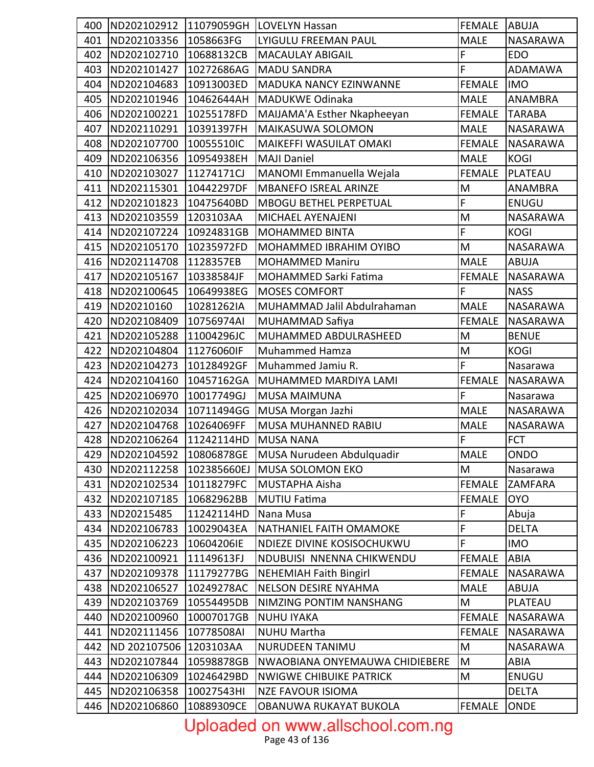| | | | | | |
|---|---|---|---|---|---|
| 400 | ND202102912 | 11079059GH | LOVELYN Hassan | FEMALE | ABUJA |
| 401 | ND202103356 | 1058663FG | LYIGULU FREEMAN PAUL | MALE | NASARAWA |
| 402 | ND202102710 | 10688132CB | MACAULAY ABIGAIL | F | EDO |
| 403 | ND202101427 | 10272686AG | MADU SANDRA | F | ADAMAWA |
| 404 | ND202104683 | 10913003ED | MADUKA NANCY EZINWANNE | FEMALE | IMO |
| 405 | ND202101946 | 10462644AH | MADUKWE Odinaka | MALE | ANAMBRA |
| 406 | ND202100221 | 10255178FD | MAIJAMA'A Esther Nkapheeyan | FEMALE | TARABA |
| 407 | ND202110291 | 10391397FH | MAIKASUWA SOLOMON | MALE | NASARAWA |
| 408 | ND202107700 | 10055510IC | MAIKEFFI WASULAT OMAKI | FEMALE | NASARAWA |
| 409 | ND202106356 | 10954938EH | MAJI Daniel | MALE | KOGI |
| 410 | ND202103027 | 11274171CJ | MANOMI Emmanuella Wejala | FEMALE | PLATEAU |
| 411 | ND202115301 | 10442297DF | MBANEFO ISREAL ARINZE | M | ANAMBRA |
| 412 | ND202101823 | 10475640BD | MBOGU BETHEL PERPETUAL | F | ENUGU |
| 413 | ND202103559 | 1203103AA | MICHAEL AYENAJENI | M | NASARAWA |
| 414 | ND202107224 | 10924831GB | MOHAMMED BINTA | F | KOGI |
| 415 | ND202105170 | 10235972FD | MOHAMMED IBRAHIM OYIBO | M | NASARAWA |
| 416 | ND202114708 | 1128357EB | MOHAMMED Maniru | MALE | ABUJA |
| 417 | ND202105167 | 10338584JF | MOHAMMED Sarki Fatima | FEMALE | NASARAWA |
| 418 | ND202100645 | 10649938EG | MOSES COMFORT | F | NASS |
| 419 | ND20210160 | 10281262IA | MUHAMMAD Jalil Abdulrahaman | MALE | NASARAWA |
| 420 | ND202108409 | 10756974AI | MUHAMMAD Safiya | FEMALE | NASARAWA |
| 421 | ND202105288 | 11004296JC | MUHAMMED ABDULRASHEED | M | BENUE |
| 422 | ND202104804 | 11276060IF | Muhammed Hamza | M | KOGI |
| 423 | ND202104273 | 10128492GF | Muhammed Jamiu R. | F | Nasarawa |
| 424 | ND202104160 | 10457162GA | MUHAMMED MARDIYA LAMI | FEMALE | NASARAWA |
| 425 | ND202106970 | 10017749GJ | MUSA MAIMUNA | F | Nasarawa |
| 426 | ND202102034 | 10711494GG | MUSA Morgan Jazhi | MALE | NASARAWA |
| 427 | ND202104768 | 10264069FF | MUSA MUHANNED RABIU | MALE | NASARAWA |
| 428 | ND202106264 | 11242114HD | MUSA NANA | F | FCT |
| 429 | ND202104592 | 10806878GE | MUSA Nurudeen Abdulquadir | MALE | ONDO |
| 430 | ND202112258 | 102385660EJ | MUSA SOLOMON EKO | M | Nasarawa |
| 431 | ND202102534 | 10118279FC | MUSTAPHA Aisha | FEMALE | ZAMFARA |
| 432 | ND202107185 | 10682962BB | MUTIU Fatima | FEMALE | OYO |
| 433 | ND20215485 | 11242114HD | Nana Musa | F | Abuja |
| 434 | ND202106783 | 10029043EA | NATHANIEL FAITH OMAMOKE | F | DELTA |
| 435 | ND202106223 | 10604206IE | NDIEZE DIVINE KOSISOCHUKWU | F | IMO |
| 436 | ND202100921 | 11149613FJ | NDUBUISI NNENNA CHIKWENDU | FEMALE | ABIA |
| 437 | ND202109378 | 11179277BG | NEHEMIAH Faith Bingirl | FEMALE | NASARAWA |
| 438 | ND202106527 | 10249278AC | NELSON DESIRE NYAHMA | MALE | ABUJA |
| 439 | ND202103769 | 10554495DB | NIMZING PONTIM NANSHANG | M | PLATEAU |
| 440 | ND202100960 | 10007017GB | NUHU IYAKA | FEMALE | NASARAWA |
| 441 | ND202111456 | 10778508AI | NUHU Martha | FEMALE | NASARAWA |
| 442 | ND 202107506 | 1203103AA | NURUDEEN TANIMU | M | NASARAWA |
| 443 | ND202107844 | 10598878GB | NWAOBIANA ONYEMAUWA CHIDIEBERE | M | ABIA |
| 444 | ND202106309 | 10246429BD | NWIGWE CHIBUIKE PATRICK | M | ENUGU |
| 445 | ND202106358 | 10027543HI | NZE FAVOUR ISIOMA | | DELTA |
| 446 | ND202106860 | 10889309CE | OBANUWA RUKAYAT BUKOLA | FEMALE | ONDE |

Uploaded on www.allschool.com.ng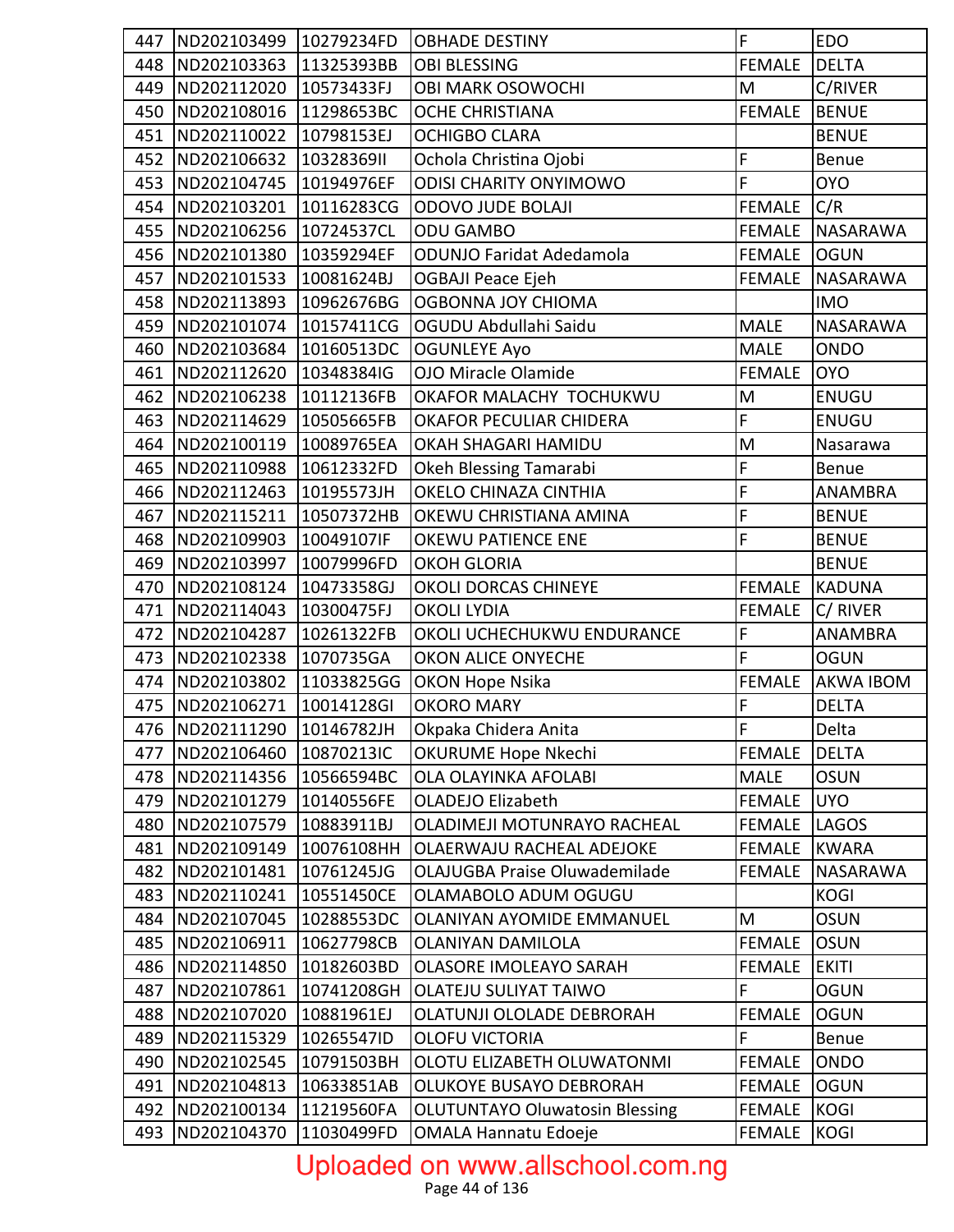| | | | | | |
|---|---|---|---|---|---|
| 447 | ND202103499 | 10279234FD | OBHADE DESTINY | F | EDO |
| 448 | ND202103363 | 11325393BB | OBI BLESSING | FEMALE | DELTA |
| 449 | ND202112020 | 10573433FJ | OBI MARK OSOWOCHI | M | C/RIVER |
| 450 | ND202108016 | 11298653BC | OCHE CHRISTIANA | FEMALE | BENUE |
| 451 | ND202110022 | 10798153EJ | OCHIGBO CLARA | | BENUE |
| 452 | ND202106632 | 10328369II | Ochola Christina Ojobi | F | Benue |
| 453 | ND202104745 | 10194976EF | ODISI CHARITY ONYIMOWO | F | OYO |
| 454 | ND202103201 | 10116283CG | ODOVO JUDE BOLAJI | FEMALE | C/R |
| 455 | ND202106256 | 10724537CL | ODU GAMBO | FEMALE | NASARAWA |
| 456 | ND202101380 | 10359294EF | ODUNJO Faridat Adedamola | FEMALE | OGUN |
| 457 | ND202101533 | 10081624BJ | OGBAJI Peace Ejeh | FEMALE | NASARAWA |
| 458 | ND202113893 | 10962676BG | OGBONNA JOY CHIOMA | | IMO |
| 459 | ND202101074 | 10157411CG | OGUDU Abdullahi Saidu | MALE | NASARAWA |
| 460 | ND202103684 | 10160513DC | OGUNLEYE Ayo | MALE | ONDO |
| 461 | ND202112620 | 10348384IG | OJO Miracle Olamide | FEMALE | OYO |
| 462 | ND202106238 | 10112136FB | OKAFOR MALACHY TOCHUKWU | M | ENUGU |
| 463 | ND202114629 | 10505665FB | OKAFOR PECULIAR CHIDERA | F | ENUGU |
| 464 | ND202100119 | 10089765EA | OKAH SHAGARI HAMIDU | M | Nasarawa |
| 465 | ND202110988 | 10612332FD | Okeh Blessing Tamarabi | F | Benue |
| 466 | ND202112463 | 10195573JH | OKELO CHINAZA CINTHIA | F | ANAMBRA |
| 467 | ND202115211 | 10507372HB | OKEWU CHRISTIANA AMINA | F | BENUE |
| 468 | ND202109903 | 10049107IF | OKEWU PATIENCE ENE | F | BENUE |
| 469 | ND202103997 | 10079996FD | OKOH GLORIA | | BENUE |
| 470 | ND202108124 | 10473358GJ | OKOLI DORCAS CHINEYE | FEMALE | KADUNA |
| 471 | ND202114043 | 10300475FJ | OKOLI LYDIA | FEMALE | C/ RIVER |
| 472 | ND202104287 | 10261322FB | OKOLI UCHECHUKWU ENDURANCE | F | ANAMBRA |
| 473 | ND202102338 | 1070735GA | OKON ALICE ONYECHE | F | OGUN |
| 474 | ND202103802 | 11033825GG | OKON Hope Nsika | FEMALE | AKWA IBOM |
| 475 | ND202106271 | 10014128GI | OKORO MARY | F | DELTA |
| 476 | ND202111290 | 10146782JH | Okpaka Chidera Anita | F | Delta |
| 477 | ND202106460 | 10870213IC | OKURUME Hope Nkechi | FEMALE | DELTA |
| 478 | ND202114356 | 10566594BC | OLA OLAYINKA AFOLABI | MALE | OSUN |
| 479 | ND202101279 | 10140556FE | OLADEJO Elizabeth | FEMALE | UYO |
| 480 | ND202107579 | 10883911BJ | OLADIMEJI MOTUNRAYO RACHEAL | FEMALE | LAGOS |
| 481 | ND202109149 | 10076108HH | OLAERWAJU RACHEAL ADEJOKE | FEMALE | KWARA |
| 482 | ND202101481 | 10761245JG | OLAJUGBA Praise Oluwademilade | FEMALE | NASARAWA |
| 483 | ND202110241 | 10551450CE | OLAMABOLO ADUM OGUGU | | KOGI |
| 484 | ND202107045 | 10288553DC | OLANIYAN AYOMIDE EMMANUEL | M | OSUN |
| 485 | ND202106911 | 10627798CB | OLANIYAN DAMILOLA | FEMALE | OSUN |
| 486 | ND202114850 | 10182603BD | OLASORE IMOLEAYO SARAH | FEMALE | EKITI |
| 487 | ND202107861 | 10741208GH | OLATEJU SULIYAT TAIWO | F | OGUN |
| 488 | ND202107020 | 10881961EJ | OLATUNJI OLOLADE DEBRORAH | FEMALE | OGUN |
| 489 | ND202115329 | 10265547ID | OLOFU VICTORIA | F | Benue |
| 490 | ND202102545 | 10791503BH | OLOTU ELIZABETH OLUWATONMI | FEMALE | ONDO |
| 491 | ND202104813 | 10633851AB | OLUKOYE BUSAYO DEBRORAH | FEMALE | OGUN |
| 492 | ND202100134 | 11219560FA | OLUTUNTAYO Oluwatosin Blessing | FEMALE | KOGI |
| 493 | ND202104370 | 11030499FD | OMALA Hannatu Edoeje | FEMALE | KOGI |

Uploaded on www.allschool.com.ng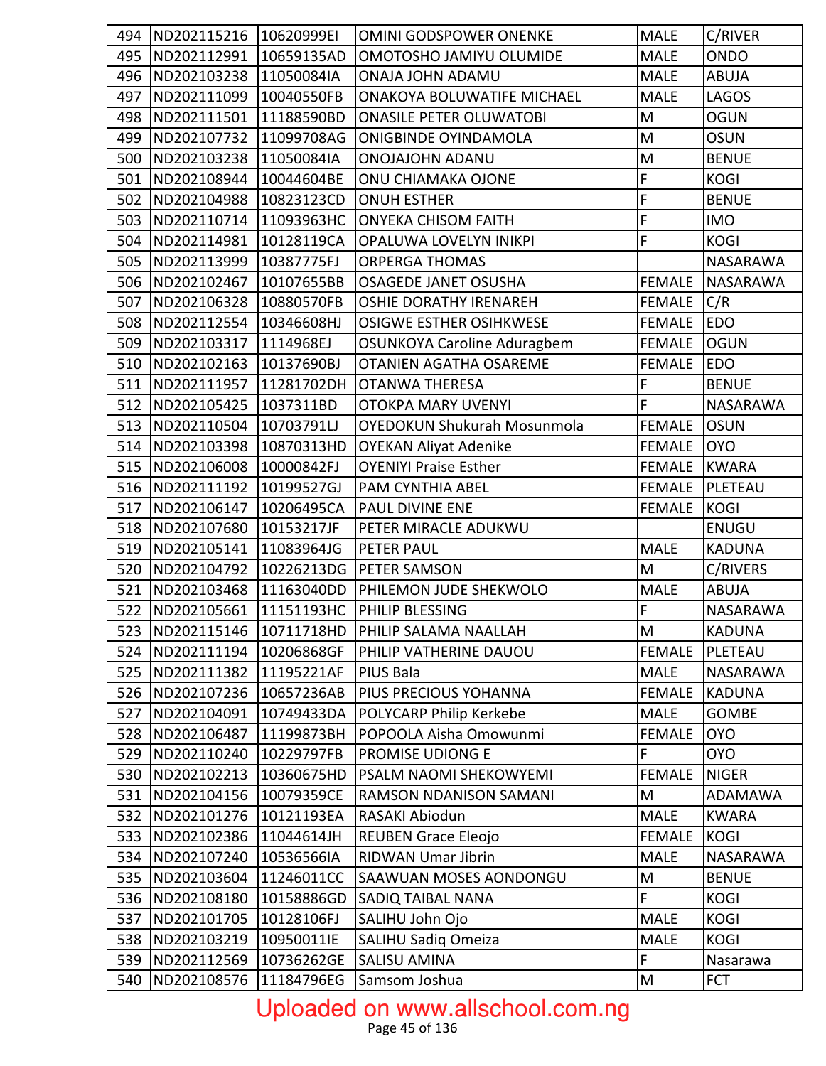| 494 | ND202115216 | 10620999EI | OMINI GODSPOWER ONENKE | MALE | C/RIVER |
|---|---|---|---|---|---|
| 495 | ND202112991 | 10659135AD | OMOTOSHO JAMIYU OLUMIDE | MALE | ONDO |
| 496 | ND202103238 | 11050084IA | ONAJA JOHN ADAMU | MALE | ABUJA |
| 497 | ND202111099 | 10040550FB | ONAKOYA BOLUWATIFE MICHAEL | MALE | LAGOS |
| 498 | ND202111501 | 11188590BD | ONASILE PETER OLUWATOBI | M | OGUN |
| 499 | ND202107732 | 11099708AG | ONIGBINDE OYINDAMOLA | M | OSUN |
| 500 | ND202103238 | 11050084IA | ONOJAJOHN ADANU | M | BENUE |
| 501 | ND202108944 | 10044604BE | ONU CHIAMAKA OJONE | F | KOGI |
| 502 | ND202104988 | 10823123CD | ONUH ESTHER | F | BENUE |
| 503 | ND202110714 | 11093963HC | ONYEKA CHISOM FAITH | F | IMO |
| 504 | ND202114981 | 10128119CA | OPALUWA LOVELYN INIKPI | F | KOGI |
| 505 | ND202113999 | 10387775FJ | ORPERGA THOMAS | | NASARAWA |
| 506 | ND202102467 | 10107655BB | OSAGEDE JANET OSUSHA | FEMALE | NASARAWA |
| 507 | ND202106328 | 10880570FB | OSHIE DORATHY IRENAREH | FEMALE | C/R |
| 508 | ND202112554 | 10346608HJ | OSIGWE ESTHER OSIHKWESE | FEMALE | EDO |
| 509 | ND202103317 | 1114968EJ | OSUNKOYA Caroline Aduragbem | FEMALE | OGUN |
| 510 | ND202102163 | 10137690BJ | OTANIEN AGATHA OSAREME | FEMALE | EDO |
| 511 | ND202111957 | 11281702DH | OTANWA THERESA | F | BENUE |
| 512 | ND202105425 | 1037311BD | OTOKPA MARY UVENYI | F | NASARAWA |
| 513 | ND202110504 | 10703791LJ | OYEDOKUN Shukurah Mosunmola | FEMALE | OSUN |
| 514 | ND202103398 | 10870313HD | OYEKAN Aliyat Adenike | FEMALE | OYO |
| 515 | ND202106008 | 10000842FJ | OYENIYI Praise Esther | FEMALE | KWARA |
| 516 | ND202111192 | 10199527GJ | PAM CYNTHIA ABEL | FEMALE | PLETEAU |
| 517 | ND202106147 | 10206495CA | PAUL DIVINE ENE | FEMALE | KOGI |
| 518 | ND202107680 | 10153217JF | PETER MIRACLE ADUKWU | | ENUGU |
| 519 | ND202105141 | 11083964JG | PETER PAUL | MALE | KADUNA |
| 520 | ND202104792 | 10226213DG | PETER SAMSON | M | C/RIVERS |
| 521 | ND202103468 | 11163040DD | PHILEMON JUDE SHEKWOLO | MALE | ABUJA |
| 522 | ND202105661 | 11151193HC | PHILIP BLESSING | F | NASARAWA |
| 523 | ND202115146 | 10711718HD | PHILIP SALAMA NAALLAH | M | KADUNA |
| 524 | ND202111194 | 10206868GF | PHILIP VATHERINE DAUOU | FEMALE | PLETEAU |
| 525 | ND202111382 | 11195221AF | PIUS Bala | MALE | NASARAWA |
| 526 | ND202107236 | 10657236AB | PIUS PRECIOUS YOHANNA | FEMALE | KADUNA |
| 527 | ND202104091 | 10749433DA | POLYCARP Philip Kerkebe | MALE | GOMBE |
| 528 | ND202106487 | 11199873BH | POPOOLA Aisha Omowunmi | FEMALE | OYO |
| 529 | ND202110240 | 10229797FB | PROMISE UDIONG E | F | OYO |
| 530 | ND202102213 | 10360675HD | PSALM NAOMI SHEKOWYEMI | FEMALE | NIGER |
| 531 | ND202104156 | 10079359CE | RAMSON NDANISON SAMANI | M | ADAMAWA |
| 532 | ND202101276 | 10121193EA | RASAKI Abiodun | MALE | KWARA |
| 533 | ND202102386 | 11044614JH | REUBEN Grace Eleojo | FEMALE | KOGI |
| 534 | ND202107240 | 10536566IA | RIDWAN Umar Jibrin | MALE | NASARAWA |
| 535 | ND202103604 | 11246011CC | SAAWUAN MOSES AONDONGU | M | BENUE |
| 536 | ND202108180 | 10158886GD | SADIQ TAIBAL NANA | F | KOGI |
| 537 | ND202101705 | 10128106FJ | SALIHU John Ojo | MALE | KOGI |
| 538 | ND202103219 | 10950011IE | SALIHU Sadiq Omeiza | MALE | KOGI |
| 539 | ND202112569 | 10736262GE | SALISU AMINA | F | Nasarawa |
| 540 | ND202108576 | 11184796EG | Samsom Joshua | M | FCT |

Uploaded on www.allschool.com.ng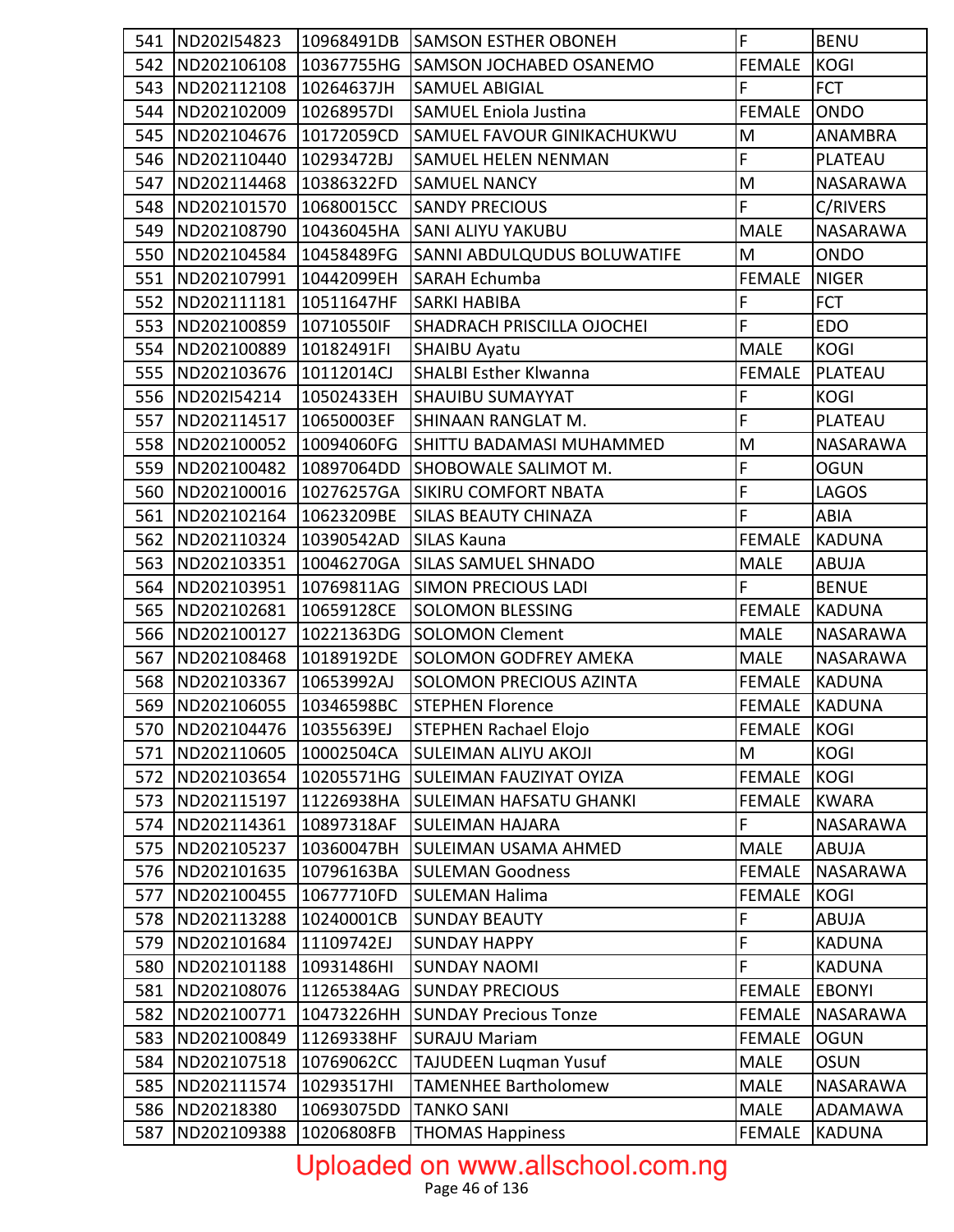| | | | | | |
|---|---|---|---|---|---|
| 541 | ND202I54823 | 10968491DB | SAMSON ESTHER OBONEH | F | BENU |
| 542 | ND202106108 | 10367755HG | SAMSON JOCHABED OSANEMO | FEMALE | KOGI |
| 543 | ND202112108 | 10264637JH | SAMUEL ABIGIAL | F | FCT |
| 544 | ND202102009 | 10268957DI | SAMUEL Eniola Justina | FEMALE | ONDO |
| 545 | ND202104676 | 10172059CD | SAMUEL FAVOUR GINIKACHUKWU | M | ANAMBRA |
| 546 | ND202110440 | 10293472BJ | SAMUEL HELEN NENMAN | F | PLATEAU |
| 547 | ND202114468 | 10386322FD | SAMUEL NANCY | M | NASARAWA |
| 548 | ND202101570 | 10680015CC | SANDY PRECIOUS | F | C/RIVERS |
| 549 | ND202108790 | 10436045HA | SANI ALIYU YAKUBU | MALE | NASARAWA |
| 550 | ND202104584 | 10458489FG | SANNI ABDULQUDUS BOLUWATIFE | M | ONDO |
| 551 | ND202107991 | 10442099EH | SARAH Echumba | FEMALE | NIGER |
| 552 | ND202111181 | 10511647HF | SARKI HABIBA | F | FCT |
| 553 | ND202100859 | 10710550IF | SHADRACH PRISCILLA OJOCHEI | F | EDO |
| 554 | ND202100889 | 10182491FI | SHAIBU Ayatu | MALE | KOGI |
| 555 | ND202103676 | 10112014CJ | SHALBI Esther Klwanna | FEMALE | PLATEAU |
| 556 | ND202I54214 | 10502433EH | SHAUIBU SUMAYYAT | F | KOGI |
| 557 | ND202114517 | 10650003EF | SHINAAN RANGLAT M. | F | PLATEAU |
| 558 | ND202100052 | 10094060FG | SHITTU BADAMASI MUHAMMED | M | NASARAWA |
| 559 | ND202100482 | 10897064DD | SHOBOWALE SALIMOT M. | F | OGUN |
| 560 | ND202100016 | 10276257GA | SIKIRU COMFORT NBATA | F | LAGOS |
| 561 | ND202102164 | 10623209BE | SILAS BEAUTY CHINAZA | F | ABIA |
| 562 | ND202110324 | 10390542AD | SILAS Kauna | FEMALE | KADUNA |
| 563 | ND202103351 | 10046270GA | SILAS SAMUEL SHNADO | MALE | ABUJA |
| 564 | ND202103951 | 10769811AG | SIMON PRECIOUS LADI | F | BENUE |
| 565 | ND202102681 | 10659128CE | SOLOMON BLESSING | FEMALE | KADUNA |
| 566 | ND202100127 | 10221363DG | SOLOMON Clement | MALE | NASARAWA |
| 567 | ND202108468 | 10189192DE | SOLOMON GODFREY AMEKA | MALE | NASARAWA |
| 568 | ND202103367 | 10653992AJ | SOLOMON PRECIOUS AZINTA | FEMALE | KADUNA |
| 569 | ND202106055 | 10346598BC | STEPHEN Florence | FEMALE | KADUNA |
| 570 | ND202104476 | 10355639EJ | STEPHEN Rachael Elojo | FEMALE | KOGI |
| 571 | ND202110605 | 10002504CA | SULEIMAN ALIYU AKOJI | M | KOGI |
| 572 | ND202103654 | 10205571HG | SULEIMAN FAUZIYAT OYIZA | FEMALE | KOGI |
| 573 | ND202115197 | 11226938HA | SULEIMAN HAFSATU GHANKI | FEMALE | KWARA |
| 574 | ND202114361 | 10897318AF | SULEIMAN HAJARA | F | NASARAWA |
| 575 | ND202105237 | 10360047BH | SULEIMAN USAMA AHMED | MALE | ABUJA |
| 576 | ND202101635 | 10796163BA | SULEMAN Goodness | FEMALE | NASARAWA |
| 577 | ND202100455 | 10677710FD | SULEMAN Halima | FEMALE | KOGI |
| 578 | ND202113288 | 10240001CB | SUNDAY BEAUTY | F | ABUJA |
| 579 | ND202101684 | 11109742EJ | SUNDAY HAPPY | F | KADUNA |
| 580 | ND202101188 | 10931486HI | SUNDAY NAOMI | F | KADUNA |
| 581 | ND202108076 | 11265384AG | SUNDAY PRECIOUS | FEMALE | EBONYI |
| 582 | ND202100771 | 10473226HH | SUNDAY Precious Tonze | FEMALE | NASARAWA |
| 583 | ND202100849 | 11269338HF | SURAJU Mariam | FEMALE | OGUN |
| 584 | ND202107518 | 10769062CC | TAJUDEEN Luqman Yusuf | MALE | OSUN |
| 585 | ND202111574 | 10293517HI | TAMENHEE Bartholomew | MALE | NASARAWA |
| 586 | ND20218380 | 10693075DD | TANKO SANI | MALE | ADAMAWA |
| 587 | ND202109388 | 10206808FB | THOMAS Happiness | FEMALE | KADUNA |

Uploaded on www.allschool.com.ng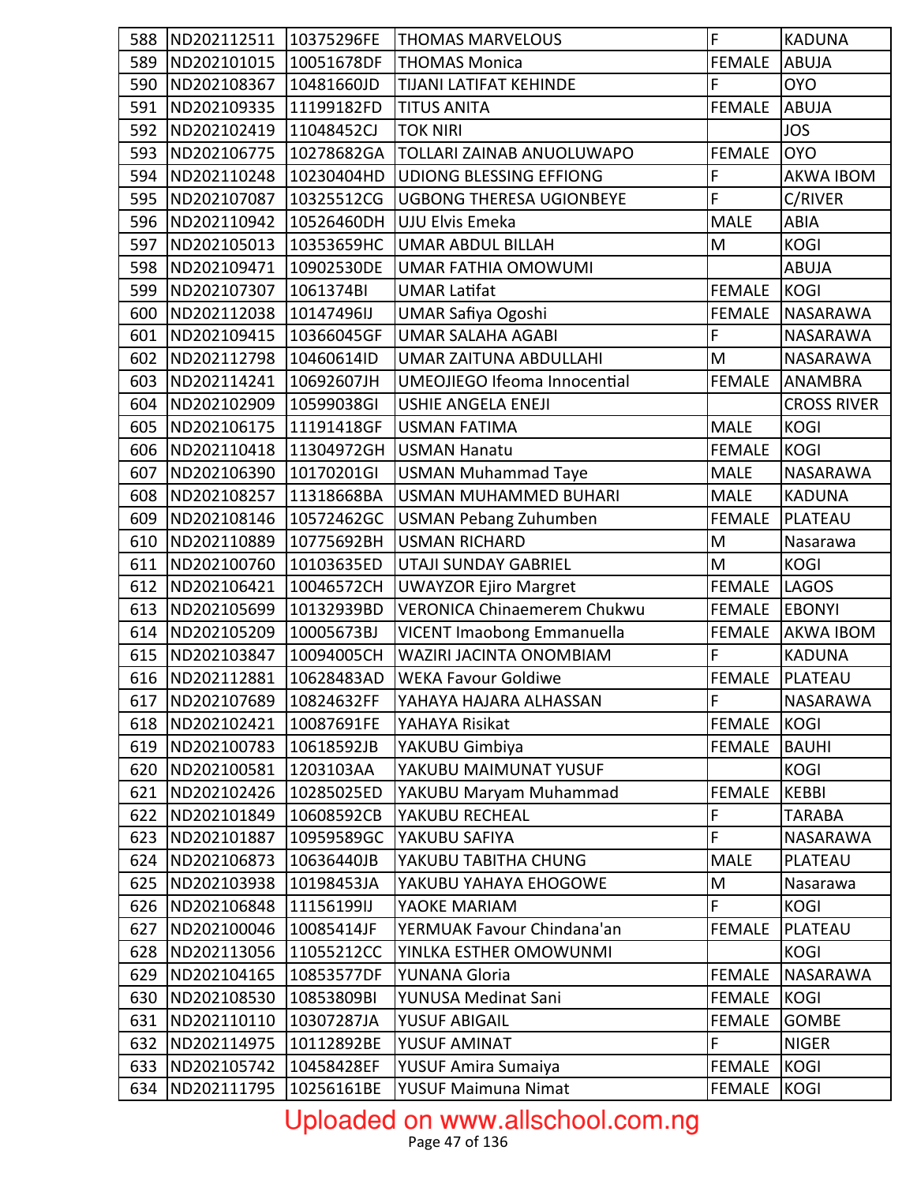| | | | | | |
|---|---|---|---|---|---|
| 588 | ND202112511 | 10375296FE | THOMAS MARVELOUS | F | KADUNA |
| 589 | ND202101015 | 10051678DF | THOMAS Monica | FEMALE | ABUJA |
| 590 | ND202108367 | 10481660JD | TIJANI LATIFAT KEHINDE | F | OYO |
| 591 | ND202109335 | 11199182FD | TITUS ANITA | FEMALE | ABUJA |
| 592 | ND202102419 | 11048452CJ | TOK NIRI | | JOS |
| 593 | ND202106775 | 10278682GA | TOLLARI ZAINAB ANUOLUWAPO | FEMALE | OYO |
| 594 | ND202110248 | 10230404HD | UDIONG BLESSING EFFIONG | F | AKWA IBOM |
| 595 | ND202107087 | 10325512CG | UGBONG THERESA UGIONBEYE | F | C/RIVER |
| 596 | ND202110942 | 10526460DH | UJU Elvis Emeka | MALE | ABIA |
| 597 | ND202105013 | 10353659HC | UMAR ABDUL BILLAH | M | KOGI |
| 598 | ND202109471 | 10902530DE | UMAR FATHIA OMOWUMI | | ABUJA |
| 599 | ND202107307 | 1061374BI | UMAR Latifat | FEMALE | KOGI |
| 600 | ND202112038 | 10147496IJ | UMAR Safiya Ogoshi | FEMALE | NASARAWA |
| 601 | ND202109415 | 10366045GF | UMAR SALAHA AGABI | F | NASARAWA |
| 602 | ND202112798 | 10460614ID | UMAR ZAITUNA ABDULLAHI | M | NASARAWA |
| 603 | ND202114241 | 10692607JH | UMEOJIEGO Ifeoma Innocential | FEMALE | ANAMBRA |
| 604 | ND202102909 | 10599038GI | USHIE ANGELA ENEJI | | CROSS RIVER |
| 605 | ND202106175 | 11191418GF | USMAN FATIMA | MALE | KOGI |
| 606 | ND202110418 | 11304972GH | USMAN Hanatu | FEMALE | KOGI |
| 607 | ND202106390 | 10170201GI | USMAN Muhammad Taye | MALE | NASARAWA |
| 608 | ND202108257 | 11318668BA | USMAN MUHAMMED BUHARI | MALE | KADUNA |
| 609 | ND202108146 | 10572462GC | USMAN Pebang Zuhumben | FEMALE | PLATEAU |
| 610 | ND202110889 | 10775692BH | USMAN RICHARD | M | Nasarawa |
| 611 | ND202100760 | 10103635ED | UTAJI SUNDAY GABRIEL | M | KOGI |
| 612 | ND202106421 | 10046572CH | UWAYZOR Ejiro Margret | FEMALE | LAGOS |
| 613 | ND202105699 | 10132939BD | VERONICA Chinaemerem Chukwu | FEMALE | EBONYI |
| 614 | ND202105209 | 10005673BJ | VICENT Imaobong Emmanuella | FEMALE | AKWA IBOM |
| 615 | ND202103847 | 10094005CH | WAZIRI JACINTA ONOMBIAM | F | KADUNA |
| 616 | ND202112881 | 10628483AD | WEKA Favour Goldiwe | FEMALE | PLATEAU |
| 617 | ND202107689 | 10824632FF | YAHAYA HAJARA ALHASSAN | F | NASARAWA |
| 618 | ND202102421 | 10087691FE | YAHAYA Risikat | FEMALE | KOGI |
| 619 | ND202100783 | 10618592JB | YAKUBU Gimbiya | FEMALE | BAUHI |
| 620 | ND202100581 | 1203103AA | YAKUBU MAIMUNAT YUSUF | | KOGI |
| 621 | ND202102426 | 10285025ED | YAKUBU Maryam Muhammad | FEMALE | KEBBI |
| 622 | ND202101849 | 10608592CB | YAKUBU RECHEAL | F | TARABA |
| 623 | ND202101887 | 10959589GC | YAKUBU SAFIYA | F | NASARAWA |
| 624 | ND202106873 | 10636440JB | YAKUBU TABITHA CHUNG | MALE | PLATEAU |
| 625 | ND202103938 | 10198453JA | YAKUBU YAHAYA EHOGOWE | M | Nasarawa |
| 626 | ND202106848 | 11156199IJ | YAOKE MARIAM | F | KOGI |
| 627 | ND202100046 | 10085414JF | YERMUAK Favour Chindana'an | FEMALE | PLATEAU |
| 628 | ND202113056 | 11055212CC | YINLKA ESTHER OMOWUNMI | | KOGI |
| 629 | ND202104165 | 10853577DF | YUNANA Gloria | FEMALE | NASARAWA |
| 630 | ND202108530 | 10853809BI | YUNUSA Medinat Sani | FEMALE | KOGI |
| 631 | ND202110110 | 10307287JA | YUSUF ABIGAIL | FEMALE | GOMBE |
| 632 | ND202114975 | 10112892BE | YUSUF AMINAT | F | NIGER |
| 633 | ND202105742 | 10458428EF | YUSUF Amira Sumaiya | FEMALE | KOGI |
| 634 | ND202111795 | 10256161BE | YUSUF Maimuna Nimat | FEMALE | KOGI |

Uploaded on www.allschool.com.ng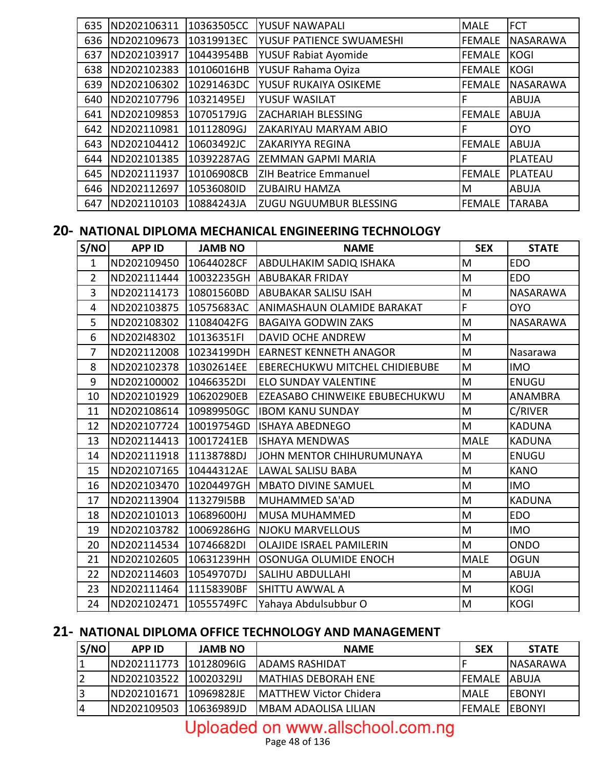| | | | | | |
|---|---|---|---|---|---|
| 635 | ND202106311 | 10363505CC | YUSUF NAWAPALI | MALE | FCT |
| 636 | ND202109673 | 10319913EC | YUSUF PATIENCE SWUAMESHI | FEMALE | NASARAWA |
| 637 | ND202103917 | 10443954BB | YUSUF Rabiat Ayomide | FEMALE | KOGI |
| 638 | ND202102383 | 10106016HB | YUSUF Rahama Oyiza | FEMALE | KOGI |
| 639 | ND202106302 | 10291463DC | YUSUF RUKAIYA OSIKEME | FEMALE | NASARAWA |
| 640 | ND202107796 | 10321495EJ | YUSUF WASILAT | F | ABUJA |
| 641 | ND202109853 | 10705179JG | ZACHARIAH BLESSING | FEMALE | ABUJA |
| 642 | ND202110981 | 10112809GJ | ZAKARIYAU MARYAM ABIO | F | OYO |
| 643 | ND202104412 | 10603492JC | ZAKARIYYA REGINA | FEMALE | ABUJA |
| 644 | ND202101385 | 10392287AG | ZEMMAN GAPMI MARIA | F | PLATEAU |
| 645 | ND202111937 | 10106908CB | ZIH Beatrice Emmanuel | FEMALE | PLATEAU |
| 646 | ND202112697 | 10536080ID | ZUBAIRU HAMZA | M | ABUJA |
| 647 | ND202110103 | 10884243JA | ZUGU NGUUMBUR BLESSING | FEMALE | TARABA |

## 20- NATIONAL DIPLOMA MECHANICAL ENGINEERING TECHNOLOGY

| S/NO | APP ID | JAMB NO | NAME | SEX | STATE |
|---|---|---|---|---|---|
| 1 | ND202109450 | 10644028CF | ABDULHAKIM SADIQ ISHAKA | M | EDO |
| 2 | ND202111444 | 10032235GH | ABUBAKAR FRIDAY | M | EDO |
| 3 | ND202114173 | 10801560BD | ABUBAKAR SALISU ISAH | M | NASARAWA |
| 4 | ND202103875 | 10575683AC | ANIMASHAUN OLAMIDE BARAKAT | F | OYO |
| 5 | ND202108302 | 11084042FG | BAGAIYA GODWIN ZAKS | M | NASARAWA |
| 6 | ND202I48302 | 10136351FI | DAVID OCHE ANDREW | M | |
| 7 | ND202112008 | 10234199DH | EARNEST KENNETH ANAGOR | M | Nasarawa |
| 8 | ND202102378 | 10302614EE | EBERECHUKWU MITCHEL CHIDIEBUBE | M | IMO |
| 9 | ND202100002 | 10466352DI | ELO SUNDAY VALENTINE | M | ENUGU |
| 10 | ND202101929 | 10620290EB | EZEASABO CHINWEIKE EBUBECHUKWU | M | ANAMBRA |
| 11 | ND202108614 | 10989950GC | IBOM KANU SUNDAY | M | C/RIVER |
| 12 | ND202107724 | 10019754GD | ISHAYA ABEDNEGO | M | KADUNA |
| 13 | ND202114413 | 10017241EB | ISHAYA MENDWAS | MALE | KADUNA |
| 14 | ND202111918 | 11138788DJ | JOHN MENTOR CHIHURUMUNAYA | M | ENUGU |
| 15 | ND202107165 | 10444312AE | LAWAL SALISU BABA | M | KANO |
| 16 | ND202103470 | 10204497GH | MBATO DIVINE SAMUEL | M | IMO |
| 17 | ND202113904 | 113279I5BB | MUHAMMED SA'AD | M | KADUNA |
| 18 | ND202101013 | 10689600HJ | MUSA MUHAMMED | M | EDO |
| 19 | ND202103782 | 10069286HG | NJOKU MARVELLOUS | M | IMO |
| 20 | ND202114534 | 10746682DI | OLAJIDE ISRAEL PAMILERIN | M | ONDO |
| 21 | ND202102605 | 10631239HH | OSONUGA OLUMIDE ENOCH | MALE | OGUN |
| 22 | ND202114603 | 10549707DJ | SALIHU ABDULLAHI | M | ABUJA |
| 23 | ND202111464 | 11158390BF | SHITTU AWWAL A | M | KOGI |
| 24 | ND202102471 | 10555749FC | Yahaya Abdulsubbur O | M | KOGI |

## 21- NATIONAL DIPLOMA OFFICE TECHNOLOGY AND MANAGEMENT

| S/NO | APP ID | JAMB NO | NAME | SEX | STATE |
|---|---|---|---|---|---|
| 1 | ND202111773 | 10128096IG | ADAMS RASHIDAT | F | NASARAWA |
| 2 | ND202103522 | 10020329IJ | MATHIAS DEBORAH ENE | FEMALE | ABUJA |
| 3 | ND202101671 | 10969828JE | MATTHEW Victor Chidera | MALE | EBONYI |
| 4 | ND202109503 | 10636989JD | MBAM ADAOLISA LILIAN | FEMALE | EBONYI |

Uploaded on www.allschool.com.ng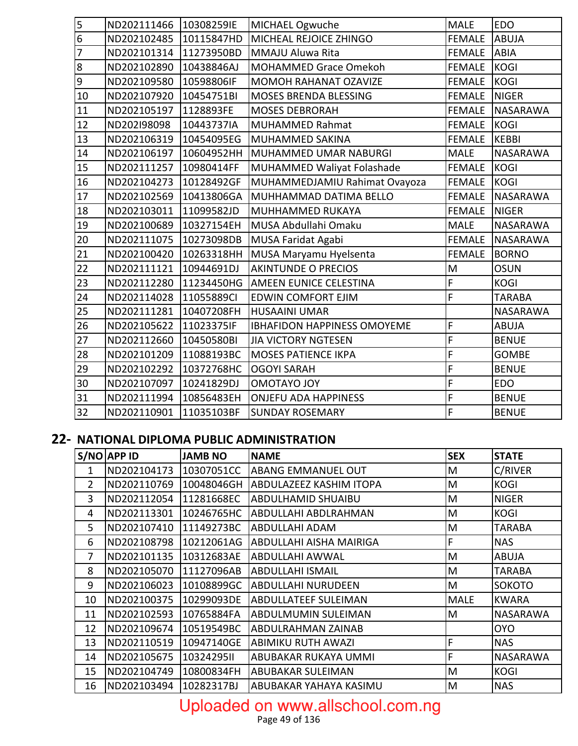| | | | | | |
|---|---|---|---|---|---|
| 5 | ND202111466 | 10308259IE | MICHAEL Ogwuche | MALE | EDO |
| 6 | ND202102485 | 10115847HD | MICHEAL REJOICE ZHINGO | FEMALE | ABUJA |
| 7 | ND202101314 | 11273950BD | MMAJU Aluwa Rita | FEMALE | ABIA |
| 8 | ND202102890 | 10438846AJ | MOHAMMED Grace Omekoh | FEMALE | KOGI |
| 9 | ND202109580 | 10598806IF | MOMOH RAHANAT OZAVIZE | FEMALE | KOGI |
| 10 | ND202107920 | 10454751BI | MOSES BRENDA BLESSING | FEMALE | NIGER |
| 11 | ND202105197 | 1128893FE | MOSES DEBRORAH | FEMALE | NASARAWA |
| 12 | ND202I98098 | 10443737IA | MUHAMMED Rahmat | FEMALE | KOGI |
| 13 | ND202106319 | 10454095EG | MUHAMMED SAKINA | FEMALE | KEBBI |
| 14 | ND202106197 | 10604952HH | MUHAMMED UMAR NABURGI | MALE | NASARAWA |
| 15 | ND202111257 | 10980414FF | MUHAMMED Waliyat Folashade | FEMALE | KOGI |
| 16 | ND202104273 | 10128492GF | MUHAMMEDJAMIU Rahimat Ovayoza | FEMALE | KOGI |
| 17 | ND202102569 | 10413806GA | MUHHAMMAD DATIMA BELLO | FEMALE | NASARAWA |
| 18 | ND202103011 | 11099582JD | MUHHAMMED RUKAYA | FEMALE | NIGER |
| 19 | ND202100689 | 10327154EH | MUSA Abdullahi Omaku | MALE | NASARAWA |
| 20 | ND202111075 | 10273098DB | MUSA Faridat Agabi | FEMALE | NASARAWA |
| 21 | ND202100420 | 10263318HH | MUSA Maryamu Hyelsenta | FEMALE | BORNO |
| 22 | ND202111121 | 10944691DJ | AKINTUNDE O PRECIOS | M | OSUN |
| 23 | ND202112280 | 11234450HG | AMEEN EUNICE CELESTINA | F | KOGI |
| 24 | ND202114028 | 11055889CI | EDWIN COMFORT EJIM | F | TARABA |
| 25 | ND202111281 | 10407208FH | HUSAAINI UMAR | | NASARAWA |
| 26 | ND202105622 | 11023375IF | IBHAFIDON HAPPINESS OMOYEME | F | ABUJA |
| 27 | ND202112660 | 10450580BI | JIA VICTORY NGTESEN | F | BENUE |
| 28 | ND202101209 | 11088193BC | MOSES PATIENCE IKPA | F | GOMBE |
| 29 | ND202102292 | 10372768HC | OGOYI SARAH | F | BENUE |
| 30 | ND202107097 | 10241829DJ | OMOTAYO JOY | F | EDO |
| 31 | ND202111994 | 10856483EH | ONJEFU ADA HAPPINESS | F | BENUE |
| 32 | ND202110901 | 11035103BF | SUNDAY ROSEMARY | F | BENUE |

## 22- NATIONAL DIPLOMA PUBLIC ADMINISTRATION

| S/NO | APP ID | JAMB NO | NAME | SEX | STATE |
|---|---|---|---|---|---|
| 1 | ND202104173 | 10307051CC | ABANG EMMANUEL OUT | M | C/RIVER |
| 2 | ND202110769 | 10048046GH | ABDULAZEEZ KASHIM ITOPA | M | KOGI |
| 3 | ND202112054 | 11281668EC | ABDULHAMID SHUAIBU | M | NIGER |
| 4 | ND202113301 | 10246765HC | ABDULLAHI ABDLRAHMAN | M | KOGI |
| 5 | ND202107410 | 11149273BC | ABDULLAHI ADAM | M | TARABA |
| 6 | ND202108798 | 10212061AG | ABDULLAHI AISHA MAIRIGA | F | NAS |
| 7 | ND202101135 | 10312683AE | ABDULLAHI AWWAL | M | ABUJA |
| 8 | ND202105070 | 11127096AB | ABDULLAHI ISMAIL | M | TARABA |
| 9 | ND202106023 | 10108899GC | ABDULLAHI NURUDEEN | M | SOKOTO |
| 10 | ND202100375 | 10299093DE | ABDULLATEEF SULEIMAN | MALE | KWARA |
| 11 | ND202102593 | 10765884FA | ABDULMUMIN SULEIMAN | M | NASARAWA |
| 12 | ND202109674 | 10519549BC | ABDULRAHMAN ZAINAB | | OYO |
| 13 | ND202110519 | 10947140GE | ABIMIKU RUTH AWAZI | F | NAS |
| 14 | ND202105675 | 10324295II | ABUBAKAR RUKAYA UMMI | F | NASARAWA |
| 15 | ND202104749 | 10800834FH | ABUBAKAR SULEIMAN | M | KOGI |
| 16 | ND202103494 | 10282317BJ | ABUBAKAR YAHAYA KASIMU | M | NAS |

Uploaded on www.allschool.com.ng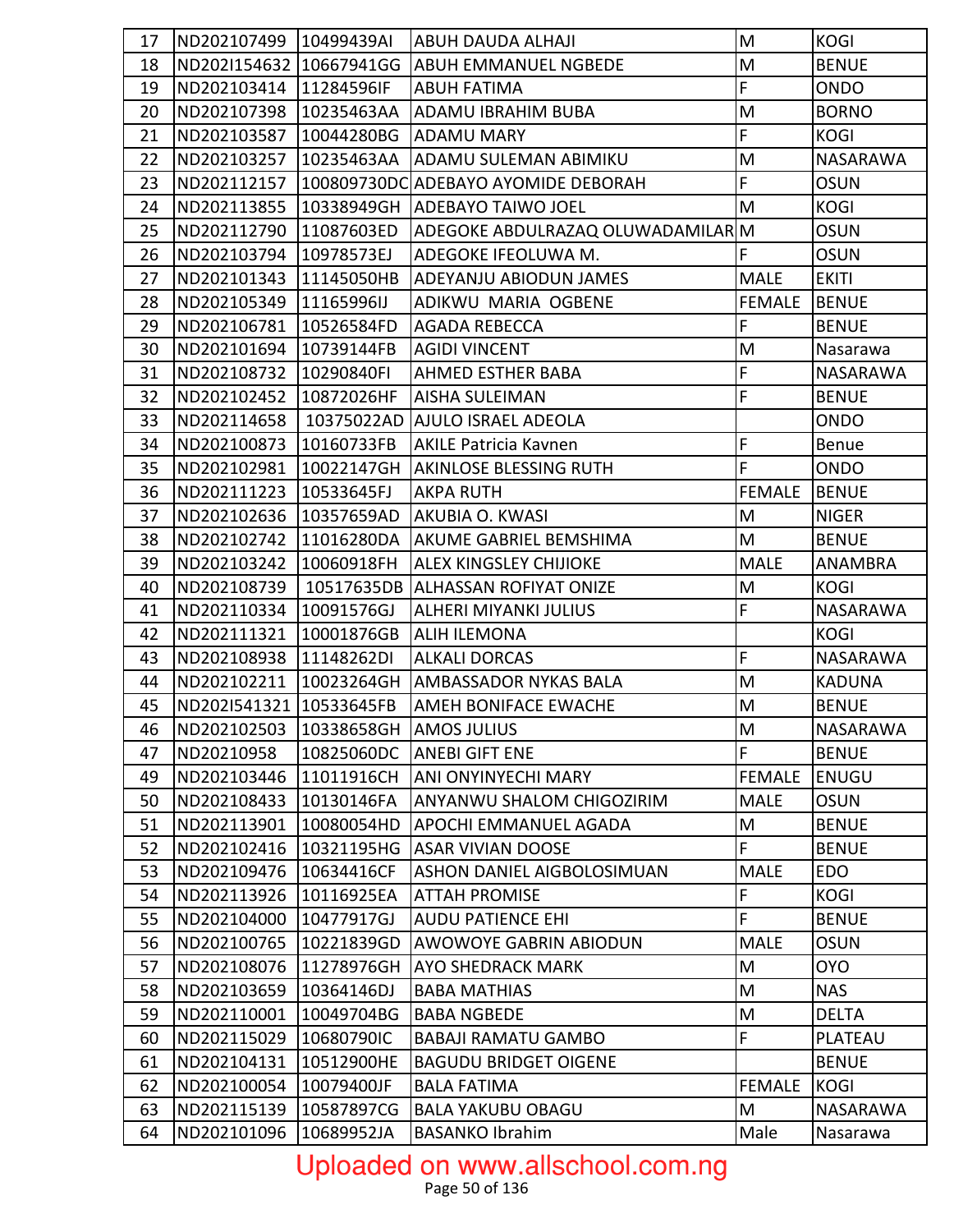| | | | | | |
|---|---|---|---|---|---|
| 17 | ND202107499 | 10499439AI | ABUH DAUDA ALHAJI | M | KOGI |
| 18 | ND202I154632 | 10667941GG | ABUH EMMANUEL NGBEDE | M | BENUE |
| 19 | ND202103414 | 11284596IF | ABUH FATIMA | F | ONDO |
| 20 | ND202107398 | 10235463AA | ADAMU IBRAHIM BUBA | M | BORNO |
| 21 | ND202103587 | 10044280BG | ADAMU MARY | F | KOGI |
| 22 | ND202103257 | 10235463AA | ADAMU SULEMAN ABIMIKU | M | NASARAWA |
| 23 | ND202112157 | 100809730DC | ADEBAYO AYOMIDE DEBORAH | F | OSUN |
| 24 | ND202113855 | 10338949GH | ADEBAYO TAIWO JOEL | M | KOGI |
| 25 | ND202112790 | 11087603ED | ADEGOKE ABDULRAZAQ OLUWADAMILAR | M | OSUN |
| 26 | ND202103794 | 10978573EJ | ADEGOKE IFEOLUWA M. | F | OSUN |
| 27 | ND202101343 | 11145050HB | ADEYANJU ABIODUN JAMES | MALE | EKITI |
| 28 | ND202105349 | 11165996IJ | ADIKWU MARIA OGBENE | FEMALE | BENUE |
| 29 | ND202106781 | 10526584FD | AGADA REBECCA | F | BENUE |
| 30 | ND202101694 | 10739144FB | AGIDI VINCENT | M | Nasarawa |
| 31 | ND202108732 | 10290840FI | AHMED ESTHER BABA | F | NASARAWA |
| 32 | ND202102452 | 10872026HF | AISHA SULEIMAN | F | BENUE |
| 33 | ND202114658 | 10375022AD | AJULO ISRAEL ADEOLA | | ONDO |
| 34 | ND202100873 | 10160733FB | AKILE Patricia Kavnen | F | Benue |
| 35 | ND202102981 | 10022147GH | AKINLOSE BLESSING RUTH | F | ONDO |
| 36 | ND202111223 | 10533645FJ | AKPA RUTH | FEMALE | BENUE |
| 37 | ND202102636 | 10357659AD | AKUBIA O. KWASI | M | NIGER |
| 38 | ND202102742 | 11016280DA | AKUME GABRIEL BEMSHIMA | M | BENUE |
| 39 | ND202103242 | 10060918FH | ALEX KINGSLEY CHIJIOKE | MALE | ANAMBRA |
| 40 | ND202108739 | 10517635DB | ALHASSAN ROFIYAT ONIZE | M | KOGI |
| 41 | ND202110334 | 10091576GJ | ALHERI MIYANKI JULIUS | F | NASARAWA |
| 42 | ND202111321 | 10001876GB | ALIH ILEMONA | | KOGI |
| 43 | ND202108938 | 11148262DI | ALKALI DORCAS | F | NASARAWA |
| 44 | ND202102211 | 10023264GH | AMBASSADOR NYKAS BALA | M | KADUNA |
| 45 | ND202I541321 | 10533645FB | AMEH BONIFACE EWACHE | M | BENUE |
| 46 | ND202102503 | 10338658GH | AMOS JULIUS | M | NASARAWA |
| 47 | ND20210958 | 10825060DC | ANEBI GIFT ENE | F | BENUE |
| 49 | ND202103446 | 11011916CH | ANI ONYINYECHI MARY | FEMALE | ENUGU |
| 50 | ND202108433 | 10130146FA | ANYANWU SHALOM CHIGOZIRIM | MALE | OSUN |
| 51 | ND202113901 | 10080054HD | APOCHI EMMANUEL AGADA | M | BENUE |
| 52 | ND202102416 | 10321195HG | ASAR VIVIAN DOOSE | F | BENUE |
| 53 | ND202109476 | 10634416CF | ASHON DANIEL AIGBOLOSIMUAN | MALE | EDO |
| 54 | ND202113926 | 10116925EA | ATTAH PROMISE | F | KOGI |
| 55 | ND202104000 | 10477917GJ | AUDU PATIENCE EHI | F | BENUE |
| 56 | ND202100765 | 10221839GD | AWOWOYE GABRIN ABIODUN | MALE | OSUN |
| 57 | ND202108076 | 11278976GH | AYO SHEDRACK MARK | M | OYO |
| 58 | ND202103659 | 10364146DJ | BABA MATHIAS | M | NAS |
| 59 | ND202110001 | 10049704BG | BABA NGBEDE | M | DELTA |
| 60 | ND202115029 | 10680790IC | BABAJI RAMATU GAMBO | F | PLATEAU |
| 61 | ND202104131 | 10512900HE | BAGUDU BRIDGET OIGENE | | BENUE |
| 62 | ND202100054 | 10079400JF | BALA FATIMA | FEMALE | KOGI |
| 63 | ND202115139 | 10587897CG | BALA YAKUBU OBAGU | M | NASARAWA |
| 64 | ND202101096 | 10689952JA | BASANKO Ibrahim | Male | Nasarawa |

Uploaded on www.allschool.com.ng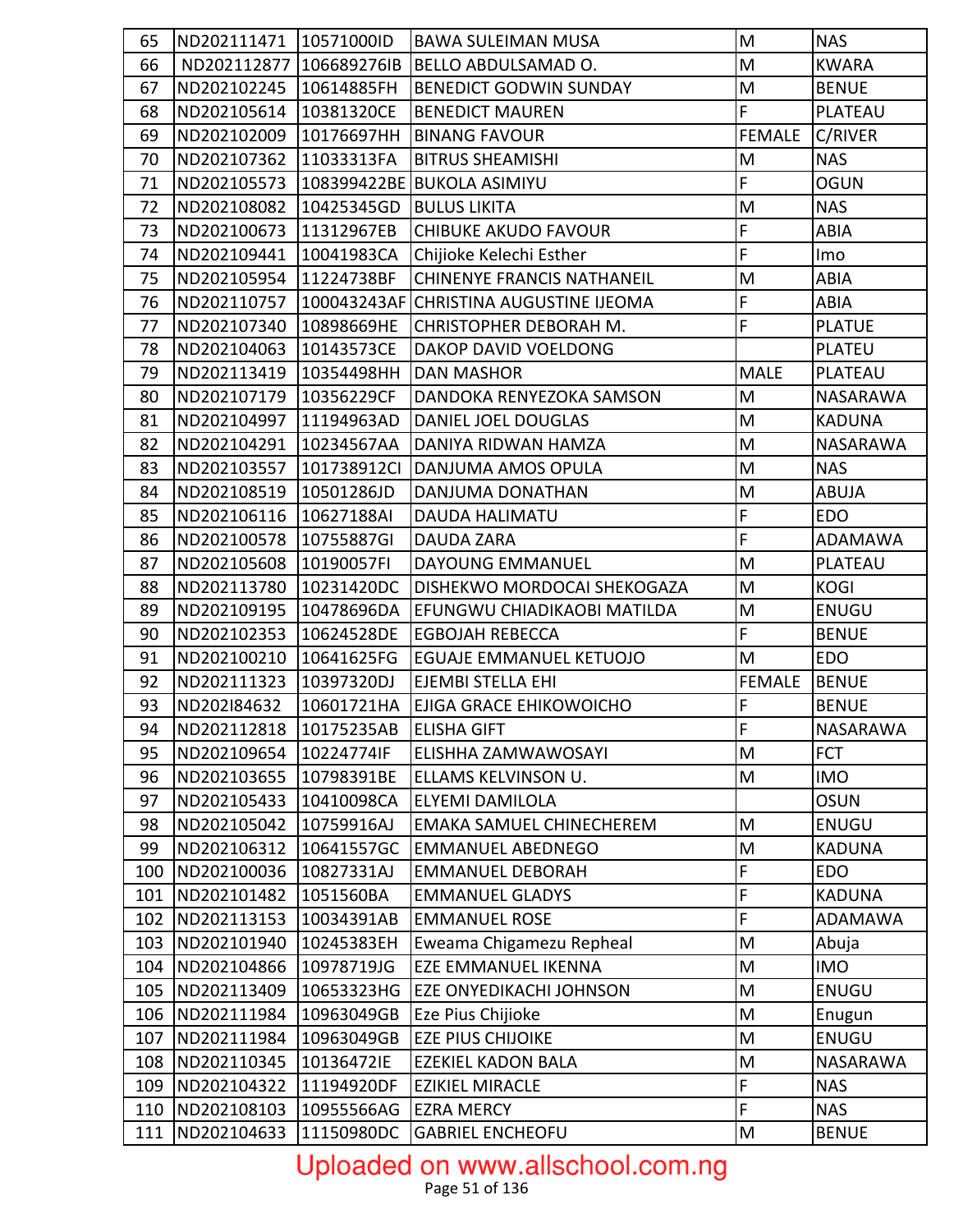| | | | | | |
|---|---|---|---|---|---|
| 65 | ND202111471 | 10571000ID | BAWA SULEIMAN MUSA | M | NAS |
| 66 | ND202112877 | 106689276IB | BELLO ABDULSAMAD O. | M | KWARA |
| 67 | ND202102245 | 10614885FH | BENEDICT GODWIN SUNDAY | M | BENUE |
| 68 | ND202105614 | 10381320CE | BENEDICT MAUREN | F | PLATEAU |
| 69 | ND202102009 | 10176697HH | BINANG FAVOUR | FEMALE | C/RIVER |
| 70 | ND202107362 | 11033313FA | BITRUS SHEAMISHI | M | NAS |
| 71 | ND202105573 | 108399422BE | BUKOLA ASIMIYU | F | OGUN |
| 72 | ND202108082 | 10425345GD | BULUS LIKITA | M | NAS |
| 73 | ND202100673 | 11312967EB | CHIBUKE AKUDO FAVOUR | F | ABIA |
| 74 | ND202109441 | 10041983CA | Chijioke Kelechi Esther | F | Imo |
| 75 | ND202105954 | 11224738BF | CHINENYE FRANCIS NATHANEIL | M | ABIA |
| 76 | ND202110757 | 100043243AF | CHRISTINA AUGUSTINE IJEOMA | F | ABIA |
| 77 | ND202107340 | 10898669HE | CHRISTOPHER DEBORAH M. | F | PLATUE |
| 78 | ND202104063 | 10143573CE | DAKOP DAVID VOELDONG | | PLATEU |
| 79 | ND202113419 | 10354498HH | DAN MASHOR | MALE | PLATEAU |
| 80 | ND202107179 | 10356229CF | DANDOKA RENYEZOKA SAMSON | M | NASARAWA |
| 81 | ND202104997 | 11194963AD | DANIEL JOEL DOUGLAS | M | KADUNA |
| 82 | ND202104291 | 10234567AA | DANIYA RIDWAN HAMZA | M | NASARAWA |
| 83 | ND202103557 | 101738912CI | DANJUMA AMOS OPULA | M | NAS |
| 84 | ND202108519 | 10501286JD | DANJUMA DONATHAN | M | ABUJA |
| 85 | ND202106116 | 10627188AI | DAUDA HALIMATU | F | EDO |
| 86 | ND202100578 | 10755887GI | DAUDA ZARA | F | ADAMAWA |
| 87 | ND202105608 | 10190057FI | DAYOUNG EMMANUEL | M | PLATEAU |
| 88 | ND202113780 | 10231420DC | DISHEKWO MORDOCAI SHEKOGAZA | M | KOGI |
| 89 | ND202109195 | 10478696DA | EFUNGWU CHIADIKAOBI MATILDA | M | ENUGU |
| 90 | ND202102353 | 10624528DE | EGBOJAH REBECCA | F | BENUE |
| 91 | ND202100210 | 10641625FG | EGUAJE EMMANUEL KETUOJO | M | EDO |
| 92 | ND202111323 | 10397320DJ | EJEMBI STELLA EHI | FEMALE | BENUE |
| 93 | ND202I84632 | 10601721HA | EJIGA GRACE EHIKOWOICHO | F | BENUE |
| 94 | ND202112818 | 10175235AB | ELISHA GIFT | F | NASARAWA |
| 95 | ND202109654 | 10224774IF | ELISHHA ZAMWAWOSAYI | M | FCT |
| 96 | ND202103655 | 10798391BE | ELLAMS KELVINSON U. | M | IMO |
| 97 | ND202105433 | 10410098CA | ELYEMI DAMILOLA | | OSUN |
| 98 | ND202105042 | 10759916AJ | EMAKA SAMUEL CHINECHEREM | M | ENUGU |
| 99 | ND202106312 | 10641557GC | EMMANUEL ABEDNEGO | M | KADUNA |
| 100 | ND202100036 | 10827331AJ | EMMANUEL DEBORAH | F | EDO |
| 101 | ND202101482 | 1051560BA | EMMANUEL GLADYS | F | KADUNA |
| 102 | ND202113153 | 10034391AB | EMMANUEL ROSE | F | ADAMAWA |
| 103 | ND202101940 | 10245383EH | Eweama Chigamezu Repheal | M | Abuja |
| 104 | ND202104866 | 10978719JG | EZE EMMANUEL IKENNA | M | IMO |
| 105 | ND202113409 | 10653323HG | EZE ONYEDIKACHI JOHNSON | M | ENUGU |
| 106 | ND202111984 | 10963049GB | Eze Pius Chijioke | M | Enugun |
| 107 | ND202111984 | 10963049GB | EZE PIUS CHIJOIKE | M | ENUGU |
| 108 | ND202110345 | 10136472IE | EZEKIEL KADON BALA | M | NASARAWA |
| 109 | ND202104322 | 11194920DF | EZIKIEL MIRACLE | F | NAS |
| 110 | ND202108103 | 10955566AG | EZRA MERCY | F | NAS |
| 111 | ND202104633 | 11150980DC | GABRIEL ENCHEOFU | M | BENUE |

Uploaded on www.allschool.com.ng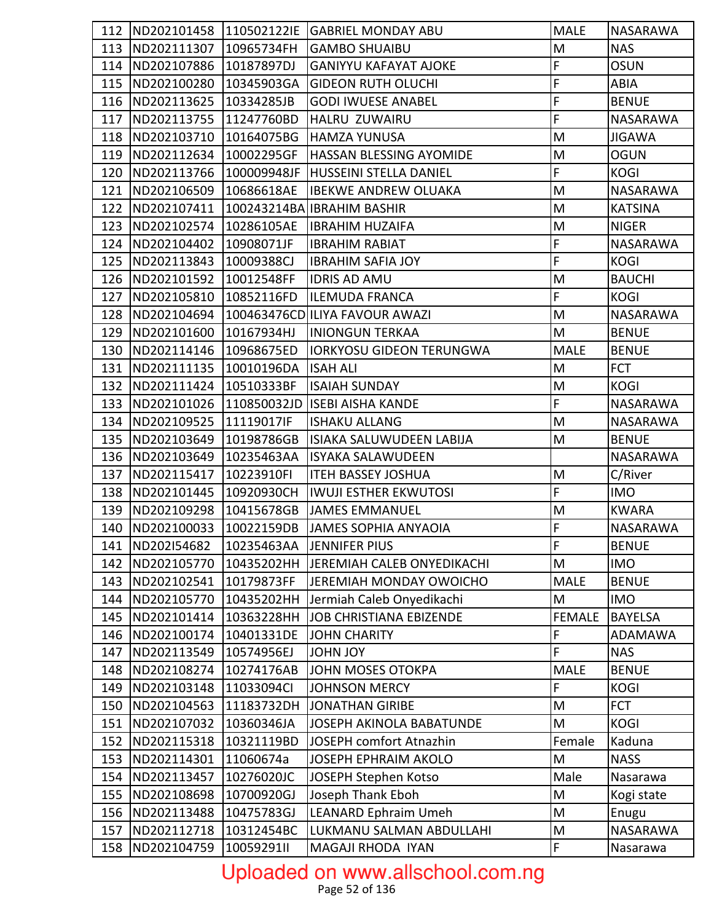| 112 | ND202101458 | 110502122IE | GABRIEL MONDAY ABU | MALE | NASARAWA |
|---|---|---|---|---|---|
| 113 | ND202111307 | 10965734FH | GAMBO SHUAIBU | M | NAS |
| 114 | ND202107886 | 10187897DJ | GANIYYU KAFAYAT AJOKE | F | OSUN |
| 115 | ND202100280 | 10345903GA | GIDEON RUTH OLUCHI | F | ABIA |
| 116 | ND202113625 | 10334285JB | GODI IWUESE ANABEL | F | BENUE |
| 117 | ND202113755 | 11247760BD | HALRU ZUWAIRU | F | NASARAWA |
| 118 | ND202103710 | 10164075BG | HAMZA YUNUSA | M | JIGAWA |
| 119 | ND202112634 | 10002295GF | HASSAN BLESSING AYOMIDE | M | OGUN |
| 120 | ND202113766 | 100009948JF | HUSSEINI STELLA DANIEL | F | KOGI |
| 121 | ND202106509 | 10686618AE | IBEKWE ANDREW OLUAKA | M | NASARAWA |
| 122 | ND202107411 | 100243214BA | IBRAHIM BASHIR | M | KATSINA |
| 123 | ND202102574 | 10286105AE | IBRAHIM HUZAIFA | M | NIGER |
| 124 | ND202104402 | 10908071JF | IBRAHIM RABIAT | F | NASARAWA |
| 125 | ND202113843 | 10009388CJ | IBRAHIM SAFIA JOY | F | KOGI |
| 126 | ND202101592 | 10012548FF | IDRIS AD AMU | M | BAUCHI |
| 127 | ND202105810 | 10852116FD | ILEMUDA FRANCA | F | KOGI |
| 128 | ND202104694 | 100463476CD | ILIYA FAVOUR AWAZI | M | NASARAWA |
| 129 | ND202101600 | 10167934HJ | INIONGUN TERKAA | M | BENUE |
| 130 | ND202114146 | 10968675ED | IORKYOSU GIDEON TERUNGWA | MALE | BENUE |
| 131 | ND202111135 | 10010196DA | ISAH ALI | M | FCT |
| 132 | ND202111424 | 10510333BF | ISAIAH SUNDAY | M | KOGI |
| 133 | ND202101026 | 110850032JD | ISEBI AISHA KANDE | F | NASARAWA |
| 134 | ND202109525 | 11119017IF | ISHAKU ALLANG | M | NASARAWA |
| 135 | ND202103649 | 10198786GB | ISIAKA SALUWUDEEN LABIJA | M | BENUE |
| 136 | ND202103649 | 10235463AA | ISYAKA SALAWUDEEN | | NASARAWA |
| 137 | ND202115417 | 10223910FI | ITEH BASSEY JOSHUA | M | C/River |
| 138 | ND202101445 | 10920930CH | IWUJI ESTHER EKWUTOSI | F | IMO |
| 139 | ND202109298 | 10415678GB | JAMES EMMANUEL | M | KWARA |
| 140 | ND202100033 | 10022159DB | JAMES SOPHIA ANYAOIA | F | NASARAWA |
| 141 | ND202I54682 | 10235463AA | JENNIFER PIUS | F | BENUE |
| 142 | ND202105770 | 10435202HH | JEREMIAH CALEB ONYEDIKACHI | M | IMO |
| 143 | ND202102541 | 10179873FF | JEREMIAH MONDAY OWOICHO | MALE | BENUE |
| 144 | ND202105770 | 10435202HH | Jermiah Caleb Onyedikachi | M | IMO |
| 145 | ND202101414 | 10363228HH | JOB CHRISTIANA EBIZENDE | FEMALE | BAYELSA |
| 146 | ND202100174 | 10401331DE | JOHN CHARITY | F | ADAMAWA |
| 147 | ND202113549 | 10574956EJ | JOHN JOY | F | NAS |
| 148 | ND202108274 | 10274176AB | JOHN MOSES OTOKPA | MALE | BENUE |
| 149 | ND202103148 | 11033094CI | JOHNSON MERCY | F | KOGI |
| 150 | ND202104563 | 11183732DH | JONATHAN GIRIBE | M | FCT |
| 151 | ND202107032 | 10360346JA | JOSEPH AKINOLA BABATUNDE | M | KOGI |
| 152 | ND202115318 | 10321119BD | JOSEPH comfort Atnazhin | Female | Kaduna |
| 153 | ND202114301 | 11060674a | JOSEPH EPHRAIM AKOLO | M | NASS |
| 154 | ND202113457 | 10276020JC | JOSEPH Stephen Kotso | Male | Nasarawa |
| 155 | ND202108698 | 10700920GJ | Joseph Thank Eboh | M | Kogi state |
| 156 | ND202113488 | 10475783GJ | LEANARD Ephraim Umeh | M | Enugu |
| 157 | ND202112718 | 10312454BC | LUKMANU SALMAN ABDULLAHI | M | NASARAWA |
| 158 | ND202104759 | 10059291II | MAGAJI RHODA IYAN | F | Nasarawa |

Uploaded on www.allschool.com.ng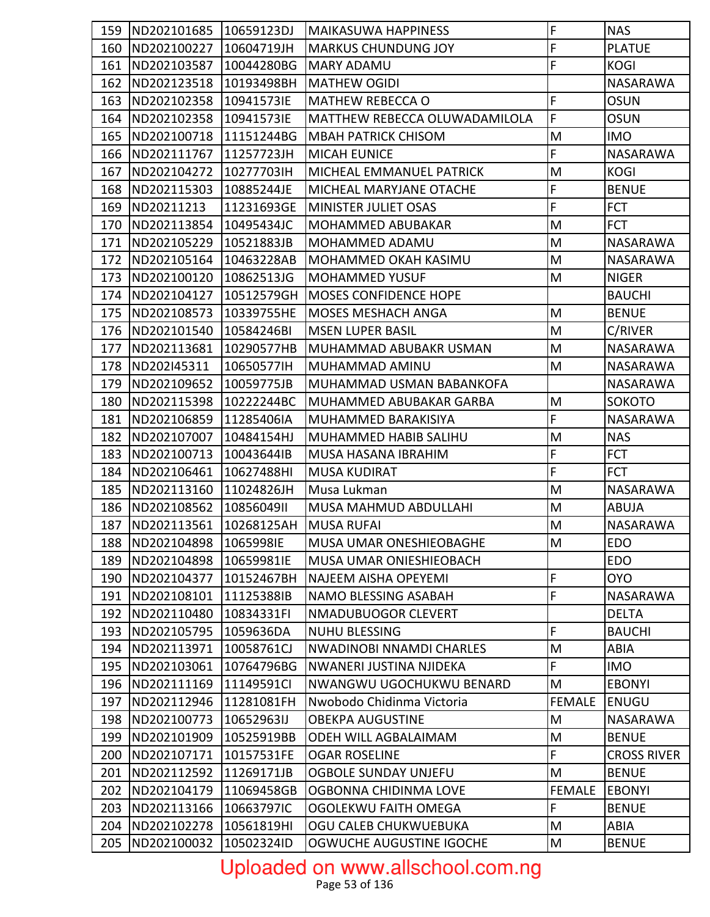| | | | | | |
|---|---|---|---|---|---|
| 159 | ND202101685 | 10659123DJ | MAIKASUWA HAPPINESS | F | NAS |
| 160 | ND202100227 | 10604719JH | MARKUS CHUNDUNG JOY | F | PLATUE |
| 161 | ND202103587 | 10044280BG | MARY ADAMU | F | KOGI |
| 162 | ND202123518 | 10193498BH | MATHEW OGIDI | | NASARAWA |
| 163 | ND202102358 | 10941573IE | MATHEW REBECCA O | F | OSUN |
| 164 | ND202102358 | 10941573IE | MATTHEW REBECCA OLUWADAMILOLA | F | OSUN |
| 165 | ND202100718 | 11151244BG | MBAH PATRICK CHISOM | M | IMO |
| 166 | ND202111767 | 11257723JH | MICAH EUNICE | F | NASARAWA |
| 167 | ND202104272 | 10277703IH | MICHEAL EMMANUEL PATRICK | M | KOGI |
| 168 | ND202115303 | 10885244JE | MICHEAL MARYJANE OTACHE | F | BENUE |
| 169 | ND20211213 | 11231693GE | MINISTER JULIET OSAS | F | FCT |
| 170 | ND202113854 | 10495434JC | MOHAMMED ABUBAKAR | M | FCT |
| 171 | ND202105229 | 10521883JB | MOHAMMED ADAMU | M | NASARAWA |
| 172 | ND202105164 | 10463228AB | MOHAMMED OKAH KASIMU | M | NASARAWA |
| 173 | ND202100120 | 10862513JG | MOHAMMED YUSUF | M | NIGER |
| 174 | ND202104127 | 10512579GH | MOSES CONFIDENCE HOPE | | BAUCHI |
| 175 | ND202108573 | 10339755HE | MOSES MESHACH ANGA | M | BENUE |
| 176 | ND202101540 | 10584246BI | MSEN LUPER BASIL | M | C/RIVER |
| 177 | ND202113681 | 10290577HB | MUHAMMAD ABUBAKR USMAN | M | NASARAWA |
| 178 | ND202I45311 | 10650577IH | MUHAMMAD AMINU | M | NASARAWA |
| 179 | ND202109652 | 10059775JB | MUHAMMAD USMAN BABANKOFA | | NASARAWA |
| 180 | ND202115398 | 10222244BC | MUHAMMED ABUBAKAR GARBA | M | SOKOTO |
| 181 | ND202106859 | 11285406IA | MUHAMMED BARAKISIYA | F | NASARAWA |
| 182 | ND202107007 | 10484154HJ | MUHAMMED HABIB SALIHU | M | NAS |
| 183 | ND202100713 | 10043644IB | MUSA HASANA IBRAHIM | F | FCT |
| 184 | ND202106461 | 10627488HI | MUSA KUDIRAT | F | FCT |
| 185 | ND202113160 | 11024826JH | Musa Lukman | M | NASARAWA |
| 186 | ND202108562 | 10856049II | MUSA MAHMUD ABDULLAHI | M | ABUJA |
| 187 | ND202113561 | 10268125AH | MUSA RUFAI | M | NASARAWA |
| 188 | ND202104898 | 1065998IE | MUSA UMAR ONESHIEOBAGHE | M | EDO |
| 189 | ND202104898 | 10659981IE | MUSA UMAR ONIESHIEOBACH | | EDO |
| 190 | ND202104377 | 10152467BH | NAJEEM AISHA OPEYEMI | F | OYO |
| 191 | ND202108101 | 11125388IB | NAMO BLESSING ASABAH | F | NASARAWA |
| 192 | ND202110480 | 10834331FI | NMADUBUOGOR CLEVERT | | DELTA |
| 193 | ND202105795 | 1059636DA | NUHU BLESSING | F | BAUCHI |
| 194 | ND202113971 | 10058761CJ | NWADINOBI NNAMDI CHARLES | M | ABIA |
| 195 | ND202103061 | 10764796BG | NWANERI JUSTINA NJIDEKA | F | IMO |
| 196 | ND202111169 | 11149591CI | NWANGWU UGOCHUKWU BENARD | M | EBONYI |
| 197 | ND202112946 | 11281081FH | Nwobodo Chidinma Victoria | FEMALE | ENUGU |
| 198 | ND202100773 | 10652963IJ | OBEKPA AUGUSTINE | M | NASARAWA |
| 199 | ND202101909 | 10525919BB | ODEH WILL AGBALAIMAM | M | BENUE |
| 200 | ND202107171 | 10157531FE | OGAR ROSELINE | F | CROSS RIVER |
| 201 | ND202112592 | 11269171JB | OGBOLE SUNDAY UNJEFU | M | BENUE |
| 202 | ND202104179 | 11069458GB | OGBONNA CHIDINMA LOVE | FEMALE | EBONYI |
| 203 | ND202113166 | 10663797IC | OGOLEKWU FAITH OMEGA | F | BENUE |
| 204 | ND202102278 | 10561819HI | OGU CALEB CHUKWUEBUKA | M | ABIA |
| 205 | ND202100032 | 10502324ID | OGWUCHE AUGUSTINE IGOCHE | M | BENUE |

Uploaded on www.allschool.com.ng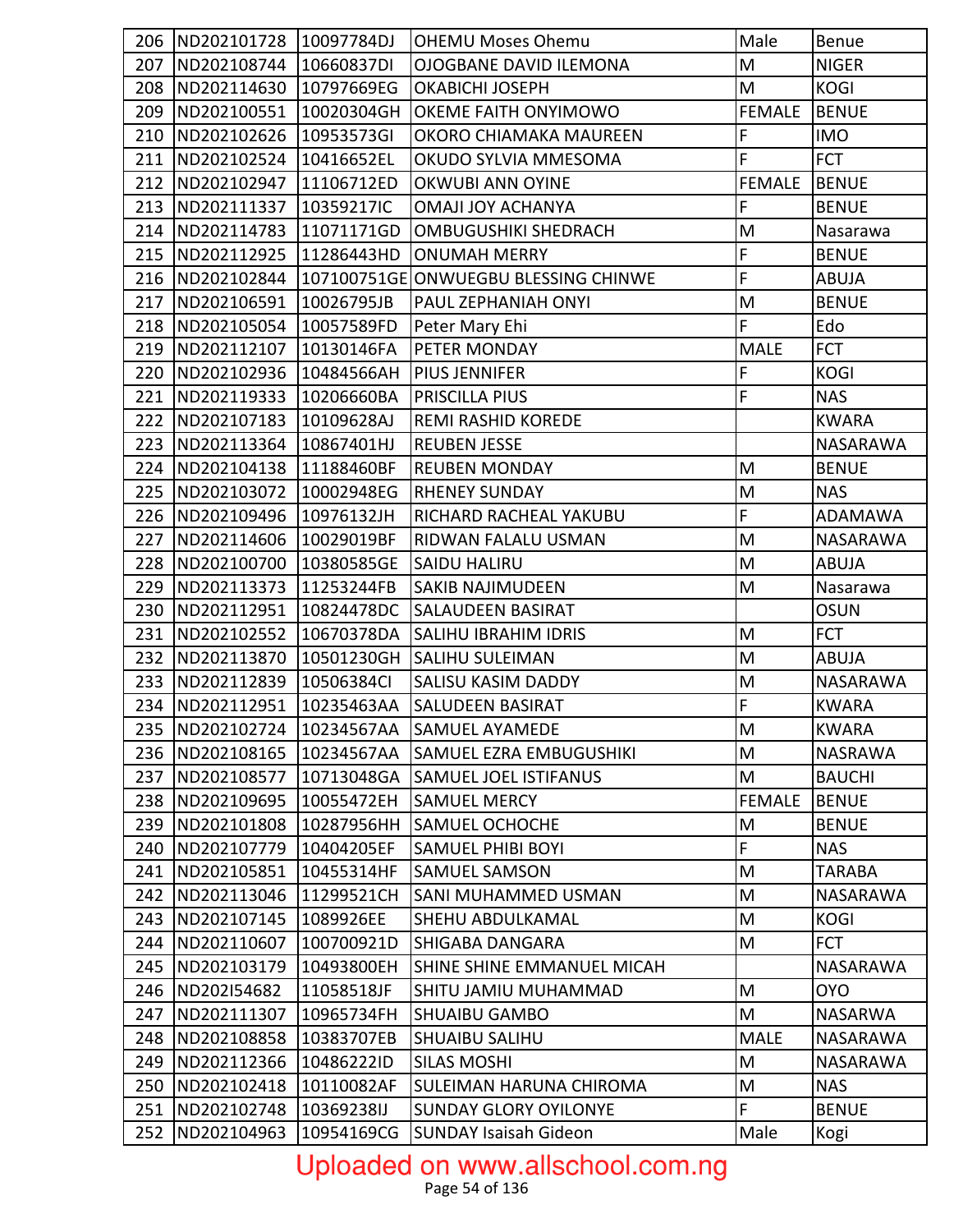| | | | | | |
|---|---|---|---|---|---|
| 206 | ND202101728 | 10097784DJ | OHEMU Moses Ohemu | Male | Benue |
| 207 | ND202108744 | 10660837DI | OJOGBANE DAVID ILEMONA | M | NIGER |
| 208 | ND202114630 | 10797669EG | OKABICHI JOSEPH | M | KOGI |
| 209 | ND202100551 | 10020304GH | OKEME FAITH ONYIMOWO | FEMALE | BENUE |
| 210 | ND202102626 | 10953573GI | OKORO CHIAMAKA MAUREEN | F | IMO |
| 211 | ND202102524 | 10416652EL | OKUDO SYLVIA MMESOMA | F | FCT |
| 212 | ND202102947 | 11106712ED | OKWUBI ANN OYINE | FEMALE | BENUE |
| 213 | ND202111337 | 10359217IC | OMAJI JOY ACHANYA | F | BENUE |
| 214 | ND202114783 | 11071171GD | OMBUGUSHIKI SHEDRACH | M | Nasarawa |
| 215 | ND202112925 | 11286443HD | ONUMAH MERRY | F | BENUE |
| 216 | ND202102844 | 107100751GE | ONWUEGBU BLESSING CHINWE | F | ABUJA |
| 217 | ND202106591 | 10026795JB | PAUL ZEPHANIAH ONYI | M | BENUE |
| 218 | ND202105054 | 10057589FD | Peter Mary Ehi | F | Edo |
| 219 | ND202112107 | 10130146FA | PETER MONDAY | MALE | FCT |
| 220 | ND202102936 | 10484566AH | PIUS JENNIFER | F | KOGI |
| 221 | ND202119333 | 10206660BA | PRISCILLA PIUS | F | NAS |
| 222 | ND202107183 | 10109628AJ | REMI RASHID KOREDE | | KWARA |
| 223 | ND202113364 | 10867401HJ | REUBEN JESSE | | NASARAWA |
| 224 | ND202104138 | 11188460BF | REUBEN MONDAY | M | BENUE |
| 225 | ND202103072 | 10002948EG | RHENEY SUNDAY | M | NAS |
| 226 | ND202109496 | 10976132JH | RICHARD RACHEAL YAKUBU | F | ADAMAWA |
| 227 | ND202114606 | 10029019BF | RIDWAN FALALU USMAN | M | NASARAWA |
| 228 | ND202100700 | 10380585GE | SAIDU HALIRU | M | ABUJA |
| 229 | ND202113373 | 11253244FB | SAKIB NAJIMUDEEN | M | Nasarawa |
| 230 | ND202112951 | 10824478DC | SALAUDEEN BASIRAT | | OSUN |
| 231 | ND202102552 | 10670378DA | SALIHU IBRAHIM IDRIS | M | FCT |
| 232 | ND202113870 | 10501230GH | SALIHU SULEIMAN | M | ABUJA |
| 233 | ND202112839 | 10506384CI | SALISU KASIM DADDY | M | NASARAWA |
| 234 | ND202112951 | 10235463AA | SALUDEEN BASIRAT | F | KWARA |
| 235 | ND202102724 | 10234567AA | SAMUEL AYAMEDE | M | KWARA |
| 236 | ND202108165 | 10234567AA | SAMUEL EZRA EMBUGUSHIKI | M | NASRAWA |
| 237 | ND202108577 | 10713048GA | SAMUEL JOEL ISTIFANUS | M | BAUCHI |
| 238 | ND202109695 | 10055472EH | SAMUEL MERCY | FEMALE | BENUE |
| 239 | ND202101808 | 10287956HH | SAMUEL OCHOCHE | M | BENUE |
| 240 | ND202107779 | 10404205EF | SAMUEL PHIBI BOYI | F | NAS |
| 241 | ND202105851 | 10455314HF | SAMUEL SAMSON | M | TARABA |
| 242 | ND202113046 | 11299521CH | SANI MUHAMMED USMAN | M | NASARAWA |
| 243 | ND202107145 | 1089926EE | SHEHU ABDULKAMAL | M | KOGI |
| 244 | ND202110607 | 100700921D | SHIGABA DANGARA | M | FCT |
| 245 | ND202103179 | 10493800EH | SHINE SHINE EMMANUEL MICAH | | NASARAWA |
| 246 | ND202I54682 | 11058518JF | SHITU JAMIU MUHAMMAD | M | OYO |
| 247 | ND202111307 | 10965734FH | SHUAIBU GAMBO | M | NASARWA |
| 248 | ND202108858 | 10383707EB | SHUAIBU SALIHU | MALE | NASARAWA |
| 249 | ND202112366 | 10486222ID | SILAS MOSHI | M | NASARAWA |
| 250 | ND202102418 | 10110082AF | SULEIMAN HARUNA CHIROMA | M | NAS |
| 251 | ND202102748 | 10369238IJ | SUNDAY GLORY OYILONYE | F | BENUE |
| 252 | ND202104963 | 10954169CG | SUNDAY Isaisah Gideon | Male | Kogi |

Uploaded on www.allschool.com.ng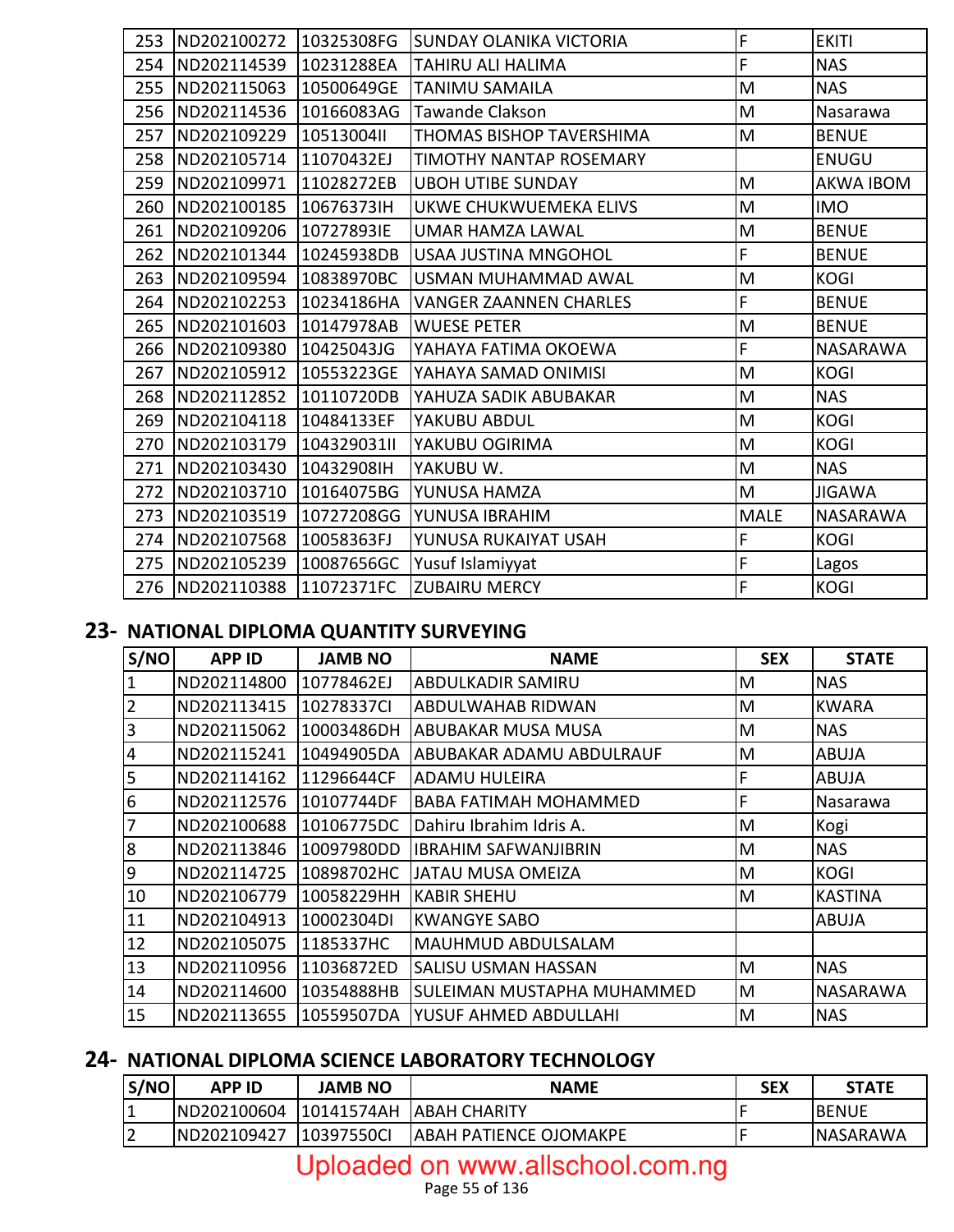| | | | | | |
|---|---|---|---|---|---|
| 253 | ND202100272 | 10325308FG | SUNDAY OLANIKA VICTORIA | F | EKITI |
| 254 | ND202114539 | 10231288EA | TAHIRU ALI HALIMA | F | NAS |
| 255 | ND202115063 | 10500649GE | TANIMU SAMAILA | M | NAS |
| 256 | ND202114536 | 10166083AG | Tawande Clakson | M | Nasarawa |
| 257 | ND202109229 | 10513004II | THOMAS BISHOP TAVERSHIMA | M | BENUE |
| 258 | ND202105714 | 11070432EJ | TIMOTHY NANTAP ROSEMARY | | ENUGU |
| 259 | ND202109971 | 11028272EB | UBOH UTIBE SUNDAY | M | AKWA IBOM |
| 260 | ND202100185 | 10676373IH | UKWE CHUKWUEMEKA ELIVS | M | IMO |
| 261 | ND202109206 | 10727893IE | UMAR HAMZA LAWAL | M | BENUE |
| 262 | ND202101344 | 10245938DB | USAA JUSTINA MNGOHOL | F | BENUE |
| 263 | ND202109594 | 10838970BC | USMAN MUHAMMAD AWAL | M | KOGI |
| 264 | ND202102253 | 10234186HA | VANGER ZAANNEN CHARLES | F | BENUE |
| 265 | ND202101603 | 10147978AB | WUESE PETER | M | BENUE |
| 266 | ND202109380 | 10425043JG | YAHAYA FATIMA OKOEWA | F | NASARAWA |
| 267 | ND202105912 | 10553223GE | YAHAYA SAMAD ONIMISI | M | KOGI |
| 268 | ND202112852 | 10110720DB | YAHUZA SADIK ABUBAKAR | M | NAS |
| 269 | ND202104118 | 10484133EF | YAKUBU ABDUL | M | KOGI |
| 270 | ND202103179 | 104329031II | YAKUBU OGIRIMA | M | KOGI |
| 271 | ND202103430 | 10432908IH | YAKUBU W. | M | NAS |
| 272 | ND202103710 | 10164075BG | YUNUSA HAMZA | M | JIGAWA |
| 273 | ND202103519 | 10727208GG | YUNUSA IBRAHIM | MALE | NASARAWA |
| 274 | ND202107568 | 10058363FJ | YUNUSA RUKAIYAT USAH | F | KOGI |
| 275 | ND202105239 | 10087656GC | Yusuf Islamiyyat | F | Lagos |
| 276 | ND202110388 | 11072371FC | ZUBAIRU MERCY | F | KOGI |

## 23- NATIONAL DIPLOMA QUANTITY SURVEYING

| S/NO | APP ID | JAMB NO | NAME | SEX | STATE |
|---|---|---|---|---|---|
| 1 | ND202114800 | 10778462EJ | ABDULKADIR SAMIRU | M | NAS |
| 2 | ND202113415 | 10278337CI | ABDULWAHAB RIDWAN | M | KWARA |
| 3 | ND202115062 | 10003486DH | ABUBAKAR MUSA MUSA | M | NAS |
| 4 | ND202115241 | 10494905DA | ABUBAKAR ADAMU ABDULRAUF | M | ABUJA |
| 5 | ND202114162 | 11296644CF | ADAMU HULEIRA | F | ABUJA |
| 6 | ND202112576 | 10107744DF | BABA FATIMAH MOHAMMED | F | Nasarawa |
| 7 | ND202100688 | 10106775DC | Dahiru Ibrahim Idris A. | M | Kogi |
| 8 | ND202113846 | 10097980DD | IBRAHIM SAFWANJIBRIN | M | NAS |
| 9 | ND202114725 | 10898702HC | JATAU MUSA OMEIZA | M | KOGI |
| 10 | ND202106779 | 10058229HH | KABIR SHEHU | M | KASTINA |
| 11 | ND202104913 | 10002304DI | KWANGYE SABO | | ABUJA |
| 12 | ND202105075 | 1185337HC | MAUHMUD ABDULSALAM | | |
| 13 | ND202110956 | 11036872ED | SALISU USMAN HASSAN | M | NAS |
| 14 | ND202114600 | 10354888HB | SULEIMAN MUSTAPHA MUHAMMED | M | NASARAWA |
| 15 | ND202113655 | 10559507DA | YUSUF AHMED ABDULLAHI | M | NAS |

## 24- NATIONAL DIPLOMA SCIENCE LABORATORY TECHNOLOGY

| S/NO | APP ID | JAMB NO | NAME | SEX | STATE |
|---|---|---|---|---|---|
| 1 | ND202100604 | 10141574AH | ABAH CHARITY | F | BENUE |
| 2 | ND202109427 | 10397550CI | ABAH PATIENCE OJOMAKPE | F | NASARAWA |

Uploaded on www.allschool.com.ng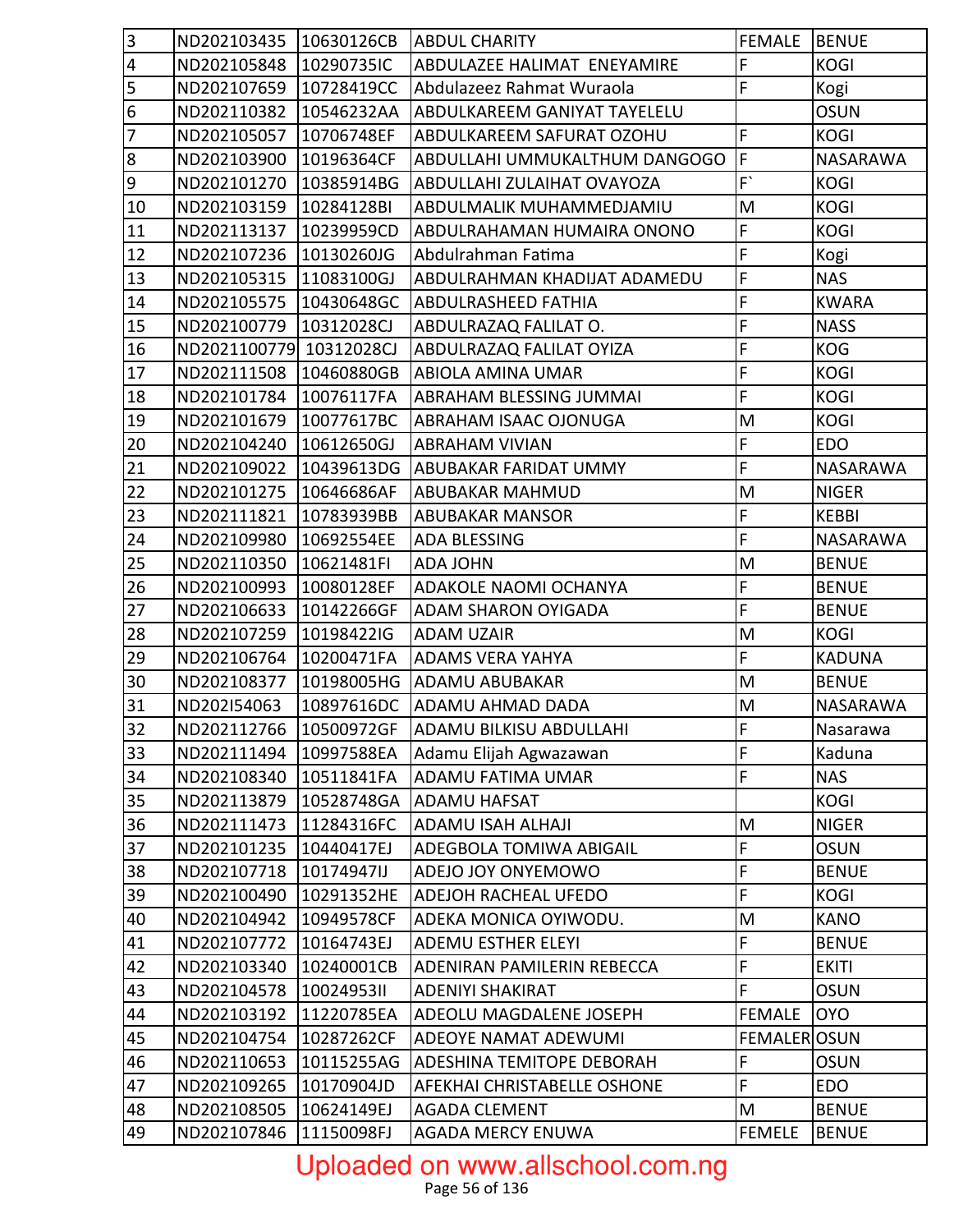| | | | | | |
|---|---|---|---|---|---|
| 3 | ND202103435 | 10630126CB | ABDUL CHARITY | FEMALE | BENUE |
| 4 | ND202105848 | 10290735IC | ABDULAZEE HALIMAT ENEYAMIRE | F | KOGI |
| 5 | ND202107659 | 10728419CC | Abdulazeez Rahmat Wuraola | F | Kogi |
| 6 | ND202110382 | 10546232AA | ABDULKAREEM GANIYAT TAYELELU | | OSUN |
| 7 | ND202105057 | 10706748EF | ABDULKAREEM SAFURAT OZOHU | F | KOGI |
| 8 | ND202103900 | 10196364CF | ABDULLAHI UMMUKALTHUM DANGOGO | F | NASARAWA |
| 9 | ND202101270 | 10385914BG | ABDULLAHI ZULAIHAT OVAYOZA | F` | KOGI |
| 10 | ND202103159 | 10284128BI | ABDULMALIK MUHAMMEDJAMIU | M | KOGI |
| 11 | ND202113137 | 10239959CD | ABDULRAHAMAN HUMAIRA ONONO | F | KOGI |
| 12 | ND202107236 | 10130260JG | Abdulrahman Fatima | F | Kogi |
| 13 | ND202105315 | 11083100GJ | ABDULRAHMAN KHADIJAT ADAMEDU | F | NAS |
| 14 | ND202105575 | 10430648GC | ABDULRASHEED FATHIA | F | KWARA |
| 15 | ND202100779 | 10312028CJ | ABDULRAZAQ FALILAT O. | F | NASS |
| 16 | ND2021100779 | 10312028CJ | ABDULRAZAQ FALILAT OYIZA | F | KOG |
| 17 | ND202111508 | 10460880GB | ABIOLA AMINA UMAR | F | KOGI |
| 18 | ND202101784 | 10076117FA | ABRAHAM BLESSING JUMMAI | F | KOGI |
| 19 | ND202101679 | 10077617BC | ABRAHAM ISAAC OJONUGA | M | KOGI |
| 20 | ND202104240 | 10612650GJ | ABRAHAM VIVIAN | F | EDO |
| 21 | ND202109022 | 10439613DG | ABUBAKAR FARIDAT UMMY | F | NASARAWA |
| 22 | ND202101275 | 10646686AF | ABUBAKAR MAHMUD | M | NIGER |
| 23 | ND202111821 | 10783939BB | ABUBAKAR MANSOR | F | KEBBI |
| 24 | ND202109980 | 10692554EE | ADA BLESSING | F | NASARAWA |
| 25 | ND202110350 | 10621481FI | ADA JOHN | M | BENUE |
| 26 | ND202100993 | 10080128EF | ADAKOLE NAOMI OCHANYA | F | BENUE |
| 27 | ND202106633 | 10142266GF | ADAM SHARON OYIGADA | F | BENUE |
| 28 | ND202107259 | 10198422IG | ADAM UZAIR | M | KOGI |
| 29 | ND202106764 | 10200471FA | ADAMS VERA YAHYA | F | KADUNA |
| 30 | ND202108377 | 10198005HG | ADAMU ABUBAKAR | M | BENUE |
| 31 | ND202I54063 | 10897616DC | ADAMU AHMAD DADA | M | NASARAWA |
| 32 | ND202112766 | 10500972GF | ADAMU BILKISU ABDULLAHI | F | Nasarawa |
| 33 | ND202111494 | 10997588EA | Adamu Elijah Agwazawan | F | Kaduna |
| 34 | ND202108340 | 10511841FA | ADAMU FATIMA UMAR | F | NAS |
| 35 | ND202113879 | 10528748GA | ADAMU HAFSAT | | KOGI |
| 36 | ND202111473 | 11284316FC | ADAMU ISAH ALHAJI | M | NIGER |
| 37 | ND202101235 | 10440417EJ | ADEGBOLA TOMIWA ABIGAIL | F | OSUN |
| 38 | ND202107718 | 10174947IJ | ADEJO JOY ONYEMOWO | F | BENUE |
| 39 | ND202100490 | 10291352HE | ADEJOH RACHEAL UFEDO | F | KOGI |
| 40 | ND202104942 | 10949578CF | ADEKA MONICA OYIWODU. | M | KANO |
| 41 | ND202107772 | 10164743EJ | ADEMU ESTHER ELEYI | F | BENUE |
| 42 | ND202103340 | 10240001CB | ADENIRAN PAMILERIN REBECCA | F | EKITI |
| 43 | ND202104578 | 10024953II | ADENIYI SHAKIRAT | F | OSUN |
| 44 | ND202103192 | 11220785EA | ADEOLU MAGDALENE JOSEPH | FEMALE | OYO |
| 45 | ND202104754 | 10287262CF | ADEOYE NAMAT ADEWUMI | FEMALER | OSUN |
| 46 | ND202110653 | 10115255AG | ADESHINA TEMITOPE DEBORAH | F | OSUN |
| 47 | ND202109265 | 10170904JD | AFEKHAI CHRISTABELLE OSHONE | F | EDO |
| 48 | ND202108505 | 10624149EJ | AGADA CLEMENT | M | BENUE |
| 49 | ND202107846 | 11150098FJ | AGADA MERCY ENUWA | FEMELE | BENUE |

Uploaded on www.allschool.com.ng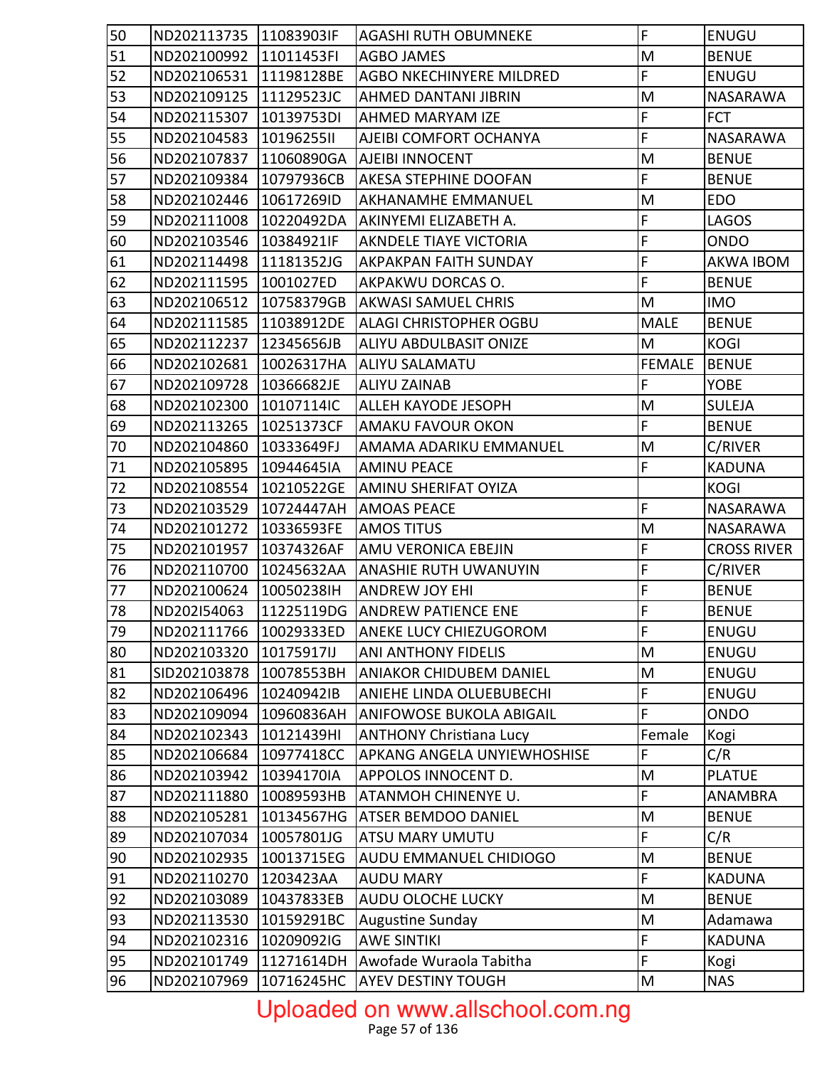| | | | | | |
|---|---|---|---|---|---|
| 50 | ND202113735 | 11083903IF | AGASHI RUTH OBUMNEKE | F | ENUGU |
| 51 | ND202100992 | 11011453FI | AGBO JAMES | M | BENUE |
| 52 | ND202106531 | 11198128BE | AGBO NKECHINYERE MILDRED | F | ENUGU |
| 53 | ND202109125 | 11129523JC | AHMED DANTANI JIBRIN | M | NASARAWA |
| 54 | ND202115307 | 10139753DI | AHMED MARYAM IZE | F | FCT |
| 55 | ND202104583 | 10196255II | AJEIBI COMFORT OCHANYA | F | NASARAWA |
| 56 | ND202107837 | 11060890GA | AJEIBI INNOCENT | M | BENUE |
| 57 | ND202109384 | 10797936CB | AKESA STEPHINE DOOFAN | F | BENUE |
| 58 | ND202102446 | 10617269ID | AKHANAMHE EMMANUEL | M | EDO |
| 59 | ND202111008 | 10220492DA | AKINYEMI ELIZABETH A. | F | LAGOS |
| 60 | ND202103546 | 10384921IF | AKNDELE TIAYE VICTORIA | F | ONDO |
| 61 | ND202114498 | 11181352JG | AKPAKPAN FAITH SUNDAY | F | AKWA IBOM |
| 62 | ND202111595 | 1001027ED | AKPAKWU DORCAS O. | F | BENUE |
| 63 | ND202106512 | 10758379GB | AKWASI SAMUEL CHRIS | M | IMO |
| 64 | ND202111585 | 11038912DE | ALAGI CHRISTOPHER OGBU | MALE | BENUE |
| 65 | ND202112237 | 12345656JB | ALIYU ABDULBASIT ONIZE | M | KOGI |
| 66 | ND202102681 | 10026317HA | ALIYU SALAMATU | FEMALE | BENUE |
| 67 | ND202109728 | 10366682JE | ALIYU ZAINAB | F | YOBE |
| 68 | ND202102300 | 10107114IC | ALLEH KAYODE JESOPH | M | SULEJA |
| 69 | ND202113265 | 10251373CF | AMAKU FAVOUR OKON | F | BENUE |
| 70 | ND202104860 | 10333649FJ | AMAMA ADARIKU EMMANUEL | M | C/RIVER |
| 71 | ND202105895 | 10944645IA | AMINU PEACE | F | KADUNA |
| 72 | ND202108554 | 10210522GE | AMINU SHERIFAT OYIZA | | KOGI |
| 73 | ND202103529 | 10724447AH | AMOAS PEACE | F | NASARAWA |
| 74 | ND202101272 | 10336593FE | AMOS TITUS | M | NASARAWA |
| 75 | ND202101957 | 10374326AF | AMU VERONICA EBEJIN | F | CROSS RIVER |
| 76 | ND202110700 | 10245632AA | ANASHIE RUTH UWANUYIN | F | C/RIVER |
| 77 | ND202100624 | 10050238IH | ANDREW JOY EHI | F | BENUE |
| 78 | ND202I54063 | 11225119DG | ANDREW PATIENCE ENE | F | BENUE |
| 79 | ND202111766 | 10029333ED | ANEKE LUCY CHIEZUGOROM | F | ENUGU |
| 80 | ND202103320 | 10175917IJ | ANI ANTHONY FIDELIS | M | ENUGU |
| 81 | SID202103878 | 10078553BH | ANIAKOR CHIDUBEM DANIEL | M | ENUGU |
| 82 | ND202106496 | 10240942IB | ANIEHE LINDA OLUEBUBECHI | F | ENUGU |
| 83 | ND202109094 | 10960836AH | ANIFOWOSE BUKOLA ABIGAIL | F | ONDO |
| 84 | ND202102343 | 10121439HI | ANTHONY Christiana Lucy | Female | Kogi |
| 85 | ND202106684 | 10977418CC | APKANG ANGELA UNYIEWHOSHISE | F | C/R |
| 86 | ND202103942 | 10394170IA | APPOLOS INNOCENT D. | M | PLATUE |
| 87 | ND202111880 | 10089593HB | ATANMOH CHINENYE U. | F | ANAMBRA |
| 88 | ND202105281 | 10134567HG | ATSER BEMDOO DANIEL | M | BENUE |
| 89 | ND202107034 | 10057801JG | ATSU MARY UMUTU | F | C/R |
| 90 | ND202102935 | 10013715EG | AUDU EMMANUEL CHIDIOGO | M | BENUE |
| 91 | ND202110270 | 1203423AA | AUDU MARY | F | KADUNA |
| 92 | ND202103089 | 10437833EB | AUDU OLOCHE LUCKY | M | BENUE |
| 93 | ND202113530 | 10159291BC | Augustine Sunday | M | Adamawa |
| 94 | ND202102316 | 10209092IG | AWE SINTIKI | F | KADUNA |
| 95 | ND202101749 | 11271614DH | Awofade Wuraola Tabitha | F | Kogi |
| 96 | ND202107969 | 10716245HC | AYEV DESTINY TOUGH | M | NAS |

Uploaded on www.allschool.com.ng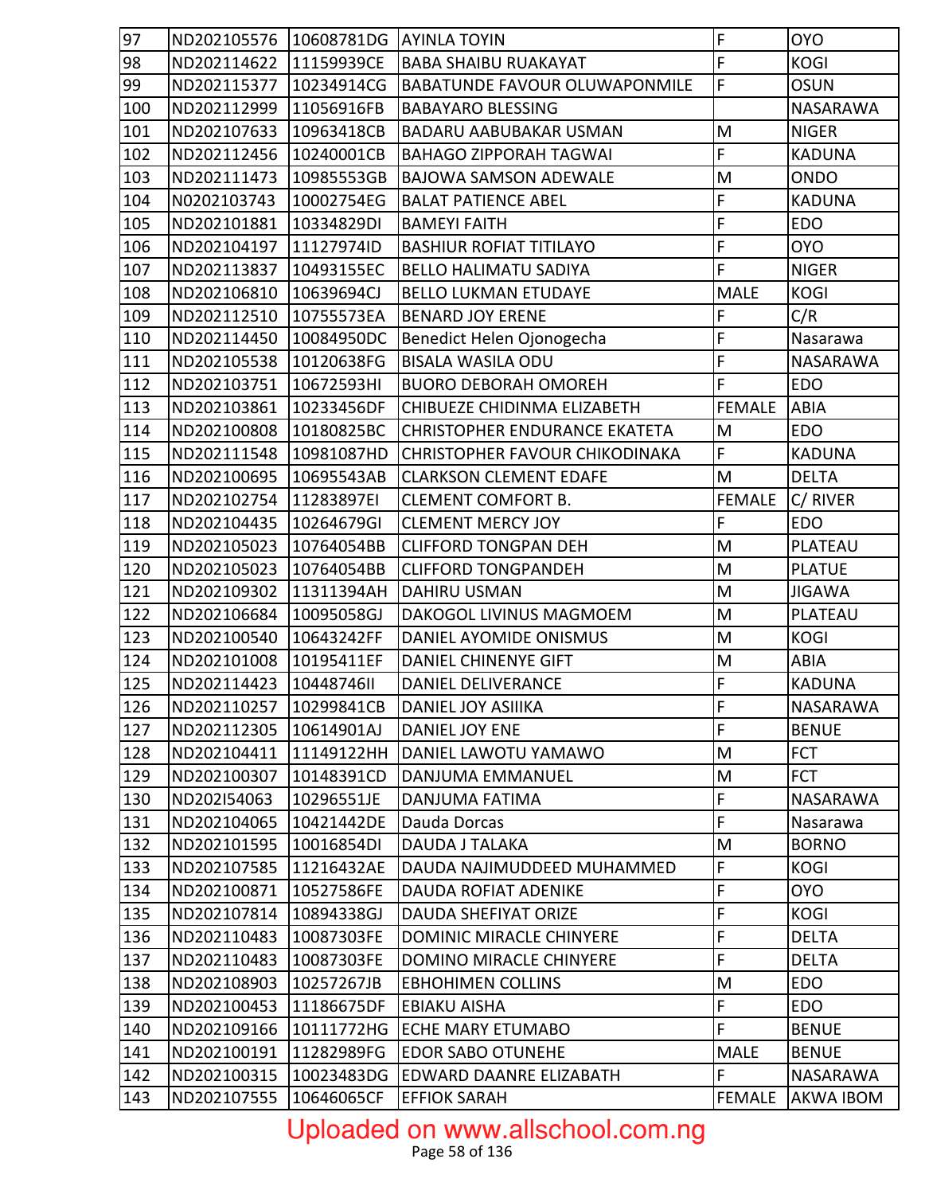| | | | | | |
|---|---|---|---|---|---|
| 97 | ND202105576 | 10608781DG | AYINLA TOYIN | F | OYO |
| 98 | ND202114622 | 11159939CE | BABA SHAIBU RUAKAYAT | F | KOGI |
| 99 | ND202115377 | 10234914CG | BABATUNDE FAVOUR OLUWAPONMILE | F | OSUN |
| 100 | ND202112999 | 11056916FB | BABAYARO BLESSING | | NASARAWA |
| 101 | ND202107633 | 10963418CB | BADARU AABUBAKAR USMAN | M | NIGER |
| 102 | ND202112456 | 10240001CB | BAHAGO ZIPPORAH TAGWAI | F | KADUNA |
| 103 | ND202111473 | 10985553GB | BAJOWA SAMSON ADEWALE | M | ONDO |
| 104 | N0202103743 | 10002754EG | BALAT PATIENCE ABEL | F | KADUNA |
| 105 | ND202101881 | 10334829DI | BAMEYI FAITH | F | EDO |
| 106 | ND202104197 | 11127974ID | BASHIUR ROFIAT TITILAYO | F | OYO |
| 107 | ND202113837 | 10493155EC | BELLO HALIMATU SADIYA | F | NIGER |
| 108 | ND202106810 | 10639694CJ | BELLO LUKMAN ETUDAYE | MALE | KOGI |
| 109 | ND202112510 | 10755573EA | BENARD JOY ERENE | F | C/R |
| 110 | ND202114450 | 10084950DC | Benedict Helen Ojonogecha | F | Nasarawa |
| 111 | ND202105538 | 10120638FG | BISALA WASILA ODU | F | NASARAWA |
| 112 | ND202103751 | 10672593HI | BUORO DEBORAH OMOREH | F | EDO |
| 113 | ND202103861 | 10233456DF | CHIBUEZE CHIDINMA ELIZABETH | FEMALE | ABIA |
| 114 | ND202100808 | 10180825BC | CHRISTOPHER ENDURANCE EKATETA | M | EDO |
| 115 | ND202111548 | 10981087HD | CHRISTOPHER FAVOUR CHIKODINAKA | F | KADUNA |
| 116 | ND202100695 | 10695543AB | CLARKSON CLEMENT EDAFE | M | DELTA |
| 117 | ND202102754 | 11283897EI | CLEMENT COMFORT B. | FEMALE | C/ RIVER |
| 118 | ND202104435 | 10264679GI | CLEMENT MERCY JOY | F | EDO |
| 119 | ND202105023 | 10764054BB | CLIFFORD TONGPAN DEH | M | PLATEAU |
| 120 | ND202105023 | 10764054BB | CLIFFORD TONGPANDEH | M | PLATUE |
| 121 | ND202109302 | 11311394AH | DAHIRU USMAN | M | JIGAWA |
| 122 | ND202106684 | 10095058GJ | DAKOGOL LIVINUS MAGMOEM | M | PLATEAU |
| 123 | ND202100540 | 10643242FF | DANIEL AYOMIDE ONISMUS | M | KOGI |
| 124 | ND202101008 | 10195411EF | DANIEL CHINENYE GIFT | M | ABIA |
| 125 | ND202114423 | 10448746II | DANIEL DELIVERANCE | F | KADUNA |
| 126 | ND202110257 | 10299841CB | DANIEL JOY ASIIIKA | F | NASARAWA |
| 127 | ND202112305 | 10614901AJ | DANIEL JOY ENE | F | BENUE |
| 128 | ND202104411 | 11149122HH | DANIEL LAWOTU YAMAWO | M | FCT |
| 129 | ND202100307 | 10148391CD | DANJUMA EMMANUEL | M | FCT |
| 130 | ND202I54063 | 10296551JE | DANJUMA FATIMA | F | NASARAWA |
| 131 | ND202104065 | 10421442DE | Dauda Dorcas | F | Nasarawa |
| 132 | ND202101595 | 10016854DI | DAUDA J TALAKA | M | BORNO |
| 133 | ND202107585 | 11216432AE | DAUDA NAJIMUDDEED MUHAMMED | F | KOGI |
| 134 | ND202100871 | 10527586FE | DAUDA ROFIAT ADENIKE | F | OYO |
| 135 | ND202107814 | 10894338GJ | DAUDA SHEFIYAT ORIZE | F | KOGI |
| 136 | ND202110483 | 10087303FE | DOMINIC MIRACLE CHINYERE | F | DELTA |
| 137 | ND202110483 | 10087303FE | DOMINO MIRACLE CHINYERE | F | DELTA |
| 138 | ND202108903 | 10257267JB | EBHOHIMEN COLLINS | M | EDO |
| 139 | ND202100453 | 11186675DF | EBIAKU AISHA | F | EDO |
| 140 | ND202109166 | 10111772HG | ECHE MARY ETUMABO | F | BENUE |
| 141 | ND202100191 | 11282989FG | EDOR SABO OTUNEHE | MALE | BENUE |
| 142 | ND202100315 | 10023483DG | EDWARD DAANRE ELIZABATH | F | NASARAWA |
| 143 | ND202107555 | 10646065CF | EFFIOK SARAH | FEMALE | AKWA IBOM |

Uploaded on www.allschool.com.ng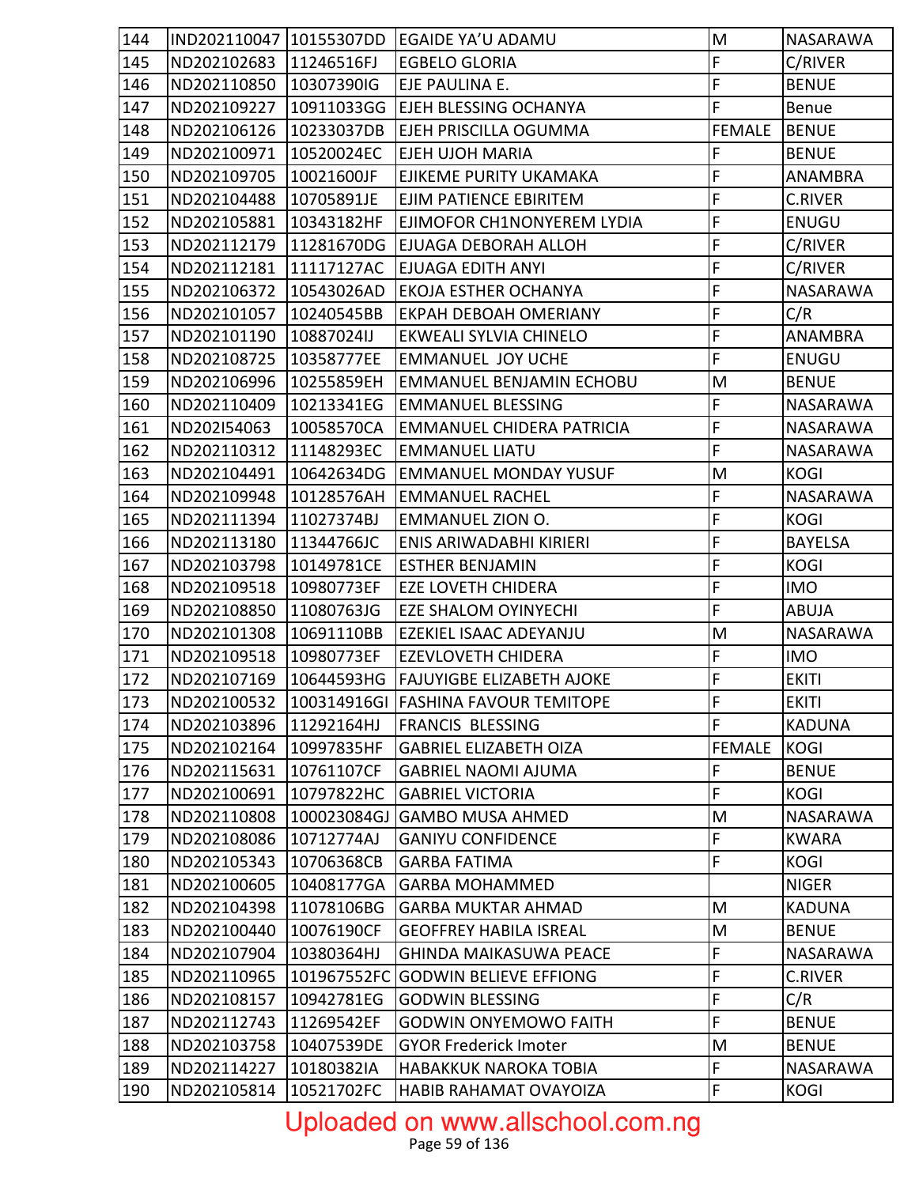| | | | | | |
|---|---|---|---|---|---|
| 144 | IND202110047 | 10155307DD | EGAIDE YA'U ADAMU | M | NASARAWA |
| 145 | ND202102683 | 11246516FJ | EGBELO GLORIA | F | C/RIVER |
| 146 | ND202110850 | 10307390IG | EJE PAULINA E. | F | BENUE |
| 147 | ND202109227 | 10911033GG | EJEH BLESSING OCHANYA | F | Benue |
| 148 | ND202106126 | 10233037DB | EJEH PRISCILLA OGUMMA | FEMALE | BENUE |
| 149 | ND202100971 | 10520024EC | EJEH UJOH MARIA | F | BENUE |
| 150 | ND202109705 | 10021600JF | EJIKEME PURITY UKAMAKA | F | ANAMBRA |
| 151 | ND202104488 | 10705891JE | EJIM PATIENCE EBIRITEM | F | C.RIVER |
| 152 | ND202105881 | 10343182HF | EJIMOFOR CH1NONYEREM LYDIA | F | ENUGU |
| 153 | ND202112179 | 11281670DG | EJUAGA DEBORAH ALLOH | F | C/RIVER |
| 154 | ND202112181 | 11117127AC | EJUAGA EDITH ANYI | F | C/RIVER |
| 155 | ND202106372 | 10543026AD | EKOJA ESTHER OCHANYA | F | NASARAWA |
| 156 | ND202101057 | 10240545BB | EKPAH DEBOAH OMERIANY | F | C/R |
| 157 | ND202101190 | 10887024IJ | EKWEALI SYLVIA CHINELO | F | ANAMBRA |
| 158 | ND202108725 | 10358777EE | EMMANUEL JOY UCHE | F | ENUGU |
| 159 | ND202106996 | 10255859EH | EMMANUEL BENJAMIN ECHOBU | M | BENUE |
| 160 | ND202110409 | 10213341EG | EMMANUEL BLESSING | F | NASARAWA |
| 161 | ND202I54063 | 10058570CA | EMMANUEL CHIDERA PATRICIA | F | NASARAWA |
| 162 | ND202110312 | 11148293EC | EMMANUEL LIATU | F | NASARAWA |
| 163 | ND202104491 | 10642634DG | EMMANUEL MONDAY YUSUF | M | KOGI |
| 164 | ND202109948 | 10128576AH | EMMANUEL RACHEL | F | NASARAWA |
| 165 | ND202111394 | 11027374BJ | EMMANUEL ZION O. | F | KOGI |
| 166 | ND202113180 | 11344766JC | ENIS ARIWADABHI KIRIERI | F | BAYELSA |
| 167 | ND202103798 | 10149781CE | ESTHER BENJAMIN | F | KOGI |
| 168 | ND202109518 | 10980773EF | EZE LOVETH CHIDERA | F | IMO |
| 169 | ND202108850 | 11080763JG | EZE SHALOM OYINYECHI | F | ABUJA |
| 170 | ND202101308 | 10691110BB | EZEKIEL ISAAC ADEYANJU | M | NASARAWA |
| 171 | ND202109518 | 10980773EF | EZEVLOVETH CHIDERA | F | IMO |
| 172 | ND202107169 | 10644593HG | FAJUYIGBE ELIZABETH AJOKE | F | EKITI |
| 173 | ND202100532 | 100314916GI | FASHINA FAVOUR TEMITOPE | F | EKITI |
| 174 | ND202103896 | 11292164HJ | FRANCIS BLESSING | F | KADUNA |
| 175 | ND202102164 | 10997835HF | GABRIEL ELIZABETH OIZA | FEMALE | KOGI |
| 176 | ND202115631 | 10761107CF | GABRIEL NAOMI AJUMA | F | BENUE |
| 177 | ND202100691 | 10797822HC | GABRIEL VICTORIA | F | KOGI |
| 178 | ND202110808 | 100023084GJ | GAMBO MUSA AHMED | M | NASARAWA |
| 179 | ND202108086 | 10712774AJ | GANIYU CONFIDENCE | F | KWARA |
| 180 | ND202105343 | 10706368CB | GARBA FATIMA | F | KOGI |
| 181 | ND202100605 | 10408177GA | GARBA MOHAMMED | | NIGER |
| 182 | ND202104398 | 11078106BG | GARBA MUKTAR AHMAD | M | KADUNA |
| 183 | ND202100440 | 10076190CF | GEOFFREY HABILA ISREAL | M | BENUE |
| 184 | ND202107904 | 10380364HJ | GHINDA MAIKASUWA PEACE | F | NASARAWA |
| 185 | ND202110965 | 101967552FC | GODWIN BELIEVE EFFIONG | F | C.RIVER |
| 186 | ND202108157 | 10942781EG | GODWIN BLESSING | F | C/R |
| 187 | ND202112743 | 11269542EF | GODWIN ONYEMOWO FAITH | F | BENUE |
| 188 | ND202103758 | 10407539DE | GYOR Frederick Imoter | M | BENUE |
| 189 | ND202114227 | 10180382IA | HABAKKUK NAROKA TOBIA | F | NASARAWA |
| 190 | ND202105814 | 10521702FC | HABIB RAHAMAT OVAYOIZA | F | KOGI |

Uploaded on www.allschool.com.ng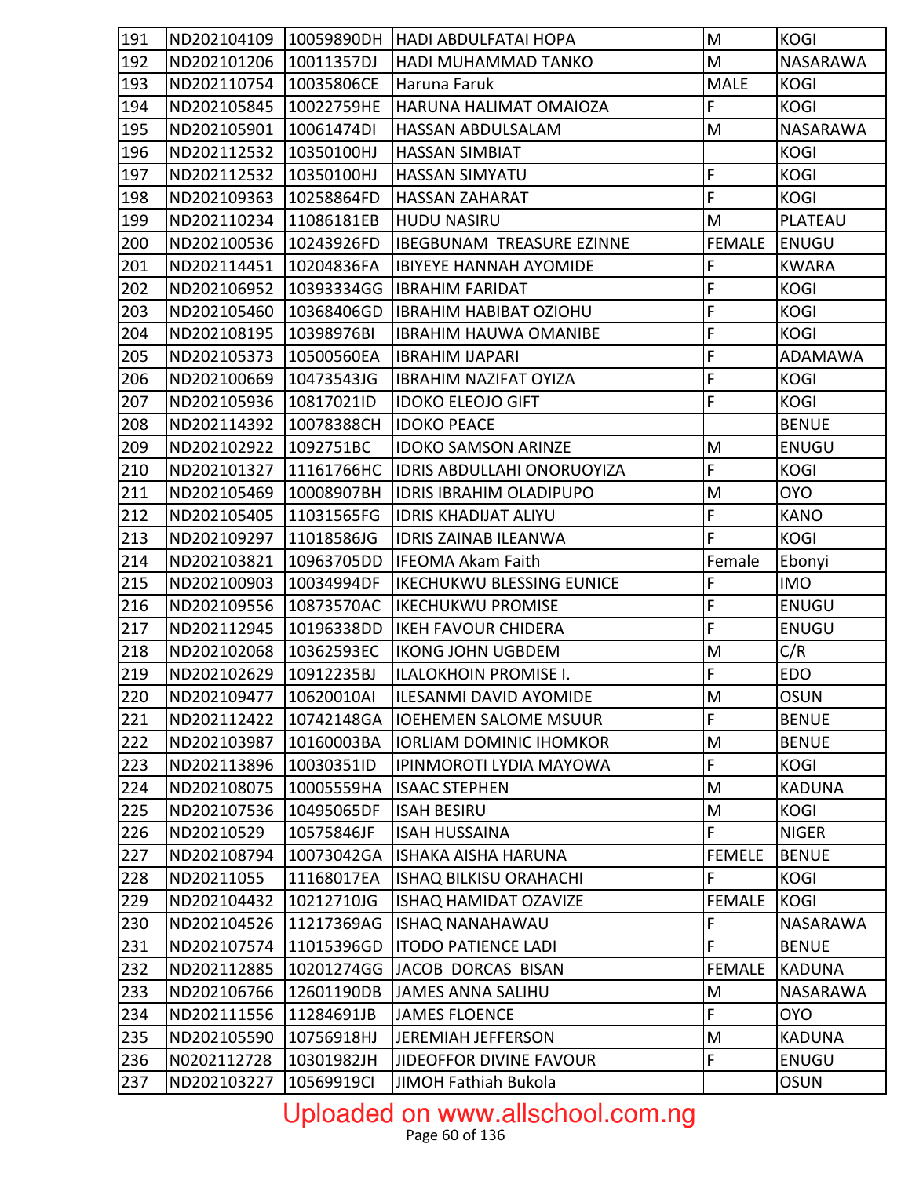| | | | | | |
|---|---|---|---|---|---|
| 191 | ND202104109 | 10059890DH | HADI ABDULFATAI HOPA | M | KOGI |
| 192 | ND202101206 | 10011357DJ | HADI MUHAMMAD TANKO | M | NASARAWA |
| 193 | ND202110754 | 10035806CE | Haruna Faruk | MALE | KOGI |
| 194 | ND202105845 | 10022759HE | HARUNA HALIMAT OMAIOZA | F | KOGI |
| 195 | ND202105901 | 10061474DI | HASSAN ABDULSALAM | M | NASARAWA |
| 196 | ND202112532 | 10350100HJ | HASSAN SIMBIAT | | KOGI |
| 197 | ND202112532 | 10350100HJ | HASSAN SIMYATU | F | KOGI |
| 198 | ND202109363 | 10258864FD | HASSAN ZAHARAT | F | KOGI |
| 199 | ND202110234 | 11086181EB | HUDU NASIRU | M | PLATEAU |
| 200 | ND202100536 | 10243926FD | IBEGBUNAM TREASURE EZINNE | FEMALE | ENUGU |
| 201 | ND202114451 | 10204836FA | IBIYEYE HANNAH AYOMIDE | F | KWARA |
| 202 | ND202106952 | 10393334GG | IBRAHIM FARIDAT | F | KOGI |
| 203 | ND202105460 | 10368406GD | IBRAHIM HABIBAT OZIOHU | F | KOGI |
| 204 | ND202108195 | 10398976BI | IBRAHIM HAUWA OMANIBE | F | KOGI |
| 205 | ND202105373 | 10500560EA | IBRAHIM IJAPARI | F | ADAMAWA |
| 206 | ND202100669 | 10473543JG | IBRAHIM NAZIFAT OYIZA | F | KOGI |
| 207 | ND202105936 | 10817021ID | IDOKO ELEOJO GIFT | F | KOGI |
| 208 | ND202114392 | 10078388CH | IDOKO PEACE | | BENUE |
| 209 | ND202102922 | 1092751BC | IDOKO SAMSON ARINZE | M | ENUGU |
| 210 | ND202101327 | 11161766HC | IDRIS ABDULLAHI ONORUOYIZA | F | KOGI |
| 211 | ND202105469 | 10008907BH | IDRIS IBRAHIM OLADIPUPO | M | OYO |
| 212 | ND202105405 | 11031565FG | IDRIS KHADIJAT ALIYU | F | KANO |
| 213 | ND202109297 | 11018586JG | IDRIS ZAINAB ILEANWA | F | KOGI |
| 214 | ND202103821 | 10963705DD | IFEOMA Akam Faith | Female | Ebonyi |
| 215 | ND202100903 | 10034994DF | IKECHUKWU BLESSING EUNICE | F | IMO |
| 216 | ND202109556 | 10873570AC | IKECHUKWU PROMISE | F | ENUGU |
| 217 | ND202112945 | 10196338DD | IKEH FAVOUR CHIDERA | F | ENUGU |
| 218 | ND202102068 | 10362593EC | IKONG JOHN UGBDEM | M | C/R |
| 219 | ND202102629 | 10912235BJ | ILALOKHOIN PROMISE I. | F | EDO |
| 220 | ND202109477 | 10620010AI | ILESANMI DAVID AYOMIDE | M | OSUN |
| 221 | ND202112422 | 10742148GA | IOEHEMEN SALOME MSUUR | F | BENUE |
| 222 | ND202103987 | 10160003BA | IORLIAM DOMINIC IHOMKOR | M | BENUE |
| 223 | ND202113896 | 10030351ID | IPINMOROTI LYDIA MAYOWA | F | KOGI |
| 224 | ND202108075 | 10005559HA | ISAAC STEPHEN | M | KADUNA |
| 225 | ND202107536 | 10495065DF | ISAH BESIRU | M | KOGI |
| 226 | ND20210529 | 10575846JF | ISAH HUSSAINA | F | NIGER |
| 227 | ND202108794 | 10073042GA | ISHAKA AISHA HARUNA | FEMELE | BENUE |
| 228 | ND20211055 | 11168017EA | ISHAQ BILKISU ORAHACHI | F | KOGI |
| 229 | ND202104432 | 10212710JG | ISHAQ HAMIDAT OZAVIZE | FEMALE | KOGI |
| 230 | ND202104526 | 11217369AG | ISHAQ NANAHAWAU | F | NASARAWA |
| 231 | ND202107574 | 11015396GD | ITODO PATIENCE LADI | F | BENUE |
| 232 | ND202112885 | 10201274GG | JACOB DORCAS BISAN | FEMALE | KADUNA |
| 233 | ND202106766 | 12601190DB | JAMES ANNA SALIHU | M | NASARAWA |
| 234 | ND202111556 | 11284691JB | JAMES FLOENCE | F | OYO |
| 235 | ND202105590 | 10756918HJ | JEREMIAH JEFFERSON | M | KADUNA |
| 236 | N0202112728 | 10301982JH | JIDEOFFOR DIVINE FAVOUR | F | ENUGU |
| 237 | ND202103227 | 10569919CI | JIMOH Fathiah Bukola | | OSUN |

Uploaded on www.allschool.com.ng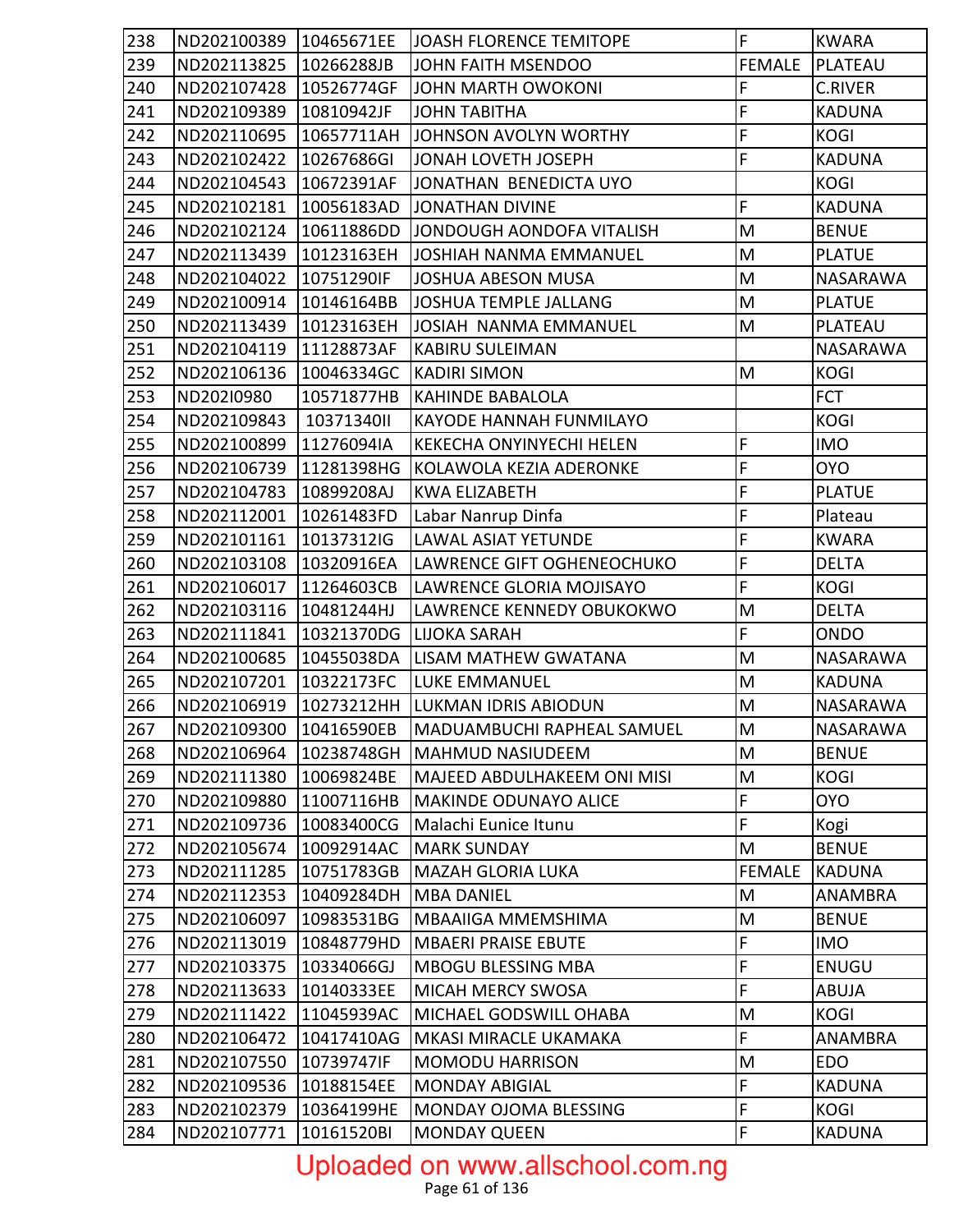| | | | | | |
|---|---|---|---|---|---|
| 238 | ND202100389 | 10465671EE | JOASH FLORENCE TEMITOPE | F | KWARA |
| 239 | ND202113825 | 10266288JB | JOHN FAITH MSENDOO | FEMALE | PLATEAU |
| 240 | ND202107428 | 10526774GF | JOHN MARTH OWOKONI | F | C.RIVER |
| 241 | ND202109389 | 10810942JF | JOHN TABITHA | F | KADUNA |
| 242 | ND202110695 | 10657711AH | JOHNSON AVOLYN WORTHY | F | KOGI |
| 243 | ND202102422 | 10267686GI | JONAH LOVETH JOSEPH | F | KADUNA |
| 244 | ND202104543 | 10672391AF | JONATHAN BENEDICTA UYO | | KOGI |
| 245 | ND202102181 | 10056183AD | JONATHAN DIVINE | F | KADUNA |
| 246 | ND202102124 | 10611886DD | JONDOUGH AONDOFA VITALISH | M | BENUE |
| 247 | ND202113439 | 10123163EH | JOSHIAH NANMA EMMANUEL | M | PLATUE |
| 248 | ND202104022 | 10751290IF | JOSHUA ABESON MUSA | M | NASARAWA |
| 249 | ND202100914 | 10146164BB | JOSHUA TEMPLE JALLANG | M | PLATUE |
| 250 | ND202113439 | 10123163EH | JOSIAH NANMA EMMANUEL | M | PLATEAU |
| 251 | ND202104119 | 11128873AF | KABIRU SULEIMAN | | NASARAWA |
| 252 | ND202106136 | 10046334GC | KADIRI SIMON | M | KOGI |
| 253 | ND202I0980 | 10571877HB | KAHINDE BABALOLA | | FCT |
| 254 | ND202109843 | 10371340II | KAYODE HANNAH FUNMILAYO | | KOGI |
| 255 | ND202100899 | 11276094IA | KEKECHA ONYINYECHI HELEN | F | IMO |
| 256 | ND202106739 | 11281398HG | KOLAWOLA KEZIA ADERONKE | F | OYO |
| 257 | ND202104783 | 10899208AJ | KWA ELIZABETH | F | PLATUE |
| 258 | ND202112001 | 10261483FD | Labar Nanrup Dinfa | F | Plateau |
| 259 | ND202101161 | 10137312IG | LAWAL ASIAT YETUNDE | F | KWARA |
| 260 | ND202103108 | 10320916EA | LAWRENCE GIFT OGHENEOCHUKO | F | DELTA |
| 261 | ND202106017 | 11264603CB | LAWRENCE GLORIA MOJISAYO | F | KOGI |
| 262 | ND202103116 | 10481244HJ | LAWRENCE KENNEDY OBUKOKWO | M | DELTA |
| 263 | ND202111841 | 10321370DG | LIJOKA SARAH | F | ONDO |
| 264 | ND202100685 | 10455038DA | LISAM MATHEW GWATANA | M | NASARAWA |
| 265 | ND202107201 | 10322173FC | LUKE EMMANUEL | M | KADUNA |
| 266 | ND202106919 | 10273212HH | LUKMAN IDRIS ABIODUN | M | NASARAWA |
| 267 | ND202109300 | 10416590EB | MADUAMBUCHI RAPHEAL SAMUEL | M | NASARAWA |
| 268 | ND202106964 | 10238748GH | MAHMUD NASIUDEEM | M | BENUE |
| 269 | ND202111380 | 10069824BE | MAJEED ABDULHAKEEM ONI MISI | M | KOGI |
| 270 | ND202109880 | 11007116HB | MAKINDE ODUNAYO ALICE | F | OYO |
| 271 | ND202109736 | 10083400CG | Malachi Eunice Itunu | F | Kogi |
| 272 | ND202105674 | 10092914AC | MARK SUNDAY | M | BENUE |
| 273 | ND202111285 | 10751783GB | MAZAH GLORIA LUKA | FEMALE | KADUNA |
| 274 | ND202112353 | 10409284DH | MBA DANIEL | M | ANAMBRA |
| 275 | ND202106097 | 10983531BG | MBAAIIGA MMEMSHIMA | M | BENUE |
| 276 | ND202113019 | 10848779HD | MBAERI PRAISE EBUTE | F | IMO |
| 277 | ND202103375 | 10334066GJ | MBOGU BLESSING MBA | F | ENUGU |
| 278 | ND202113633 | 10140333EE | MICAH MERCY SWOSA | F | ABUJA |
| 279 | ND202111422 | 11045939AC | MICHAEL GODSWILL OHABA | M | KOGI |
| 280 | ND202106472 | 10417410AG | MKASI MIRACLE UKAMAKA | F | ANAMBRA |
| 281 | ND202107550 | 10739747IF | MOMODU HARRISON | M | EDO |
| 282 | ND202109536 | 10188154EE | MONDAY ABIGIAL | F | KADUNA |
| 283 | ND202102379 | 10364199HE | MONDAY OJOMA BLESSING | F | KOGI |
| 284 | ND202107771 | 10161520BI | MONDAY QUEEN | F | KADUNA |

Uploaded on www.allschool.com.ng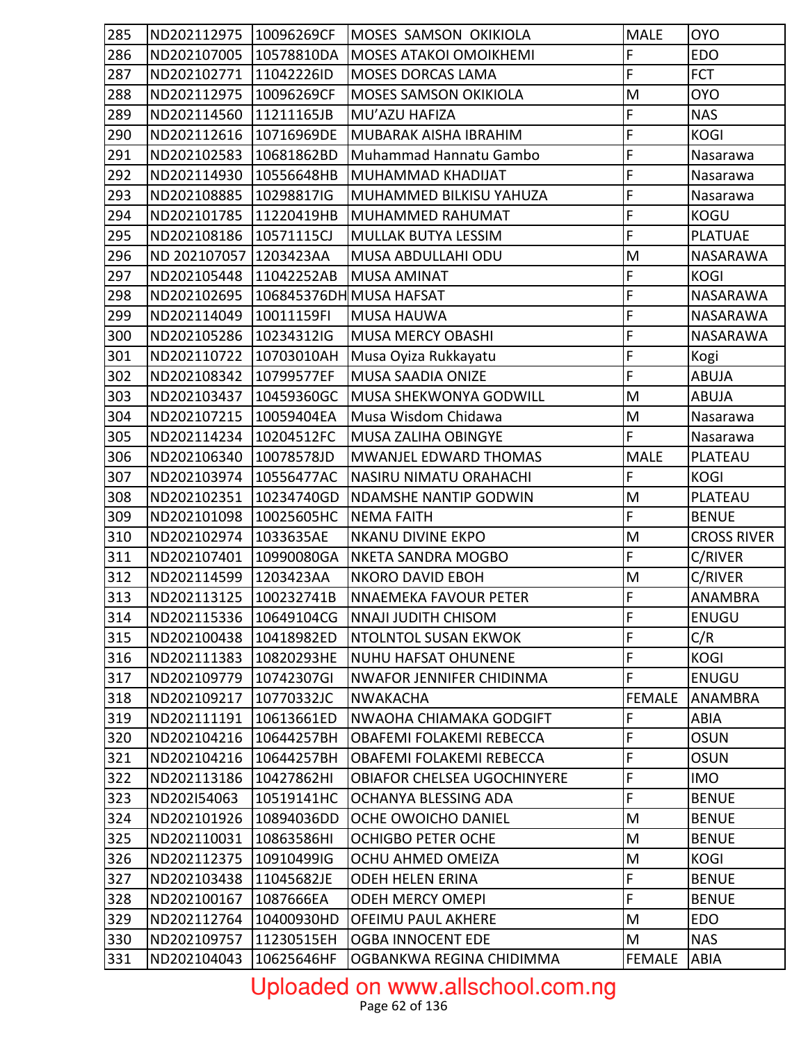| 285 | ND202112975 | 10096269CF | MOSES SAMSON OKIKIOLA | MALE | OYO |
|---|---|---|---|---|---|
| 286 | ND202107005 | 10578810DA | MOSES ATAKOI OMOIKHEMI | F | EDO |
| 287 | ND202102771 | 11042226ID | MOSES DORCAS LAMA | F | FCT |
| 288 | ND202112975 | 10096269CF | MOSES SAMSON OKIKIOLA | M | OYO |
| 289 | ND202114560 | 11211165JB | MU'AZU HAFIZA | F | NAS |
| 290 | ND202112616 | 10716969DE | MUBARAK AISHA IBRAHIM | F | KOGI |
| 291 | ND202102583 | 10681862BD | Muhammad Hannatu Gambo | F | Nasarawa |
| 292 | ND202114930 | 10556648HB | MUHAMMAD KHADIJAT | F | Nasarawa |
| 293 | ND202108885 | 10298817IG | MUHAMMED BILKISU YAHUZA | F | Nasarawa |
| 294 | ND202101785 | 11220419HB | MUHAMMED RAHUMAT | F | KOGU |
| 295 | ND202108186 | 10571115CJ | MULLAK BUTYA LESSIM | F | PLATUAE |
| 296 | ND 202107057 | 1203423AA | MUSA ABDULLAHI ODU | M | NASARAWA |
| 297 | ND202105448 | 11042252AB | MUSA AMINAT | F | KOGI |
| 298 | ND202102695 | 106845376DH | MUSA HAFSAT | F | NASARAWA |
| 299 | ND202114049 | 10011159FI | MUSA HAUWA | F | NASARAWA |
| 300 | ND202105286 | 10234312IG | MUSA MERCY OBASHI | F | NASARAWA |
| 301 | ND202110722 | 10703010AH | Musa Oyiza Rukkayatu | F | Kogi |
| 302 | ND202108342 | 10799577EF | MUSA SAADIA ONIZE | F | ABUJA |
| 303 | ND202103437 | 10459360GC | MUSA SHEKWONYA GODWILL | M | ABUJA |
| 304 | ND202107215 | 10059404EA | Musa Wisdom Chidawa | M | Nasarawa |
| 305 | ND202114234 | 10204512FC | MUSA ZALIHA OBINGYE | F | Nasarawa |
| 306 | ND202106340 | 10078578JD | MWANJEL EDWARD THOMAS | MALE | PLATEAU |
| 307 | ND202103974 | 10556477AC | NASIRU NIMATU ORAHACHI | F | KOGI |
| 308 | ND202102351 | 10234740GD | NDAMSHE NANTIP GODWIN | M | PLATEAU |
| 309 | ND202101098 | 10025605HC | NEMA FAITH | F | BENUE |
| 310 | ND202102974 | 1033635AE | NKANU DIVINE EKPO | M | CROSS RIVER |
| 311 | ND202107401 | 10990080GA | NKETA SANDRA MOGBO | F | C/RIVER |
| 312 | ND202114599 | 1203423AA | NKORO DAVID EBOH | M | C/RIVER |
| 313 | ND202113125 | 100232741B | NNAEMEKA FAVOUR PETER | F | ANAMBRA |
| 314 | ND202115336 | 10649104CG | NNAJI JUDITH CHISOM | F | ENUGU |
| 315 | ND202100438 | 10418982ED | NTOLNTOL SUSAN EKWOK | F | C/R |
| 316 | ND202111383 | 10820293HE | NUHU HAFSAT OHUNENE | F | KOGI |
| 317 | ND202109779 | 10742307GI | NWAFOR JENNIFER CHIDINMA | F | ENUGU |
| 318 | ND202109217 | 10770332JC | NWAKACHA | FEMALE | ANAMBRA |
| 319 | ND202111191 | 10613661ED | NWAOHA CHIAMAKA GODGIFT | F | ABIA |
| 320 | ND202104216 | 10644257BH | OBAFEMI FOLAKEMI REBECCA | F | OSUN |
| 321 | ND202104216 | 10644257BH | OBAFEMI FOLAKEMI REBECCA | F | OSUN |
| 322 | ND202113186 | 10427862HI | OBIAFOR CHELSEA UGOCHINYERE | F | IMO |
| 323 | ND202I54063 | 10519141HC | OCHANYA BLESSING ADA | F | BENUE |
| 324 | ND202101926 | 10894036DD | OCHE OWOICHO DANIEL | M | BENUE |
| 325 | ND202110031 | 10863586HI | OCHIGBO PETER OCHE | M | BENUE |
| 326 | ND202112375 | 10910499IG | OCHU AHMED OMEIZA | M | KOGI |
| 327 | ND202103438 | 11045682JE | ODEH HELEN ERINA | F | BENUE |
| 328 | ND202100167 | 1087666EA | ODEH MERCY OMEPI | F | BENUE |
| 329 | ND202112764 | 10400930HD | OFEIMU PAUL AKHERE | M | EDO |
| 330 | ND202109757 | 11230515EH | OGBA INNOCENT EDE | M | NAS |
| 331 | ND202104043 | 10625646HF | OGBANKWA REGINA CHIDIMMA | FEMALE | ABIA |

Uploaded on www.allschool.com.ng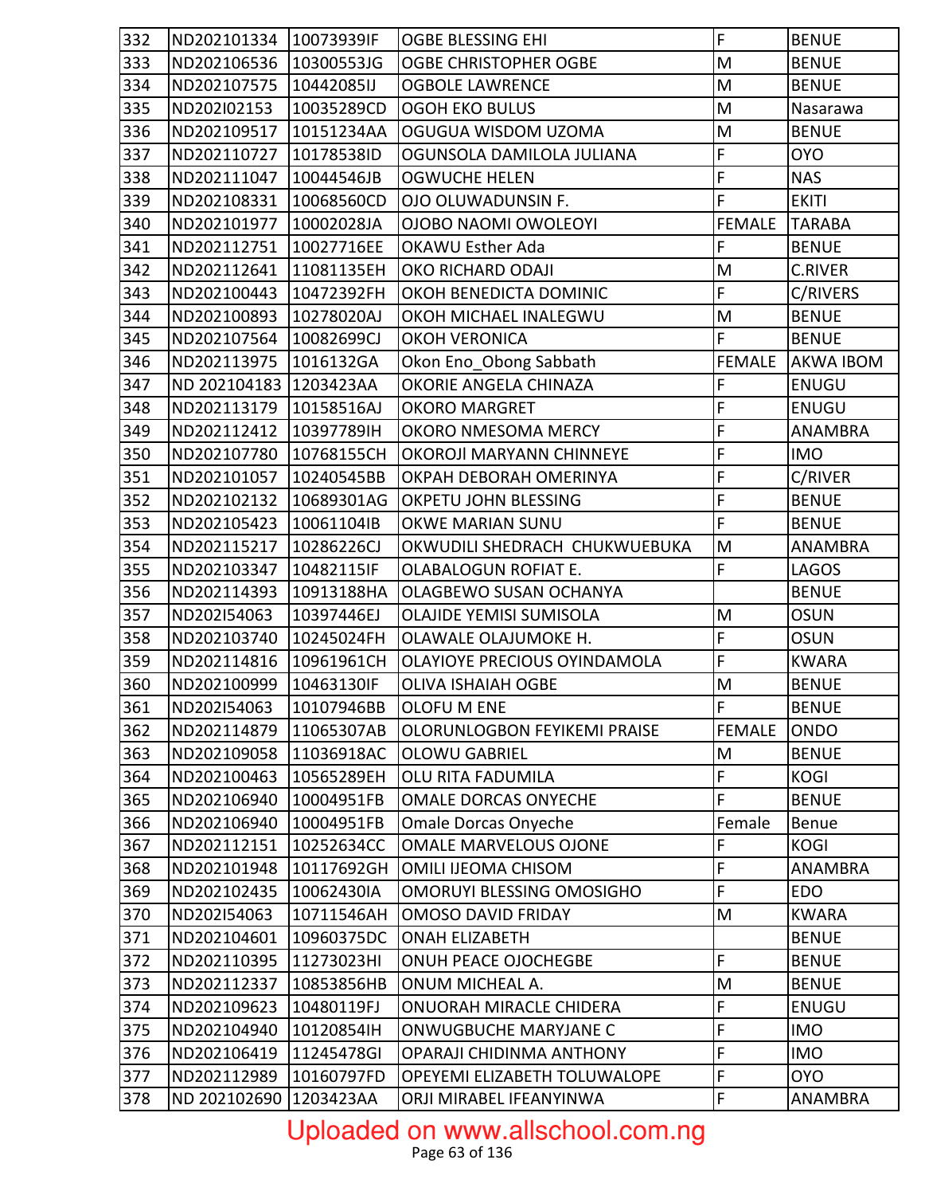| | | | | | |
|---|---|---|---|---|---|
| 332 | ND202101334 | 10073939IF | OGBE BLESSING EHI | F | BENUE |
| 333 | ND202106536 | 10300553JG | OGBE CHRISTOPHER OGBE | M | BENUE |
| 334 | ND202107575 | 10442085IJ | OGBOLE LAWRENCE | M | BENUE |
| 335 | ND202I02153 | 10035289CD | OGOH EKO BULUS | M | Nasarawa |
| 336 | ND202109517 | 10151234AA | OGUGUA WISDOM UZOMA | M | BENUE |
| 337 | ND202110727 | 10178538ID | OGUNSOLA DAMILOLA JULIANA | F | OYO |
| 338 | ND202111047 | 10044546JB | OGWUCHE HELEN | F | NAS |
| 339 | ND202108331 | 10068560CD | OJO OLUWADUNSIN F. | F | EKITI |
| 340 | ND202101977 | 10002028JA | OJOBO NAOMI OWOLEOYI | FEMALE | TARABA |
| 341 | ND202112751 | 10027716EE | OKAWU Esther Ada | F | BENUE |
| 342 | ND202112641 | 11081135EH | OKO RICHARD ODAJI | M | C.RIVER |
| 343 | ND202100443 | 10472392FH | OKOH BENEDICTA DOMINIC | F | C/RIVERS |
| 344 | ND202100893 | 10278020AJ | OKOH MICHAEL INALEGWU | M | BENUE |
| 345 | ND202107564 | 10082699CJ | OKOH VERONICA | F | BENUE |
| 346 | ND202113975 | 1016132GA | Okon Eno_Obong Sabbath | FEMALE | AKWA IBOM |
| 347 | ND 202104183 | 1203423AA | OKORIE ANGELA CHINAZA | F | ENUGU |
| 348 | ND202113179 | 10158516AJ | OKORO MARGRET | F | ENUGU |
| 349 | ND202112412 | 10397789IH | OKORO NMESOMA MERCY | F | ANAMBRA |
| 350 | ND202107780 | 10768155CH | OKOROJI MARYANN CHINNEYE | F | IMO |
| 351 | ND202101057 | 10240545BB | OKPAH DEBORAH OMERINYA | F | C/RIVER |
| 352 | ND202102132 | 10689301AG | OKPETU JOHN BLESSING | F | BENUE |
| 353 | ND202105423 | 10061104IB | OKWE MARIAN SUNU | F | BENUE |
| 354 | ND202115217 | 10286226CJ | OKWUDILI SHEDRACH CHUKWUEBUKA | M | ANAMBRA |
| 355 | ND202103347 | 10482115IF | OLABALOGUN ROFIAT E. | F | LAGOS |
| 356 | ND202114393 | 10913188HA | OLAGBEWO SUSAN OCHANYA | | BENUE |
| 357 | ND202I54063 | 10397446EJ | OLAJIDE YEMISI SUMISOLA | M | OSUN |
| 358 | ND202103740 | 10245024FH | OLAWALE OLAJUMOKE H. | F | OSUN |
| 359 | ND202114816 | 10961961CH | OLAYIOYE PRECIOUS OYINDAMOLA | F | KWARA |
| 360 | ND202100999 | 10463130IF | OLIVA ISHAIAH OGBE | M | BENUE |
| 361 | ND202I54063 | 10107946BB | OLOFU M ENE | F | BENUE |
| 362 | ND202114879 | 11065307AB | OLORUNLOGBON FEYIKEMI PRAISE | FEMALE | ONDO |
| 363 | ND202109058 | 11036918AC | OLOWU GABRIEL | M | BENUE |
| 364 | ND202100463 | 10565289EH | OLU RITA FADUMILA | F | KOGI |
| 365 | ND202106940 | 10004951FB | OMALE DORCAS ONYECHE | F | BENUE |
| 366 | ND202106940 | 10004951FB | Omale Dorcas Onyeche | Female | Benue |
| 367 | ND202112151 | 10252634CC | OMALE MARVELOUS OJONE | F | KOGI |
| 368 | ND202101948 | 10117692GH | OMILI IJEOMA CHISOM | F | ANAMBRA |
| 369 | ND202102435 | 10062430IA | OMORUYI BLESSING OMOSIGHO | F | EDO |
| 370 | ND202I54063 | 10711546AH | OMOSO DAVID FRIDAY | M | KWARA |
| 371 | ND202104601 | 10960375DC | ONAH ELIZABETH | | BENUE |
| 372 | ND202110395 | 11273023HI | ONUH PEACE OJOCHEGBE | F | BENUE |
| 373 | ND202112337 | 10853856HB | ONUM MICHEAL A. | M | BENUE |
| 374 | ND202109623 | 10480119FJ | ONUORAH MIRACLE CHIDERA | F | ENUGU |
| 375 | ND202104940 | 10120854IH | ONWUGBUCHE MARYJANE C | F | IMO |
| 376 | ND202106419 | 11245478GI | OPARAJI CHIDINMA ANTHONY | F | IMO |
| 377 | ND202112989 | 10160797FD | OPEYEMI ELIZABETH TOLUWALOPE | F | OYO |
| 378 | ND 202102690 | 1203423AA | ORJI MIRABEL IFEANYINWA | F | ANAMBRA |

Uploaded on www.allschool.com.ng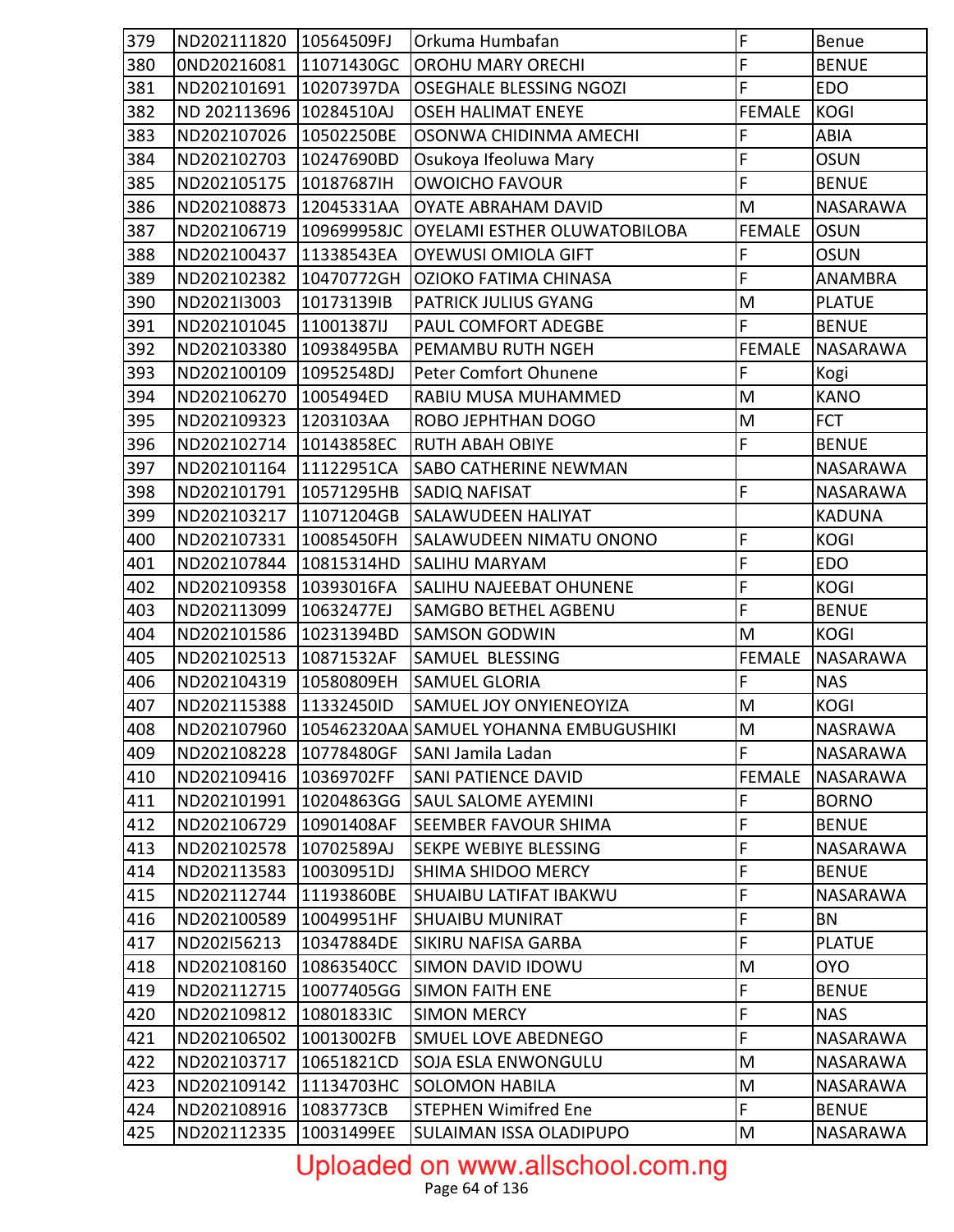| 379 | ND202111820 | 10564509FJ | Orkuma Humbafan | F | Benue |
|---|---|---|---|---|---|
| 380 | 0ND20216081 | 11071430GC | OROHU MARY ORECHI | F | BENUE |
| 381 | ND202101691 | 10207397DA | OSEGHALE BLESSING NGOZI | F | EDO |
| 382 | ND 202113696 | 10284510AJ | OSEH HALIMAT ENEYE | FEMALE | KOGI |
| 383 | ND202107026 | 10502250BE | OSONWA CHIDINMA AMECHI | F | ABIA |
| 384 | ND202102703 | 10247690BD | Osukoya Ifeoluwa Mary | F | OSUN |
| 385 | ND202105175 | 10187687IH | OWOICHO FAVOUR | F | BENUE |
| 386 | ND202108873 | 12045331AA | OYATE ABRAHAM DAVID | M | NASARAWA |
| 387 | ND202106719 | 109699958JC | OYELAMI ESTHER OLUWATOBILOBA | FEMALE | OSUN |
| 388 | ND202100437 | 11338543EA | OYEWUSI OMIOLA GIFT | F | OSUN |
| 389 | ND202102382 | 10470772GH | OZIOKO FATIMA CHINASA | F | ANAMBRA |
| 390 | ND2021I3003 | 10173139IB | PATRICK JULIUS GYANG | M | PLATUE |
| 391 | ND202101045 | 11001387IJ | PAUL COMFORT ADEGBE | F | BENUE |
| 392 | ND202103380 | 10938495BA | PEMAMBU RUTH NGEH | FEMALE | NASARAWA |
| 393 | ND202100109 | 10952548DJ | Peter Comfort Ohunene | F | Kogi |
| 394 | ND202106270 | 1005494ED | RABIU MUSA MUHAMMED | M | KANO |
| 395 | ND202109323 | 1203103AA | ROBO JEPHTHAN DOGO | M | FCT |
| 396 | ND202102714 | 10143858EC | RUTH ABAH OBIYE | F | BENUE |
| 397 | ND202101164 | 11122951CA | SABO CATHERINE NEWMAN | | NASARAWA |
| 398 | ND202101791 | 10571295HB | SADIQ NAFISAT | F | NASARAWA |
| 399 | ND202103217 | 11071204GB | SALAWUDEEN HALIYAT | | KADUNA |
| 400 | ND202107331 | 10085450FH | SALAWUDEEN NIMATU ONONO | F | KOGI |
| 401 | ND202107844 | 10815314HD | SALIHU MARYAM | F | EDO |
| 402 | ND202109358 | 10393016FA | SALIHU NAJEEBAT OHUNENE | F | KOGI |
| 403 | ND202113099 | 10632477EJ | SAMGBO BETHEL AGBENU | F | BENUE |
| 404 | ND202101586 | 10231394BD | SAMSON GODWIN | M | KOGI |
| 405 | ND202102513 | 10871532AF | SAMUEL BLESSING | FEMALE | NASARAWA |
| 406 | ND202104319 | 10580809EH | SAMUEL GLORIA | F | NAS |
| 407 | ND202115388 | 11332450ID | SAMUEL JOY ONYIENEOYIZA | M | KOGI |
| 408 | ND202107960 | 105462320AA | SAMUEL YOHANNA EMBUGUSHIKI | M | NASRAWA |
| 409 | ND202108228 | 10778480GF | SANI Jamila Ladan | F | NASARAWA |
| 410 | ND202109416 | 10369702FF | SANI PATIENCE DAVID | FEMALE | NASARAWA |
| 411 | ND202101991 | 10204863GG | SAUL SALOME AYEMINI | F | BORNO |
| 412 | ND202106729 | 10901408AF | SEEMBER FAVOUR SHIMA | F | BENUE |
| 413 | ND202102578 | 10702589AJ | SEKPE WEBIYE BLESSING | F | NASARAWA |
| 414 | ND202113583 | 10030951DJ | SHIMA SHIDOO MERCY | F | BENUE |
| 415 | ND202112744 | 11193860BE | SHUAIBU LATIFAT IBAKWU | F | NASARAWA |
| 416 | ND202100589 | 10049951HF | SHUAIBU MUNIRAT | F | BN |
| 417 | ND202I56213 | 10347884DE | SIKIRU NAFISA GARBA | F | PLATUE |
| 418 | ND202108160 | 10863540CC | SIMON DAVID IDOWU | M | OYO |
| 419 | ND202112715 | 10077405GG | SIMON FAITH ENE | F | BENUE |
| 420 | ND202109812 | 10801833IC | SIMON MERCY | F | NAS |
| 421 | ND202106502 | 10013002FB | SMUEL LOVE ABEDNEGO | F | NASARAWA |
| 422 | ND202103717 | 10651821CD | SOJA ESLA ENWONGULU | M | NASARAWA |
| 423 | ND202109142 | 11134703HC | SOLOMON HABILA | M | NASARAWA |
| 424 | ND202108916 | 1083773CB | STEPHEN Wimifred Ene | F | BENUE |
| 425 | ND202112335 | 10031499EE | SULAIMAN ISSA OLADIPUPO | M | NASARAWA |

Uploaded on www.allschool.com.ng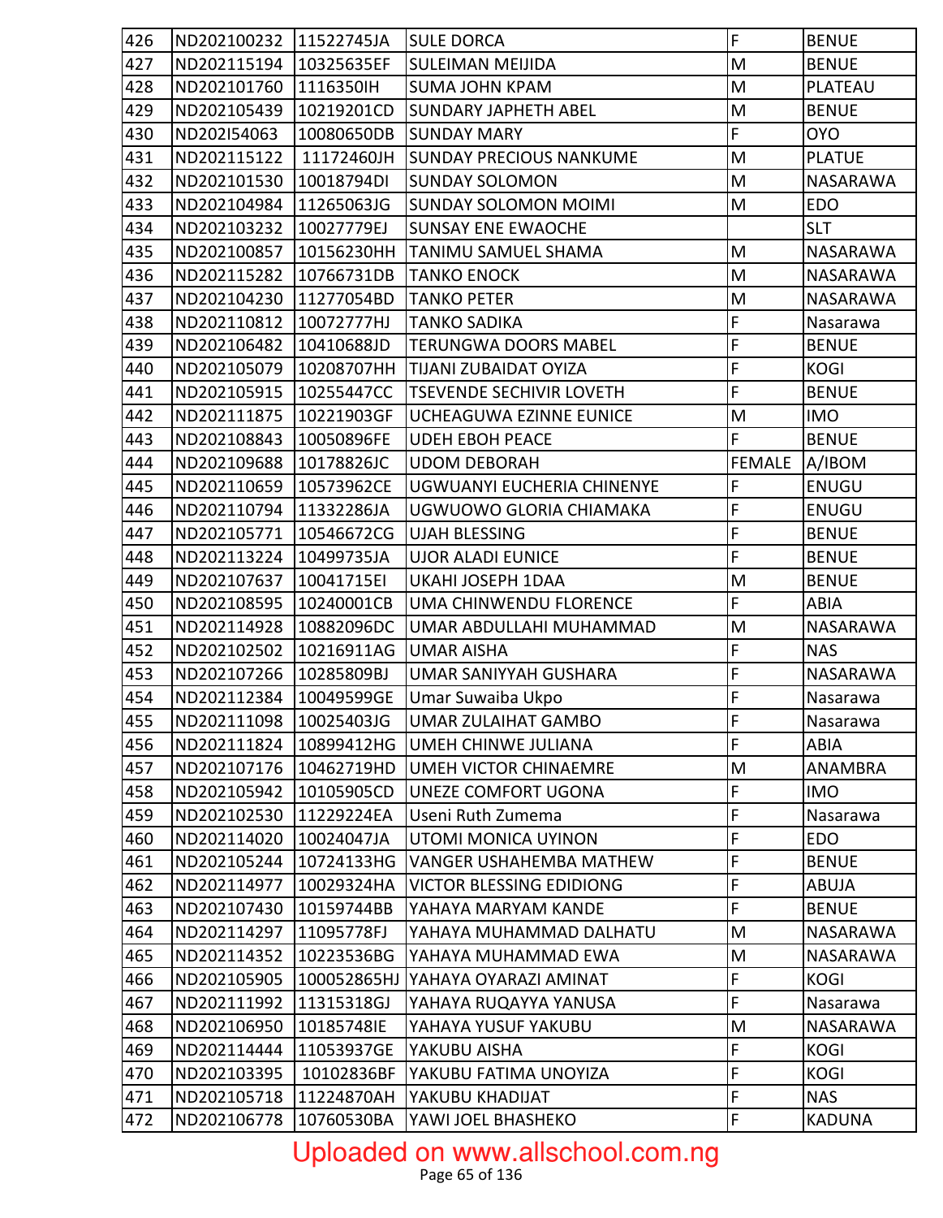| | | | | | |
|---|---|---|---|---|---|
| 426 | ND202100232 | 11522745JA | SULE DORCA | F | BENUE |
| 427 | ND202115194 | 10325635EF | SULEIMAN MEIJIDA | M | BENUE |
| 428 | ND202101760 | 1116350IH | SUMA JOHN KPAM | M | PLATEAU |
| 429 | ND202105439 | 10219201CD | SUNDARY JAPHETH ABEL | M | BENUE |
| 430 | ND202I54063 | 10080650DB | SUNDAY MARY | F | OYO |
| 431 | ND202115122 | 11172460JH | SUNDAY PRECIOUS NANKUME | M | PLATUE |
| 432 | ND202101530 | 10018794DI | SUNDAY SOLOMON | M | NASARAWA |
| 433 | ND202104984 | 11265063JG | SUNDAY SOLOMON MOIMI | M | EDO |
| 434 | ND202103232 | 10027779EJ | SUNSAY ENE EWAOCHE | | SLT |
| 435 | ND202100857 | 10156230HH | TANIMU SAMUEL SHAMA | M | NASARAWA |
| 436 | ND202115282 | 10766731DB | TANKO ENOCK | M | NASARAWA |
| 437 | ND202104230 | 11277054BD | TANKO PETER | M | NASARAWA |
| 438 | ND202110812 | 10072777HJ | TANKO SADIKA | F | Nasarawa |
| 439 | ND202106482 | 10410688JD | TERUNGWA DOORS MABEL | F | BENUE |
| 440 | ND202105079 | 10208707HH | TIJANI ZUBAIDAT OYIZA | F | KOGI |
| 441 | ND202105915 | 10255447CC | TSEVENDE SECHIVIR LOVETH | F | BENUE |
| 442 | ND202111875 | 10221903GF | UCHEAGUWA EZINNE EUNICE | M | IMO |
| 443 | ND202108843 | 10050896FE | UDEH EBOH PEACE | F | BENUE |
| 444 | ND202109688 | 10178826JC | UDOM DEBORAH | FEMALE | A/IBOM |
| 445 | ND202110659 | 10573962CE | UGWUANYI EUCHERIA CHINENYE | F | ENUGU |
| 446 | ND202110794 | 11332286JA | UGWUOWO GLORIA CHIAMAKA | F | ENUGU |
| 447 | ND202105771 | 10546672CG | UJAH BLESSING | F | BENUE |
| 448 | ND202113224 | 10499735JA | UJOR ALADI EUNICE | F | BENUE |
| 449 | ND202107637 | 10041715EI | UKAHI JOSEPH 1DAA | M | BENUE |
| 450 | ND202108595 | 10240001CB | UMA CHINWENDU FLORENCE | F | ABIA |
| 451 | ND202114928 | 10882096DC | UMAR ABDULLAHI MUHAMMAD | M | NASARAWA |
| 452 | ND202102502 | 10216911AG | UMAR AISHA | F | NAS |
| 453 | ND202107266 | 10285809BJ | UMAR SANIYYAH GUSHARA | F | NASARAWA |
| 454 | ND202112384 | 10049599GE | Umar Suwaiba Ukpo | F | Nasarawa |
| 455 | ND202111098 | 10025403JG | UMAR ZULAIHAT GAMBO | F | Nasarawa |
| 456 | ND202111824 | 10899412HG | UMEH CHINWE JULIANA | F | ABIA |
| 457 | ND202107176 | 10462719HD | UMEH VICTOR CHINAEMRE | M | ANAMBRA |
| 458 | ND202105942 | 10105905CD | UNEZE COMFORT UGONA | F | IMO |
| 459 | ND202102530 | 11229224EA | Useni Ruth Zumema | F | Nasarawa |
| 460 | ND202114020 | 10024047JA | UTOMI MONICA UYINON | F | EDO |
| 461 | ND202105244 | 10724133HG | VANGER USHAHEMBA MATHEW | F | BENUE |
| 462 | ND202114977 | 10029324HA | VICTOR BLESSING EDIDIONG | F | ABUJA |
| 463 | ND202107430 | 10159744BB | YAHAYA MARYAM KANDE | F | BENUE |
| 464 | ND202114297 | 11095778FJ | YAHAYA MUHAMMAD DALHATU | M | NASARAWA |
| 465 | ND202114352 | 10223536BG | YAHAYA MUHAMMAD EWA | M | NASARAWA |
| 466 | ND202105905 | 100052865HJ | YAHAYA OYARAZI AMINAT | F | KOGI |
| 467 | ND202111992 | 11315318GJ | YAHAYA RUQAYYA YANUSA | F | Nasarawa |
| 468 | ND202106950 | 10185748IE | YAHAYA YUSUF YAKUBU | M | NASARAWA |
| 469 | ND202114444 | 11053937GE | YAKUBU AISHA | F | KOGI |
| 470 | ND202103395 | 10102836BF | YAKUBU FATIMA UNOYIZA | F | KOGI |
| 471 | ND202105718 | 11224870AH | YAKUBU KHADIJAT | F | NAS |
| 472 | ND202106778 | 10760530BA | YAWI JOEL BHASHEKO | F | KADUNA |

Uploaded on www.allschool.com.ng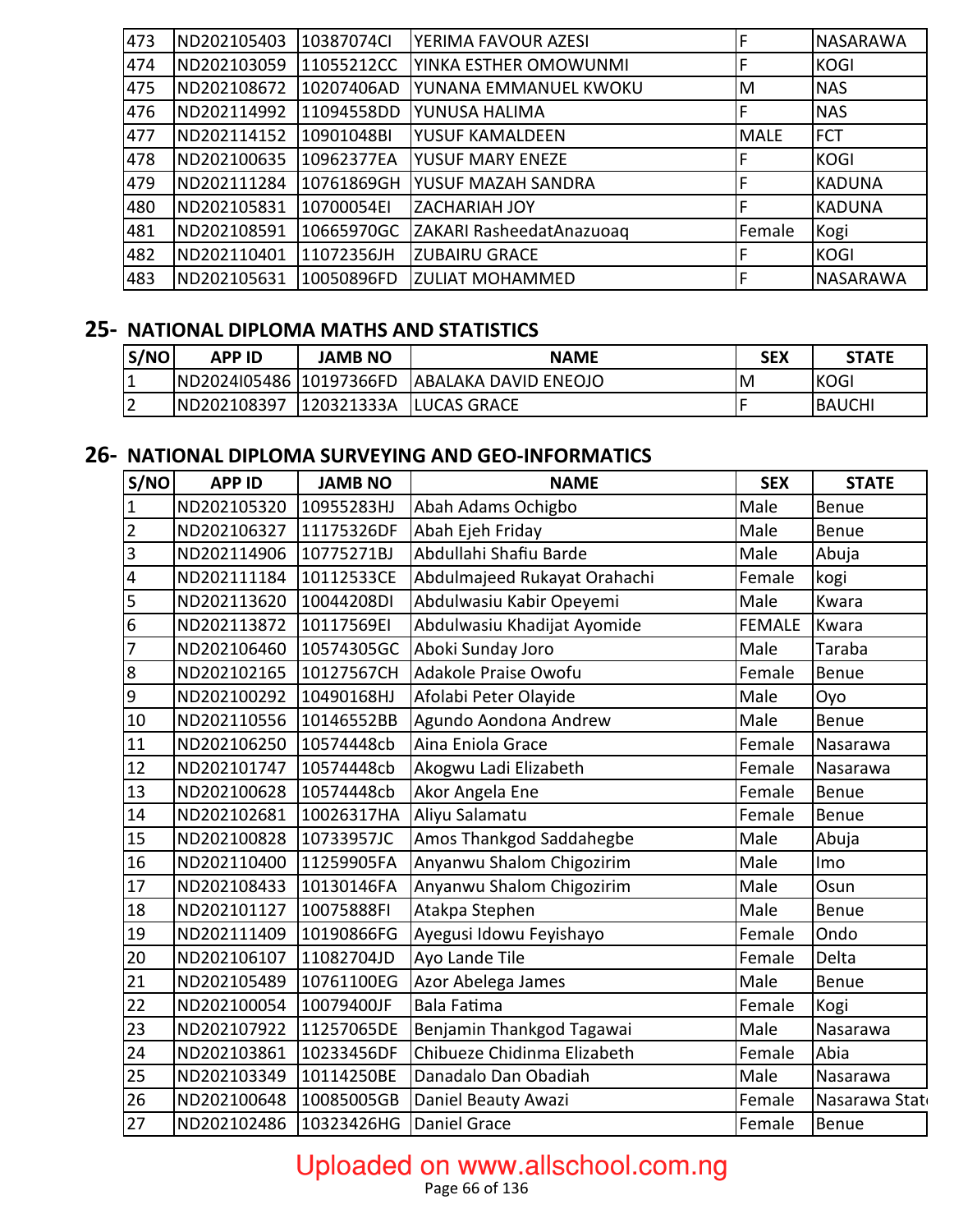| | | | | | |
|---|---|---|---|---|---|
| 473 | ND202105403 | 10387074CI | YERIMA FAVOUR AZESI | F | NASARAWA |
| 474 | ND202103059 | 11055212CC | YINKA ESTHER OMOWUNMI | F | KOGI |
| 475 | ND202108672 | 10207406AD | YUNANA EMMANUEL KWOKU | M | NAS |
| 476 | ND202114992 | 11094558DD | YUNUSA HALIMA | F | NAS |
| 477 | ND202114152 | 10901048BI | YUSUF KAMALDEEN | MALE | FCT |
| 478 | ND202100635 | 10962377EA | YUSUF MARY ENEZE | F | KOGI |
| 479 | ND202111284 | 10761869GH | YUSUF MAZAH SANDRA | F | KADUNA |
| 480 | ND202105831 | 10700054EI | ZACHARIAH JOY | F | KADUNA |
| 481 | ND202108591 | 10665970GC | ZAKARI RasheedatAnazuoaq | Female | Kogi |
| 482 | ND202110401 | 11072356JH | ZUBAIRU GRACE | F | KOGI |
| 483 | ND202105631 | 10050896FD | ZULIAT MOHAMMED | F | NASARAWA |

## 25- NATIONAL DIPLOMA MATHS AND STATISTICS

| S/NO | APP ID | JAMB NO | NAME | SEX | STATE |
|---|---|---|---|---|---|
| 1 | ND2024I05486 | 10197366FD | ABALAKA DAVID ENEOJO | M | KOGI |
| 2 | ND202108397 | 120321333A | LUCAS GRACE | F | BAUCHI |

## 26- NATIONAL DIPLOMA SURVEYING AND GEO-INFORMATICS

| S/NO | APP ID | JAMB NO | NAME | SEX | STATE |
|---|---|---|---|---|---|
| 1 | ND202105320 | 10955283HJ | Abah Adams Ochigbo | Male | Benue |
| 2 | ND202106327 | 11175326DF | Abah Ejeh Friday | Male | Benue |
| 3 | ND202114906 | 10775271BJ | Abdullahi Shafiu Barde | Male | Abuja |
| 4 | ND202111184 | 10112533CE | Abdulmajeed Rukayat Orahachi | Female | kogi |
| 5 | ND202113620 | 10044208DI | Abdulwasiu Kabir Opeyemi | Male | Kwara |
| 6 | ND202113872 | 10117569EI | Abdulwasiu Khadijat Ayomide | FEMALE | Kwara |
| 7 | ND202106460 | 10574305GC | Aboki Sunday Joro | Male | Taraba |
| 8 | ND202102165 | 10127567CH | Adakole Praise Owofu | Female | Benue |
| 9 | ND202100292 | 10490168HJ | Afolabi Peter Olayide | Male | Oyo |
| 10 | ND202110556 | 10146552BB | Agundo Aondona Andrew | Male | Benue |
| 11 | ND202106250 | 10574448cb | Aina Eniola Grace | Female | Nasarawa |
| 12 | ND202101747 | 10574448cb | Akogwu Ladi Elizabeth | Female | Nasarawa |
| 13 | ND202100628 | 10574448cb | Akor Angela Ene | Female | Benue |
| 14 | ND202102681 | 10026317HA | Aliyu Salamatu | Female | Benue |
| 15 | ND202100828 | 10733957JC | Amos Thankgod Saddahegbe | Male | Abuja |
| 16 | ND202110400 | 11259905FA | Anyanwu Shalom Chigozirim | Male | Imo |
| 17 | ND202108433 | 10130146FA | Anyanwu Shalom Chigozirim | Male | Osun |
| 18 | ND202101127 | 10075888FI | Atakpa Stephen | Male | Benue |
| 19 | ND202111409 | 10190866FG | Ayegusi Idowu Feyishayo | Female | Ondo |
| 20 | ND202106107 | 11082704JD | Ayo Lande Tile | Female | Delta |
| 21 | ND202105489 | 10761100EG | Azor Abelega James | Male | Benue |
| 22 | ND202100054 | 10079400JF | Bala Fatima | Female | Kogi |
| 23 | ND202107922 | 11257065DE | Benjamin Thankgod Tagawai | Male | Nasarawa |
| 24 | ND202103861 | 10233456DF | Chibueze Chidinma Elizabeth | Female | Abia |
| 25 | ND202103349 | 10114250BE | Danadalo Dan Obadiah | Male | Nasarawa |
| 26 | ND202100648 | 10085005GB | Daniel Beauty Awazi | Female | Nasarawa State |
| 27 | ND202102486 | 10323426HG | Daniel Grace | Female | Benue |

Uploaded on www.allschool.com.ng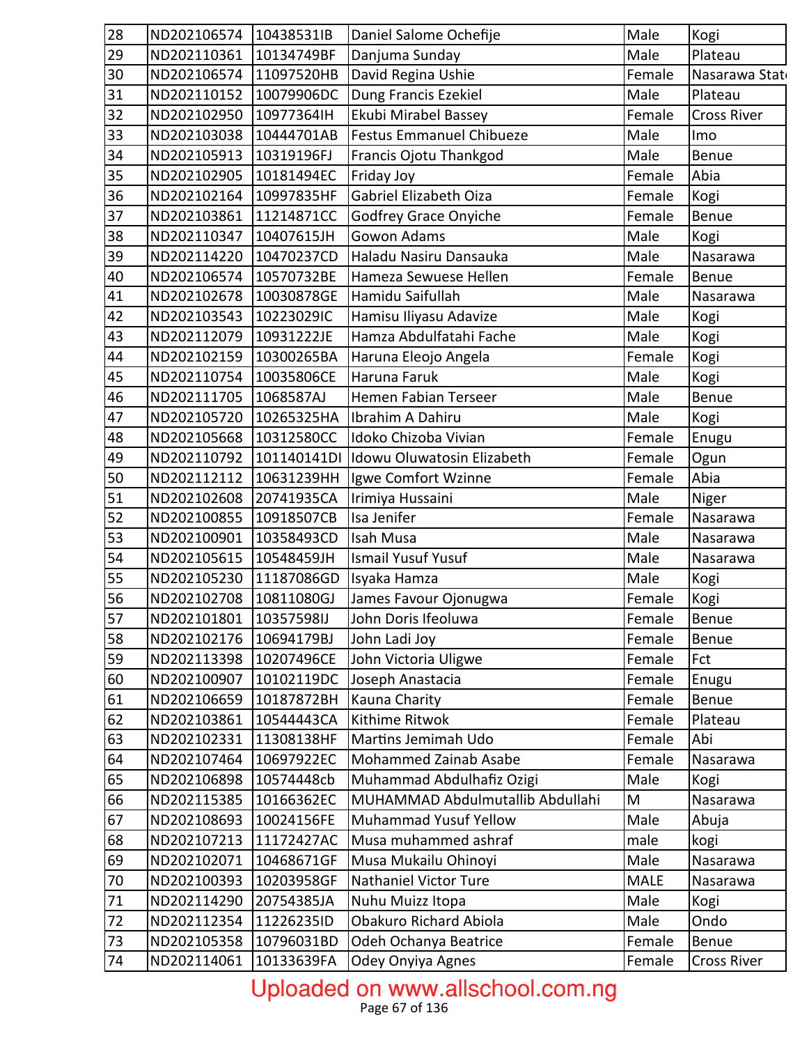| | | | | | |
|---|---|---|---|---|---|
| 28 | ND202106574 | 10438531IB | Daniel Salome Ochefije | Male | Kogi |
| 29 | ND202110361 | 10134749BF | Danjuma Sunday | Male | Plateau |
| 30 | ND202106574 | 11097520HB | David Regina Ushie | Female | Nasarawa State |
| 31 | ND202110152 | 10079906DC | Dung Francis Ezekiel | Male | Plateau |
| 32 | ND202102950 | 10977364IH | Ekubi Mirabel Bassey | Female | Cross River |
| 33 | ND202103038 | 10444701AB | Festus Emmanuel Chibueze | Male | Imo |
| 34 | ND202105913 | 10319196FJ | Francis Ojotu Thankgod | Male | Benue |
| 35 | ND202102905 | 10181494EC | Friday Joy | Female | Abia |
| 36 | ND202102164 | 10997835HF | Gabriel Elizabeth Oiza | Female | Kogi |
| 37 | ND202103861 | 11214871CC | Godfrey Grace Onyiche | Female | Benue |
| 38 | ND202110347 | 10407615JH | Gowon Adams | Male | Kogi |
| 39 | ND202114220 | 10470237CD | Haladu Nasiru Dansauka | Male | Nasarawa |
| 40 | ND202106574 | 10570732BE | Hameza Sewuese Hellen | Female | Benue |
| 41 | ND202102678 | 10030878GE | Hamidu Saifullah | Male | Nasarawa |
| 42 | ND202103543 | 10223029IC | Hamisu Iliyasu Adavize | Male | Kogi |
| 43 | ND202112079 | 10931222JE | Hamza Abdulfatahi Fache | Male | Kogi |
| 44 | ND202102159 | 10300265BA | Haruna Eleojo Angela | Female | Kogi |
| 45 | ND202110754 | 10035806CE | Haruna Faruk | Male | Kogi |
| 46 | ND202111705 | 1068587AJ | Hemen Fabian Terseer | Male | Benue |
| 47 | ND202105720 | 10265325HA | Ibrahim A Dahiru | Male | Kogi |
| 48 | ND202105668 | 10312580CC | Idoko Chizoba Vivian | Female | Enugu |
| 49 | ND202110792 | 101140141DI | Idowu Oluwatosin Elizabeth | Female | Ogun |
| 50 | ND202112112 | 10631239HH | Igwe Comfort Wzinne | Female | Abia |
| 51 | ND202102608 | 20741935CA | Irimiya Hussaini | Male | Niger |
| 52 | ND202100855 | 10918507CB | Isa Jenifer | Female | Nasarawa |
| 53 | ND202100901 | 10358493CD | Isah Musa | Male | Nasarawa |
| 54 | ND202105615 | 10548459JH | Ismail Yusuf Yusuf | Male | Nasarawa |
| 55 | ND202105230 | 11187086GD | Isyaka Hamza | Male | Kogi |
| 56 | ND202102708 | 10811080GJ | James Favour Ojonugwa | Female | Kogi |
| 57 | ND202101801 | 10357598IJ | John Doris Ifeoluwa | Female | Benue |
| 58 | ND202102176 | 10694179BJ | John Ladi Joy | Female | Benue |
| 59 | ND202113398 | 10207496CE | John Victoria Uligwe | Female | Fct |
| 60 | ND202100907 | 10102119DC | Joseph Anastacia | Female | Enugu |
| 61 | ND202106659 | 10187872BH | Kauna Charity | Female | Benue |
| 62 | ND202103861 | 10544443CA | Kithime Ritwok | Female | Plateau |
| 63 | ND202102331 | 11308138HF | Martins Jemimah Udo | Female | Abi |
| 64 | ND202107464 | 10697922EC | Mohammed Zainab Asabe | Female | Nasarawa |
| 65 | ND202106898 | 10574448cb | Muhammad Abdulhafiz Ozigi | Male | Kogi |
| 66 | ND202115385 | 10166362EC | MUHAMMAD Abdulmutallib Abdullahi | M | Nasarawa |
| 67 | ND202108693 | 10024156FE | Muhammad Yusuf Yellow | Male | Abuja |
| 68 | ND202107213 | 11172427AC | Musa muhammed ashraf | male | kogi |
| 69 | ND202102071 | 10468671GF | Musa Mukailu Ohinoyi | Male | Nasarawa |
| 70 | ND202100393 | 10203958GF | Nathaniel Victor Ture | MALE | Nasarawa |
| 71 | ND202114290 | 20754385JA | Nuhu Muizz Itopa | Male | Kogi |
| 72 | ND202112354 | 11226235ID | Obakuro Richard Abiola | Male | Ondo |
| 73 | ND202105358 | 10796031BD | Odeh Ochanya Beatrice | Female | Benue |
| 74 | ND202114061 | 10133639FA | Odey Onyiya Agnes | Female | Cross River |

Uploaded on www.allschool.com.ng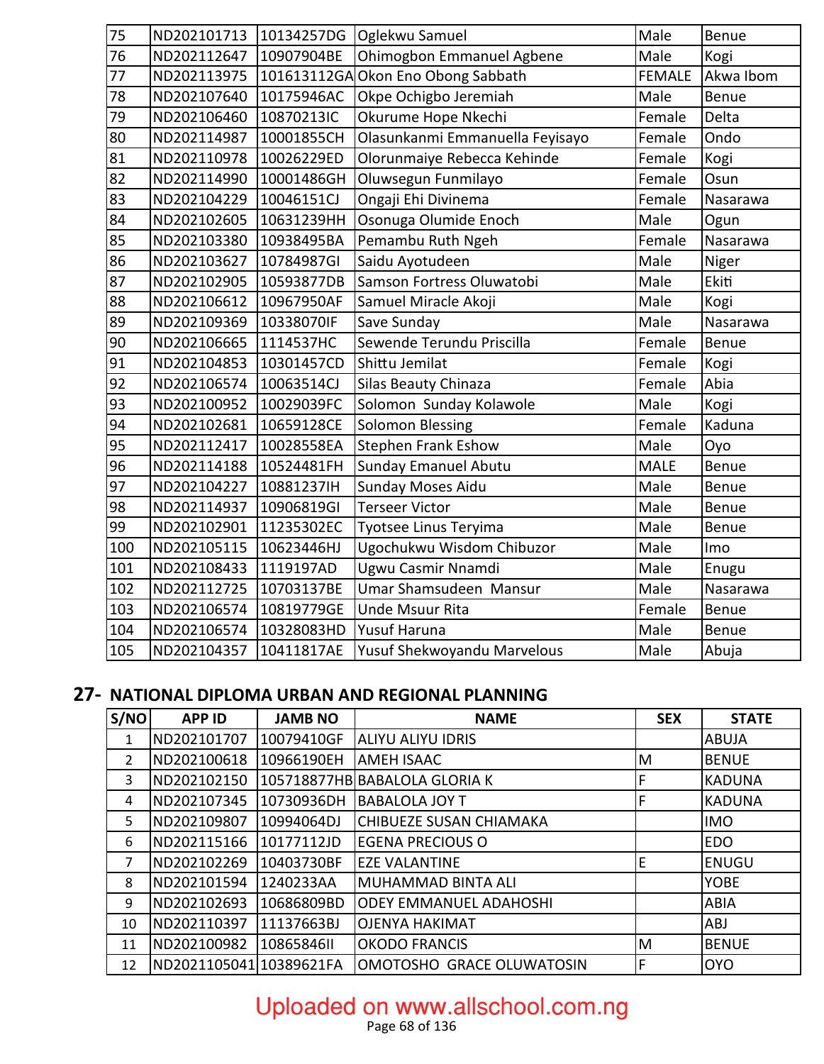| | | | | | |
|---|---|---|---|---|---|
| 75 | ND202101713 | 10134257DG | Oglekwu Samuel | Male | Benue |
| 76 | ND202112647 | 10907904BE | Ohimogbon Emmanuel Agbene | Male | Kogi |
| 77 | ND202113975 | 101613112GA | Okon Eno Obong Sabbath | FEMALE | Akwa Ibom |
| 78 | ND202107640 | 10175946AC | Okpe Ochigbo Jeremiah | Male | Benue |
| 79 | ND202106460 | 10870213IC | Okurume Hope Nkechi | Female | Delta |
| 80 | ND202114987 | 10001855CH | Olasunkanmi Emmanuella Feyisayo | Female | Ondo |
| 81 | ND202110978 | 10026229ED | Olorunmaiye Rebecca Kehinde | Female | Kogi |
| 82 | ND202114990 | 10001486GH | Oluwsegun Funmilayo | Female | Osun |
| 83 | ND202104229 | 10046151CJ | Ongaji Ehi Divinema | Female | Nasarawa |
| 84 | ND202102605 | 10631239HH | Osonuga Olumide Enoch | Male | Ogun |
| 85 | ND202103380 | 10938495BA | Pemambu Ruth Ngeh | Female | Nasarawa |
| 86 | ND202103627 | 10784987GI | Saidu Ayotudeen | Male | Niger |
| 87 | ND202102905 | 10593877DB | Samson Fortress Oluwatobi | Male | Ekiti |
| 88 | ND202106612 | 10967950AF | Samuel Miracle Akoji | Male | Kogi |
| 89 | ND202109369 | 10338070IF | Save Sunday | Male | Nasarawa |
| 90 | ND202106665 | 1114537HC | Sewende Terundu Priscilla | Female | Benue |
| 91 | ND202104853 | 10301457CD | Shittu Jemilat | Female | Kogi |
| 92 | ND202106574 | 10063514CJ | Silas Beauty Chinaza | Female | Abia |
| 93 | ND202100952 | 10029039FC | Solomon Sunday Kolawole | Male | Kogi |
| 94 | ND202102681 | 10659128CE | Solomon Blessing | Female | Kaduna |
| 95 | ND202112417 | 10028558EA | Stephen Frank Eshow | Male | Oyo |
| 96 | ND202114188 | 10524481FH | Sunday Emanuel Abutu | MALE | Benue |
| 97 | ND202104227 | 10881237IH | Sunday Moses Aidu | Male | Benue |
| 98 | ND202114937 | 10906819GI | Terseer Victor | Male | Benue |
| 99 | ND202102901 | 11235302EC | Tyotsee Linus Teryima | Male | Benue |
| 100 | ND202105115 | 10623446HJ | Ugochukwu Wisdom Chibuzor | Male | Imo |
| 101 | ND202108433 | 1119197AD | Ugwu Casmir Nnamdi | Male | Enugu |
| 102 | ND202112725 | 10703137BE | Umar Shamsudeen Mansur | Male | Nasarawa |
| 103 | ND202106574 | 10819779GE | Unde Msuur Rita | Female | Benue |
| 104 | ND202106574 | 10328083HD | Yusuf Haruna | Male | Benue |
| 105 | ND202104357 | 10411817AE | Yusuf Shekwoyandu Marvelous | Male | Abuja |

## 27- NATIONAL DIPLOMA URBAN AND REGIONAL PLANNING

| S/NO | APP ID | JAMB NO | NAME | SEX | STATE |
|---|---|---|---|---|---|
| 1 | ND202101707 | 10079410GF | ALIYU ALIYU IDRIS | | ABUJA |
| 2 | ND202100618 | 10966190EH | AMEH ISAAC | M | BENUE |
| 3 | ND202102150 | 105718877HB | BABALOLA GLORIA K | F | KADUNA |
| 4 | ND202107345 | 10730936DH | BABALOLA JOY T | F | KADUNA |
| 5 | ND202109807 | 10994064DJ | CHIBUEZE SUSAN CHIAMAKA | | IMO |
| 6 | ND202115166 | 10177112JD | EGENA PRECIOUS O | | EDO |
| 7 | ND202102269 | 10403730BF | EZE VALANTINE | E | ENUGU |
| 8 | ND202101594 | 1240233AA | MUHAMMAD BINTA ALI | | YOBE |
| 9 | ND202102693 | 10686809BD | ODEY EMMANUEL ADAHOSHI | | ABIA |
| 10 | ND202110397 | 11137663BJ | OJENYA HAKIMAT | | ABJ |
| 11 | ND202100982 | 10865846II | OKODO FRANCIS | M | BENUE |
| 12 | ND2021105041 | 10389621FA | OMOTOSHO GRACE OLUWATOSIN | F | OYO |

Uploaded on www.allschool.com.ng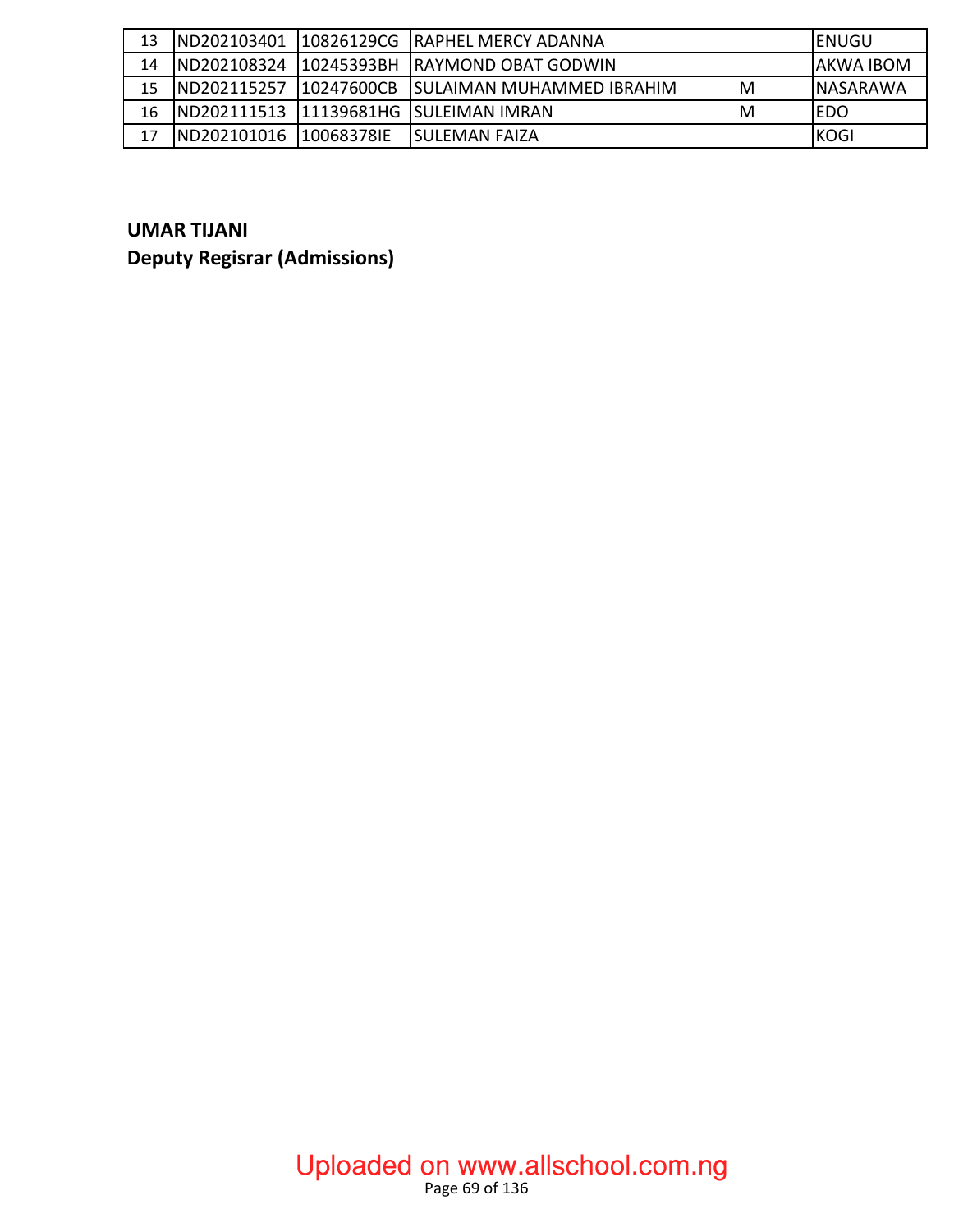| | | | | | |
|---|---|---|---|---|---|
| 13 | ND202103401 | 10826129CG | RAPHEL MERCY ADANNA | | ENUGU |
| 14 | ND202108324 | 10245393BH | RAYMOND OBAT GODWIN | | AKWA IBOM |
| 15 | ND202115257 | 10247600CB | SULAIMAN MUHAMMED IBRAHIM | M | NASARAWA |
| 16 | ND202111513 | 11139681HG | SULEIMAN IMRAN | M | EDO |
| 17 | ND202101016 | 10068378IE | SULEMAN FAIZA | | KOGI |

**UMAR TIJANI**
**Deputy Regisrar (Admissions)**

Uploaded on www.allschool.com.ng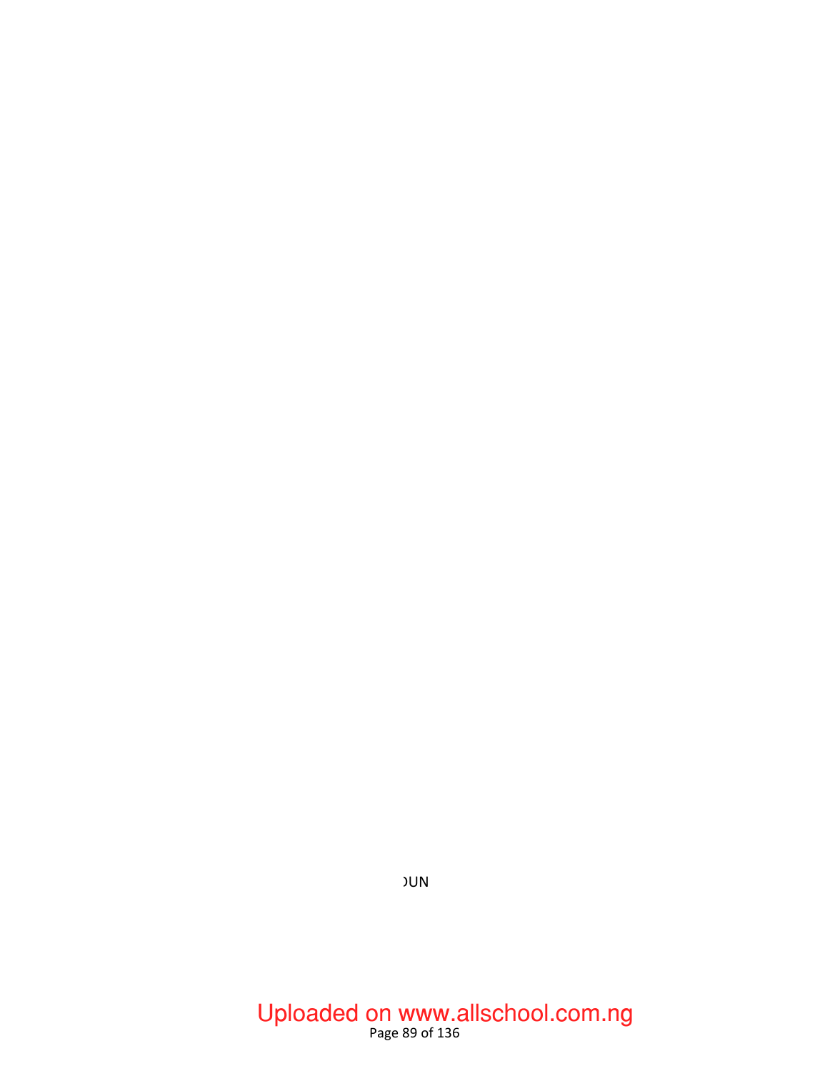ⲞUN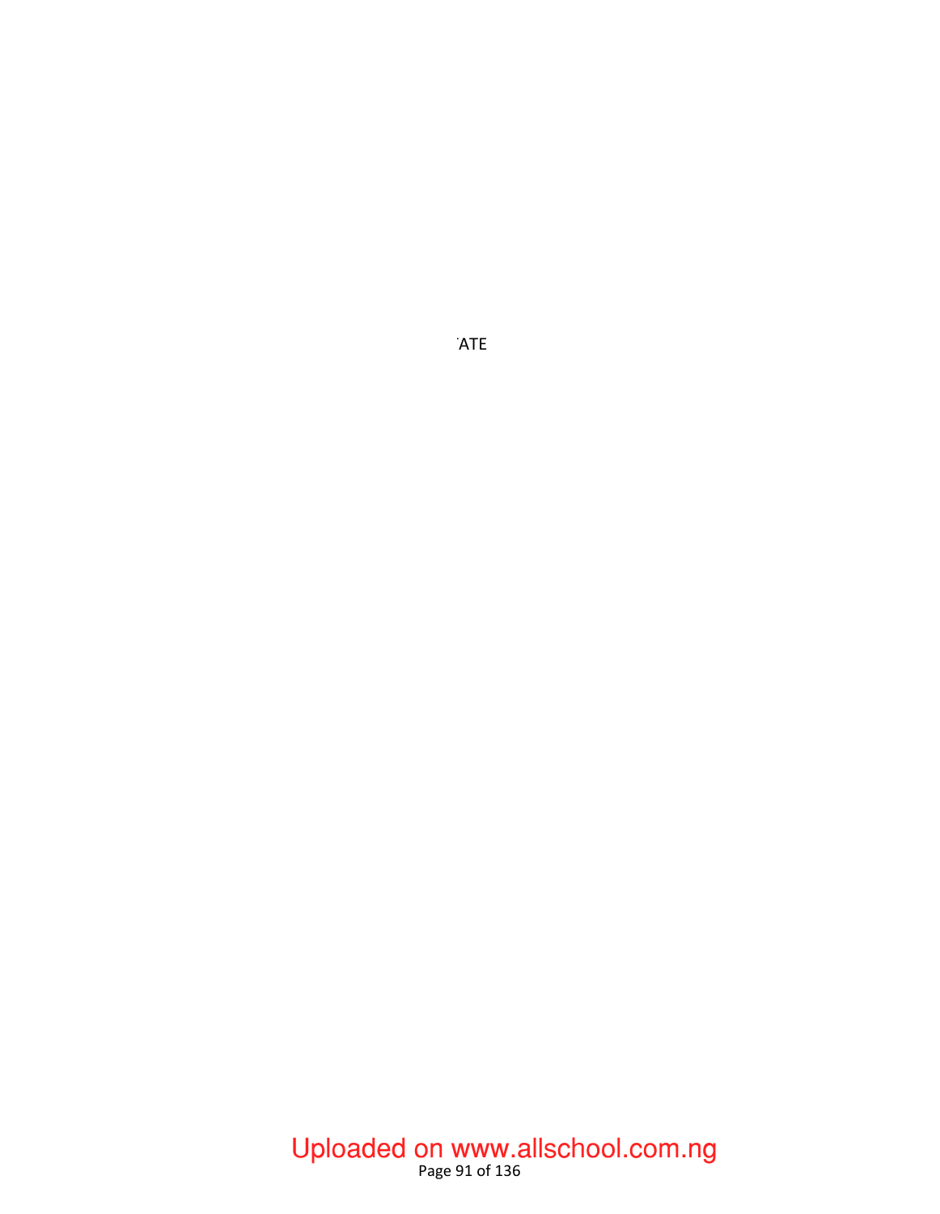'ATE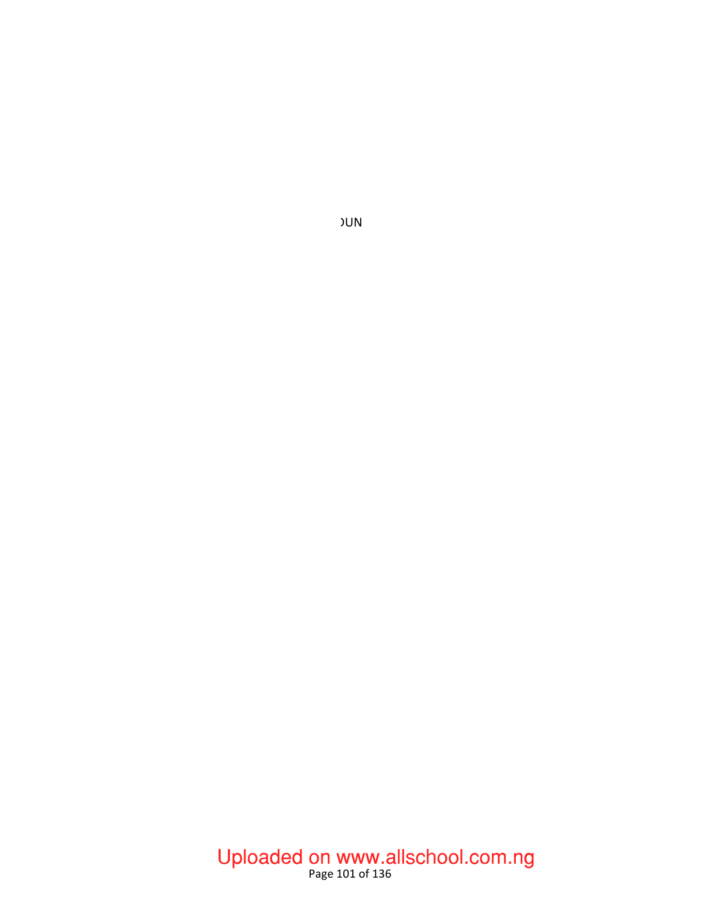)UN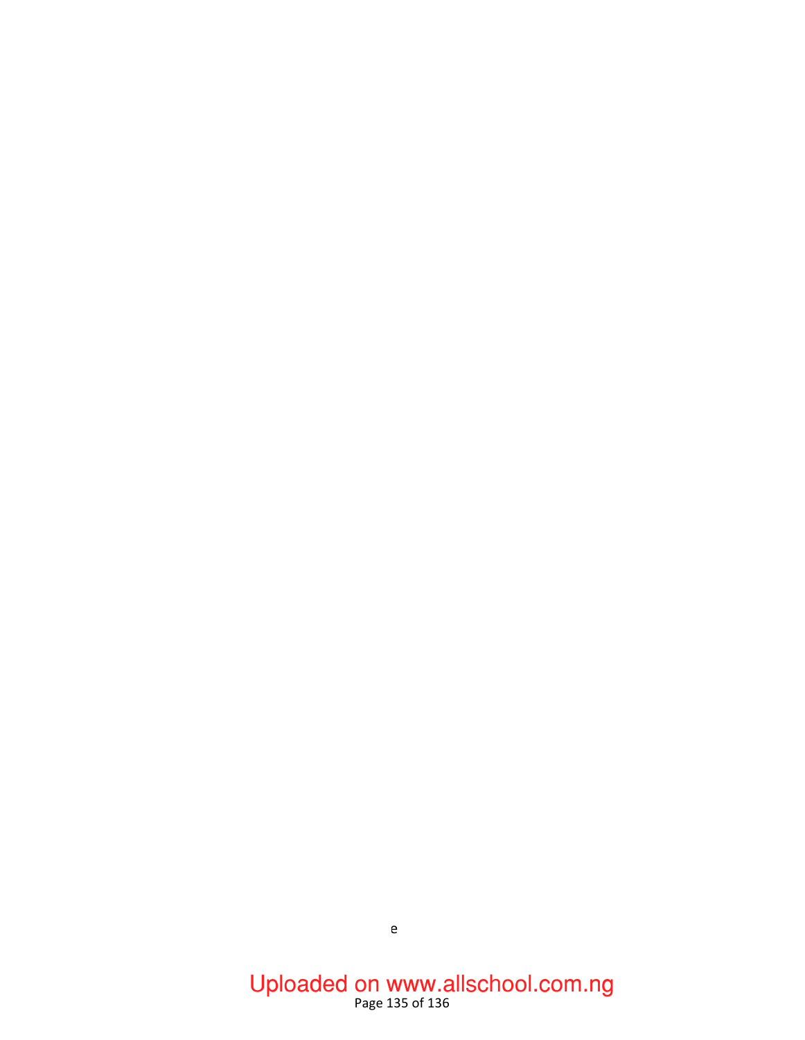e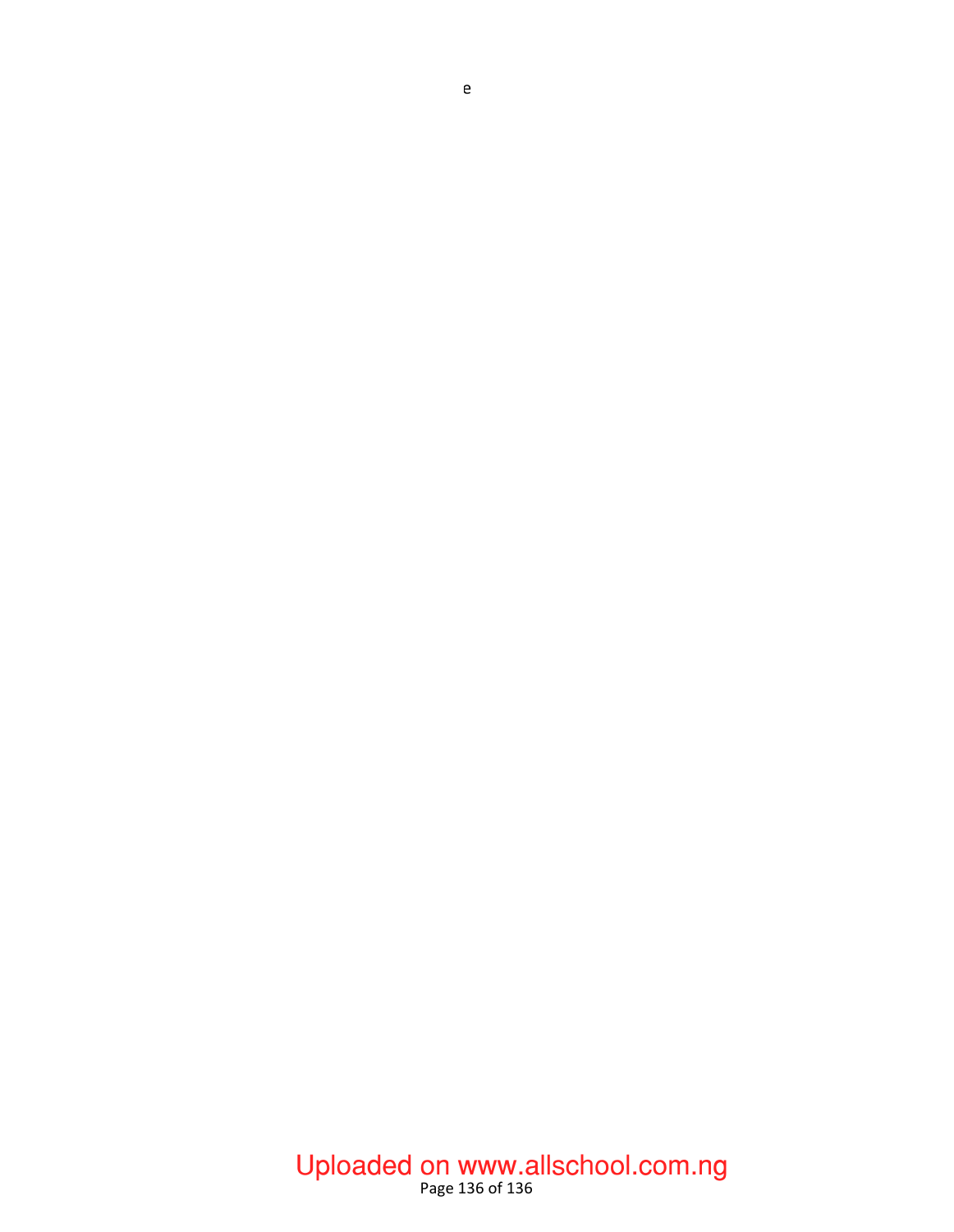e